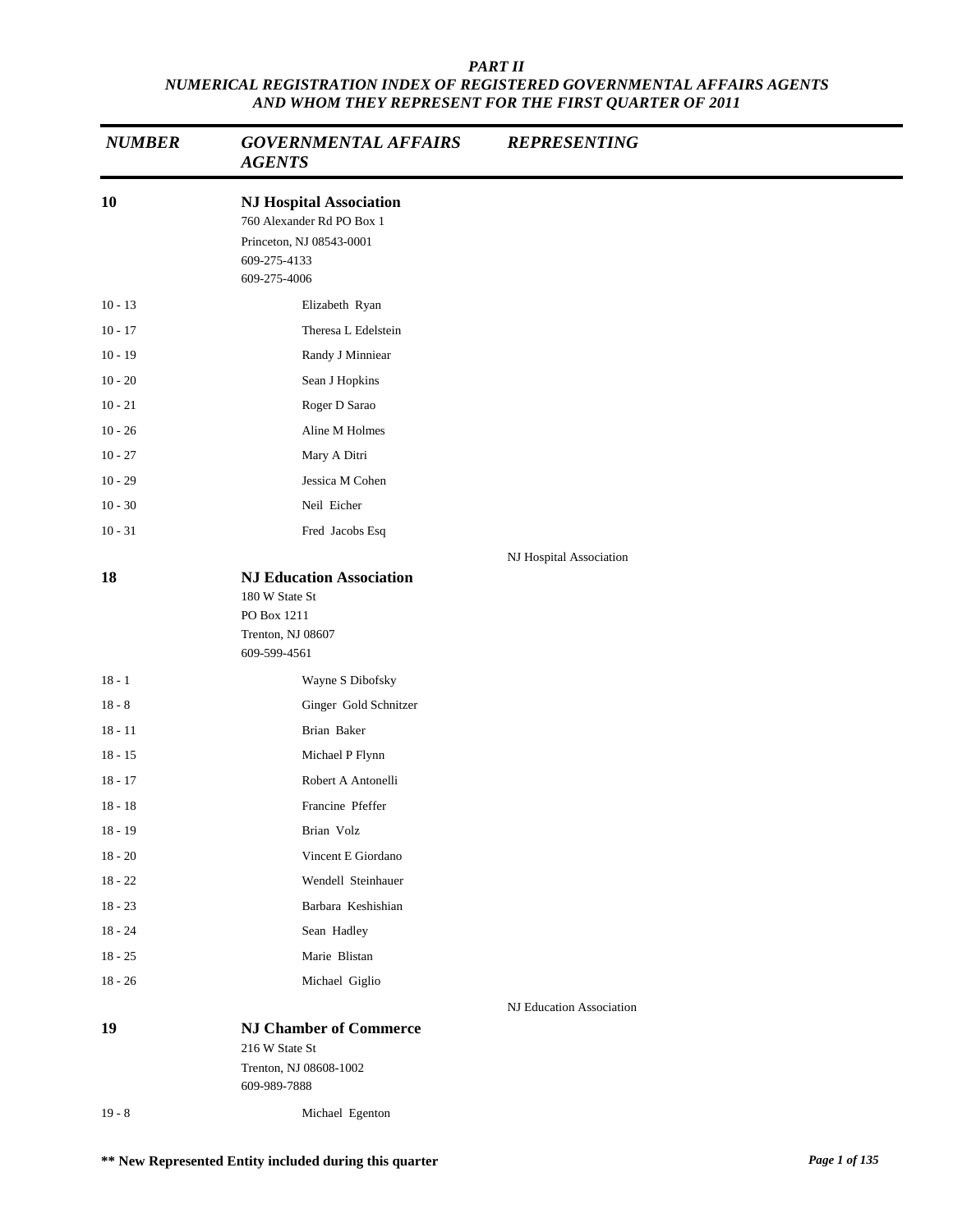# PART II
## NUMERICAL REGISTRATION INDEX OF REGISTERED GOVERNMENTAL AFFAIRS AGENTS AND WHOM THEY REPRESENT FOR THE FIRST QUARTER OF 2011

| NUMBER | GOVERNMENTAL AFFAIRS AGENTS | REPRESENTING |
|---|---|---|
| **10** | **NJ Hospital Association**<br>760 Alexander Rd PO Box 1<br>Princeton, NJ 08543-0001<br>609-275-4133<br>609-275-4006 | |
| 10 - 13 | Elizabeth Ryan | |
| 10 - 17 | Theresa L Edelstein | |
| 10 - 19 | Randy J Minniear | |
| 10 - 20 | Sean J Hopkins | |
| 10 - 21 | Roger D Sarao | |
| 10 - 26 | Aline M Holmes | |
| 10 - 27 | Mary A Ditri | |
| 10 - 29 | Jessica M Cohen | |
| 10 - 30 | Neil Eicher | |
| 10 - 31 | Fred Jacobs Esq | |
| | | NJ Hospital Association |
| **18** | **NJ Education Association**<br>180 W State St<br>PO Box 1211<br>Trenton, NJ 08607<br>609-599-4561 | |
| 18 - 1 | Wayne S Dibofsky | |
| 18 - 8 | Ginger Gold Schnitzer | |
| 18 - 11 | Brian Baker | |
| 18 - 15 | Michael P Flynn | |
| 18 - 17 | Robert A Antonelli | |
| 18 - 18 | Francine Pfeffer | |
| 18 - 19 | Brian Volz | |
| 18 - 20 | Vincent E Giordano | |
| 18 - 22 | Wendell Steinhauer | |
| 18 - 23 | Barbara Keshishian | |
| 18 - 24 | Sean Hadley | |
| 18 - 25 | Marie Blistan | |
| 18 - 26 | Michael Giglio | |
| | | NJ Education Association |
| **19** | **NJ Chamber of Commerce**<br>216 W State St<br>Trenton, NJ 08608-1002<br>609-989-7888 | |
| 19 - 8 | Michael Egenton | |

**\*\* New Represented Entity included during this quarter**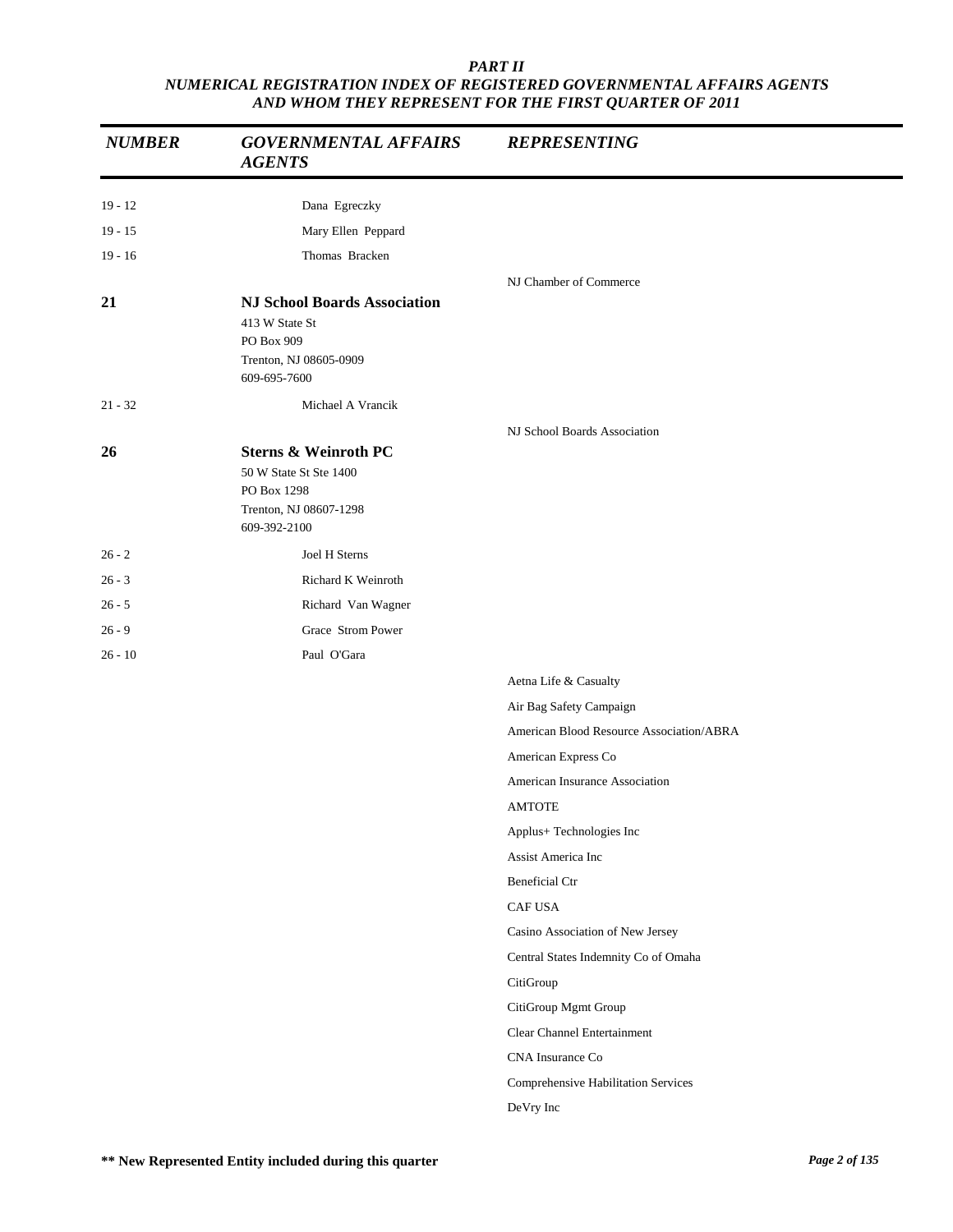*PART II*
*NUMERICAL REGISTRATION INDEX OF REGISTERED GOVERNMENTAL AFFAIRS AGENTS AND WHOM THEY REPRESENT FOR THE FIRST QUARTER OF 2011*

| *NUMBER* | *GOVERNMENTAL AFFAIRS AGENTS* | *REPRESENTING* |
|---|---|---|
| 19 - 12 | Dana Egreczky | |
| 19 - 15 | Mary Ellen Peppard | |
| 19 - 16 | Thomas Bracken | |
| | | NJ Chamber of Commerce |
| **21** | **NJ School Boards Association**<br>413 W State St<br>PO Box 909<br>Trenton, NJ 08605-0909<br>609-695-7600 | |
| 21 - 32 | Michael A Vrancik | |
| | | NJ School Boards Association |
| **26** | **Sterns & Weinroth PC**<br>50 W State St Ste 1400<br>PO Box 1298<br>Trenton, NJ 08607-1298<br>609-392-2100 | |
| 26 - 2 | Joel H Sterns | |
| 26 - 3 | Richard K Weinroth | |
| 26 - 5 | Richard Van Wagner | |
| 26 - 9 | Grace Strom Power | |
| 26 - 10 | Paul O'Gara | |
| | | Aetna Life & Casualty |
| | | Air Bag Safety Campaign |
| | | American Blood Resource Association/ABRA |
| | | American Express Co |
| | | American Insurance Association |
| | | AMTOTE |
| | | Applus+ Technologies Inc |
| | | Assist America Inc |
| | | Beneficial Ctr |
| | | CAF USA |
| | | Casino Association of New Jersey |
| | | Central States Indemnity Co of Omaha |
| | | CitiGroup |
| | | CitiGroup Mgmt Group |
| | | Clear Channel Entertainment |
| | | CNA Insurance Co |
| | | Comprehensive Habilitation Services |
| | | DeVry Inc |

**** New Represented Entity included during this quarter**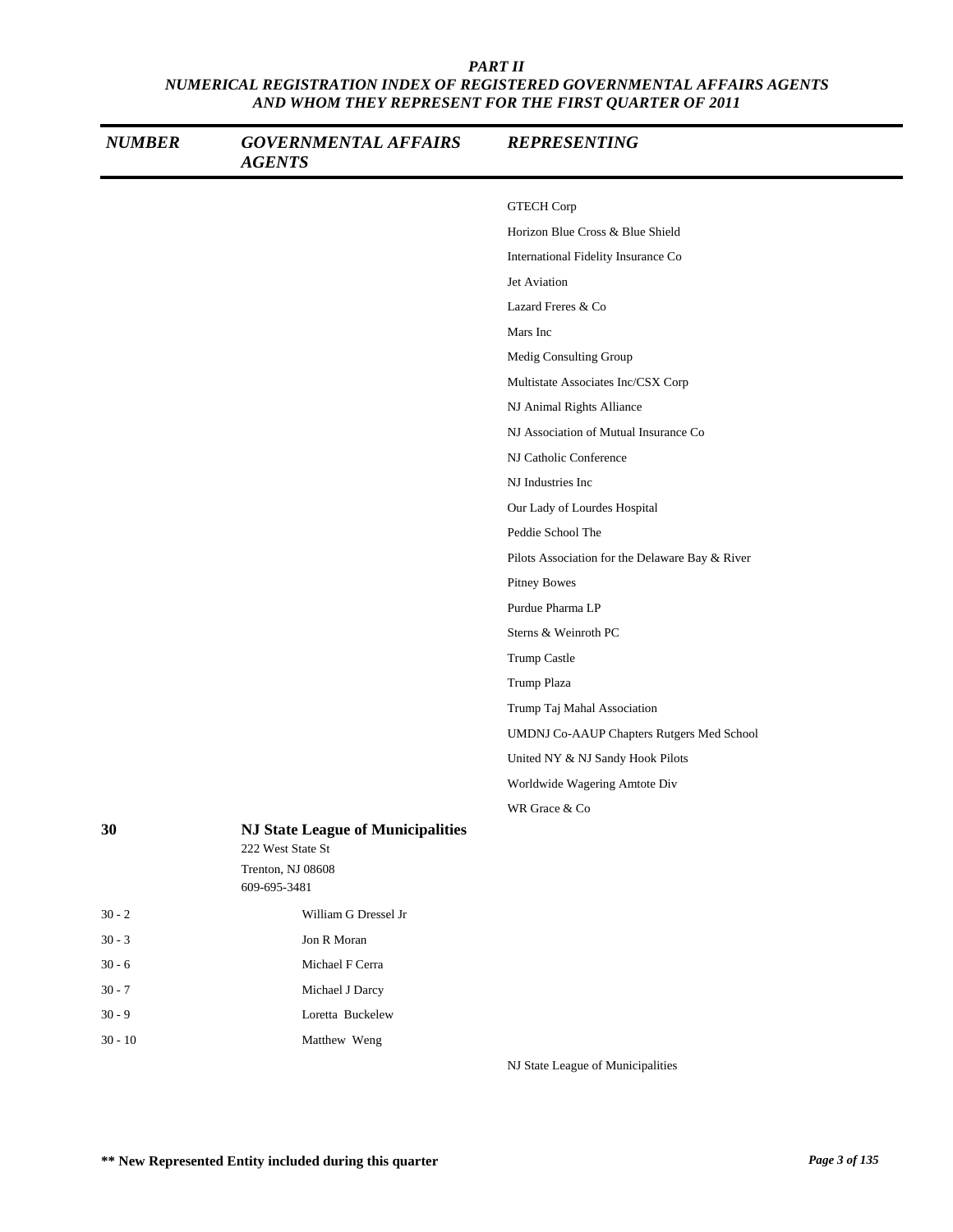| NUMBER | GOVERNMENTAL AFFAIRS AGENTS | REPRESENTING |
|---|---|---|
| | | GTECH Corp |
| | | Horizon Blue Cross & Blue Shield |
| | | International Fidelity Insurance Co |
| | | Jet Aviation |
| | | Lazard Freres & Co |
| | | Mars Inc |
| | | Medig Consulting Group |
| | | Multistate Associates Inc/CSX Corp |
| | | NJ Animal Rights Alliance |
| | | NJ Association of Mutual Insurance Co |
| | | NJ Catholic Conference |
| | | NJ Industries Inc |
| | | Our Lady of Lourdes Hospital |
| | | Peddie School The |
| | | Pilots Association for the Delaware Bay & River |
| | | Pitney Bowes |
| | | Purdue Pharma LP |
| | | Sterns & Weinroth PC |
| | | Trump Castle |
| | | Trump Plaza |
| | | Trump Taj Mahal Association |
| | | UMDNJ Co-AAUP Chapters Rutgers Med School |
| | | United NY & NJ Sandy Hook Pilots |
| | | Worldwide Wagering Amtote Div |
| | | WR Grace & Co |
| **30** | **NJ State League of Municipalities**<br>222 West State St<br>Trenton, NJ 08608<br>609-695-3481 | |
| 30 - 2 | William G Dressel Jr | |
| 30 - 3 | Jon R Moran | |
| 30 - 6 | Michael F Cerra | |
| 30 - 7 | Michael J Darcy | |
| 30 - 9 | Loretta Buckelew | |
| 30 - 10 | Matthew Weng | |
| | | NJ State League of Municipalities |

** New Represented Entity included during this quarter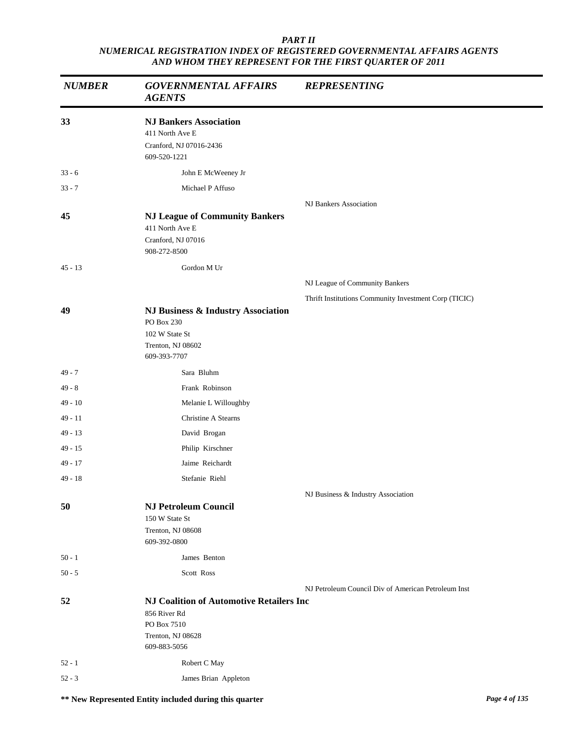*PART II*
*NUMERICAL REGISTRATION INDEX OF REGISTERED GOVERNMENTAL AFFAIRS AGENTS AND WHOM THEY REPRESENT FOR THE FIRST QUARTER OF 2011*

| *NUMBER* | *GOVERNMENTAL AFFAIRS AGENTS* | *REPRESENTING* |
|---|---|---|
| **33** | **NJ Bankers Association**<br>411 North Ave E<br>Cranford, NJ 07016-2436<br>609-520-1221 | |
| 33 - 6 | John E McWeeney Jr | |
| 33 - 7 | Michael P Affuso | |
| | | NJ Bankers Association |
| **45** | **NJ League of Community Bankers**<br>411 North Ave E<br>Cranford, NJ 07016<br>908-272-8500 | |
| 45 - 13 | Gordon M Ur | |
| | | NJ League of Community Bankers |
| | | Thrift Institutions Community Investment Corp (TICIC) |
| **49** | **NJ Business & Industry Association**<br>PO Box 230<br>102 W State St<br>Trenton, NJ 08602<br>609-393-7707 | |
| 49 - 7 | Sara Bluhm | |
| 49 - 8 | Frank Robinson | |
| 49 - 10 | Melanie L Willoughby | |
| 49 - 11 | Christine A Stearns | |
| 49 - 13 | David Brogan | |
| 49 - 15 | Philip Kirschner | |
| 49 - 17 | Jaime Reichardt | |
| 49 - 18 | Stefanie Riehl | |
| | | NJ Business & Industry Association |
| **50** | **NJ Petroleum Council**<br>150 W State St<br>Trenton, NJ 08608<br>609-392-0800 | |
| 50 - 1 | James Benton | |
| 50 - 5 | Scott Ross | |
| | | NJ Petroleum Council Div of American Petroleum Inst |
| **52** | **NJ Coalition of Automotive Retailers Inc**<br>856 River Rd<br>PO Box 7510<br>Trenton, NJ 08628<br>609-883-5056 | |
| 52 - 1 | Robert C May | |
| 52 - 3 | James Brian Appleton | |

**\*\* New Represented Entity included during this quarter**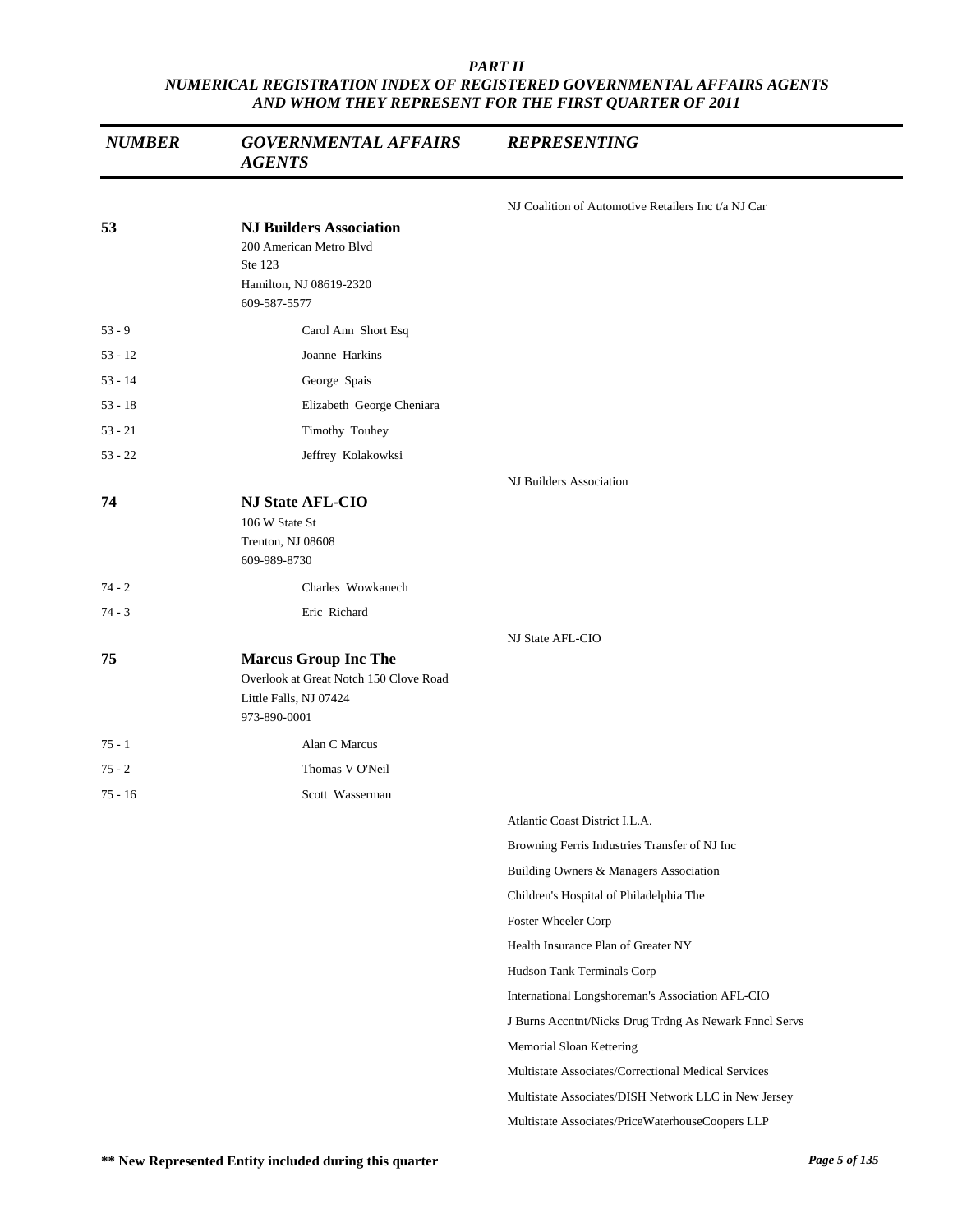*PART II*
*NUMERICAL REGISTRATION INDEX OF REGISTERED GOVERNMENTAL AFFAIRS AGENTS AND WHOM THEY REPRESENT FOR THE FIRST QUARTER OF 2011*

| *NUMBER* | *GOVERNMENTAL AFFAIRS AGENTS* | *REPRESENTING* |
|---|---|---|
| | | NJ Coalition of Automotive Retailers Inc t/a NJ Car |
| **53** | **NJ Builders Association**<br>200 American Metro Blvd<br>Ste 123<br>Hamilton, NJ 08619-2320<br>609-587-5577 | |
| 53 - 9 | Carol Ann Short Esq | |
| 53 - 12 | Joanne Harkins | |
| 53 - 14 | George Spais | |
| 53 - 18 | Elizabeth George Cheniara | |
| 53 - 21 | Timothy Touhey | |
| 53 - 22 | Jeffrey Kolakowksi | |
| | | NJ Builders Association |
| **74** | **NJ State AFL-CIO**<br>106 W State St<br>Trenton, NJ 08608<br>609-989-8730 | |
| 74 - 2 | Charles Wowkanech | |
| 74 - 3 | Eric Richard | |
| | | NJ State AFL-CIO |
| **75** | **Marcus Group Inc The**<br>Overlook at Great Notch 150 Clove Road<br>Little Falls, NJ 07424<br>973-890-0001 | |
| 75 - 1 | Alan C Marcus | |
| 75 - 2 | Thomas V O'Neil | |
| 75 - 16 | Scott Wasserman | |
| | | Atlantic Coast District I.L.A. |
| | | Browning Ferris Industries Transfer of NJ Inc |
| | | Building Owners & Managers Association |
| | | Children's Hospital of Philadelphia The |
| | | Foster Wheeler Corp |
| | | Health Insurance Plan of Greater NY |
| | | Hudson Tank Terminals Corp |
| | | International Longshoreman's Association AFL-CIO |
| | | J Burns Accntnt/Nicks Drug Trdng As Newark Fnncl Servs |
| | | Memorial Sloan Kettering |
| | | Multistate Associates/Correctional Medical Services |
| | | Multistate Associates/DISH Network LLC in New Jersey |
| | | Multistate Associates/PriceWaterhouseCoopers LLP |

**\*\* New Represented Entity included during this quarter**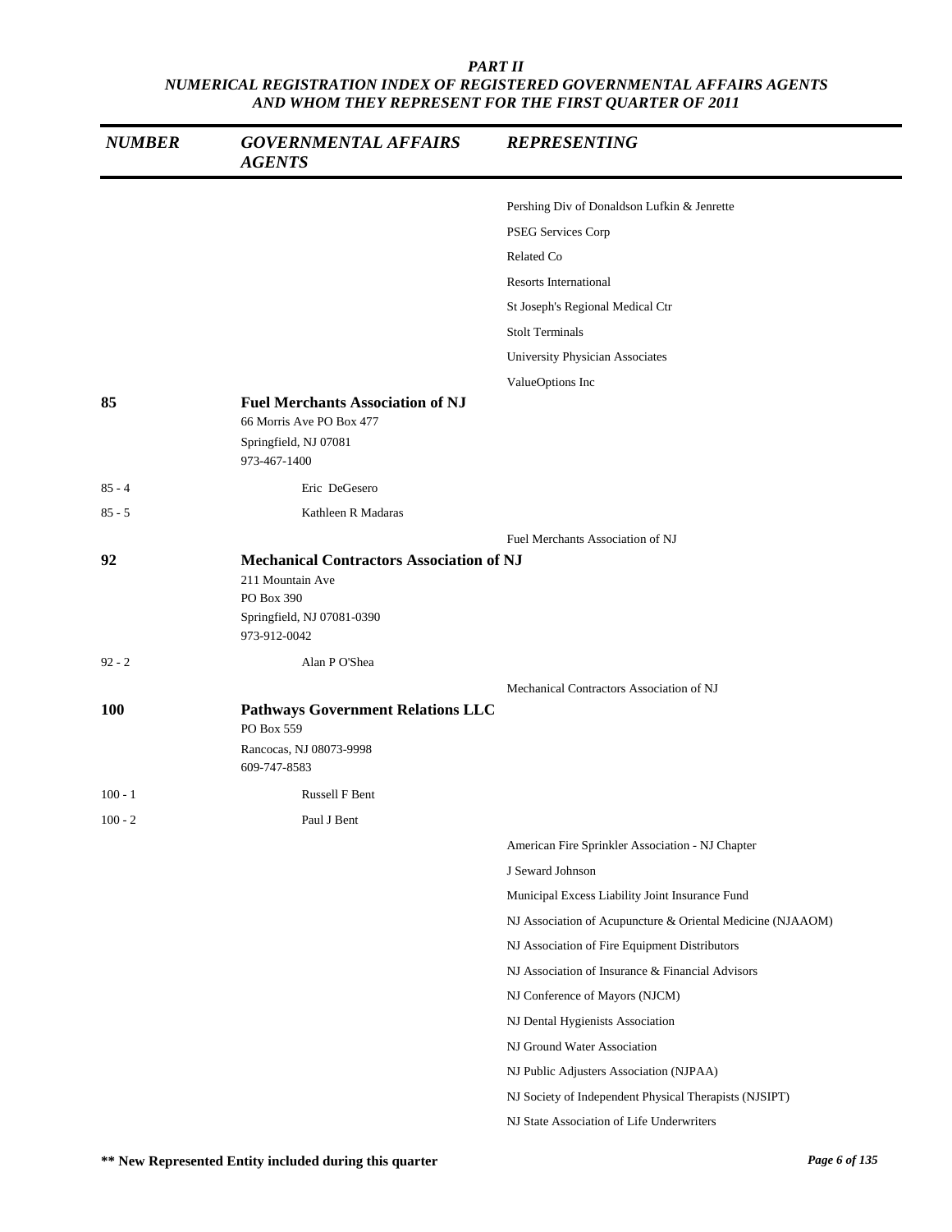# PART II

## NUMERICAL REGISTRATION INDEX OF REGISTERED GOVERNMENTAL AFFAIRS AGENTS AND WHOM THEY REPRESENT FOR THE FIRST QUARTER OF 2011

| NUMBER | GOVERNMENTAL AFFAIRS AGENTS | REPRESENTING |
|---|---|---|
| | | Pershing Div of Donaldson Lufkin & Jenrette |
| | | PSEG Services Corp |
| | | Related Co |
| | | Resorts International |
| | | St Joseph's Regional Medical Ctr |
| | | Stolt Terminals |
| | | University Physician Associates |
| | | ValueOptions Inc |
| **85** | **Fuel Merchants Association of NJ**<br>66 Morris Ave PO Box 477<br>Springfield, NJ 07081<br>973-467-1400 | |
| 85 - 4 | Eric DeGesero | |
| 85 - 5 | Kathleen R Madaras | |
| | | Fuel Merchants Association of NJ |
| **92** | **Mechanical Contractors Association of NJ**<br>211 Mountain Ave<br>PO Box 390<br>Springfield, NJ 07081-0390<br>973-912-0042 | |
| 92 - 2 | Alan P O'Shea | |
| | | Mechanical Contractors Association of NJ |
| **100** | **Pathways Government Relations LLC**<br>PO Box 559<br>Rancocas, NJ 08073-9998<br>609-747-8583 | |
| 100 - 1 | Russell F Bent | |
| 100 - 2 | Paul J Bent | |
| | | American Fire Sprinkler Association - NJ Chapter |
| | | J Seward Johnson |
| | | Municipal Excess Liability Joint Insurance Fund |
| | | NJ Association of Acupuncture & Oriental Medicine (NJAAOM) |
| | | NJ Association of Fire Equipment Distributors |
| | | NJ Association of Insurance & Financial Advisors |
| | | NJ Conference of Mayors (NJCM) |
| | | NJ Dental Hygienists Association |
| | | NJ Ground Water Association |
| | | NJ Public Adjusters Association (NJPAA) |
| | | NJ Society of Independent Physical Therapists (NJSIPT) |
| | | NJ State Association of Life Underwriters |

**\*\* New Represented Entity included during this quarter**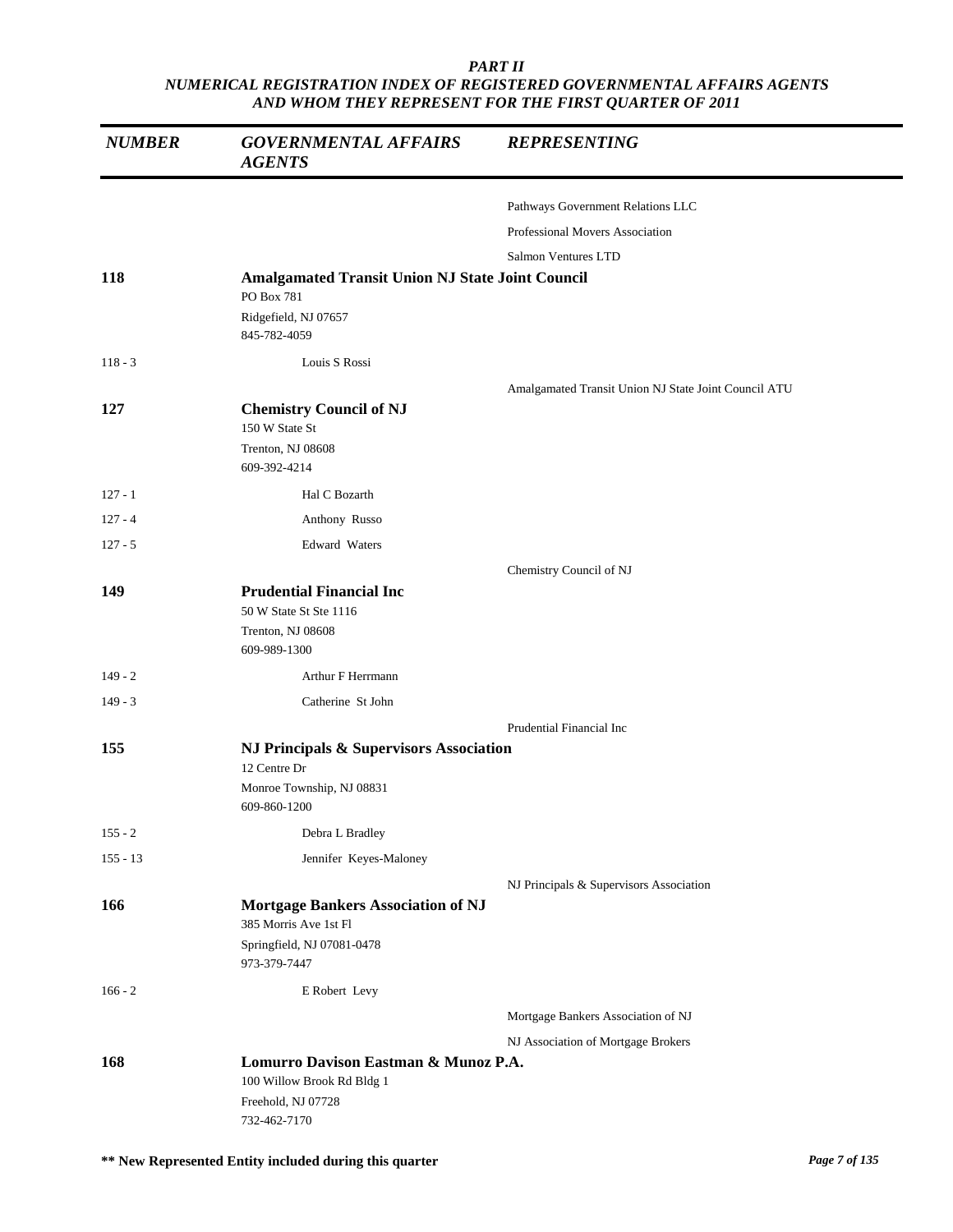*PART II*
*NUMERICAL REGISTRATION INDEX OF REGISTERED GOVERNMENTAL AFFAIRS AGENTS AND WHOM THEY REPRESENT FOR THE FIRST QUARTER OF 2011*

| NUMBER | GOVERNMENTAL AFFAIRS AGENTS | REPRESENTING |
|---|---|---|
| | | Pathways Government Relations LLC |
| | | Professional Movers Association |
| | | Salmon Ventures LTD |
| **118** | **Amalgamated Transit Union NJ State Joint Council**<br>PO Box 781<br>Ridgefield, NJ 07657<br>845-782-4059 | |
| 118 - 3 | Louis S Rossi | |
| | | Amalgamated Transit Union NJ State Joint Council ATU |
| **127** | **Chemistry Council of NJ**<br>150 W State St<br>Trenton, NJ 08608<br>609-392-4214 | |
| 127 - 1 | Hal C Bozarth | |
| 127 - 4 | Anthony Russo | |
| 127 - 5 | Edward Waters | |
| | | Chemistry Council of NJ |
| **149** | **Prudential Financial Inc**<br>50 W State St Ste 1116<br>Trenton, NJ 08608<br>609-989-1300 | |
| 149 - 2 | Arthur F Herrmann | |
| 149 - 3 | Catherine St John | |
| | | Prudential Financial Inc |
| **155** | **NJ Principals & Supervisors Association**<br>12 Centre Dr<br>Monroe Township, NJ 08831<br>609-860-1200 | |
| 155 - 2 | Debra L Bradley | |
| 155 - 13 | Jennifer Keyes-Maloney | |
| | | NJ Principals & Supervisors Association |
| **166** | **Mortgage Bankers Association of NJ**<br>385 Morris Ave 1st Fl<br>Springfield, NJ 07081-0478<br>973-379-7447 | |
| 166 - 2 | E Robert Levy | |
| | | Mortgage Bankers Association of NJ |
| | | NJ Association of Mortgage Brokers |
| **168** | **Lomurro Davison Eastman & Munoz P.A.**<br>100 Willow Brook Rd Bldg 1<br>Freehold, NJ 07728<br>732-462-7170 | |

**\*\* New Represented Entity included during this quarter**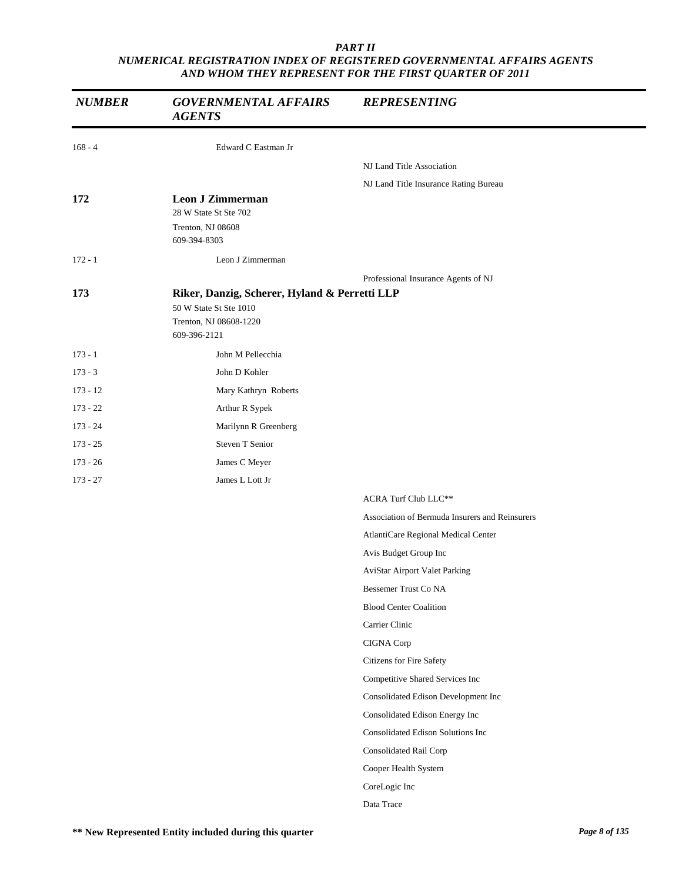*PART II*
*NUMERICAL REGISTRATION INDEX OF REGISTERED GOVERNMENTAL AFFAIRS AGENTS AND WHOM THEY REPRESENT FOR THE FIRST QUARTER OF 2011*

| NUMBER | GOVERNMENTAL AFFAIRS AGENTS | REPRESENTING |
|---|---|---|
| 168 - 4 | Edward C Eastman Jr | |
| | | NJ Land Title Association |
| | | NJ Land Title Insurance Rating Bureau |
| **172** | **Leon J Zimmerman**<br>28 W State St Ste 702<br>Trenton, NJ 08608<br>609-394-8303 | |
| 172 - 1 | Leon J Zimmerman | |
| | | Professional Insurance Agents of NJ |
| **173** | **Riker, Danzig, Scherer, Hyland & Perretti LLP**<br>50 W State St Ste 1010<br>Trenton, NJ 08608-1220<br>609-396-2121 | |
| 173 - 1 | John M Pellecchia | |
| 173 - 3 | John D Kohler | |
| 173 - 12 | Mary Kathryn Roberts | |
| 173 - 22 | Arthur R Sypek | |
| 173 - 24 | Marilynn R Greenberg | |
| 173 - 25 | Steven T Senior | |
| 173 - 26 | James C Meyer | |
| 173 - 27 | James L Lott Jr | |
| | | ACRA Turf Club LLC** |
| | | Association of Bermuda Insurers and Reinsurers |
| | | AtlantiCare Regional Medical Center |
| | | Avis Budget Group Inc |
| | | AviStar Airport Valet Parking |
| | | Bessemer Trust Co NA |
| | | Blood Center Coalition |
| | | Carrier Clinic |
| | | CIGNA Corp |
| | | Citizens for Fire Safety |
| | | Competitive Shared Services Inc |
| | | Consolidated Edison Development Inc |
| | | Consolidated Edison Energy Inc |
| | | Consolidated Edison Solutions Inc |
| | | Consolidated Rail Corp |
| | | Cooper Health System |
| | | CoreLogic Inc |
| | | Data Trace |

**** New Represented Entity included during this quarter**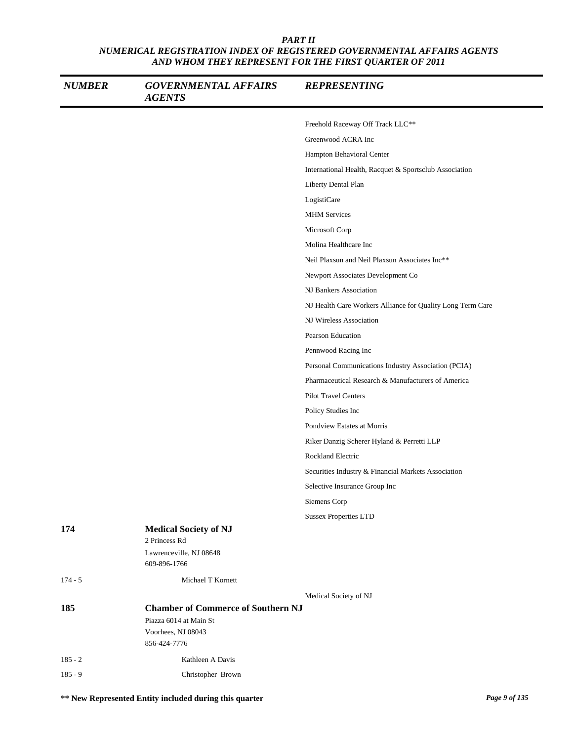# PART II
## NUMERICAL REGISTRATION INDEX OF REGISTERED GOVERNMENTAL AFFAIRS AGENTS AND WHOM THEY REPRESENT FOR THE FIRST QUARTER OF 2011

| NUMBER | GOVERNMENTAL AFFAIRS AGENTS | REPRESENTING |
|---|---|---|
| | | Freehold Raceway Off Track LLC** |
| | | Greenwood ACRA Inc |
| | | Hampton Behavioral Center |
| | | International Health, Racquet & Sportsclub Association |
| | | Liberty Dental Plan |
| | | LogistiCare |
| | | MHM Services |
| | | Microsoft Corp |
| | | Molina Healthcare Inc |
| | | Neil Plaxsun and Neil Plaxsun Associates Inc** |
| | | Newport Associates Development Co |
| | | NJ Bankers Association |
| | | NJ Health Care Workers Alliance for Quality Long Term Care |
| | | NJ Wireless Association |
| | | Pearson Education |
| | | Pennwood Racing Inc |
| | | Personal Communications Industry Association (PCIA) |
| | | Pharmaceutical Research & Manufacturers of America |
| | | Pilot Travel Centers |
| | | Policy Studies Inc |
| | | Pondview Estates at Morris |
| | | Riker Danzig Scherer Hyland & Perretti LLP |
| | | Rockland Electric |
| | | Securities Industry & Financial Markets Association |
| | | Selective Insurance Group Inc |
| | | Siemens Corp |
| | | Sussex Properties LTD |
| **174** | **Medical Society of NJ**<br>2 Princess Rd<br>Lawrenceville, NJ 08648<br>609-896-1766 | |
| 174 - 5 | Michael T Kornett | |
| | | Medical Society of NJ |
| **185** | **Chamber of Commerce of Southern NJ**<br>Piazza 6014 at Main St<br>Voorhees, NJ 08043<br>856-424-7776 | |
| 185 - 2 | Kathleen A Davis | |
| 185 - 9 | Christopher Brown | |

**\*\* New Represented Entity included during this quarter**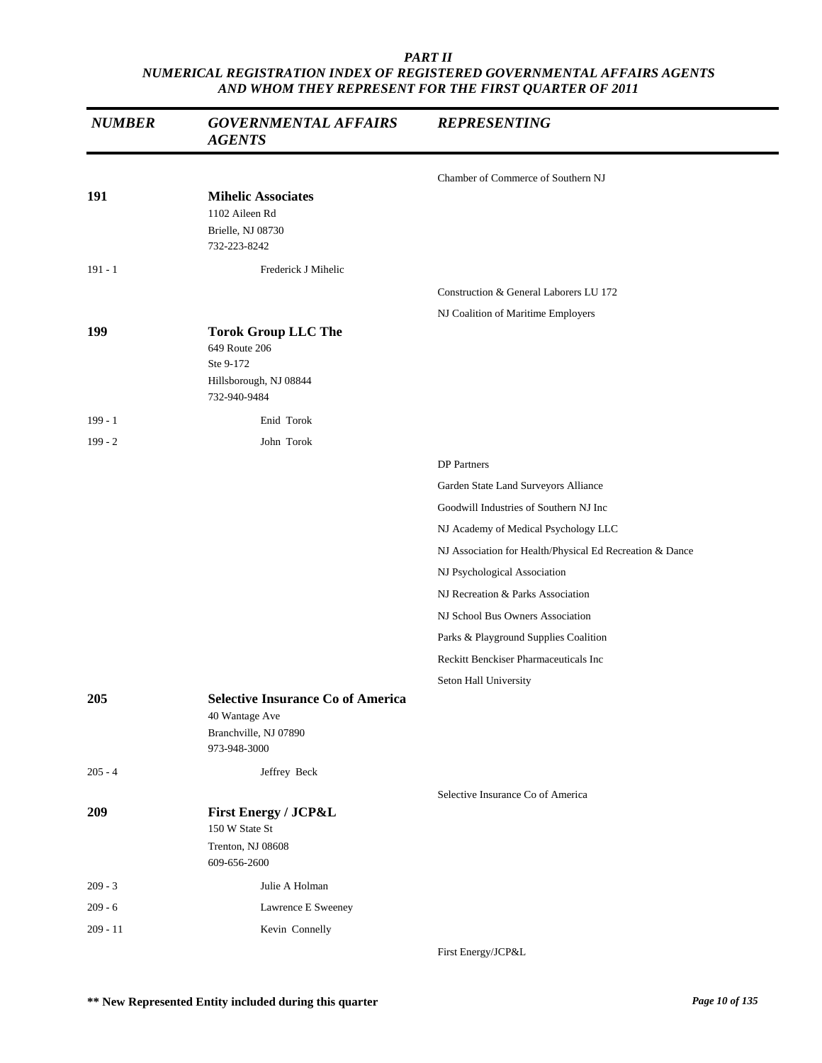*PART II*
*NUMERICAL REGISTRATION INDEX OF REGISTERED GOVERNMENTAL AFFAIRS AGENTS AND WHOM THEY REPRESENT FOR THE FIRST QUARTER OF 2011*

| NUMBER | GOVERNMENTAL AFFAIRS AGENTS | REPRESENTING |
|---|---|---|
| | | Chamber of Commerce of Southern NJ |
| **191** | **Mihelic Associates**<br>1102 Aileen Rd<br>Brielle, NJ 08730<br>732-223-8242 | |
| 191 - 1 | Frederick J Mihelic | |
| | | Construction & General Laborers LU 172 |
| | | NJ Coalition of Maritime Employers |
| **199** | **Torok Group LLC The**<br>649 Route 206<br>Ste 9-172<br>Hillsborough, NJ 08844<br>732-940-9484 | |
| 199 - 1 | Enid Torok | |
| 199 - 2 | John Torok | |
| | | DP Partners |
| | | Garden State Land Surveyors Alliance |
| | | Goodwill Industries of Southern NJ Inc |
| | | NJ Academy of Medical Psychology LLC |
| | | NJ Association for Health/Physical Ed Recreation & Dance |
| | | NJ Psychological Association |
| | | NJ Recreation & Parks Association |
| | | NJ School Bus Owners Association |
| | | Parks & Playground Supplies Coalition |
| | | Reckitt Benckiser Pharmaceuticals Inc |
| | | Seton Hall University |
| **205** | **Selective Insurance Co of America**<br>40 Wantage Ave<br>Branchville, NJ 07890<br>973-948-3000 | |
| 205 - 4 | Jeffrey Beck | |
| | | Selective Insurance Co of America |
| **209** | **First Energy / JCP&L**<br>150 W State St<br>Trenton, NJ 08608<br>609-656-2600 | |
| 209 - 3 | Julie A Holman | |
| 209 - 6 | Lawrence E Sweeney | |
| 209 - 11 | Kevin Connelly | |
| | | First Energy/JCP&L |

**\*\* New Represented Entity included during this quarter**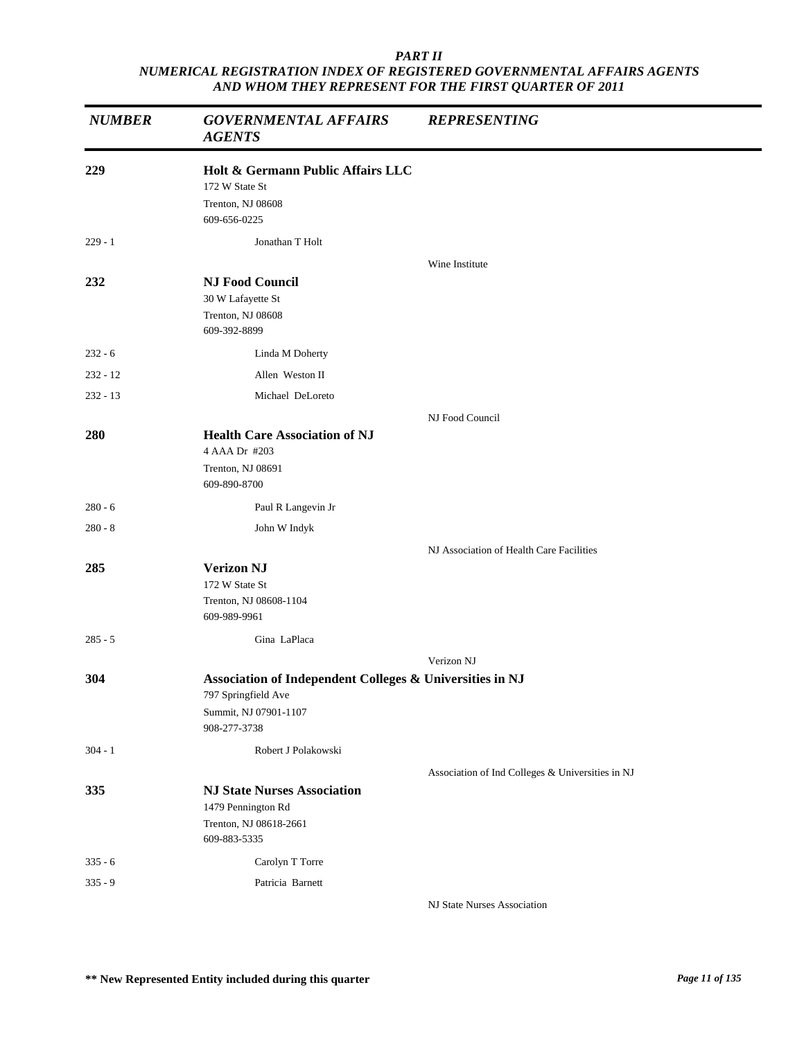*PART II*
*NUMERICAL REGISTRATION INDEX OF REGISTERED GOVERNMENTAL AFFAIRS AGENTS AND WHOM THEY REPRESENT FOR THE FIRST QUARTER OF 2011*

| *NUMBER* | *GOVERNMENTAL AFFAIRS AGENTS* | *REPRESENTING* |
|---|---|---|
| **229** | **Holt & Germann Public Affairs LLC**<br>172 W State St<br>Trenton, NJ 08608<br>609-656-0225 | |
| 229 - 1 | Jonathan T Holt | |
| | | Wine Institute |
| **232** | **NJ Food Council**<br>30 W Lafayette St<br>Trenton, NJ 08608<br>609-392-8899 | |
| 232 - 6 | Linda M Doherty | |
| 232 - 12 | Allen Weston II | |
| 232 - 13 | Michael DeLoreto | |
| | | NJ Food Council |
| **280** | **Health Care Association of NJ**<br>4 AAA Dr #203<br>Trenton, NJ 08691<br>609-890-8700 | |
| 280 - 6 | Paul R Langevin Jr | |
| 280 - 8 | John W Indyk | |
| | | NJ Association of Health Care Facilities |
| **285** | **Verizon NJ**<br>172 W State St<br>Trenton, NJ 08608-1104<br>609-989-9961 | |
| 285 - 5 | Gina LaPlaca | |
| | | Verizon NJ |
| **304** | **Association of Independent Colleges & Universities in NJ**<br>797 Springfield Ave<br>Summit, NJ 07901-1107<br>908-277-3738 | |
| 304 - 1 | Robert J Polakowski | |
| | | Association of Ind Colleges & Universities in NJ |
| **335** | **NJ State Nurses Association**<br>1479 Pennington Rd<br>Trenton, NJ 08618-2661<br>609-883-5335 | |
| 335 - 6 | Carolyn T Torre | |
| 335 - 9 | Patricia Barnett | |
| | | NJ State Nurses Association |

**\*\* New Represented Entity included during this quarter**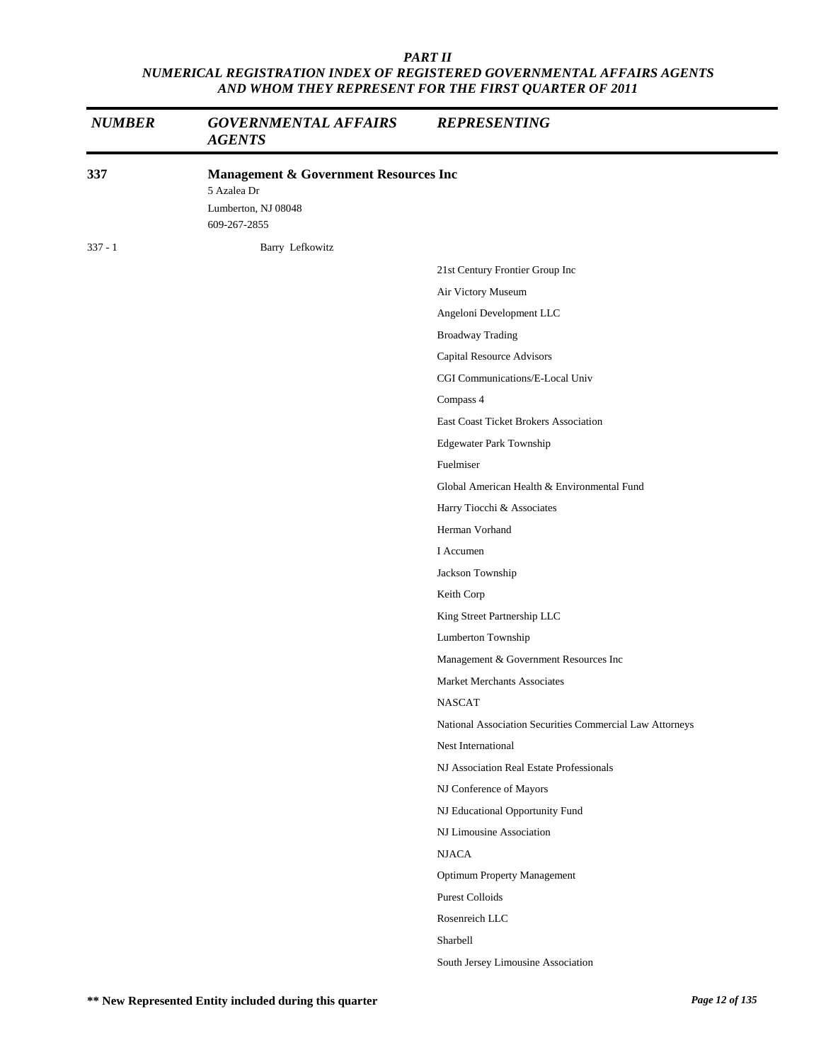**PART II**
**NUMERICAL REGISTRATION INDEX OF REGISTERED GOVERNMENTAL AFFAIRS AGENTS AND WHOM THEY REPRESENT FOR THE FIRST QUARTER OF 2011**

| NUMBER | GOVERNMENTAL AFFAIRS AGENTS | REPRESENTING |
|---|---|---|
| **337** | **Management & Government Resources Inc**<br>5 Azalea Dr<br>Lumberton, NJ 08048<br>609-267-2855 | |
| 337 - 1 | Barry Lefkowitz | |
| | | 21st Century Frontier Group Inc |
| | | Air Victory Museum |
| | | Angeloni Development LLC |
| | | Broadway Trading |
| | | Capital Resource Advisors |
| | | CGI Communications/E-Local Univ |
| | | Compass 4 |
| | | East Coast Ticket Brokers Association |
| | | Edgewater Park Township |
| | | Fuelmiser |
| | | Global American Health & Environmental Fund |
| | | Harry Tiocchi & Associates |
| | | Herman Vorhand |
| | | I Accumen |
| | | Jackson Township |
| | | Keith Corp |
| | | King Street Partnership LLC |
| | | Lumberton Township |
| | | Management & Government Resources Inc |
| | | Market Merchants Associates |
| | | NASCAT |
| | | National Association Securities Commercial Law Attorneys |
| | | Nest International |
| | | NJ Association Real Estate Professionals |
| | | NJ Conference of Mayors |
| | | NJ Educational Opportunity Fund |
| | | NJ Limousine Association |
| | | NJACA |
| | | Optimum Property Management |
| | | Purest Colloids |
| | | Rosenreich LLC |
| | | Sharbell |
| | | South Jersey Limousine Association |

**** New Represented Entity included during this quarter**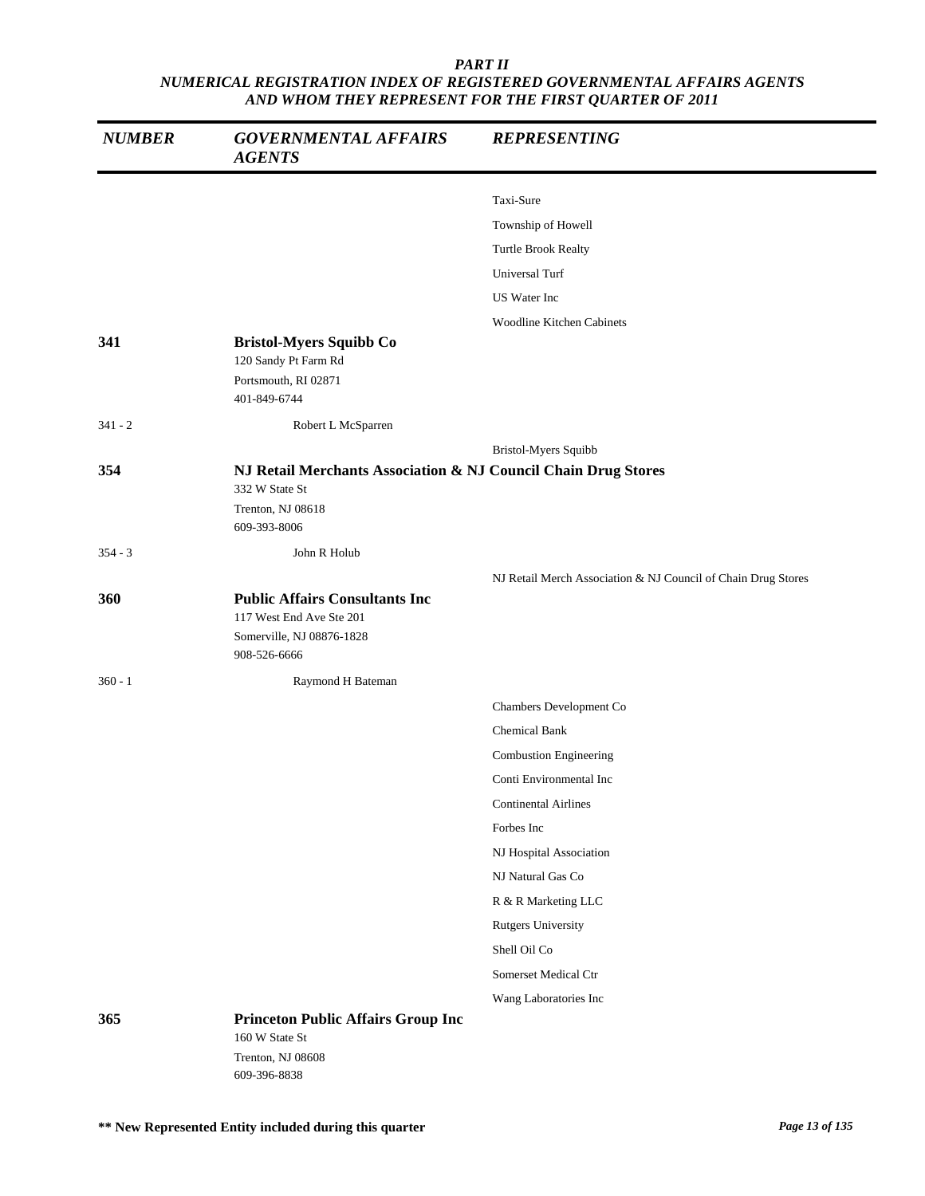| NUMBER | GOVERNMENTAL AFFAIRS AGENTS | REPRESENTING |
|---|---|---|
| | | Taxi-Sure |
| | | Township of Howell |
| | | Turtle Brook Realty |
| | | Universal Turf |
| | | US Water Inc |
| | | Woodline Kitchen Cabinets |
| **341** | **Bristol-Myers Squibb Co**<br>120 Sandy Pt Farm Rd<br>Portsmouth, RI 02871<br>401-849-6744 | |
| 341 - 2 | Robert L McSparren | |
| | | Bristol-Myers Squibb |
| **354** | **NJ Retail Merchants Association & NJ Council Chain Drug Stores**<br>332 W State St<br>Trenton, NJ 08618<br>609-393-8006 | |
| 354 - 3 | John R Holub | |
| | | NJ Retail Merch Association & NJ Council of Chain Drug Stores |
| **360** | **Public Affairs Consultants Inc**<br>117 West End Ave Ste 201<br>Somerville, NJ 08876-1828<br>908-526-6666 | |
| 360 - 1 | Raymond H Bateman | |
| | | Chambers Development Co |
| | | Chemical Bank |
| | | Combustion Engineering |
| | | Conti Environmental Inc |
| | | Continental Airlines |
| | | Forbes Inc |
| | | NJ Hospital Association |
| | | NJ Natural Gas Co |
| | | R & R Marketing LLC |
| | | Rutgers University |
| | | Shell Oil Co |
| | | Somerset Medical Ctr |
| | | Wang Laboratories Inc |
| **365** | **Princeton Public Affairs Group Inc**<br>160 W State St<br>Trenton, NJ 08608<br>609-396-8838 | |

**** New Represented Entity included during this quarter**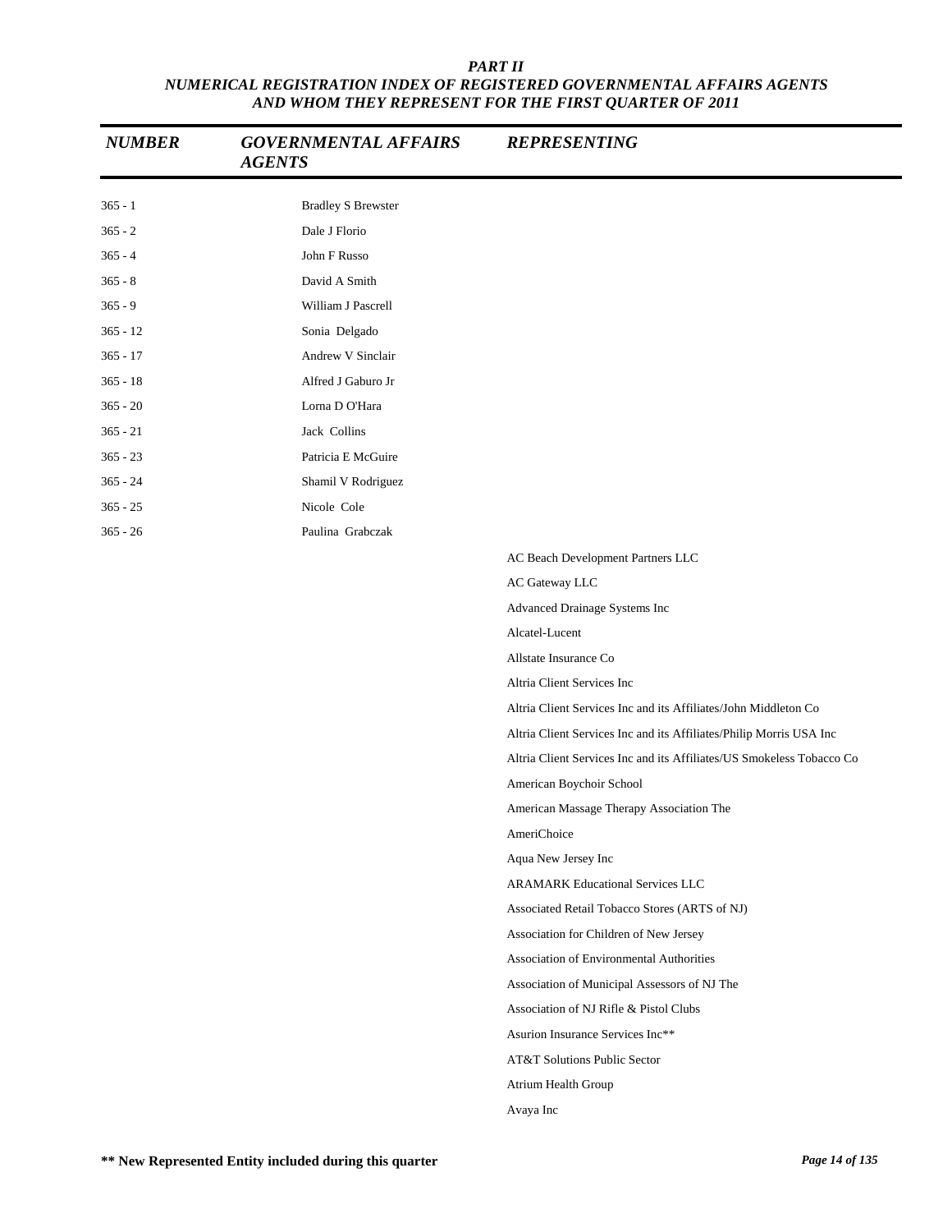***PART II***
***NUMERICAL REGISTRATION INDEX OF REGISTERED GOVERNMENTAL AFFAIRS AGENTS AND WHOM THEY REPRESENT FOR THE FIRST QUARTER OF 2011***

| *NUMBER* | *GOVERNMENTAL AFFAIRS AGENTS* | *REPRESENTING* |
|---|---|---|
| 365 - 1 | Bradley S Brewster | |
| 365 - 2 | Dale J Florio | |
| 365 - 4 | John F Russo | |
| 365 - 8 | David A Smith | |
| 365 - 9 | William J Pascrell | |
| 365 - 12 | Sonia Delgado | |
| 365 - 17 | Andrew V Sinclair | |
| 365 - 18 | Alfred J Gaburo Jr | |
| 365 - 20 | Lorna D O'Hara | |
| 365 - 21 | Jack Collins | |
| 365 - 23 | Patricia E McGuire | |
| 365 - 24 | Shamil V Rodriguez | |
| 365 - 25 | Nicole Cole | |
| 365 - 26 | Paulina Grabczak | |
| | | AC Beach Development Partners LLC |
| | | AC Gateway LLC |
| | | Advanced Drainage Systems Inc |
| | | Alcatel-Lucent |
| | | Allstate Insurance Co |
| | | Altria Client Services Inc |
| | | Altria Client Services Inc and its Affiliates/John Middleton Co |
| | | Altria Client Services Inc and its Affiliates/Philip Morris USA Inc |
| | | Altria Client Services Inc and its Affiliates/US Smokeless Tobacco Co |
| | | American Boychoir School |
| | | American Massage Therapy Association The |
| | | AmeriChoice |
| | | Aqua New Jersey Inc |
| | | ARAMARK Educational Services LLC |
| | | Associated Retail Tobacco Stores (ARTS of NJ) |
| | | Association for Children of New Jersey |
| | | Association of Environmental Authorities |
| | | Association of Municipal Assessors of NJ The |
| | | Association of NJ Rifle & Pistol Clubs |
| | | Asurion Insurance Services Inc** |
| | | AT&T Solutions Public Sector |
| | | Atrium Health Group |
| | | Avaya Inc |

**** New Represented Entity included during this quarter**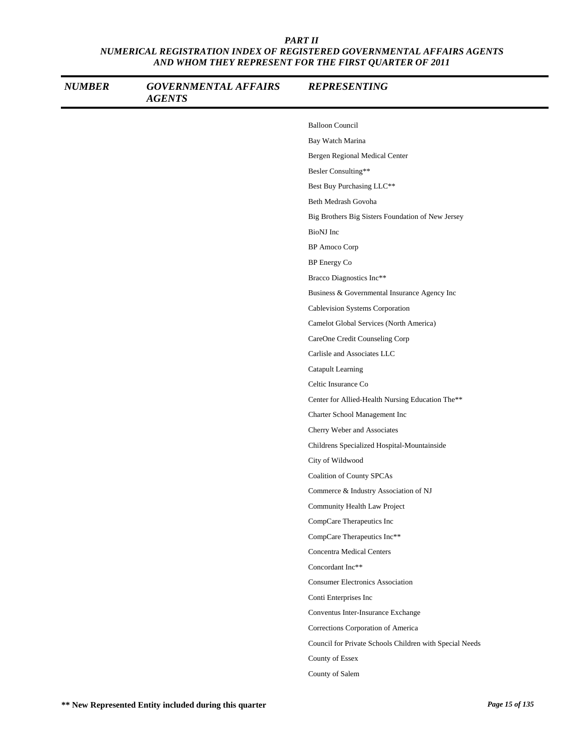# PART II
## NUMERICAL REGISTRATION INDEX OF REGISTERED GOVERNMENTAL AFFAIRS AGENTS AND WHOM THEY REPRESENT FOR THE FIRST QUARTER OF 2011

| NUMBER | GOVERNMENTAL AFFAIRS AGENTS | REPRESENTING |
|---|---|---|
| | | Balloon Council |
| | | Bay Watch Marina |
| | | Bergen Regional Medical Center |
| | | Besler Consulting** |
| | | Best Buy Purchasing LLC** |
| | | Beth Medrash Govoha |
| | | Big Brothers Big Sisters Foundation of New Jersey |
| | | BioNJ Inc |
| | | BP Amoco Corp |
| | | BP Energy Co |
| | | Bracco Diagnostics Inc** |
| | | Business & Governmental Insurance Agency Inc |
| | | Cablevision Systems Corporation |
| | | Camelot Global Services (North America) |
| | | CareOne Credit Counseling Corp |
| | | Carlisle and Associates LLC |
| | | Catapult Learning |
| | | Celtic Insurance Co |
| | | Center for Allied-Health Nursing Education The** |
| | | Charter School Management Inc |
| | | Cherry Weber and Associates |
| | | Childrens Specialized Hospital-Mountainside |
| | | City of Wildwood |
| | | Coalition of County SPCAs |
| | | Commerce & Industry Association of NJ |
| | | Community Health Law Project |
| | | CompCare Therapeutics Inc |
| | | CompCare Therapeutics Inc** |
| | | Concentra Medical Centers |
| | | Concordant Inc** |
| | | Consumer Electronics Association |
| | | Conti Enterprises Inc |
| | | Conventus Inter-Insurance Exchange |
| | | Corrections Corporation of America |
| | | Council for Private Schools Children with Special Needs |
| | | County of Essex |
| | | County of Salem |

**\*\* New Represented Entity included during this quarter**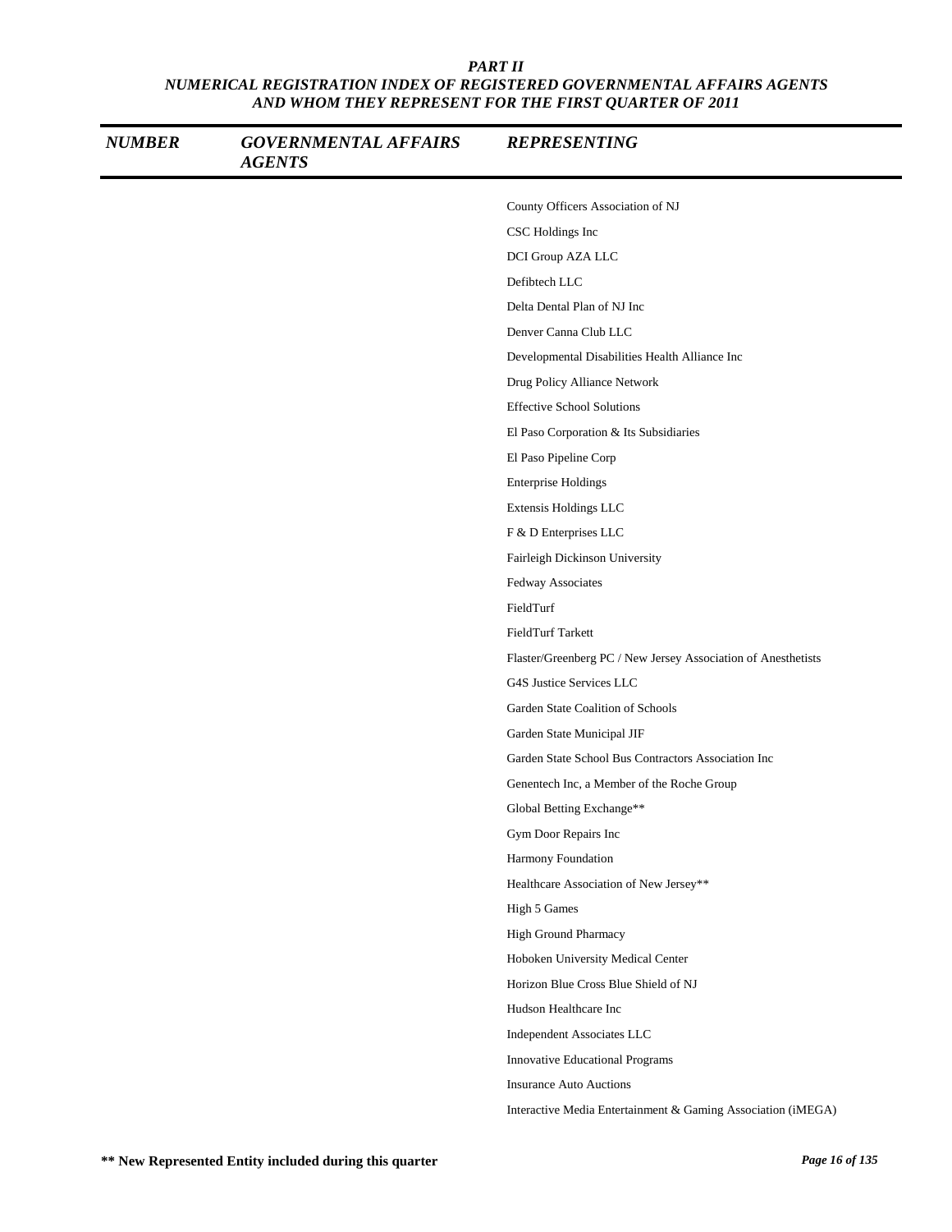# PART II
## NUMERICAL REGISTRATION INDEX OF REGISTERED GOVERNMENTAL AFFAIRS AGENTS AND WHOM THEY REPRESENT FOR THE FIRST QUARTER OF 2011

| NUMBER | GOVERNMENTAL AFFAIRS AGENTS | REPRESENTING |
|---|---|---|
| | | County Officers Association of NJ |
| | | CSC Holdings Inc |
| | | DCI Group AZA LLC |
| | | Defibtech LLC |
| | | Delta Dental Plan of NJ Inc |
| | | Denver Canna Club LLC |
| | | Developmental Disabilities Health Alliance Inc |
| | | Drug Policy Alliance Network |
| | | Effective School Solutions |
| | | El Paso Corporation & Its Subsidiaries |
| | | El Paso Pipeline Corp |
| | | Enterprise Holdings |
| | | Extensis Holdings LLC |
| | | F & D Enterprises LLC |
| | | Fairleigh Dickinson University |
| | | Fedway Associates |
| | | FieldTurf |
| | | FieldTurf Tarkett |
| | | Flaster/Greenberg PC / New Jersey Association of Anesthetists |
| | | G4S Justice Services LLC |
| | | Garden State Coalition of Schools |
| | | Garden State Municipal JIF |
| | | Garden State School Bus Contractors Association Inc |
| | | Genentech Inc, a Member of the Roche Group |
| | | Global Betting Exchange** |
| | | Gym Door Repairs Inc |
| | | Harmony Foundation |
| | | Healthcare Association of New Jersey** |
| | | High 5 Games |
| | | High Ground Pharmacy |
| | | Hoboken University Medical Center |
| | | Horizon Blue Cross Blue Shield of NJ |
| | | Hudson Healthcare Inc |
| | | Independent Associates LLC |
| | | Innovative Educational Programs |
| | | Insurance Auto Auctions |
| | | Interactive Media Entertainment & Gaming Association (iMEGA) |

**** New Represented Entity included during this quarter**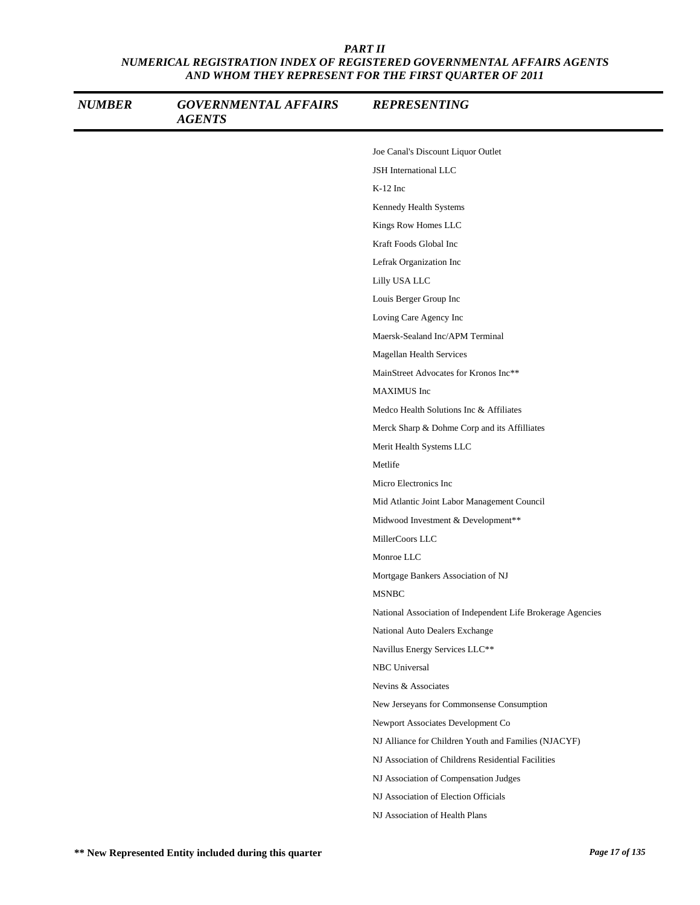**PART II**
***NUMERICAL REGISTRATION INDEX OF REGISTERED GOVERNMENTAL AFFAIRS AGENTS AND WHOM THEY REPRESENT FOR THE FIRST QUARTER OF 2011***

| NUMBER | GOVERNMENTAL AFFAIRS AGENTS | REPRESENTING |
|---|---|---|
| | | Joe Canal's Discount Liquor Outlet |
| | | JSH International LLC |
| | | K-12 Inc |
| | | Kennedy Health Systems |
| | | Kings Row Homes LLC |
| | | Kraft Foods Global Inc |
| | | Lefrak Organization Inc |
| | | Lilly USA LLC |
| | | Louis Berger Group Inc |
| | | Loving Care Agency Inc |
| | | Maersk-Sealand Inc/APM Terminal |
| | | Magellan Health Services |
| | | MainStreet Advocates for Kronos Inc** |
| | | MAXIMUS Inc |
| | | Medco Health Solutions Inc & Affiliates |
| | | Merck Sharp & Dohme Corp and its Affilliates |
| | | Merit Health Systems LLC |
| | | Metlife |
| | | Micro Electronics Inc |
| | | Mid Atlantic Joint Labor Management Council |
| | | Midwood Investment & Development** |
| | | MillerCoors LLC |
| | | Monroe LLC |
| | | Mortgage Bankers Association of NJ |
| | | MSNBC |
| | | National Association of Independent Life Brokerage Agencies |
| | | National Auto Dealers Exchange |
| | | Navillus Energy Services LLC** |
| | | NBC Universal |
| | | Nevins & Associates |
| | | New Jerseyans for Commonsense Consumption |
| | | Newport Associates Development Co |
| | | NJ Alliance for Children Youth and Families (NJACYF) |
| | | NJ Association of Childrens Residential Facilities |
| | | NJ Association of Compensation Judges |
| | | NJ Association of Election Officials |
| | | NJ Association of Health Plans |

**** New Represented Entity included during this quarter**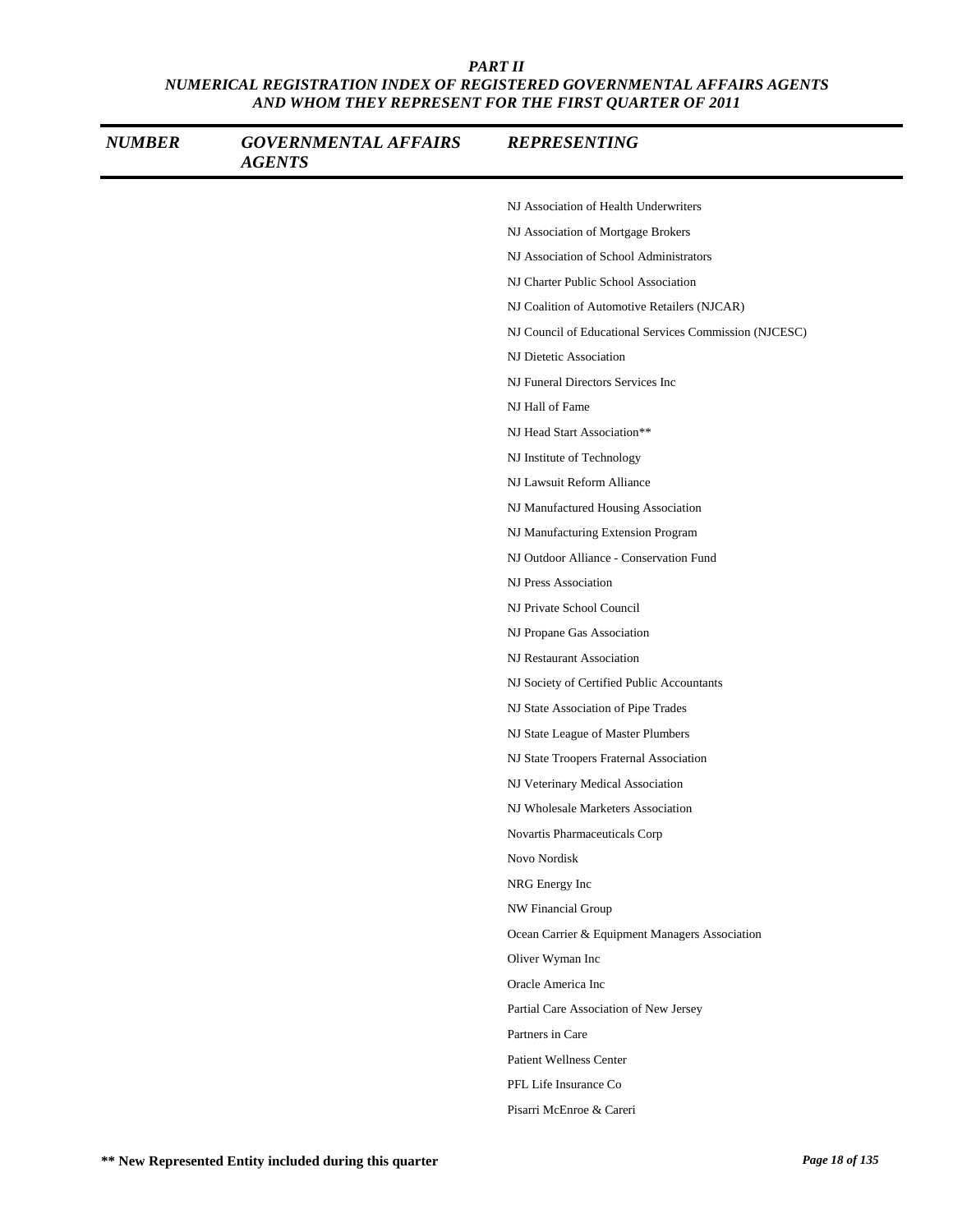**PART II**
***NUMERICAL REGISTRATION INDEX OF REGISTERED GOVERNMENTAL AFFAIRS AGENTS AND WHOM THEY REPRESENT FOR THE FIRST QUARTER OF 2011***

| NUMBER | GOVERNMENTAL AFFAIRS AGENTS | REPRESENTING |
| --- | --- | --- |
| | | NJ Association of Health Underwriters |
| | | NJ Association of Mortgage Brokers |
| | | NJ Association of School Administrators |
| | | NJ Charter Public School Association |
| | | NJ Coalition of Automotive Retailers (NJCAR) |
| | | NJ Council of Educational Services Commission (NJCESC) |
| | | NJ Dietetic Association |
| | | NJ Funeral Directors Services Inc |
| | | NJ Hall of Fame |
| | | NJ Head Start Association** |
| | | NJ Institute of Technology |
| | | NJ Lawsuit Reform Alliance |
| | | NJ Manufactured Housing Association |
| | | NJ Manufacturing Extension Program |
| | | NJ Outdoor Alliance - Conservation Fund |
| | | NJ Press Association |
| | | NJ Private School Council |
| | | NJ Propane Gas Association |
| | | NJ Restaurant Association |
| | | NJ Society of Certified Public Accountants |
| | | NJ State Association of Pipe Trades |
| | | NJ State League of Master Plumbers |
| | | NJ State Troopers Fraternal Association |
| | | NJ Veterinary Medical Association |
| | | NJ Wholesale Marketers Association |
| | | Novartis Pharmaceuticals Corp |
| | | Novo Nordisk |
| | | NRG Energy Inc |
| | | NW Financial Group |
| | | Ocean Carrier & Equipment Managers Association |
| | | Oliver Wyman Inc |
| | | Oracle America Inc |
| | | Partial Care Association of New Jersey |
| | | Partners in Care |
| | | Patient Wellness Center |
| | | PFL Life Insurance Co |
| | | Pisarri McEnroe & Careri |

**** New Represented Entity included during this quarter**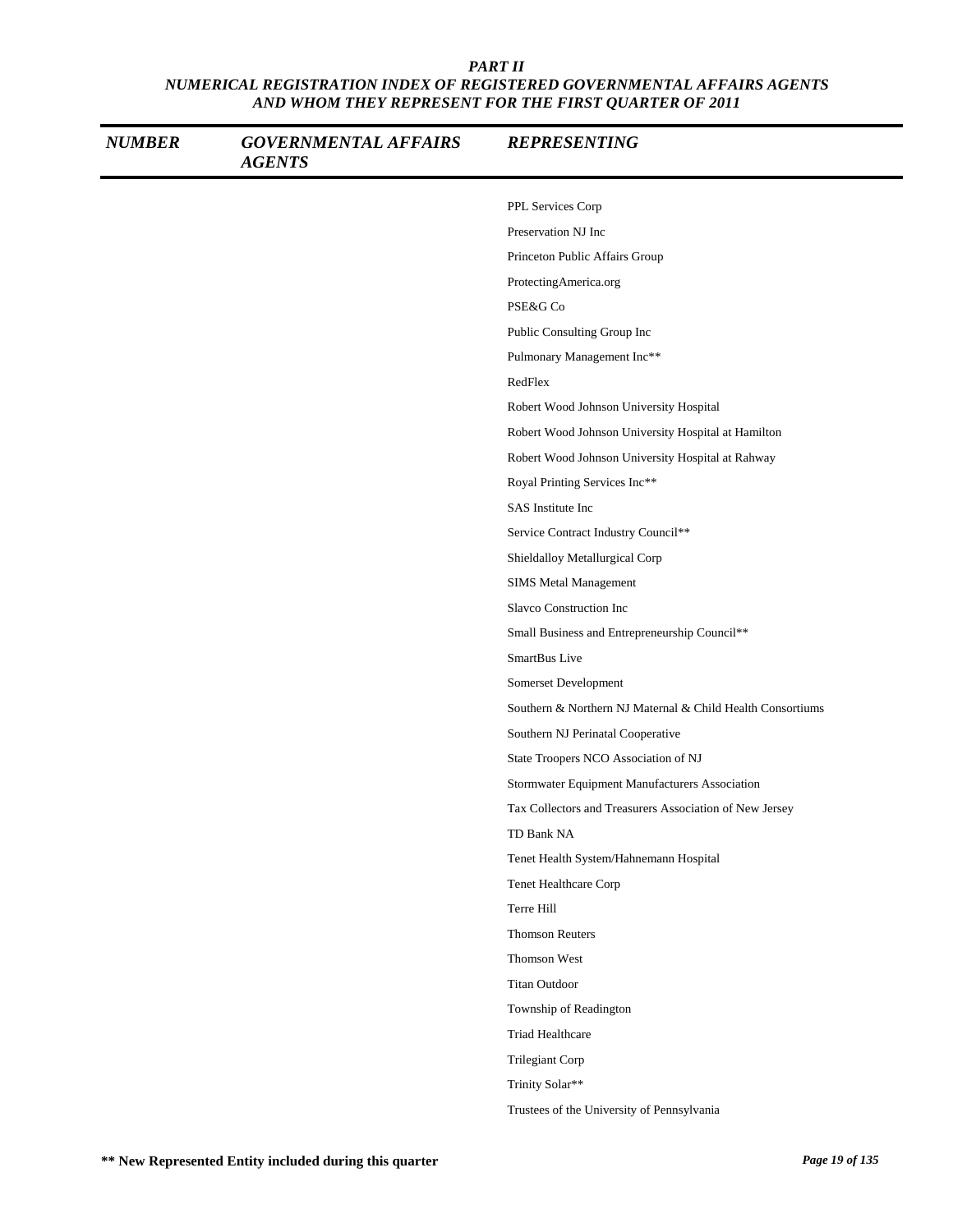# PART II
## NUMERICAL REGISTRATION INDEX OF REGISTERED GOVERNMENTAL AFFAIRS AGENTS AND WHOM THEY REPRESENT FOR THE FIRST QUARTER OF 2011

| NUMBER | GOVERNMENTAL AFFAIRS AGENTS | REPRESENTING |
|---|---|---|
| | | PPL Services Corp |
| | | Preservation NJ Inc |
| | | Princeton Public Affairs Group |
| | | ProtectingAmerica.org |
| | | PSE&G Co |
| | | Public Consulting Group Inc |
| | | Pulmonary Management Inc** |
| | | RedFlex |
| | | Robert Wood Johnson University Hospital |
| | | Robert Wood Johnson University Hospital at Hamilton |
| | | Robert Wood Johnson University Hospital at Rahway |
| | | Royal Printing Services Inc** |
| | | SAS Institute Inc |
| | | Service Contract Industry Council** |
| | | Shieldalloy Metallurgical Corp |
| | | SIMS Metal Management |
| | | Slavco Construction Inc |
| | | Small Business and Entrepreneurship Council** |
| | | SmartBus Live |
| | | Somerset Development |
| | | Southern & Northern NJ Maternal & Child Health Consortiums |
| | | Southern NJ Perinatal Cooperative |
| | | State Troopers NCO Association of NJ |
| | | Stormwater Equipment Manufacturers Association |
| | | Tax Collectors and Treasurers Association of New Jersey |
| | | TD Bank NA |
| | | Tenet Health System/Hahnemann Hospital |
| | | Tenet Healthcare Corp |
| | | Terre Hill |
| | | Thomson Reuters |
| | | Thomson West |
| | | Titan Outdoor |
| | | Township of Readington |
| | | Triad Healthcare |
| | | Trilegiant Corp |
| | | Trinity Solar** |
| | | Trustees of the University of Pennsylvania |

**** New Represented Entity included during this quarter**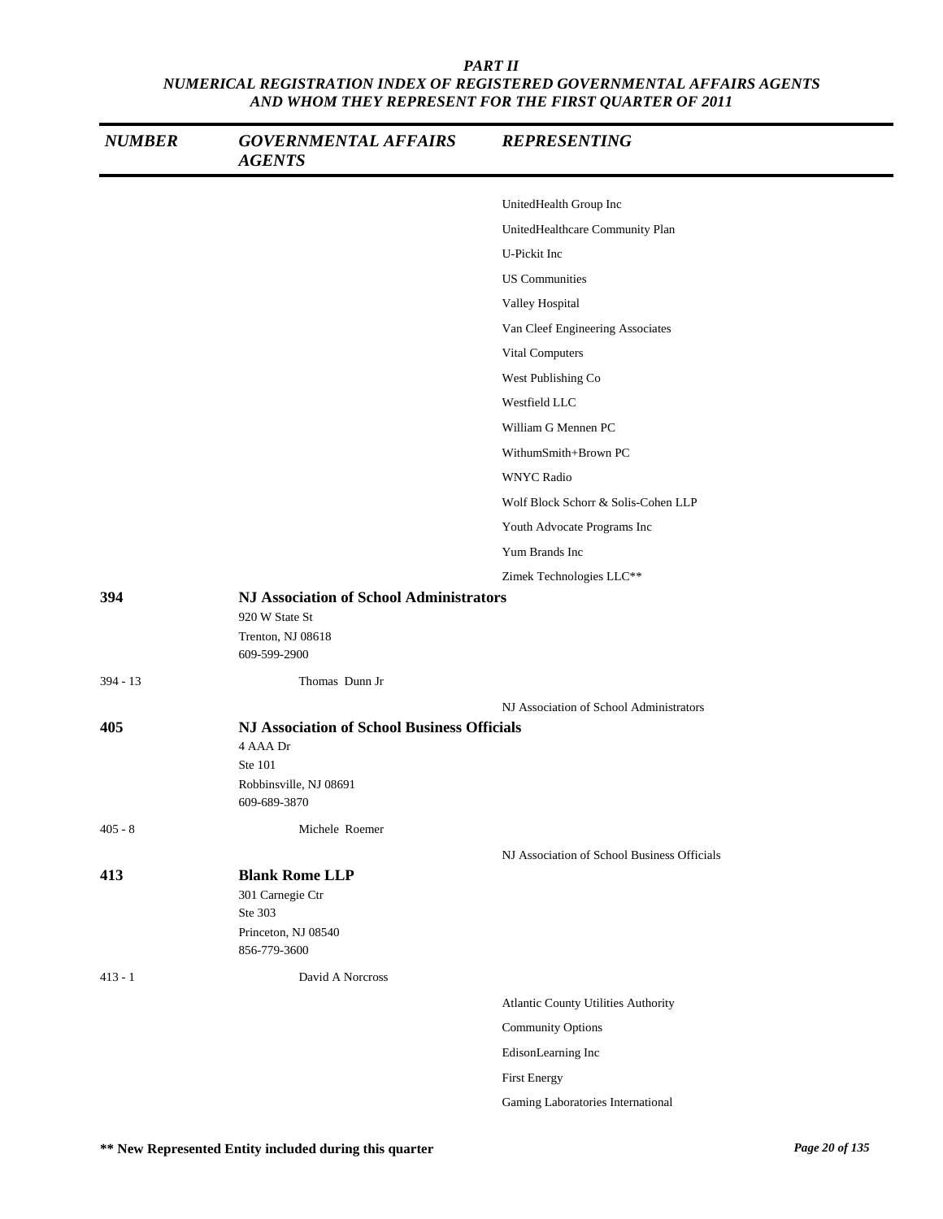**PART II**
***NUMERICAL REGISTRATION INDEX OF REGISTERED GOVERNMENTAL AFFAIRS AGENTS AND WHOM THEY REPRESENT FOR THE FIRST QUARTER OF 2011***

| NUMBER | GOVERNMENTAL AFFAIRS AGENTS | REPRESENTING |
|---|---|---|
| | | UnitedHealth Group Inc |
| | | UnitedHealthcare Community Plan |
| | | U-Pickit Inc |
| | | US Communities |
| | | Valley Hospital |
| | | Van Cleef Engineering Associates |
| | | Vital Computers |
| | | West Publishing Co |
| | | Westfield LLC |
| | | William G Mennen PC |
| | | WithumSmith+Brown PC |
| | | WNYC Radio |
| | | Wolf Block Schorr & Solis-Cohen LLP |
| | | Youth Advocate Programs Inc |
| | | Yum Brands Inc |
| | | Zimek Technologies LLC** |
| **394** | **NJ Association of School Administrators**<br>920 W State St<br>Trenton, NJ 08618<br>609-599-2900 | |
| 394 - 13 | Thomas Dunn Jr | |
| | | NJ Association of School Administrators |
| **405** | **NJ Association of School Business Officials**<br>4 AAA Dr<br>Ste 101<br>Robbinsville, NJ 08691<br>609-689-3870 | |
| 405 - 8 | Michele Roemer | |
| | | NJ Association of School Business Officials |
| **413** | **Blank Rome LLP**<br>301 Carnegie Ctr<br>Ste 303<br>Princeton, NJ 08540<br>856-779-3600 | |
| 413 - 1 | David A Norcross | |
| | | Atlantic County Utilities Authority |
| | | Community Options |
| | | EdisonLearning Inc |
| | | First Energy |
| | | Gaming Laboratories International |

**** New Represented Entity included during this quarter**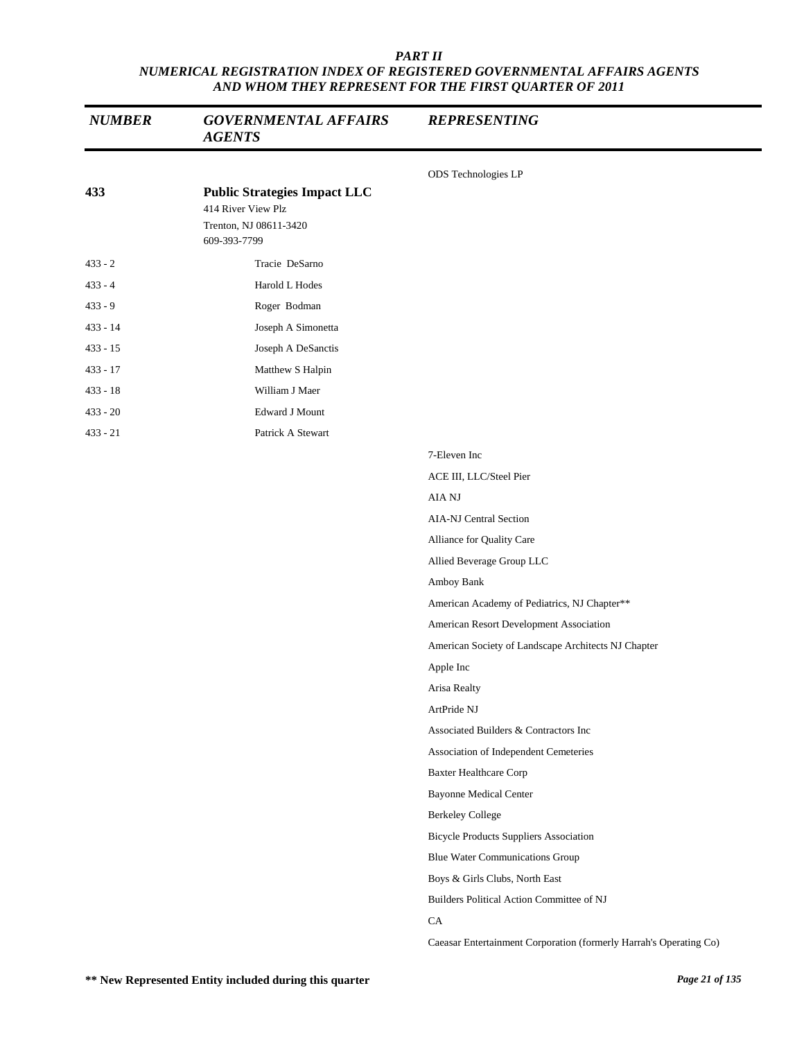# PART II
## NUMERICAL REGISTRATION INDEX OF REGISTERED GOVERNMENTAL AFFAIRS AGENTS AND WHOM THEY REPRESENT FOR THE FIRST QUARTER OF 2011

| NUMBER | GOVERNMENTAL AFFAIRS AGENTS | REPRESENTING |
|---|---|---|
| | | ODS Technologies LP |
| **433** | **Public Strategies Impact LLC**<br>414 River View Plz<br>Trenton, NJ 08611-3420<br>609-393-7799 | |
| 433 - 2 | Tracie DeSarno | |
| 433 - 4 | Harold L Hodes | |
| 433 - 9 | Roger Bodman | |
| 433 - 14 | Joseph A Simonetta | |
| 433 - 15 | Joseph A DeSanctis | |
| 433 - 17 | Matthew S Halpin | |
| 433 - 18 | William J Maer | |
| 433 - 20 | Edward J Mount | |
| 433 - 21 | Patrick A Stewart | |
| | | 7-Eleven Inc |
| | | ACE III, LLC/Steel Pier |
| | | AIA NJ |
| | | AIA-NJ Central Section |
| | | Alliance for Quality Care |
| | | Allied Beverage Group LLC |
| | | Amboy Bank |
| | | American Academy of Pediatrics, NJ Chapter** |
| | | American Resort Development Association |
| | | American Society of Landscape Architects NJ Chapter |
| | | Apple Inc |
| | | Arisa Realty |
| | | ArtPride NJ |
| | | Associated Builders & Contractors Inc |
| | | Association of Independent Cemeteries |
| | | Baxter Healthcare Corp |
| | | Bayonne Medical Center |
| | | Berkeley College |
| | | Bicycle Products Suppliers Association |
| | | Blue Water Communications Group |
| | | Boys & Girls Clubs, North East |
| | | Builders Political Action Committee of NJ |
| | | CA |
| | | Caeasar Entertainment Corporation (formerly Harrah's Operating Co) |

** New Represented Entity included during this quarter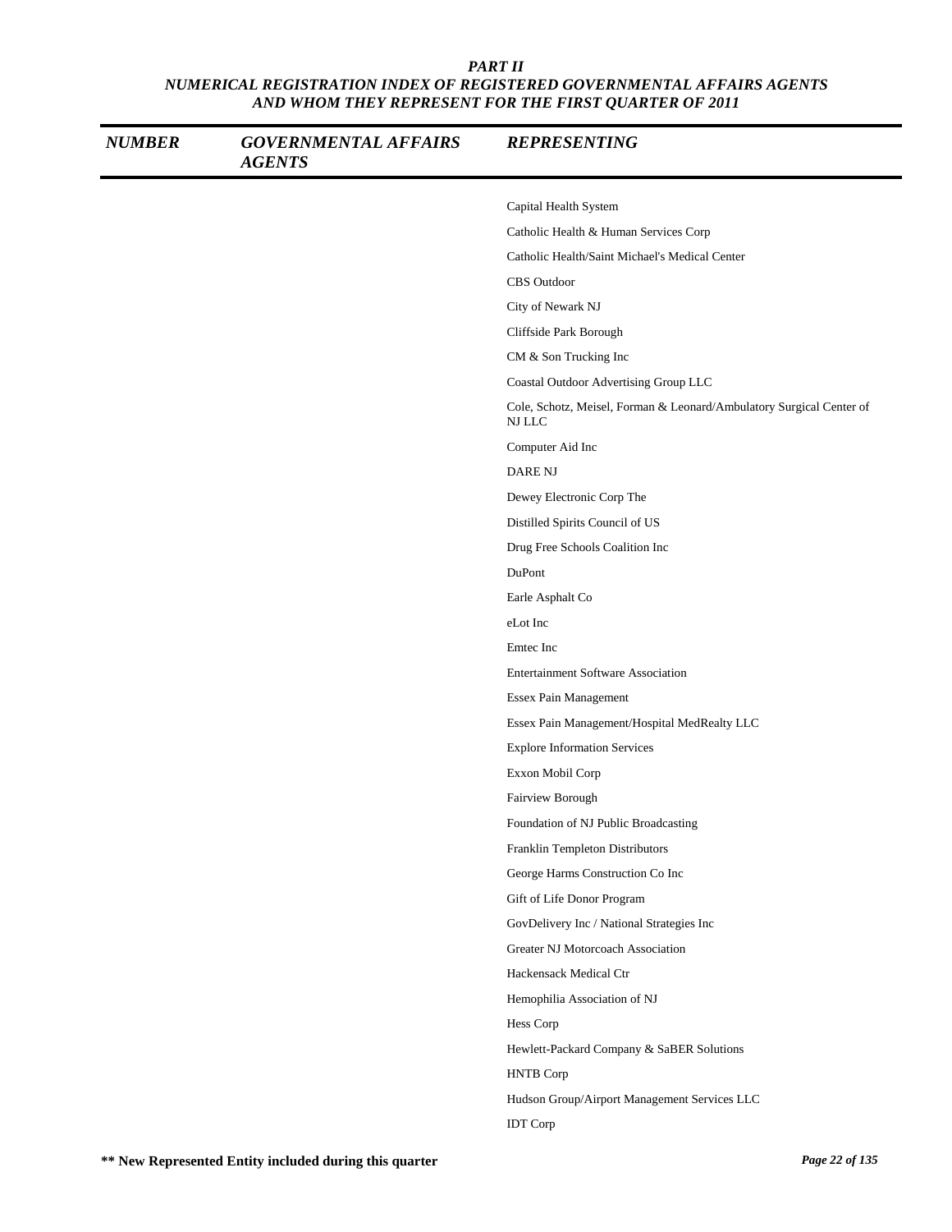# PART II
## NUMERICAL REGISTRATION INDEX OF REGISTERED GOVERNMENTAL AFFAIRS AGENTS AND WHOM THEY REPRESENT FOR THE FIRST QUARTER OF 2011

| NUMBER | GOVERNMENTAL AFFAIRS AGENTS | REPRESENTING |
|---|---|---|
| | | Capital Health System |
| | | Catholic Health & Human Services Corp |
| | | Catholic Health/Saint Michael's Medical Center |
| | | CBS Outdoor |
| | | City of Newark NJ |
| | | Cliffside Park Borough |
| | | CM & Son Trucking Inc |
| | | Coastal Outdoor Advertising Group LLC |
| | | Cole, Schotz, Meisel, Forman & Leonard/Ambulatory Surgical Center of NJ LLC |
| | | Computer Aid Inc |
| | | DARE NJ |
| | | Dewey Electronic Corp The |
| | | Distilled Spirits Council of US |
| | | Drug Free Schools Coalition Inc |
| | | DuPont |
| | | Earle Asphalt Co |
| | | eLot Inc |
| | | Emtec Inc |
| | | Entertainment Software Association |
| | | Essex Pain Management |
| | | Essex Pain Management/Hospital MedRealty LLC |
| | | Explore Information Services |
| | | Exxon Mobil Corp |
| | | Fairview Borough |
| | | Foundation of NJ Public Broadcasting |
| | | Franklin Templeton Distributors |
| | | George Harms Construction Co Inc |
| | | Gift of Life Donor Program |
| | | GovDelivery Inc / National Strategies Inc |
| | | Greater NJ Motorcoach Association |
| | | Hackensack Medical Ctr |
| | | Hemophilia Association of NJ |
| | | Hess Corp |
| | | Hewlett-Packard Company & SaBER Solutions |
| | | HNTB Corp |
| | | Hudson Group/Airport Management Services LLC |
| | | IDT Corp |

**** New Represented Entity included during this quarter**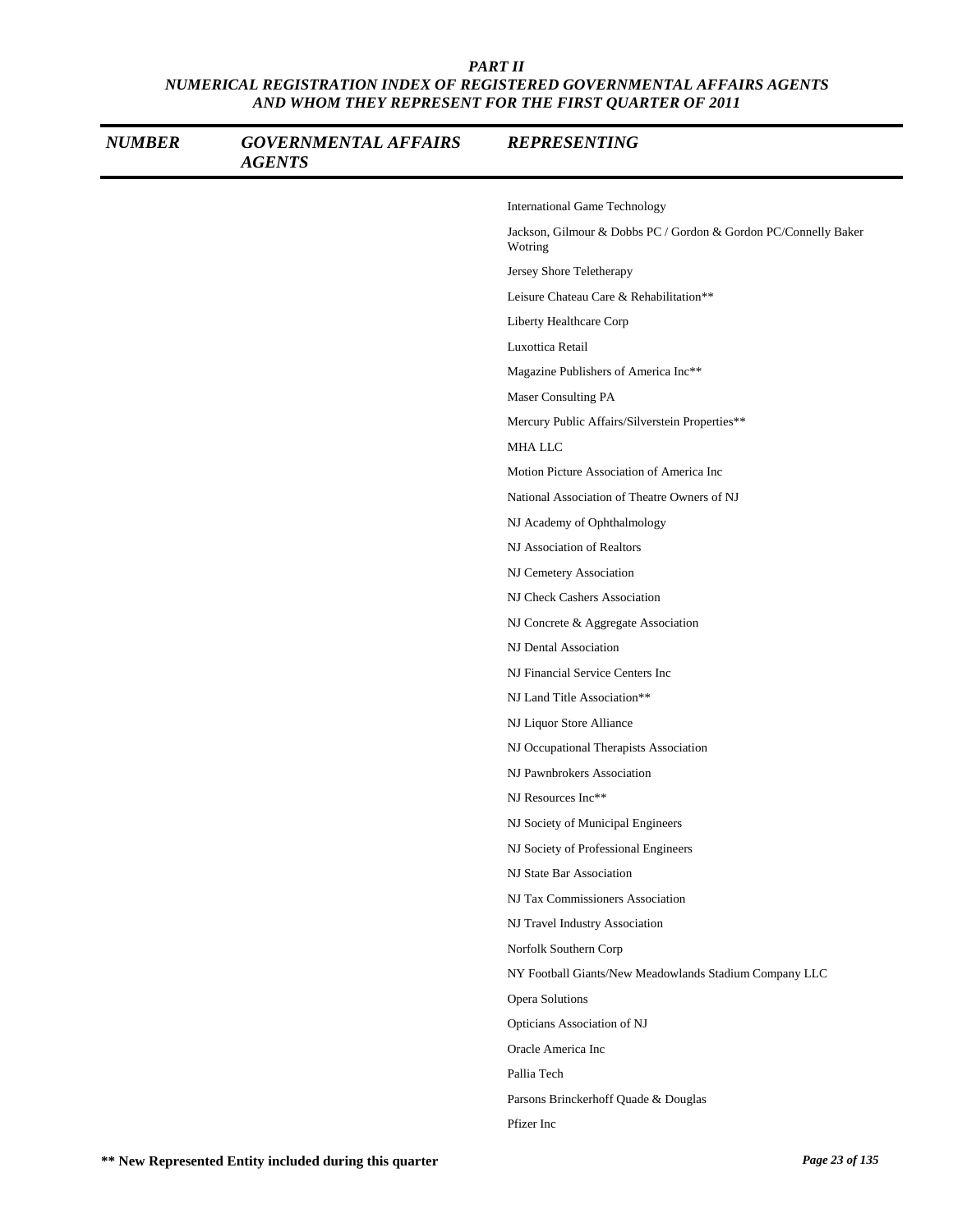# *PART II*
## *NUMERICAL REGISTRATION INDEX OF REGISTERED GOVERNMENTAL AFFAIRS AGENTS AND WHOM THEY REPRESENT FOR THE FIRST QUARTER OF 2011*

| *NUMBER* | *GOVERNMENTAL AFFAIRS AGENTS* | *REPRESENTING* |
|---|---|---|
| | | International Game Technology |
| | | Jackson, Gilmour & Dobbs PC / Gordon & Gordon PC/Connelly Baker Wotring |
| | | Jersey Shore Teletherapy |
| | | Leisure Chateau Care & Rehabilitation** |
| | | Liberty Healthcare Corp |
| | | Luxottica Retail |
| | | Magazine Publishers of America Inc** |
| | | Maser Consulting PA |
| | | Mercury Public Affairs/Silverstein Properties** |
| | | MHA LLC |
| | | Motion Picture Association of America Inc |
| | | National Association of Theatre Owners of NJ |
| | | NJ Academy of Ophthalmology |
| | | NJ Association of Realtors |
| | | NJ Cemetery Association |
| | | NJ Check Cashers Association |
| | | NJ Concrete & Aggregate Association |
| | | NJ Dental Association |
| | | NJ Financial Service Centers Inc |
| | | NJ Land Title Association** |
| | | NJ Liquor Store Alliance |
| | | NJ Occupational Therapists Association |
| | | NJ Pawnbrokers Association |
| | | NJ Resources Inc** |
| | | NJ Society of Municipal Engineers |
| | | NJ Society of Professional Engineers |
| | | NJ State Bar Association |
| | | NJ Tax Commissioners Association |
| | | NJ Travel Industry Association |
| | | Norfolk Southern Corp |
| | | NY Football Giants/New Meadowlands Stadium Company LLC |
| | | Opera Solutions |
| | | Opticians Association of NJ |
| | | Oracle America Inc |
| | | Pallia Tech |
| | | Parsons Brinckerhoff Quade & Douglas |
| | | Pfizer Inc |

**\*\* New Represented Entity included during this quarter**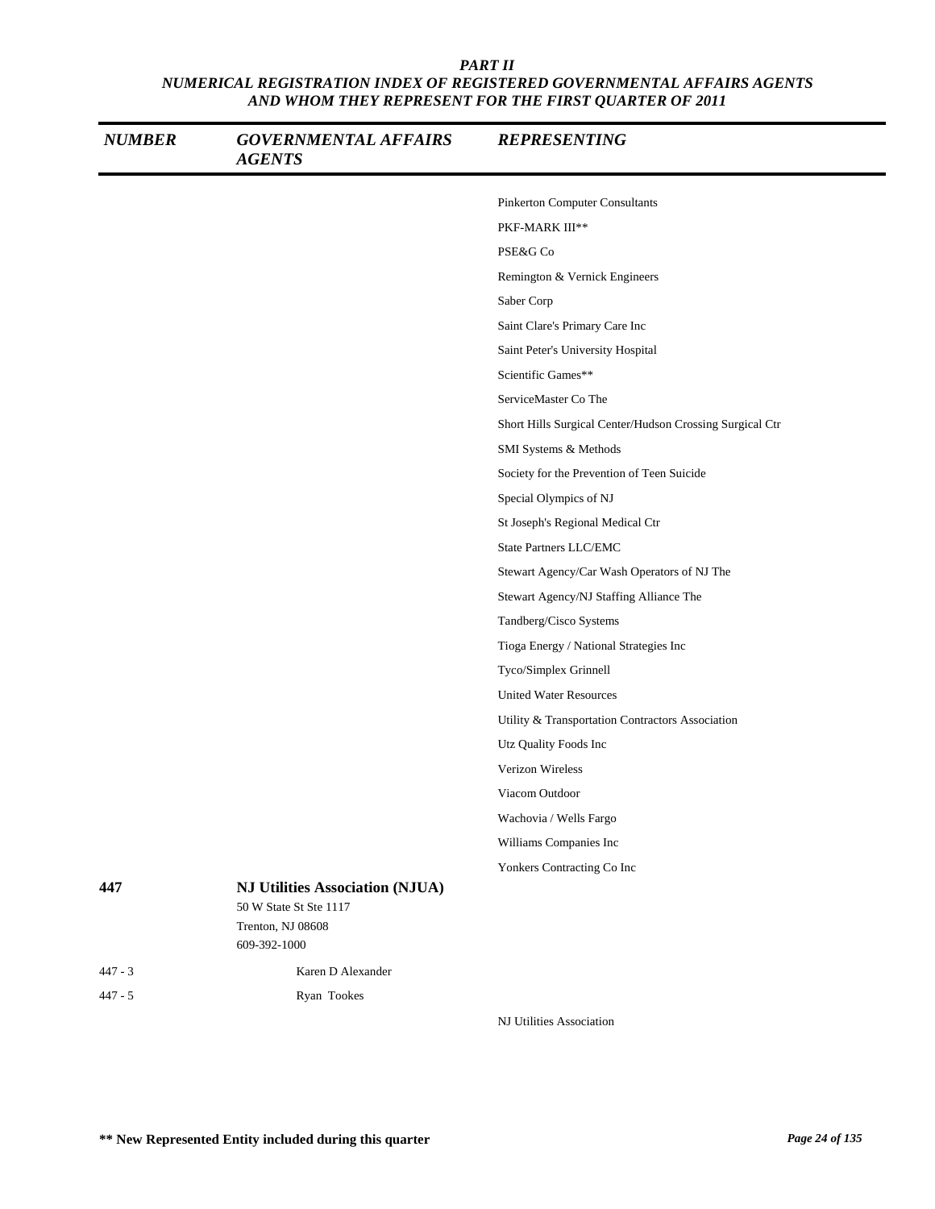## PART II
## NUMERICAL REGISTRATION INDEX OF REGISTERED GOVERNMENTAL AFFAIRS AGENTS AND WHOM THEY REPRESENT FOR THE FIRST QUARTER OF 2011

| NUMBER | GOVERNMENTAL AFFAIRS AGENTS | REPRESENTING |
|---|---|---|
| | | Pinkerton Computer Consultants |
| | | PKF-MARK III** |
| | | PSE&G Co |
| | | Remington & Vernick Engineers |
| | | Saber Corp |
| | | Saint Clare's Primary Care Inc |
| | | Saint Peter's University Hospital |
| | | Scientific Games** |
| | | ServiceMaster Co The |
| | | Short Hills Surgical Center/Hudson Crossing Surgical Ctr |
| | | SMI Systems & Methods |
| | | Society for the Prevention of Teen Suicide |
| | | Special Olympics of NJ |
| | | St Joseph's Regional Medical Ctr |
| | | State Partners LLC/EMC |
| | | Stewart Agency/Car Wash Operators of NJ The |
| | | Stewart Agency/NJ Staffing Alliance The |
| | | Tandberg/Cisco Systems |
| | | Tioga Energy / National Strategies Inc |
| | | Tyco/Simplex Grinnell |
| | | United Water Resources |
| | | Utility & Transportation Contractors Association |
| | | Utz Quality Foods Inc |
| | | Verizon Wireless |
| | | Viacom Outdoor |
| | | Wachovia / Wells Fargo |
| | | Williams Companies Inc |
| | | Yonkers Contracting Co Inc |
| **447** | **NJ Utilities Association (NJUA)**<br>50 W State St Ste 1117<br>Trenton, NJ 08608<br>609-392-1000 | |
| 447 - 3 | Karen D Alexander | |
| 447 - 5 | Ryan Tookes | |
| | | NJ Utilities Association |

**** New Represented Entity included during this quarter**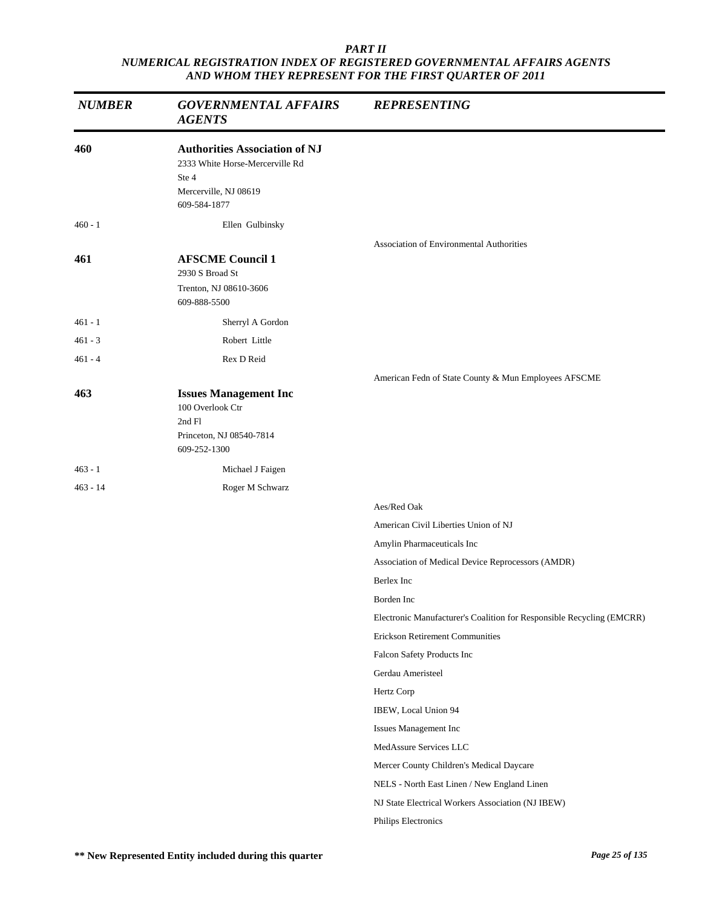## PART II
## NUMERICAL REGISTRATION INDEX OF REGISTERED GOVERNMENTAL AFFAIRS AGENTS AND WHOM THEY REPRESENT FOR THE FIRST QUARTER OF 2011

| NUMBER | GOVERNMENTAL AFFAIRS AGENTS | REPRESENTING |
|---|---|---|
| **460** | **Authorities Association of NJ**<br>2333 White Horse-Mercerville Rd<br>Ste 4<br>Mercerville, NJ 08619<br>609-584-1877 | |
| 460 - 1 | Ellen Gulbinsky | |
| | | Association of Environmental Authorities |
| **461** | **AFSCME Council 1**<br>2930 S Broad St<br>Trenton, NJ 08610-3606<br>609-888-5500 | |
| 461 - 1 | Sherryl A Gordon | |
| 461 - 3 | Robert Little | |
| 461 - 4 | Rex D Reid | |
| | | American Fedn of State County & Mun Employees AFSCME |
| **463** | **Issues Management Inc**<br>100 Overlook Ctr<br>2nd Fl<br>Princeton, NJ 08540-7814<br>609-252-1300 | |
| 463 - 1 | Michael J Faigen | |
| 463 - 14 | Roger M Schwarz | |
| | | Aes/Red Oak |
| | | American Civil Liberties Union of NJ |
| | | Amylin Pharmaceuticals Inc |
| | | Association of Medical Device Reprocessors (AMDR) |
| | | Berlex Inc |
| | | Borden Inc |
| | | Electronic Manufacturer's Coalition for Responsible Recycling (EMCRR) |
| | | Erickson Retirement Communities |
| | | Falcon Safety Products Inc |
| | | Gerdau Ameristeel |
| | | Hertz Corp |
| | | IBEW, Local Union 94 |
| | | Issues Management Inc |
| | | MedAssure Services LLC |
| | | Mercer County Children's Medical Daycare |
| | | NELS - North East Linen / New England Linen |
| | | NJ State Electrical Workers Association (NJ IBEW) |
| | | Philips Electronics |

**** New Represented Entity included during this quarter**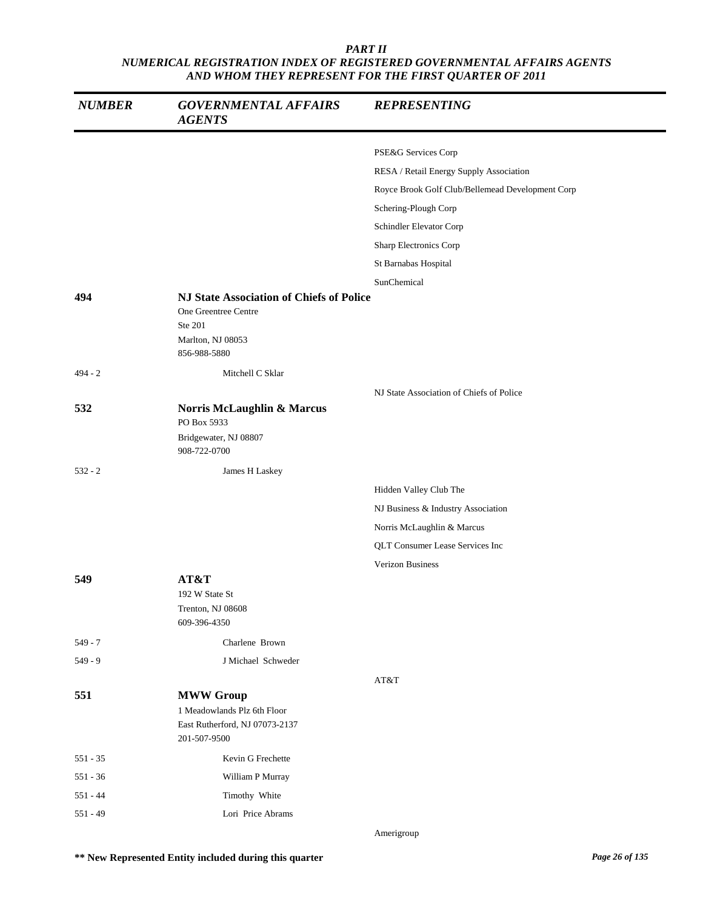*PART II*
*NUMERICAL REGISTRATION INDEX OF REGISTERED GOVERNMENTAL AFFAIRS AGENTS AND WHOM THEY REPRESENT FOR THE FIRST QUARTER OF 2011*

| NUMBER | GOVERNMENTAL AFFAIRS AGENTS | REPRESENTING |
|---|---|---|
| | | PSE&G Services Corp |
| | | RESA / Retail Energy Supply Association |
| | | Royce Brook Golf Club/Bellemead Development Corp |
| | | Schering-Plough Corp |
| | | Schindler Elevator Corp |
| | | Sharp Electronics Corp |
| | | St Barnabas Hospital |
| | | SunChemical |
| **494** | **NJ State Association of Chiefs of Police**<br>One Greentree Centre<br>Ste 201<br>Marlton, NJ 08053<br>856-988-5880 | |
| 494 - 2 | Mitchell C Sklar | |
| | | NJ State Association of Chiefs of Police |
| **532** | **Norris McLaughlin & Marcus**<br>PO Box 5933<br>Bridgewater, NJ 08807<br>908-722-0700 | |
| 532 - 2 | James H Laskey | |
| | | Hidden Valley Club The |
| | | NJ Business & Industry Association |
| | | Norris McLaughlin & Marcus |
| | | QLT Consumer Lease Services Inc |
| | | Verizon Business |
| **549** | **AT&T**<br>192 W State St<br>Trenton, NJ 08608<br>609-396-4350 | |
| 549 - 7 | Charlene Brown | |
| 549 - 9 | J Michael Schweder | |
| | | AT&T |
| **551** | **MWW Group**<br>1 Meadowlands Plz 6th Floor<br>East Rutherford, NJ 07073-2137<br>201-507-9500 | |
| 551 - 35 | Kevin G Frechette | |
| 551 - 36 | William P Murray | |
| 551 - 44 | Timothy White | |
| 551 - 49 | Lori Price Abrams | |
| | | Amerigroup |

**\*\* New Represented Entity included during this quarter**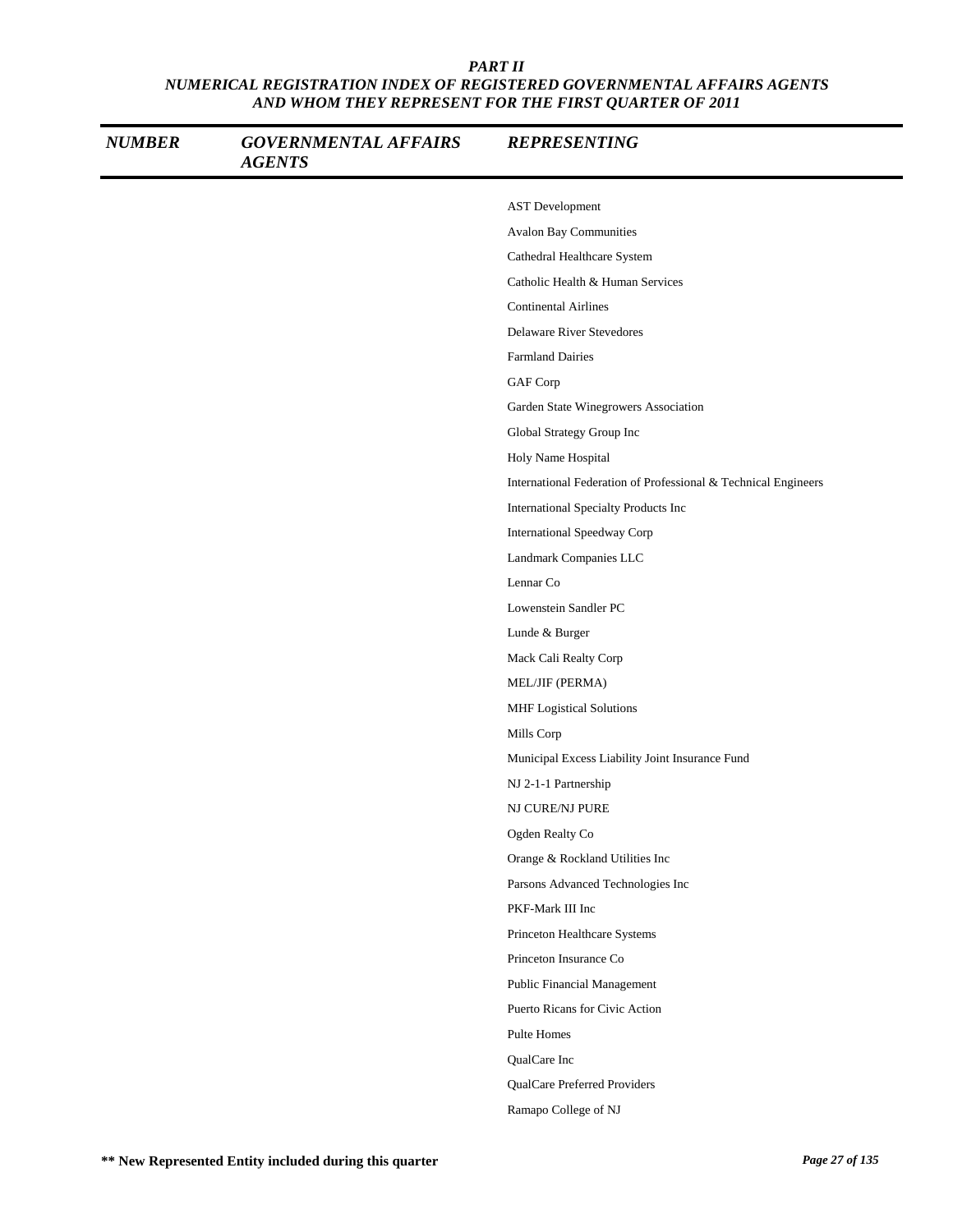# PART II
## NUMERICAL REGISTRATION INDEX OF REGISTERED GOVERNMENTAL AFFAIRS AGENTS AND WHOM THEY REPRESENT FOR THE FIRST QUARTER OF 2011

| NUMBER | GOVERNMENTAL AFFAIRS AGENTS | REPRESENTING |
|---|---|---|
| | | AST Development |
| | | Avalon Bay Communities |
| | | Cathedral Healthcare System |
| | | Catholic Health & Human Services |
| | | Continental Airlines |
| | | Delaware River Stevedores |
| | | Farmland Dairies |
| | | GAF Corp |
| | | Garden State Winegrowers Association |
| | | Global Strategy Group Inc |
| | | Holy Name Hospital |
| | | International Federation of Professional & Technical Engineers |
| | | International Specialty Products Inc |
| | | International Speedway Corp |
| | | Landmark Companies LLC |
| | | Lennar Co |
| | | Lowenstein Sandler PC |
| | | Lunde & Burger |
| | | Mack Cali Realty Corp |
| | | MEL/JIF (PERMA) |
| | | MHF Logistical Solutions |
| | | Mills Corp |
| | | Municipal Excess Liability Joint Insurance Fund |
| | | NJ 2-1-1 Partnership |
| | | NJ CURE/NJ PURE |
| | | Ogden Realty Co |
| | | Orange & Rockland Utilities Inc |
| | | Parsons Advanced Technologies Inc |
| | | PKF-Mark III Inc |
| | | Princeton Healthcare Systems |
| | | Princeton Insurance Co |
| | | Public Financial Management |
| | | Puerto Ricans for Civic Action |
| | | Pulte Homes |
| | | QualCare Inc |
| | | QualCare Preferred Providers |
| | | Ramapo College of NJ |

**** New Represented Entity included during this quarter**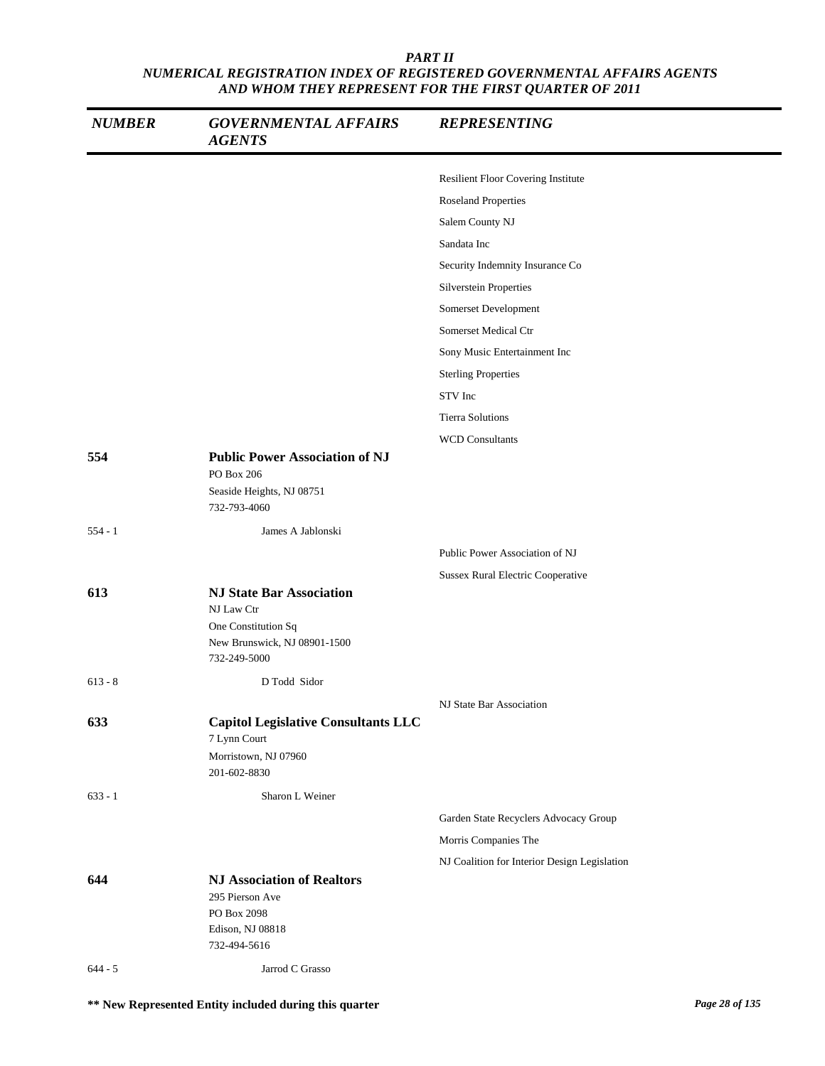**PART II**
***NUMERICAL REGISTRATION INDEX OF REGISTERED GOVERNMENTAL AFFAIRS AGENTS AND WHOM THEY REPRESENT FOR THE FIRST QUARTER OF 2011***

| *NUMBER* | *GOVERNMENTAL AFFAIRS AGENTS* | *REPRESENTING* |
|---|---|---|
| | | Resilient Floor Covering Institute |
| | | Roseland Properties |
| | | Salem County NJ |
| | | Sandata Inc |
| | | Security Indemnity Insurance Co |
| | | Silverstein Properties |
| | | Somerset Development |
| | | Somerset Medical Ctr |
| | | Sony Music Entertainment Inc |
| | | Sterling Properties |
| | | STV Inc |
| | | Tierra Solutions |
| | | WCD Consultants |
| **554** | **Public Power Association of NJ**<br>PO Box 206<br>Seaside Heights, NJ 08751<br>732-793-4060 | |
| 554 - 1 | James A Jablonski | |
| | | Public Power Association of NJ |
| | | Sussex Rural Electric Cooperative |
| **613** | **NJ State Bar Association**<br>NJ Law Ctr<br>One Constitution Sq<br>New Brunswick, NJ 08901-1500<br>732-249-5000 | |
| 613 - 8 | D Todd Sidor | |
| | | NJ State Bar Association |
| **633** | **Capitol Legislative Consultants LLC**<br>7 Lynn Court<br>Morristown, NJ 07960<br>201-602-8830 | |
| 633 - 1 | Sharon L Weiner | |
| | | Garden State Recyclers Advocacy Group |
| | | Morris Companies The |
| | | NJ Coalition for Interior Design Legislation |
| **644** | **NJ Association of Realtors**<br>295 Pierson Ave<br>PO Box 2098<br>Edison, NJ 08818<br>732-494-5616 | |
| 644 - 5 | Jarrod C Grasso | |

**\*\* New Represented Entity included during this quarter**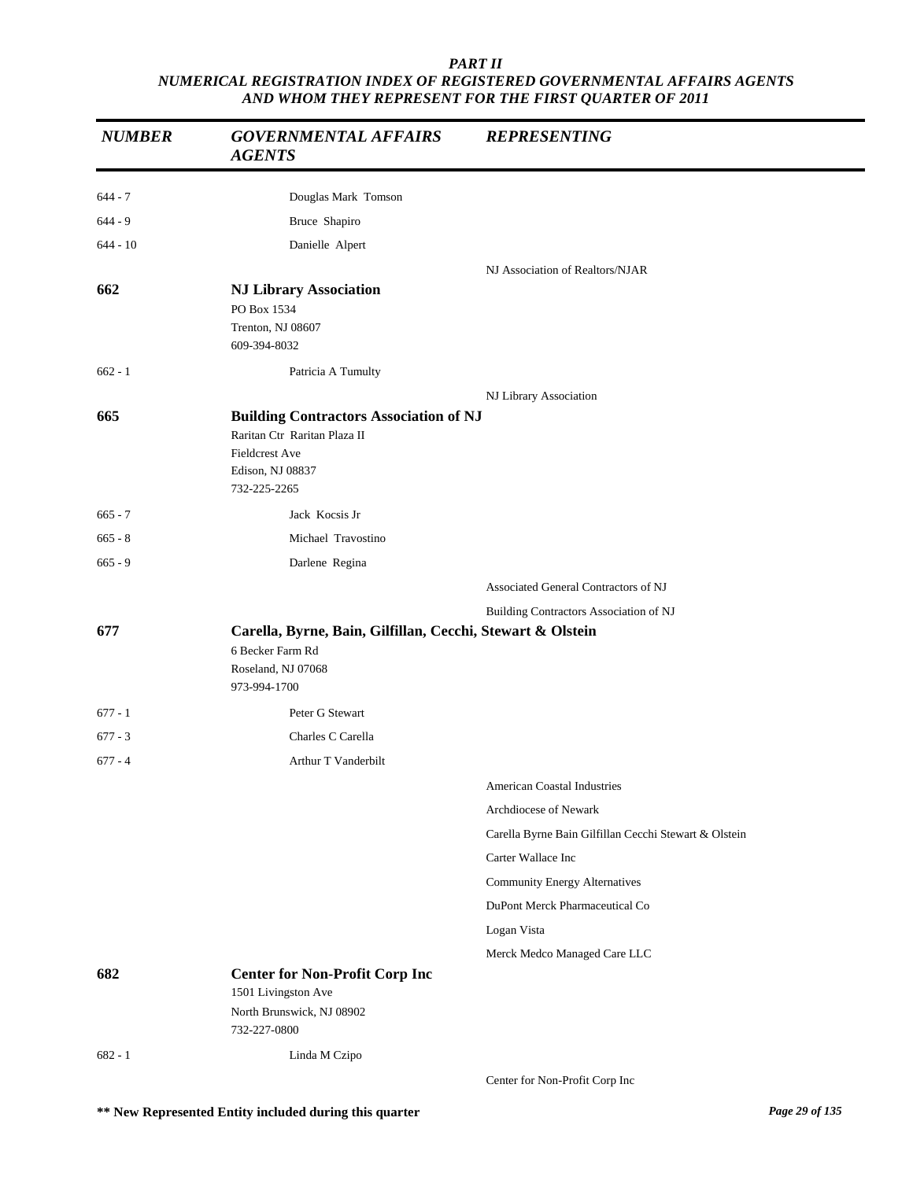*PART II*
*NUMERICAL REGISTRATION INDEX OF REGISTERED GOVERNMENTAL AFFAIRS AGENTS AND WHOM THEY REPRESENT FOR THE FIRST QUARTER OF 2011*

| *NUMBER* | *GOVERNMENTAL AFFAIRS AGENTS* | *REPRESENTING* |
|---|---|---|
| 644 - 7 | Douglas Mark Tomson | |
| 644 - 9 | Bruce Shapiro | |
| 644 - 10 | Danielle Alpert | |
| | | NJ Association of Realtors/NJAR |
| **662** | **NJ Library Association**<br>PO Box 1534<br>Trenton, NJ 08607<br>609-394-8032 | |
| 662 - 1 | Patricia A Tumulty | |
| | | NJ Library Association |
| **665** | **Building Contractors Association of NJ**<br>Raritan Ctr Raritan Plaza II<br>Fieldcrest Ave<br>Edison, NJ 08837<br>732-225-2265 | |
| 665 - 7 | Jack Kocsis Jr | |
| 665 - 8 | Michael Travostino | |
| 665 - 9 | Darlene Regina | |
| | | Associated General Contractors of NJ |
| | | Building Contractors Association of NJ |
| **677** | **Carella, Byrne, Bain, Gilfillan, Cecchi, Stewart & Olstein**<br>6 Becker Farm Rd<br>Roseland, NJ 07068<br>973-994-1700 | |
| 677 - 1 | Peter G Stewart | |
| 677 - 3 | Charles C Carella | |
| 677 - 4 | Arthur T Vanderbilt | |
| | | American Coastal Industries |
| | | Archdiocese of Newark |
| | | Carella Byrne Bain Gilfillan Cecchi Stewart & Olstein |
| | | Carter Wallace Inc |
| | | Community Energy Alternatives |
| | | DuPont Merck Pharmaceutical Co |
| | | Logan Vista |
| | | Merck Medco Managed Care LLC |
| **682** | **Center for Non-Profit Corp Inc**<br>1501 Livingston Ave<br>North Brunswick, NJ 08902<br>732-227-0800 | |
| 682 - 1 | Linda M Czipo | |
| | | Center for Non-Profit Corp Inc |

**** New Represented Entity included during this quarter**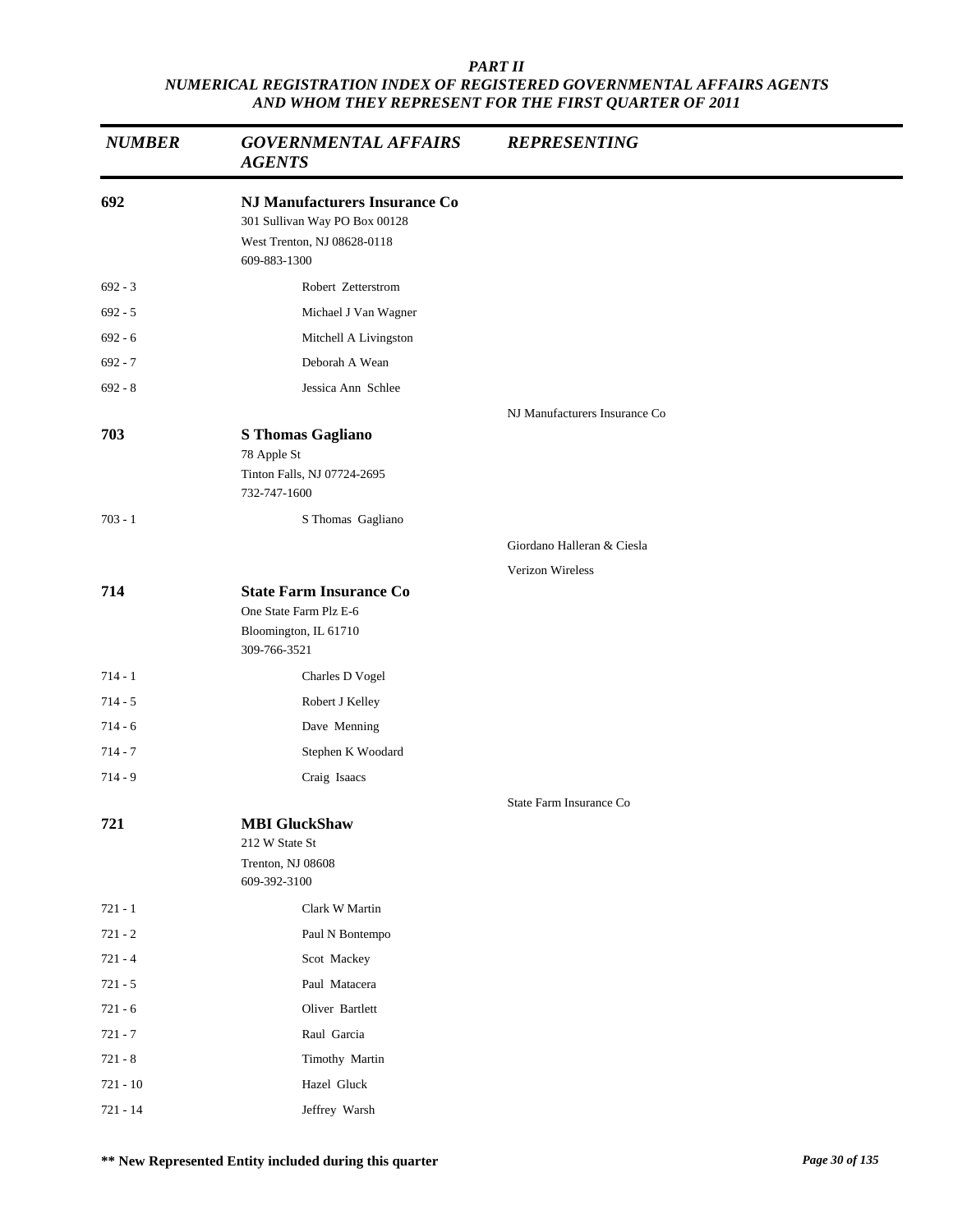*PART II*
*NUMERICAL REGISTRATION INDEX OF REGISTERED GOVERNMENTAL AFFAIRS AGENTS AND WHOM THEY REPRESENT FOR THE FIRST QUARTER OF 2011*

| *NUMBER* | *GOVERNMENTAL AFFAIRS AGENTS* | *REPRESENTING* |
|---|---|---|
| **692** | **NJ Manufacturers Insurance Co**<br>301 Sullivan Way PO Box 00128<br>West Trenton, NJ 08628-0118<br>609-883-1300 | |
| 692 - 3 | Robert Zetterstrom | |
| 692 - 5 | Michael J Van Wagner | |
| 692 - 6 | Mitchell A Livingston | |
| 692 - 7 | Deborah A Wean | |
| 692 - 8 | Jessica Ann Schlee | |
| | | NJ Manufacturers Insurance Co |
| **703** | **S Thomas Gagliano**<br>78 Apple St<br>Tinton Falls, NJ 07724-2695<br>732-747-1600 | |
| 703 - 1 | S Thomas Gagliano | |
| | | Giordano Halleran & Ciesla |
| | | Verizon Wireless |
| **714** | **State Farm Insurance Co**<br>One State Farm Plz E-6<br>Bloomington, IL 61710<br>309-766-3521 | |
| 714 - 1 | Charles D Vogel | |
| 714 - 5 | Robert J Kelley | |
| 714 - 6 | Dave Menning | |
| 714 - 7 | Stephen K Woodard | |
| 714 - 9 | Craig Isaacs | |
| | | State Farm Insurance Co |
| **721** | **MBI GluckShaw**<br>212 W State St<br>Trenton, NJ 08608<br>609-392-3100 | |
| 721 - 1 | Clark W Martin | |
| 721 - 2 | Paul N Bontempo | |
| 721 - 4 | Scot Mackey | |
| 721 - 5 | Paul Matacera | |
| 721 - 6 | Oliver Bartlett | |
| 721 - 7 | Raul Garcia | |
| 721 - 8 | Timothy Martin | |
| 721 - 10 | Hazel Gluck | |
| 721 - 14 | Jeffrey Warsh | |

**\*\* New Represented Entity included during this quarter**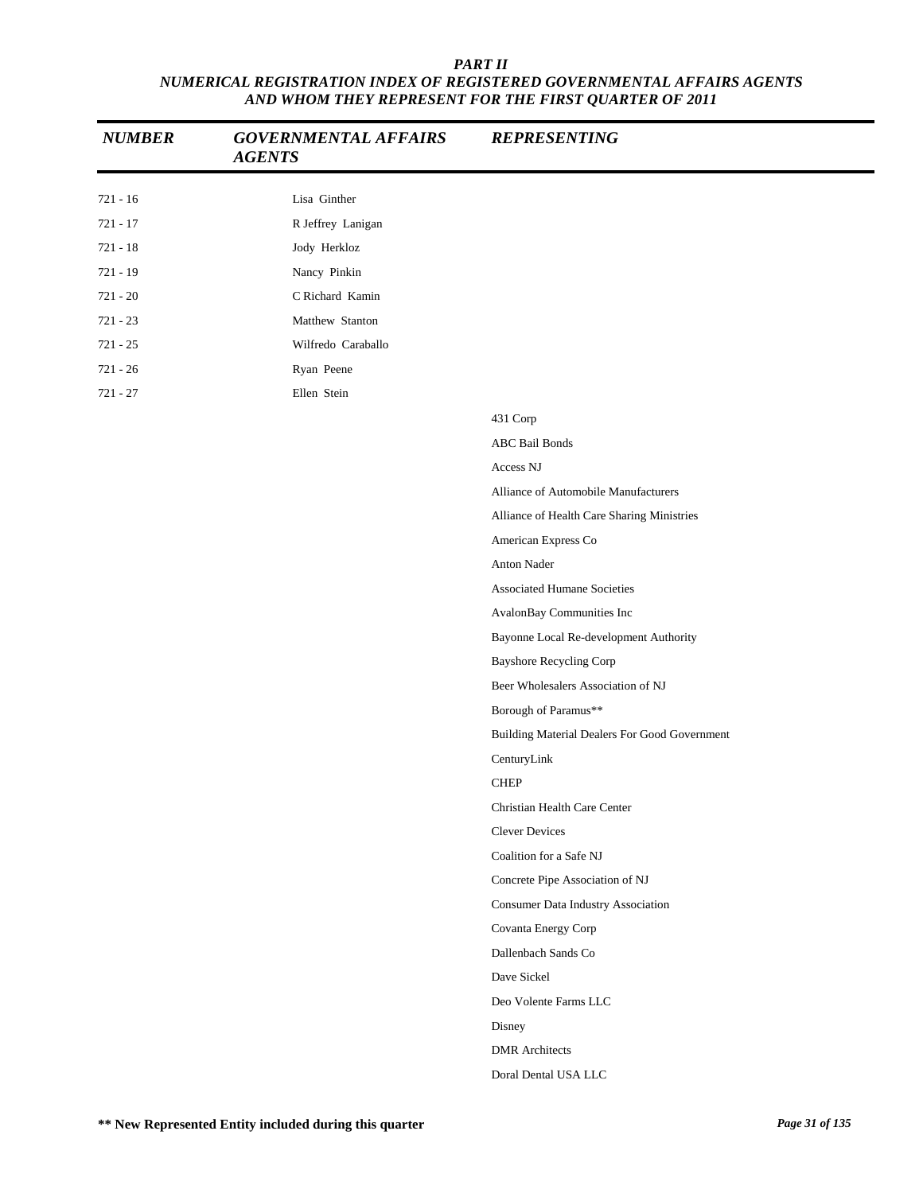*PART II*

*NUMERICAL REGISTRATION INDEX OF REGISTERED GOVERNMENTAL AFFAIRS AGENTS AND WHOM THEY REPRESENT FOR THE FIRST QUARTER OF 2011*

| NUMBER | GOVERNMENTAL AFFAIRS AGENTS | REPRESENTING |
|---|---|---|
| 721 - 16 | Lisa Ginther | |
| 721 - 17 | R Jeffrey Lanigan | |
| 721 - 18 | Jody Herkloz | |
| 721 - 19 | Nancy Pinkin | |
| 721 - 20 | C Richard Kamin | |
| 721 - 23 | Matthew Stanton | |
| 721 - 25 | Wilfredo Caraballo | |
| 721 - 26 | Ryan Peene | |
| 721 - 27 | Ellen Stein | |
| | | 431 Corp |
| | | ABC Bail Bonds |
| | | Access NJ |
| | | Alliance of Automobile Manufacturers |
| | | Alliance of Health Care Sharing Ministries |
| | | American Express Co |
| | | Anton Nader |
| | | Associated Humane Societies |
| | | AvalonBay Communities Inc |
| | | Bayonne Local Re-development Authority |
| | | Bayshore Recycling Corp |
| | | Beer Wholesalers Association of NJ |
| | | Borough of Paramus** |
| | | Building Material Dealers For Good Government |
| | | CenturyLink |
| | | CHEP |
| | | Christian Health Care Center |
| | | Clever Devices |
| | | Coalition for a Safe NJ |
| | | Concrete Pipe Association of NJ |
| | | Consumer Data Industry Association |
| | | Covanta Energy Corp |
| | | Dallenbach Sands Co |
| | | Dave Sickel |
| | | Deo Volente Farms LLC |
| | | Disney |
| | | DMR Architects |
| | | Doral Dental USA LLC |

**** New Represented Entity included during this quarter**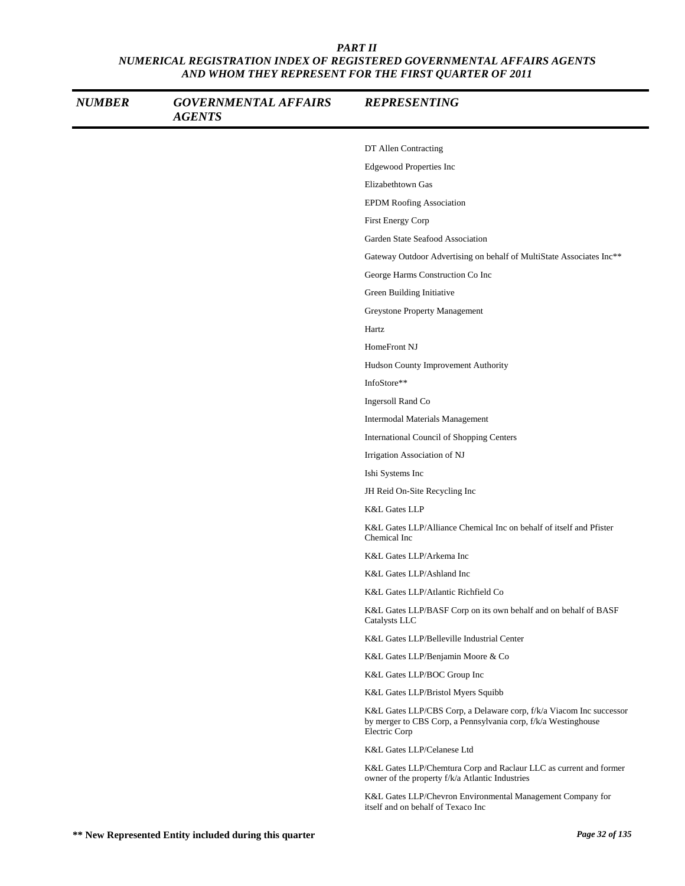### *PART II*
### *NUMERICAL REGISTRATION INDEX OF REGISTERED GOVERNMENTAL AFFAIRS AGENTS AND WHOM THEY REPRESENT FOR THE FIRST QUARTER OF 2011*

| *NUMBER* | *GOVERNMENTAL AFFAIRS AGENTS* | *REPRESENTING* |
|---|---|---|
| | | DT Allen Contracting |
| | | Edgewood Properties Inc |
| | | Elizabethtown Gas |
| | | EPDM Roofing Association |
| | | First Energy Corp |
| | | Garden State Seafood Association |
| | | Gateway Outdoor Advertising on behalf of MultiState Associates Inc** |
| | | George Harms Construction Co Inc |
| | | Green Building Initiative |
| | | Greystone Property Management |
| | | Hartz |
| | | HomeFront NJ |
| | | Hudson County Improvement Authority |
| | | InfoStore** |
| | | Ingersoll Rand Co |
| | | Intermodal Materials Management |
| | | International Council of Shopping Centers |
| | | Irrigation Association of NJ |
| | | Ishi Systems Inc |
| | | JH Reid On-Site Recycling Inc |
| | | K&L Gates LLP |
| | | K&L Gates LLP/Alliance Chemical Inc on behalf of itself and Pfister Chemical Inc |
| | | K&L Gates LLP/Arkema Inc |
| | | K&L Gates LLP/Ashland Inc |
| | | K&L Gates LLP/Atlantic Richfield Co |
| | | K&L Gates LLP/BASF Corp on its own behalf and on behalf of BASF Catalysts LLC |
| | | K&L Gates LLP/Belleville Industrial Center |
| | | K&L Gates LLP/Benjamin Moore & Co |
| | | K&L Gates LLP/BOC Group Inc |
| | | K&L Gates LLP/Bristol Myers Squibb |
| | | K&L Gates LLP/CBS Corp, a Delaware corp, f/k/a Viacom Inc successor by merger to CBS Corp, a Pennsylvania corp, f/k/a Westinghouse Electric Corp |
| | | K&L Gates LLP/Celanese Ltd |
| | | K&L Gates LLP/Chemtura Corp and Raclaur LLC as current and former owner of the property f/k/a Atlantic Industries |
| | | K&L Gates LLP/Chevron Environmental Management Company for itself and on behalf of Texaco Inc |

**** New Represented Entity included during this quarter**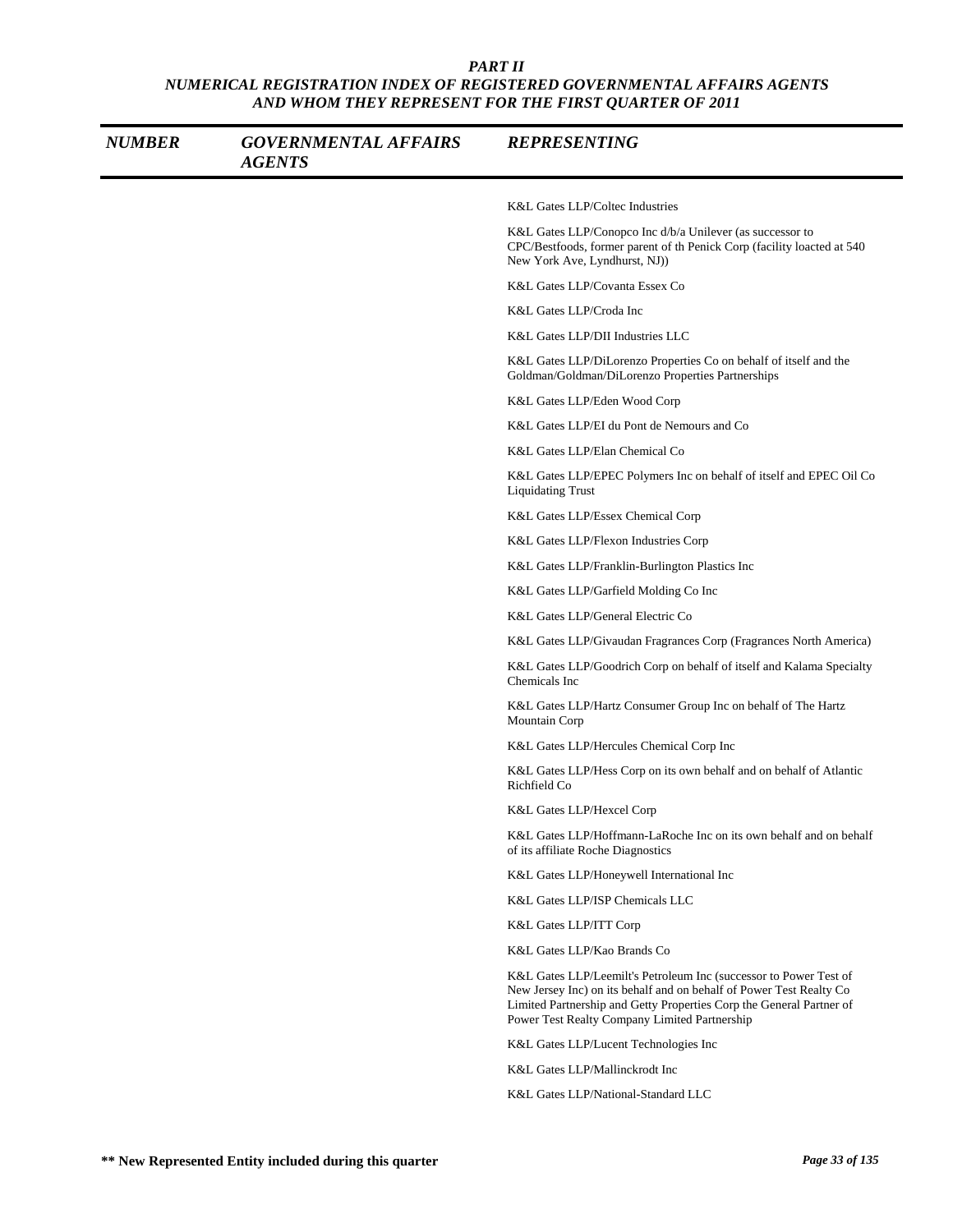***PART II***
***NUMERICAL REGISTRATION INDEX OF REGISTERED GOVERNMENTAL AFFAIRS AGENTS AND WHOM THEY REPRESENT FOR THE FIRST QUARTER OF 2011***

| *NUMBER* | *GOVERNMENTAL AFFAIRS AGENTS* | *REPRESENTING* |
|---|---|---|
| | | K&L Gates LLP/Coltec Industries |
| | | K&L Gates LLP/Conopco Inc d/b/a Unilever (as successor to CPC/Bestfoods, former parent of th Penick Corp (facility loacted at 540 New York Ave, Lyndhurst, NJ)) |
| | | K&L Gates LLP/Covanta Essex Co |
| | | K&L Gates LLP/Croda Inc |
| | | K&L Gates LLP/DII Industries LLC |
| | | K&L Gates LLP/DiLorenzo Properties Co on behalf of itself and the Goldman/Goldman/DiLorenzo Properties Partnerships |
| | | K&L Gates LLP/Eden Wood Corp |
| | | K&L Gates LLP/EI du Pont de Nemours and Co |
| | | K&L Gates LLP/Elan Chemical Co |
| | | K&L Gates LLP/EPEC Polymers Inc on behalf of itself and EPEC Oil Co Liquidating Trust |
| | | K&L Gates LLP/Essex Chemical Corp |
| | | K&L Gates LLP/Flexon Industries Corp |
| | | K&L Gates LLP/Franklin-Burlington Plastics Inc |
| | | K&L Gates LLP/Garfield Molding Co Inc |
| | | K&L Gates LLP/General Electric Co |
| | | K&L Gates LLP/Givaudan Fragrances Corp (Fragrances North America) |
| | | K&L Gates LLP/Goodrich Corp on behalf of itself and Kalama Specialty Chemicals Inc |
| | | K&L Gates LLP/Hartz Consumer Group Inc on behalf of The Hartz Mountain Corp |
| | | K&L Gates LLP/Hercules Chemical Corp Inc |
| | | K&L Gates LLP/Hess Corp on its own behalf and on behalf of Atlantic Richfield Co |
| | | K&L Gates LLP/Hexcel Corp |
| | | K&L Gates LLP/Hoffmann-LaRoche Inc on its own behalf and on behalf of its affiliate Roche Diagnostics |
| | | K&L Gates LLP/Honeywell International Inc |
| | | K&L Gates LLP/ISP Chemicals LLC |
| | | K&L Gates LLP/ITT Corp |
| | | K&L Gates LLP/Kao Brands Co |
| | | K&L Gates LLP/Leemilt's Petroleum Inc (successor to Power Test of New Jersey Inc) on its behalf and on behalf of Power Test Realty Co Limited Partnership and Getty Properties Corp the General Partner of Power Test Realty Company Limited Partnership |
| | | K&L Gates LLP/Lucent Technologies Inc |
| | | K&L Gates LLP/Mallinckrodt Inc |
| | | K&L Gates LLP/National-Standard LLC |

**** New Represented Entity included during this quarter**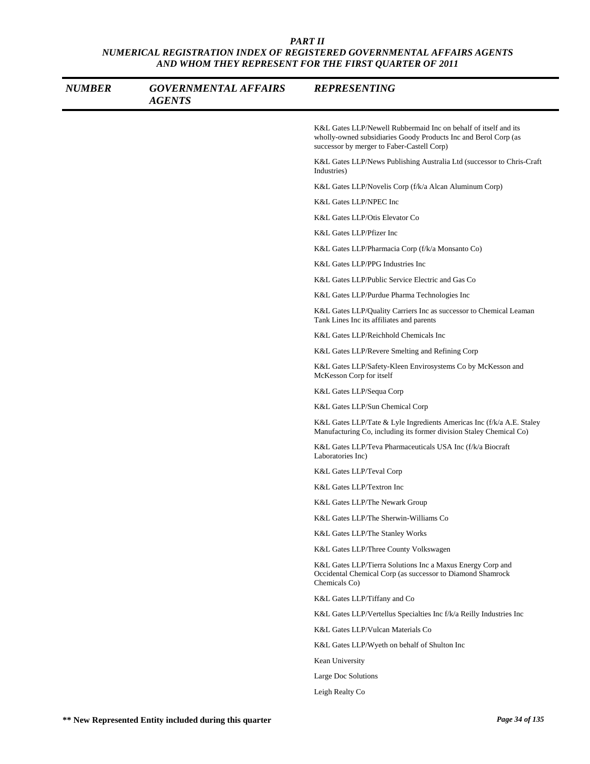# PART II
## NUMERICAL REGISTRATION INDEX OF REGISTERED GOVERNMENTAL AFFAIRS AGENTS AND WHOM THEY REPRESENT FOR THE FIRST QUARTER OF 2011

| NUMBER | GOVERNMENTAL AFFAIRS AGENTS | REPRESENTING |
|---|---|---|
| | | K&L Gates LLP/Newell Rubbermaid Inc on behalf of itself and its wholly-owned subsidiaries Goody Products Inc and Berol Corp (as successor by merger to Faber-Castell Corp) |
| | | K&L Gates LLP/News Publishing Australia Ltd (successor to Chris-Craft Industries) |
| | | K&L Gates LLP/Novelis Corp (f/k/a Alcan Aluminum Corp) |
| | | K&L Gates LLP/NPEC Inc |
| | | K&L Gates LLP/Otis Elevator Co |
| | | K&L Gates LLP/Pfizer Inc |
| | | K&L Gates LLP/Pharmacia Corp (f/k/a Monsanto Co) |
| | | K&L Gates LLP/PPG Industries Inc |
| | | K&L Gates LLP/Public Service Electric and Gas Co |
| | | K&L Gates LLP/Purdue Pharma Technologies Inc |
| | | K&L Gates LLP/Quality Carriers Inc as successor to Chemical Leaman Tank Lines Inc its affiliates and parents |
| | | K&L Gates LLP/Reichhold Chemicals Inc |
| | | K&L Gates LLP/Revere Smelting and Refining Corp |
| | | K&L Gates LLP/Safety-Kleen Envirosystems Co by McKesson and McKesson Corp for itself |
| | | K&L Gates LLP/Sequa Corp |
| | | K&L Gates LLP/Sun Chemical Corp |
| | | K&L Gates LLP/Tate & Lyle Ingredients Americas Inc (f/k/a A.E. Staley Manufacturing Co, including its former division Staley Chemical Co) |
| | | K&L Gates LLP/Teva Pharmaceuticals USA Inc (f/k/a Biocraft Laboratories Inc) |
| | | K&L Gates LLP/Teval Corp |
| | | K&L Gates LLP/Textron Inc |
| | | K&L Gates LLP/The Newark Group |
| | | K&L Gates LLP/The Sherwin-Williams Co |
| | | K&L Gates LLP/The Stanley Works |
| | | K&L Gates LLP/Three County Volkswagen |
| | | K&L Gates LLP/Tierra Solutions Inc a Maxus Energy Corp and Occidental Chemical Corp (as successor to Diamond Shamrock Chemicals Co) |
| | | K&L Gates LLP/Tiffany and Co |
| | | K&L Gates LLP/Vertellus Specialties Inc f/k/a Reilly Industries Inc |
| | | K&L Gates LLP/Vulcan Materials Co |
| | | K&L Gates LLP/Wyeth on behalf of Shulton Inc |
| | | Kean University |
| | | Large Doc Solutions |
| | | Leigh Realty Co |

**** New Represented Entity included during this quarter**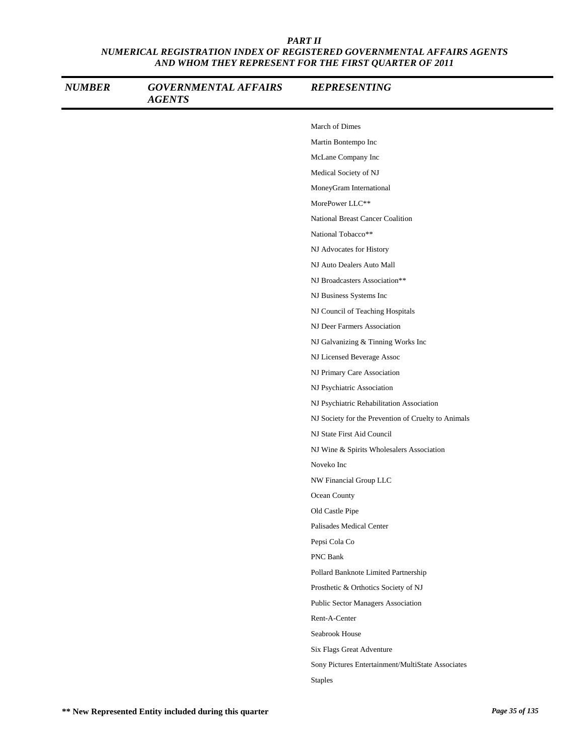**PART II**
**NUMERICAL REGISTRATION INDEX OF REGISTERED GOVERNMENTAL AFFAIRS AGENTS AND WHOM THEY REPRESENT FOR THE FIRST QUARTER OF 2011**

| NUMBER | GOVERNMENTAL AFFAIRS AGENTS | REPRESENTING |
|---|---|---|
| | | March of Dimes |
| | | Martin Bontempo Inc |
| | | McLane Company Inc |
| | | Medical Society of NJ |
| | | MoneyGram International |
| | | MorePower LLC** |
| | | National Breast Cancer Coalition |
| | | National Tobacco** |
| | | NJ Advocates for History |
| | | NJ Auto Dealers Auto Mall |
| | | NJ Broadcasters Association** |
| | | NJ Business Systems Inc |
| | | NJ Council of Teaching Hospitals |
| | | NJ Deer Farmers Association |
| | | NJ Galvanizing & Tinning Works Inc |
| | | NJ Licensed Beverage Assoc |
| | | NJ Primary Care Association |
| | | NJ Psychiatric Association |
| | | NJ Psychiatric Rehabilitation Association |
| | | NJ Society for the Prevention of Cruelty to Animals |
| | | NJ State First Aid Council |
| | | NJ Wine & Spirits Wholesalers Association |
| | | Noveko Inc |
| | | NW Financial Group LLC |
| | | Ocean County |
| | | Old Castle Pipe |
| | | Palisades Medical Center |
| | | Pepsi Cola Co |
| | | PNC Bank |
| | | Pollard Banknote Limited Partnership |
| | | Prosthetic & Orthotics Society of NJ |
| | | Public Sector Managers Association |
| | | Rent-A-Center |
| | | Seabrook House |
| | | Six Flags Great Adventure |
| | | Sony Pictures Entertainment/MultiState Associates |
| | | Staples |

**** New Represented Entity included during this quarter**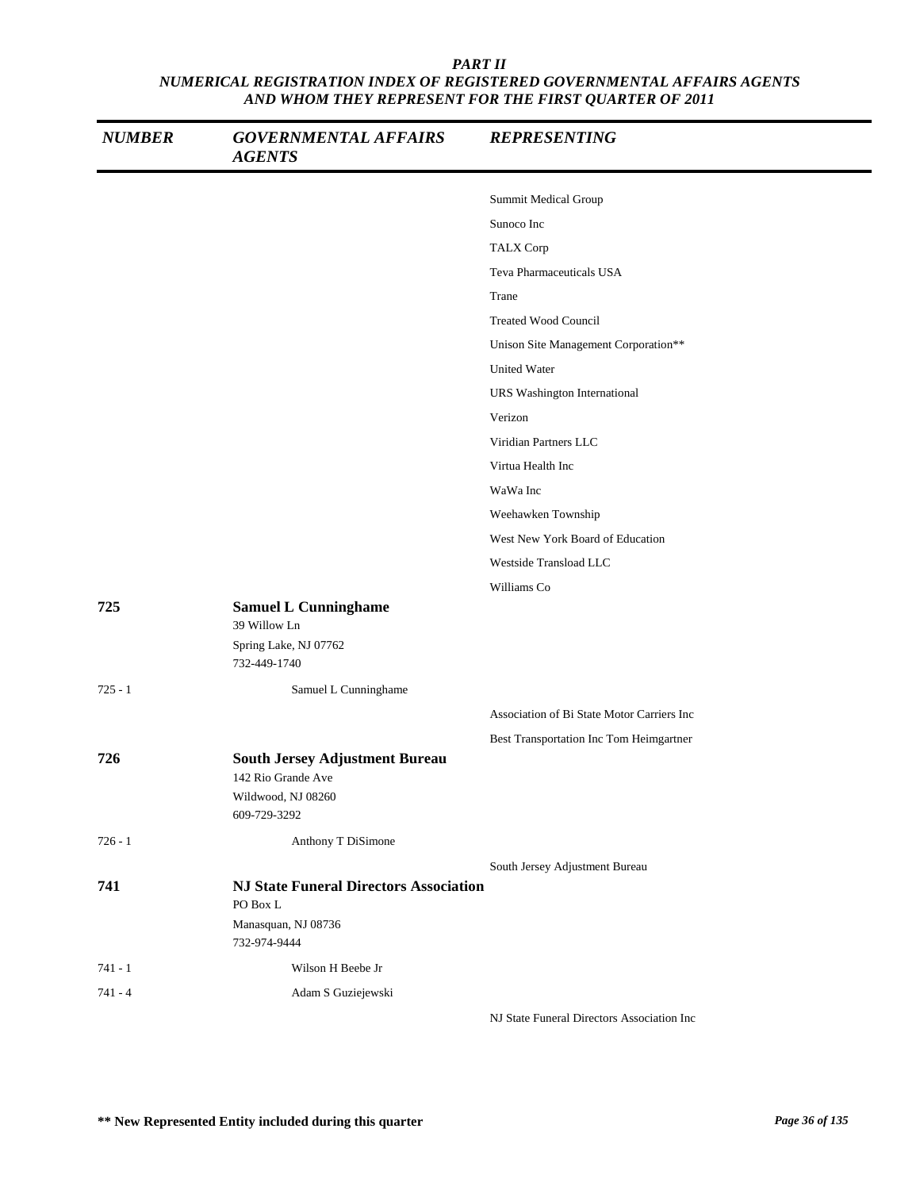*PART II*
*NUMERICAL REGISTRATION INDEX OF REGISTERED GOVERNMENTAL AFFAIRS AGENTS AND WHOM THEY REPRESENT FOR THE FIRST QUARTER OF 2011*

| NUMBER | GOVERNMENTAL AFFAIRS AGENTS | REPRESENTING |
|---|---|---|
| | | Summit Medical Group |
| | | Sunoco Inc |
| | | TALX Corp |
| | | Teva Pharmaceuticals USA |
| | | Trane |
| | | Treated Wood Council |
| | | Unison Site Management Corporation** |
| | | United Water |
| | | URS Washington International |
| | | Verizon |
| | | Viridian Partners LLC |
| | | Virtua Health Inc |
| | | WaWa Inc |
| | | Weehawken Township |
| | | West New York Board of Education |
| | | Westside Transload LLC |
| | | Williams Co |
| **725** | **Samuel L Cunninghame**<br>39 Willow Ln<br>Spring Lake, NJ 07762<br>732-449-1740 | |
| 725 - 1 | Samuel L Cunninghame | |
| | | Association of Bi State Motor Carriers Inc |
| | | Best Transportation Inc Tom Heimgartner |
| **726** | **South Jersey Adjustment Bureau**<br>142 Rio Grande Ave<br>Wildwood, NJ 08260<br>609-729-3292 | |
| 726 - 1 | Anthony T DiSimone | |
| | | South Jersey Adjustment Bureau |
| **741** | **NJ State Funeral Directors Association**<br>PO Box L<br>Manasquan, NJ 08736<br>732-974-9444 | |
| 741 - 1 | Wilson H Beebe Jr | |
| 741 - 4 | Adam S Guziejewski | |
| | | NJ State Funeral Directors Association Inc |

**** New Represented Entity included during this quarter**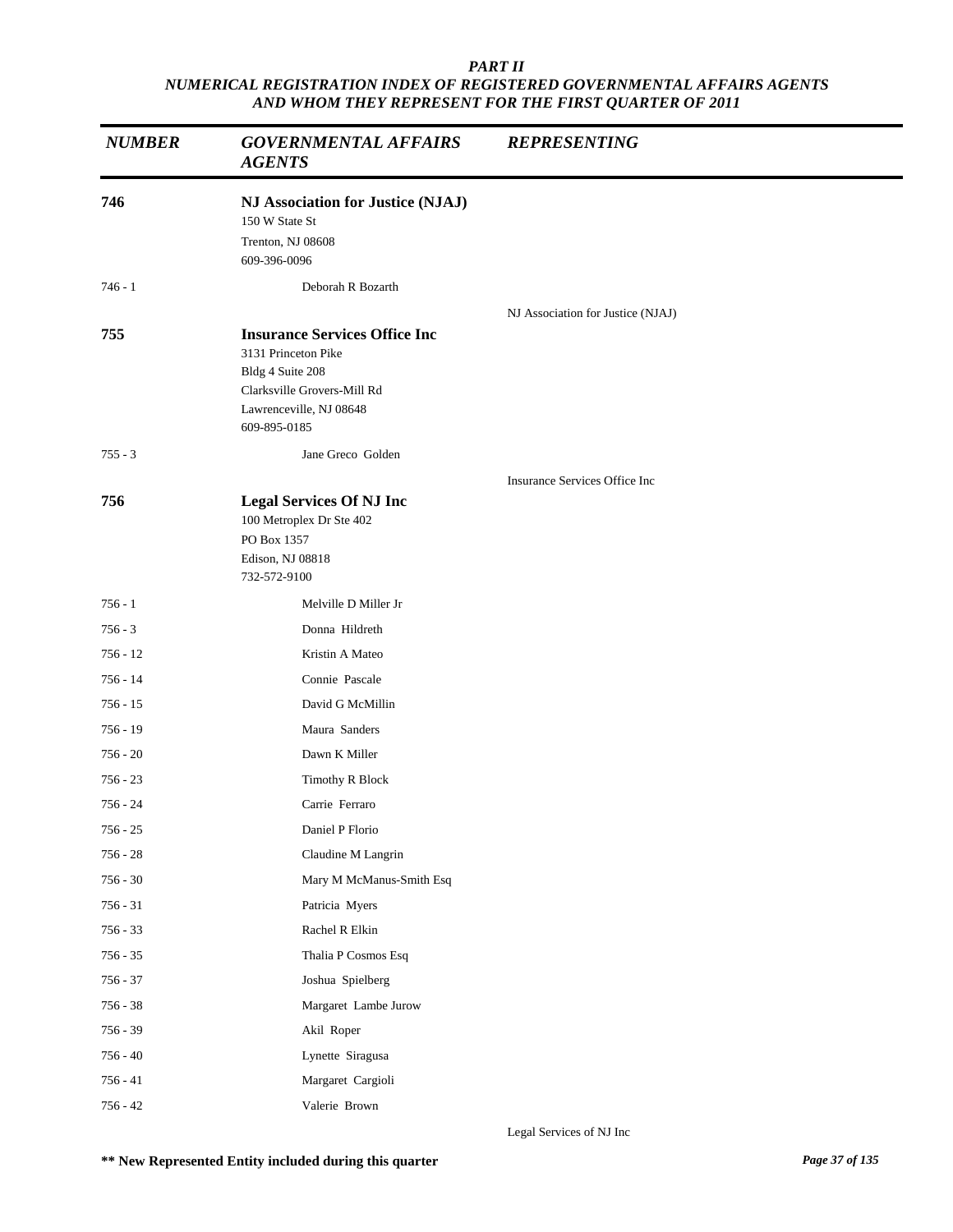# PART II
## NUMERICAL REGISTRATION INDEX OF REGISTERED GOVERNMENTAL AFFAIRS AGENTS AND WHOM THEY REPRESENT FOR THE FIRST QUARTER OF 2011

| NUMBER | GOVERNMENTAL AFFAIRS AGENTS | REPRESENTING |
|---|---|---|
| **746** | **NJ Association for Justice (NJAJ)**<br>150 W State St<br>Trenton, NJ 08608<br>609-396-0096 | |
| 746 - 1 | Deborah R Bozarth | |
| | | NJ Association for Justice (NJAJ) |
| **755** | **Insurance Services Office Inc**<br>3131 Princeton Pike<br>Bldg 4 Suite 208<br>Clarksville Grovers-Mill Rd<br>Lawrenceville, NJ 08648<br>609-895-0185 | |
| 755 - 3 | Jane Greco Golden | |
| | | Insurance Services Office Inc |
| **756** | **Legal Services Of NJ Inc**<br>100 Metroplex Dr Ste 402<br>PO Box 1357<br>Edison, NJ 08818<br>732-572-9100 | |
| 756 - 1 | Melville D Miller Jr | |
| 756 - 3 | Donna Hildreth | |
| 756 - 12 | Kristin A Mateo | |
| 756 - 14 | Connie Pascale | |
| 756 - 15 | David G McMillin | |
| 756 - 19 | Maura Sanders | |
| 756 - 20 | Dawn K Miller | |
| 756 - 23 | Timothy R Block | |
| 756 - 24 | Carrie Ferraro | |
| 756 - 25 | Daniel P Florio | |
| 756 - 28 | Claudine M Langrin | |
| 756 - 30 | Mary M McManus-Smith Esq | |
| 756 - 31 | Patricia Myers | |
| 756 - 33 | Rachel R Elkin | |
| 756 - 35 | Thalia P Cosmos Esq | |
| 756 - 37 | Joshua Spielberg | |
| 756 - 38 | Margaret Lambe Jurow | |
| 756 - 39 | Akil Roper | |
| 756 - 40 | Lynette Siragusa | |
| 756 - 41 | Margaret Cargioli | |
| 756 - 42 | Valerie Brown | |
| | | Legal Services of NJ Inc |

**\*\* New Represented Entity included during this quarter**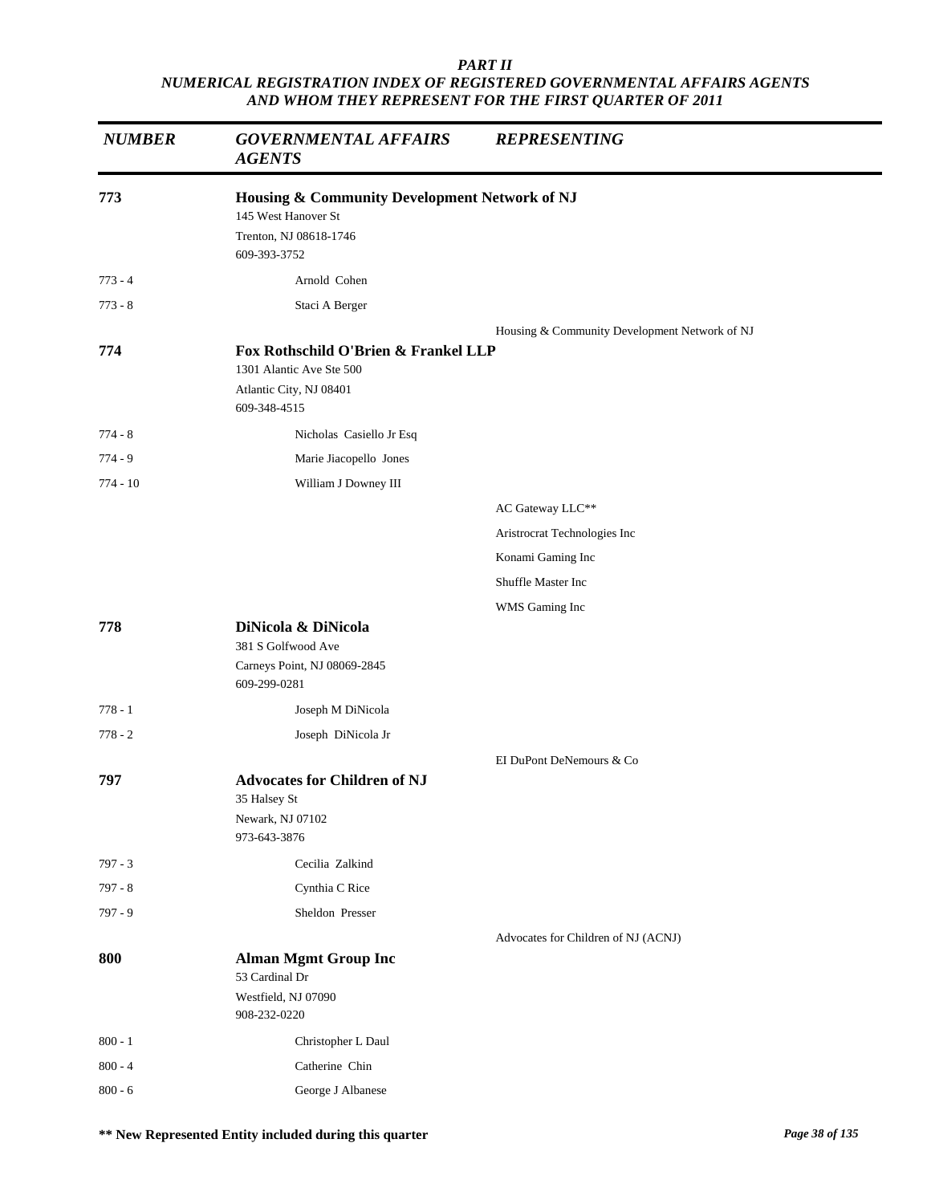**PART II**
**NUMERICAL REGISTRATION INDEX OF REGISTERED GOVERNMENTAL AFFAIRS AGENTS AND WHOM THEY REPRESENT FOR THE FIRST QUARTER OF 2011**

| NUMBER | GOVERNMENTAL AFFAIRS AGENTS | REPRESENTING |
|---|---|---|
| **773** | **Housing & Community Development Network of NJ**<br>145 West Hanover St<br>Trenton, NJ 08618-1746<br>609-393-3752 | |
| 773 - 4 | Arnold Cohen | |
| 773 - 8 | Staci A Berger | |
| | | Housing & Community Development Network of NJ |
| **774** | **Fox Rothschild O'Brien & Frankel LLP**<br>1301 Alantic Ave Ste 500<br>Atlantic City, NJ 08401<br>609-348-4515 | |
| 774 - 8 | Nicholas Casiello Jr Esq | |
| 774 - 9 | Marie Jiacopello Jones | |
| 774 - 10 | William J Downey III | |
| | | AC Gateway LLC** |
| | | Aristrocrat Technologies Inc |
| | | Konami Gaming Inc |
| | | Shuffle Master Inc |
| | | WMS Gaming Inc |
| **778** | **DiNicola & DiNicola**<br>381 S Golfwood Ave<br>Carneys Point, NJ 08069-2845<br>609-299-0281 | |
| 778 - 1 | Joseph M DiNicola | |
| 778 - 2 | Joseph DiNicola Jr | |
| | | EI DuPont DeNemours & Co |
| **797** | **Advocates for Children of NJ**<br>35 Halsey St<br>Newark, NJ 07102<br>973-643-3876 | |
| 797 - 3 | Cecilia Zalkind | |
| 797 - 8 | Cynthia C Rice | |
| 797 - 9 | Sheldon Presser | |
| | | Advocates for Children of NJ (ACNJ) |
| **800** | **Alman Mgmt Group Inc**<br>53 Cardinal Dr<br>Westfield, NJ 07090<br>908-232-0220 | |
| 800 - 1 | Christopher L Daul | |
| 800 - 4 | Catherine Chin | |
| 800 - 6 | George J Albanese | |

**\*\* New Represented Entity included during this quarter**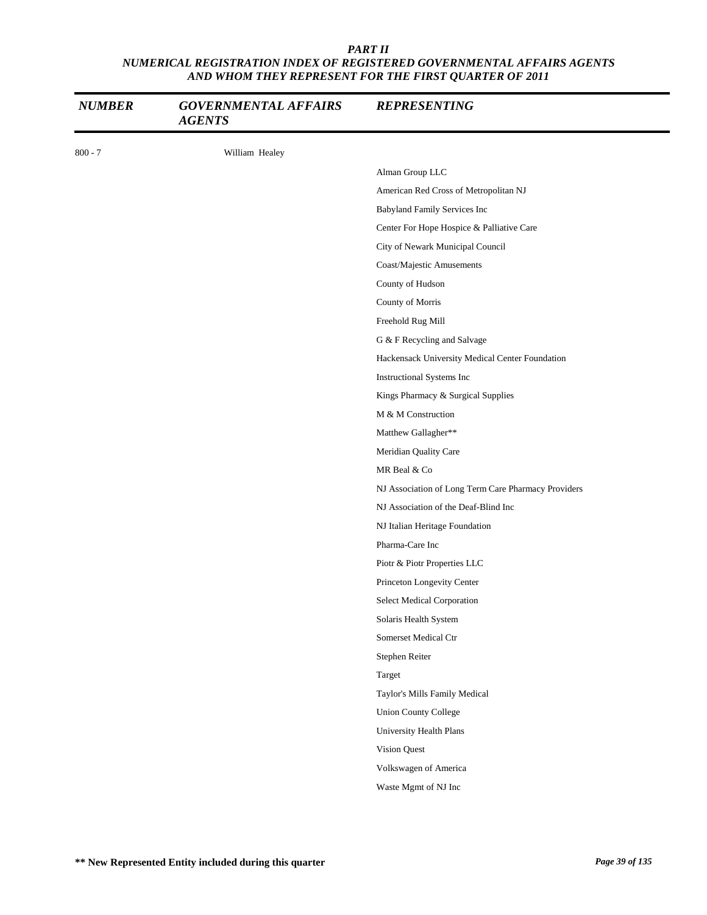**PART II**
**NUMERICAL REGISTRATION INDEX OF REGISTERED GOVERNMENTAL AFFAIRS AGENTS AND WHOM THEY REPRESENT FOR THE FIRST QUARTER OF 2011**

| NUMBER | GOVERNMENTAL AFFAIRS AGENTS | REPRESENTING |
|---|---|---|
| 800 - 7 | William Healey | |
| | | Alman Group LLC |
| | | American Red Cross of Metropolitan NJ |
| | | Babyland Family Services Inc |
| | | Center For Hope Hospice & Palliative Care |
| | | City of Newark Municipal Council |
| | | Coast/Majestic Amusements |
| | | County of Hudson |
| | | County of Morris |
| | | Freehold Rug Mill |
| | | G & F Recycling and Salvage |
| | | Hackensack University Medical Center Foundation |
| | | Instructional Systems Inc |
| | | Kings Pharmacy & Surgical Supplies |
| | | M & M Construction |
| | | Matthew Gallagher** |
| | | Meridian Quality Care |
| | | MR Beal & Co |
| | | NJ Association of Long Term Care Pharmacy Providers |
| | | NJ Association of the Deaf-Blind Inc |
| | | NJ Italian Heritage Foundation |
| | | Pharma-Care Inc |
| | | Piotr & Piotr Properties LLC |
| | | Princeton Longevity Center |
| | | Select Medical Corporation |
| | | Solaris Health System |
| | | Somerset Medical Ctr |
| | | Stephen Reiter |
| | | Target |
| | | Taylor's Mills Family Medical |
| | | Union County College |
| | | University Health Plans |
| | | Vision Quest |
| | | Volkswagen of America |
| | | Waste Mgmt of NJ Inc |

**** New Represented Entity included during this quarter**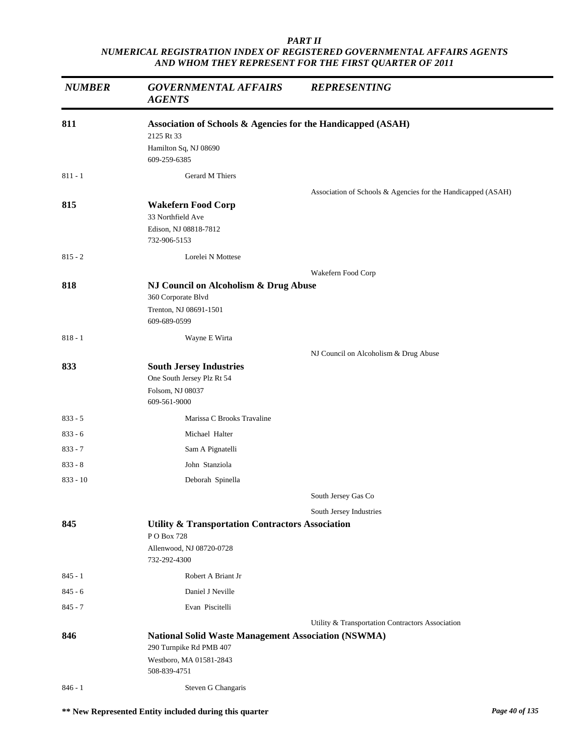**PART II**
***NUMERICAL REGISTRATION INDEX OF REGISTERED GOVERNMENTAL AFFAIRS AGENTS AND WHOM THEY REPRESENT FOR THE FIRST QUARTER OF 2011***

| NUMBER | GOVERNMENTAL AFFAIRS AGENTS | REPRESENTING |
|---|---|---|
| **811** | **Association of Schools & Agencies for the Handicapped (ASAH)**<br>2125 Rt 33<br>Hamilton Sq, NJ 08690<br>609-259-6385 | |
| 811 - 1 | Gerard M Thiers | |
| | | Association of Schools & Agencies for the Handicapped (ASAH) |
| **815** | **Wakefern Food Corp**<br>33 Northfield Ave<br>Edison, NJ 08818-7812<br>732-906-5153 | |
| 815 - 2 | Lorelei N Mottese | |
| | | Wakefern Food Corp |
| **818** | **NJ Council on Alcoholism & Drug Abuse**<br>360 Corporate Blvd<br>Trenton, NJ 08691-1501<br>609-689-0599 | |
| 818 - 1 | Wayne E Wirta | |
| | | NJ Council on Alcoholism & Drug Abuse |
| **833** | **South Jersey Industries**<br>One South Jersey Plz Rt 54<br>Folsom, NJ 08037<br>609-561-9000 | |
| 833 - 5 | Marissa C Brooks Travaline | |
| 833 - 6 | Michael Halter | |
| 833 - 7 | Sam A Pignatelli | |
| 833 - 8 | John Stanziola | |
| 833 - 10 | Deborah Spinella | |
| | | South Jersey Gas Co |
| | | South Jersey Industries |
| **845** | **Utility & Transportation Contractors Association**<br>P O Box 728<br>Allenwood, NJ 08720-0728<br>732-292-4300 | |
| 845 - 1 | Robert A Briant Jr | |
| 845 - 6 | Daniel J Neville | |
| 845 - 7 | Evan Piscitelli | |
| | | Utility & Transportation Contractors Association |
| **846** | **National Solid Waste Management Association (NSWMA)**<br>290 Turnpike Rd PMB 407<br>Westboro, MA 01581-2843<br>508-839-4751 | |
| 846 - 1 | Steven G Changaris | |

**\*\* New Represented Entity included during this quarter**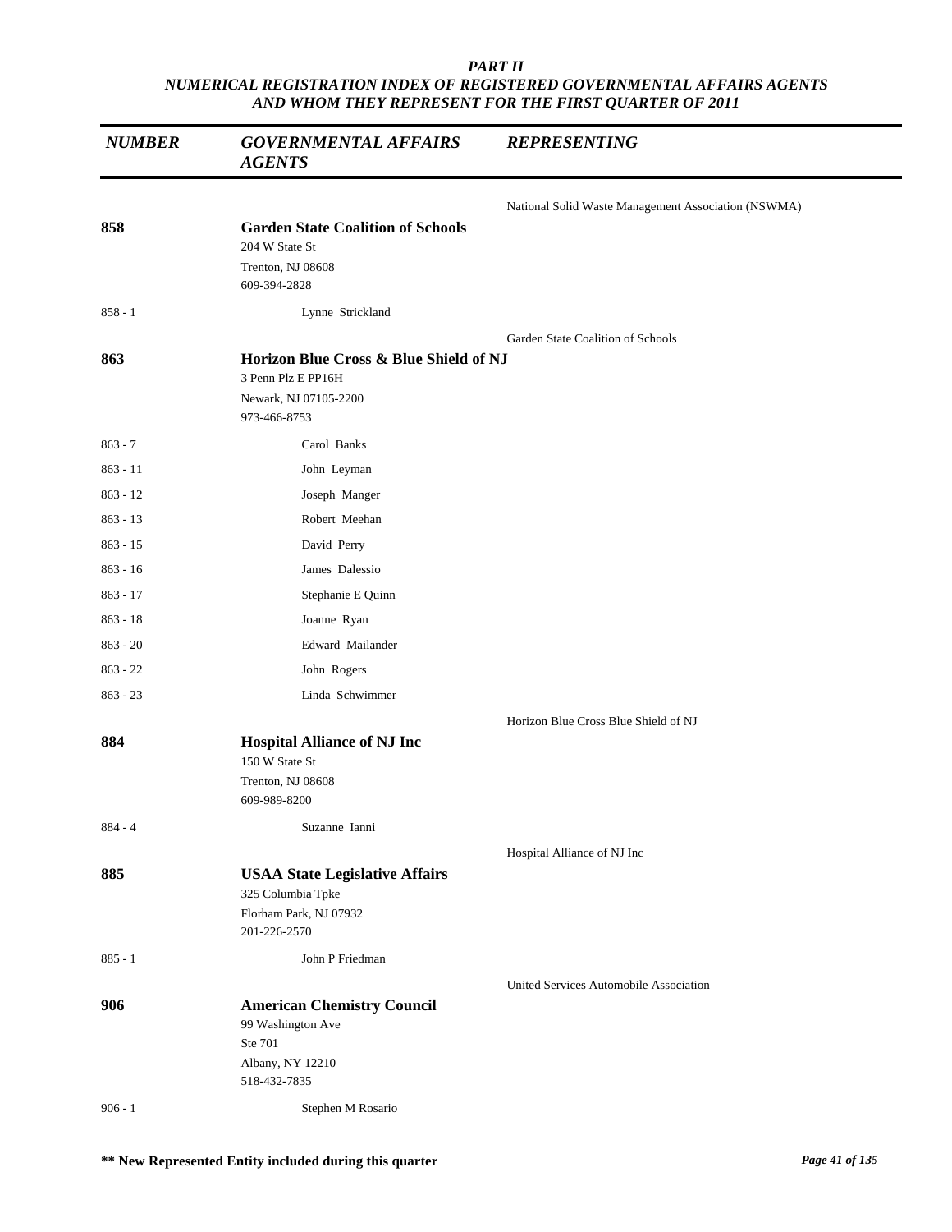*PART II*
*NUMERICAL REGISTRATION INDEX OF REGISTERED GOVERNMENTAL AFFAIRS AGENTS AND WHOM THEY REPRESENT FOR THE FIRST QUARTER OF 2011*

| *NUMBER* | *GOVERNMENTAL AFFAIRS AGENTS* | *REPRESENTING* |
|---|---|---|
| | | National Solid Waste Management Association (NSWMA) |
| **858** | **Garden State Coalition of Schools**<br>204 W State St<br>Trenton, NJ 08608<br>609-394-2828 | |
| 858 - 1 | Lynne Strickland | |
| | | Garden State Coalition of Schools |
| **863** | **Horizon Blue Cross & Blue Shield of NJ**<br>3 Penn Plz E PP16H<br>Newark, NJ 07105-2200<br>973-466-8753 | |
| 863 - 7 | Carol Banks | |
| 863 - 11 | John Leyman | |
| 863 - 12 | Joseph Manger | |
| 863 - 13 | Robert Meehan | |
| 863 - 15 | David Perry | |
| 863 - 16 | James Dalessio | |
| 863 - 17 | Stephanie E Quinn | |
| 863 - 18 | Joanne Ryan | |
| 863 - 20 | Edward Mailander | |
| 863 - 22 | John Rogers | |
| 863 - 23 | Linda Schwimmer | |
| | | Horizon Blue Cross Blue Shield of NJ |
| **884** | **Hospital Alliance of NJ Inc**<br>150 W State St<br>Trenton, NJ 08608<br>609-989-8200 | |
| 884 - 4 | Suzanne Ianni | |
| | | Hospital Alliance of NJ Inc |
| **885** | **USAA State Legislative Affairs**<br>325 Columbia Tpke<br>Florham Park, NJ 07932<br>201-226-2570 | |
| 885 - 1 | John P Friedman | |
| | | United Services Automobile Association |
| **906** | **American Chemistry Council**<br>99 Washington Ave<br>Ste 701<br>Albany, NY 12210<br>518-432-7835 | |
| 906 - 1 | Stephen M Rosario | |

**\*\* New Represented Entity included during this quarter**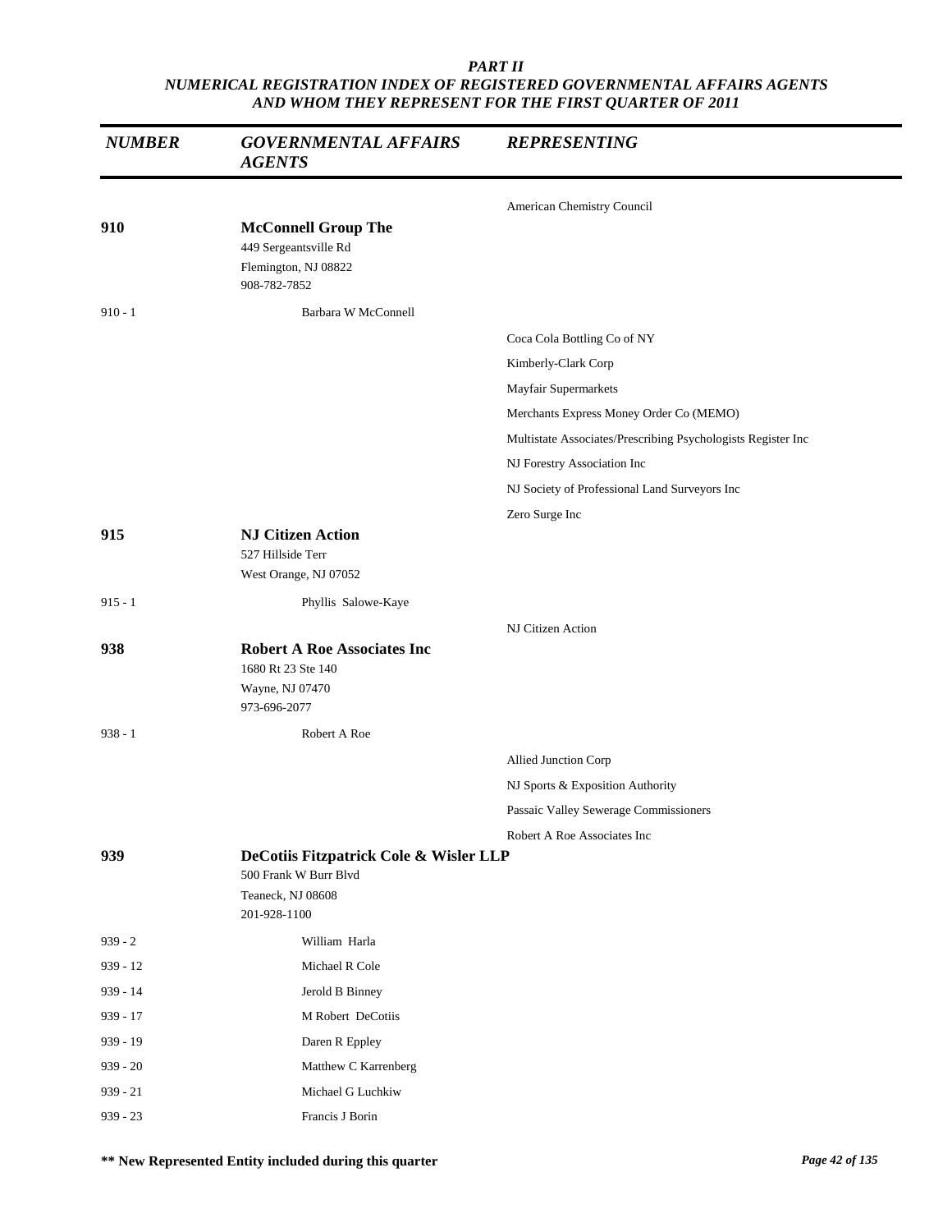*PART II*
*NUMERICAL REGISTRATION INDEX OF REGISTERED GOVERNMENTAL AFFAIRS AGENTS AND WHOM THEY REPRESENT FOR THE FIRST QUARTER OF 2011*

| *NUMBER* | *GOVERNMENTAL AFFAIRS AGENTS* | *REPRESENTING* |
|---|---|---|
| | | American Chemistry Council |
| **910** | **McConnell Group The**<br>449 Sergeantsville Rd<br>Flemington, NJ 08822<br>908-782-7852 | |
| 910 - 1 | Barbara W McConnell | |
| | | Coca Cola Bottling Co of NY |
| | | Kimberly-Clark Corp |
| | | Mayfair Supermarkets |
| | | Merchants Express Money Order Co (MEMO) |
| | | Multistate Associates/Prescribing Psychologists Register Inc |
| | | NJ Forestry Association Inc |
| | | NJ Society of Professional Land Surveyors Inc |
| | | Zero Surge Inc |
| **915** | **NJ Citizen Action**<br>527 Hillside Terr<br>West Orange, NJ 07052 | |
| 915 - 1 | Phyllis Salowe-Kaye | |
| | | NJ Citizen Action |
| **938** | **Robert A Roe Associates Inc**<br>1680 Rt 23 Ste 140<br>Wayne, NJ 07470<br>973-696-2077 | |
| 938 - 1 | Robert A Roe | |
| | | Allied Junction Corp |
| | | NJ Sports & Exposition Authority |
| | | Passaic Valley Sewerage Commissioners |
| | | Robert A Roe Associates Inc |
| **939** | **DeCotiis Fitzpatrick Cole & Wisler LLP**<br>500 Frank W Burr Blvd<br>Teaneck, NJ 08608<br>201-928-1100 | |
| 939 - 2 | William Harla | |
| 939 - 12 | Michael R Cole | |
| 939 - 14 | Jerold B Binney | |
| 939 - 17 | M Robert DeCotiis | |
| 939 - 19 | Daren R Eppley | |
| 939 - 20 | Matthew C Karrenberg | |
| 939 - 21 | Michael G Luchkiw | |
| 939 - 23 | Francis J Borin | |

**\*\* New Represented Entity included during this quarter**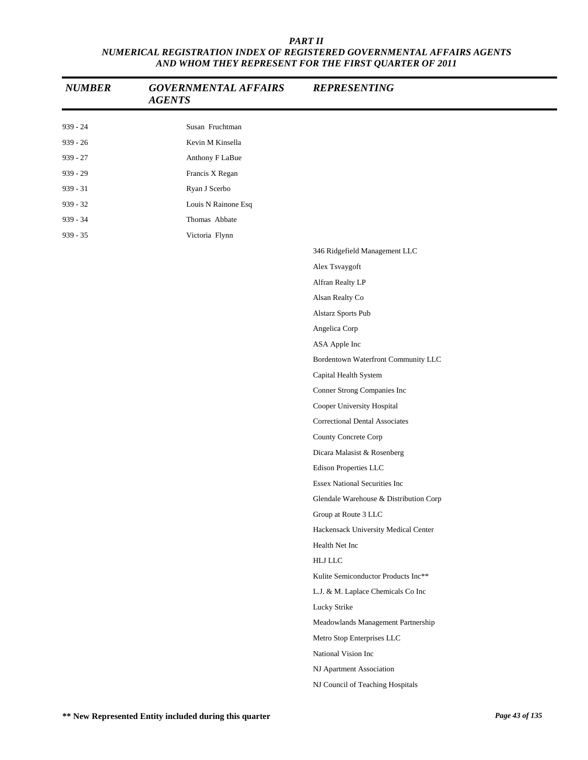*PART II*
*NUMERICAL REGISTRATION INDEX OF REGISTERED GOVERNMENTAL AFFAIRS AGENTS AND WHOM THEY REPRESENT FOR THE FIRST QUARTER OF 2011*

| NUMBER | GOVERNMENTAL AFFAIRS AGENTS | REPRESENTING |
|---|---|---|
| 939 - 24 | Susan Fruchtman | |
| 939 - 26 | Kevin M Kinsella | |
| 939 - 27 | Anthony F LaBue | |
| 939 - 29 | Francis X Regan | |
| 939 - 31 | Ryan J Scerbo | |
| 939 - 32 | Louis N Rainone Esq | |
| 939 - 34 | Thomas Abbate | |
| 939 - 35 | Victoria Flynn | |
| | | 346 Ridgefield Management LLC |
| | | Alex Tsvaygoft |
| | | Alfran Realty LP |
| | | Alsan Realty Co |
| | | Alstarz Sports Pub |
| | | Angelica Corp |
| | | ASA Apple Inc |
| | | Bordentown Waterfront Community LLC |
| | | Capital Health System |
| | | Conner Strong Companies Inc |
| | | Cooper University Hospital |
| | | Correctional Dental Associates |
| | | County Concrete Corp |
| | | Dicara Malasist & Rosenberg |
| | | Edison Properties LLC |
| | | Essex National Securities Inc |
| | | Glendale Warehouse & Distribution Corp |
| | | Group at Route 3 LLC |
| | | Hackensack University Medical Center |
| | | Health Net Inc |
| | | HLJ LLC |
| | | Kulite Semiconductor Products Inc** |
| | | L.J. & M. Laplace Chemicals Co Inc |
| | | Lucky Strike |
| | | Meadowlands Management Partnership |
| | | Metro Stop Enterprises LLC |
| | | National Vision Inc |
| | | NJ Apartment Association |
| | | NJ Council of Teaching Hospitals |

**\*\* New Represented Entity included during this quarter**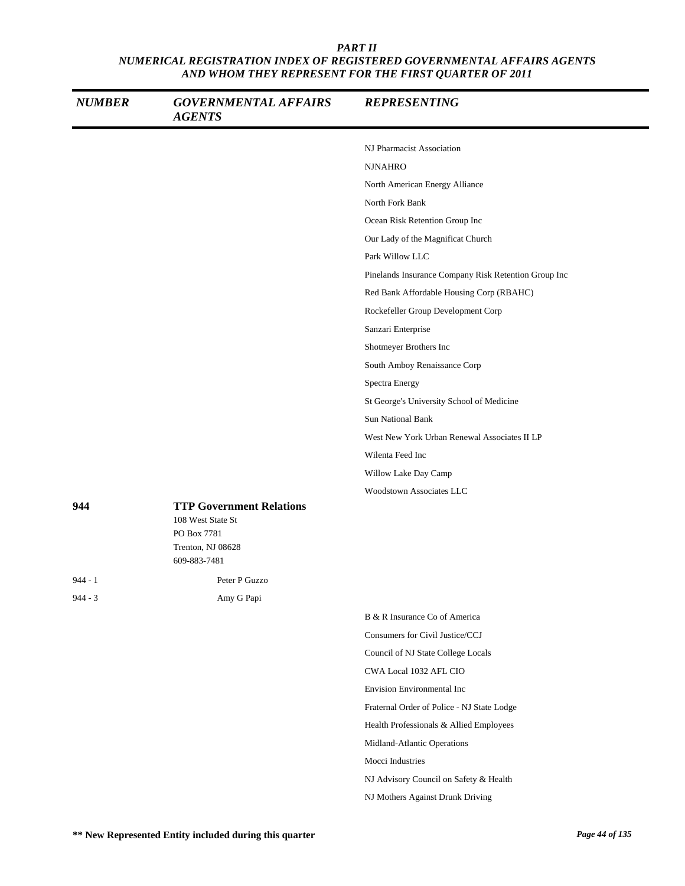# PART II
## NUMERICAL REGISTRATION INDEX OF REGISTERED GOVERNMENTAL AFFAIRS AGENTS AND WHOM THEY REPRESENT FOR THE FIRST QUARTER OF 2011

| NUMBER | GOVERNMENTAL AFFAIRS AGENTS | REPRESENTING |
|---|---|---|
| | | NJ Pharmacist Association |
| | | NJNAHRO |
| | | North American Energy Alliance |
| | | North Fork Bank |
| | | Ocean Risk Retention Group Inc |
| | | Our Lady of the Magnificat Church |
| | | Park Willow LLC |
| | | Pinelands Insurance Company Risk Retention Group Inc |
| | | Red Bank Affordable Housing Corp (RBAHC) |
| | | Rockefeller Group Development Corp |
| | | Sanzari Enterprise |
| | | Shotmeyer Brothers Inc |
| | | South Amboy Renaissance Corp |
| | | Spectra Energy |
| | | St George's University School of Medicine |
| | | Sun National Bank |
| | | West New York Urban Renewal Associates II LP |
| | | Wilenta Feed Inc |
| | | Willow Lake Day Camp |
| | | Woodstown Associates LLC |
| **944** | **TTP Government Relations**<br>108 West State St<br>PO Box 7781<br>Trenton, NJ 08628<br>609-883-7481 | |
| 944 - 1 | Peter P Guzzo | |
| 944 - 3 | Amy G Papi | |
| | | B & R Insurance Co of America |
| | | Consumers for Civil Justice/CCJ |
| | | Council of NJ State College Locals |
| | | CWA Local 1032 AFL CIO |
| | | Envision Environmental Inc |
| | | Fraternal Order of Police - NJ State Lodge |
| | | Health Professionals & Allied Employees |
| | | Midland-Atlantic Operations |
| | | Mocci Industries |
| | | NJ Advisory Council on Safety & Health |
| | | NJ Mothers Against Drunk Driving |

**\** New Represented Entity included during this quarter**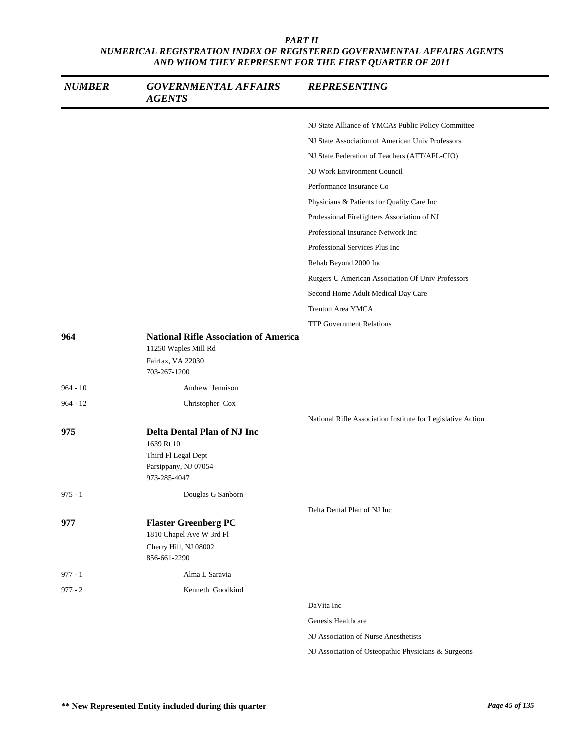***PART II***
***NUMERICAL REGISTRATION INDEX OF REGISTERED GOVERNMENTAL AFFAIRS AGENTS AND WHOM THEY REPRESENT FOR THE FIRST QUARTER OF 2011***

| *NUMBER* | *GOVERNMENTAL AFFAIRS AGENTS* | *REPRESENTING* |
|---|---|---|
| | | NJ State Alliance of YMCAs Public Policy Committee |
| | | NJ State Association of American Univ Professors |
| | | NJ State Federation of Teachers (AFT/AFL-CIO) |
| | | NJ Work Environment Council |
| | | Performance Insurance Co |
| | | Physicians & Patients for Quality Care Inc |
| | | Professional Firefighters Association of NJ |
| | | Professional Insurance Network Inc |
| | | Professional Services Plus Inc |
| | | Rehab Beyond 2000 Inc |
| | | Rutgers U American Association Of Univ Professors |
| | | Second Home Adult Medical Day Care |
| | | Trenton Area YMCA |
| | | TTP Government Relations |
| **964** | **National Rifle Association of America**<br>11250 Waples Mill Rd<br>Fairfax, VA 22030<br>703-267-1200 | |
| 964 - 10 | Andrew Jennison | |
| 964 - 12 | Christopher Cox | |
| | | National Rifle Association Institute for Legislative Action |
| **975** | **Delta Dental Plan of NJ Inc**<br>1639 Rt 10<br>Third Fl Legal Dept<br>Parsippany, NJ 07054<br>973-285-4047 | |
| 975 - 1 | Douglas G Sanborn | |
| | | Delta Dental Plan of NJ Inc |
| **977** | **Flaster Greenberg PC**<br>1810 Chapel Ave W 3rd Fl<br>Cherry Hill, NJ 08002<br>856-661-2290 | |
| 977 - 1 | Alma L Saravia | |
| 977 - 2 | Kenneth Goodkind | |
| | | DaVita Inc |
| | | Genesis Healthcare |
| | | NJ Association of Nurse Anesthetists |
| | | NJ Association of Osteopathic Physicians & Surgeons |

**\*\* New Represented Entity included during this quarter**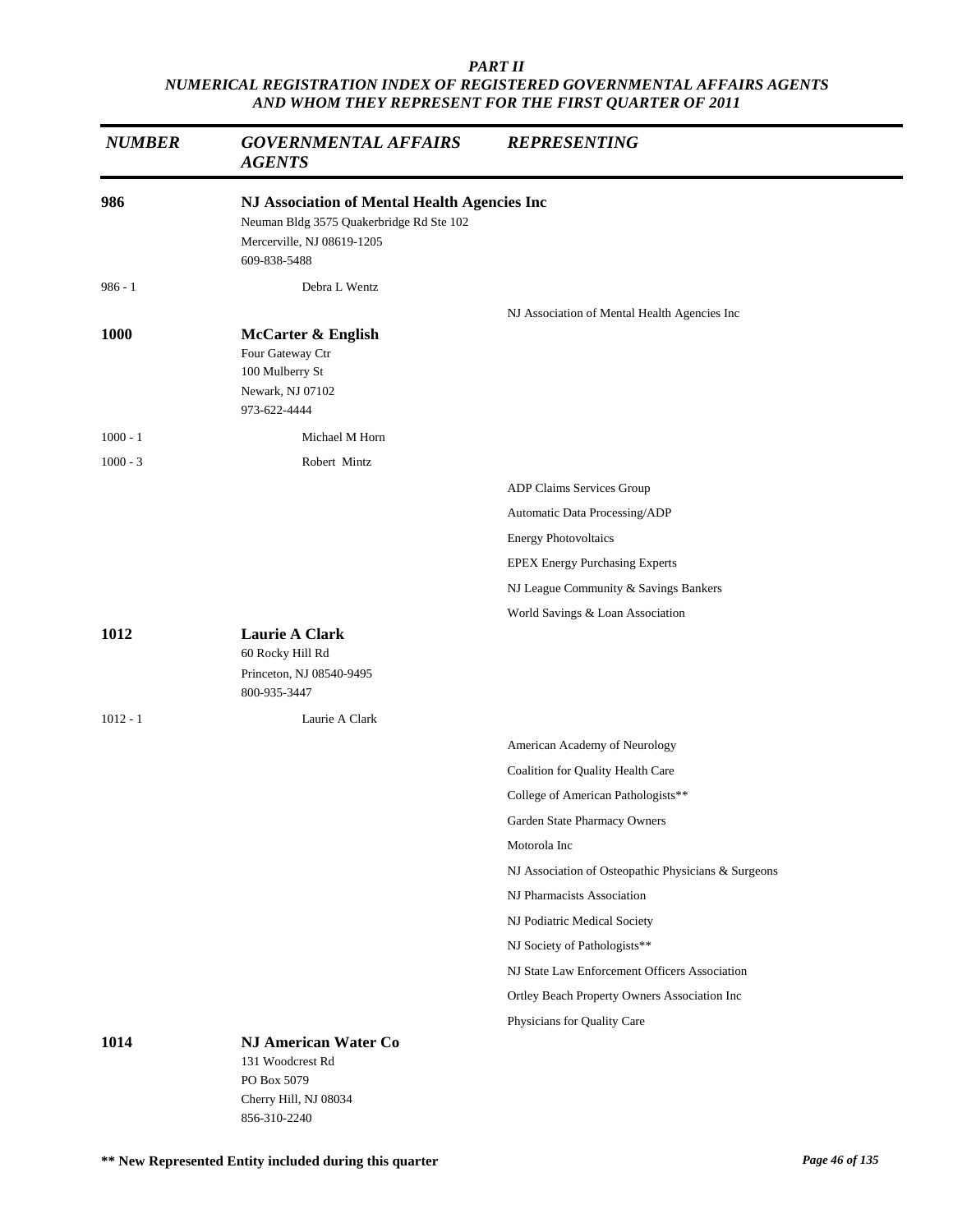*PART II*
*NUMERICAL REGISTRATION INDEX OF REGISTERED GOVERNMENTAL AFFAIRS AGENTS AND WHOM THEY REPRESENT FOR THE FIRST QUARTER OF 2011*

| NUMBER | GOVERNMENTAL AFFAIRS AGENTS | REPRESENTING |
|---|---|---|
| **986** | **NJ Association of Mental Health Agencies Inc**<br>Neuman Bldg 3575 Quakerbridge Rd Ste 102<br>Mercerville, NJ 08619-1205<br>609-838-5488 | |
| 986 - 1 | Debra L Wentz | |
| | | NJ Association of Mental Health Agencies Inc |
| **1000** | **McCarter & English**<br>Four Gateway Ctr<br>100 Mulberry St<br>Newark, NJ 07102<br>973-622-4444 | |
| 1000 - 1 | Michael M Horn | |
| 1000 - 3 | Robert Mintz | |
| | | ADP Claims Services Group |
| | | Automatic Data Processing/ADP |
| | | Energy Photovoltaics |
| | | EPEX Energy Purchasing Experts |
| | | NJ League Community & Savings Bankers |
| | | World Savings & Loan Association |
| **1012** | **Laurie A Clark**<br>60 Rocky Hill Rd<br>Princeton, NJ 08540-9495<br>800-935-3447 | |
| 1012 - 1 | Laurie A Clark | |
| | | American Academy of Neurology |
| | | Coalition for Quality Health Care |
| | | College of American Pathologists** |
| | | Garden State Pharmacy Owners |
| | | Motorola Inc |
| | | NJ Association of Osteopathic Physicians & Surgeons |
| | | NJ Pharmacists Association |
| | | NJ Podiatric Medical Society |
| | | NJ Society of Pathologists** |
| | | NJ State Law Enforcement Officers Association |
| | | Ortley Beach Property Owners Association Inc |
| | | Physicians for Quality Care |
| **1014** | **NJ American Water Co**<br>131 Woodcrest Rd<br>PO Box 5079<br>Cherry Hill, NJ 08034<br>856-310-2240 | |

**** New Represented Entity included during this quarter**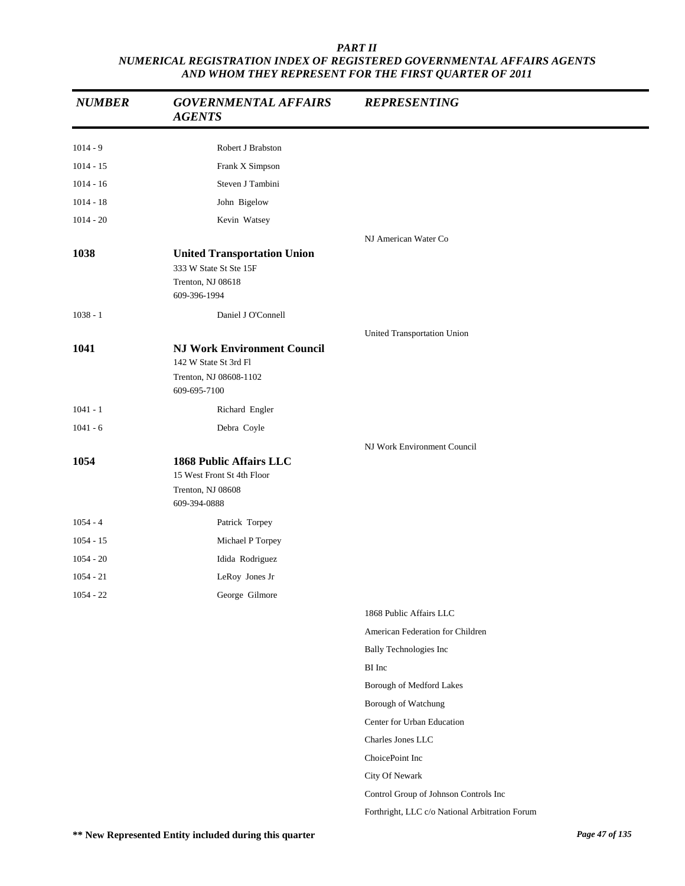**PART II**
**NUMERICAL REGISTRATION INDEX OF REGISTERED GOVERNMENTAL AFFAIRS AGENTS AND WHOM THEY REPRESENT FOR THE FIRST QUARTER OF 2011**

| NUMBER | GOVERNMENTAL AFFAIRS AGENTS | REPRESENTING |
|---|---|---|
| 1014 - 9 | Robert J Brabston | |
| 1014 - 15 | Frank X Simpson | |
| 1014 - 16 | Steven J Tambini | |
| 1014 - 18 | John Bigelow | |
| 1014 - 20 | Kevin Watsey | |
| | | NJ American Water Co |
| **1038** | **United Transportation Union**<br>333 W State St Ste 15F<br>Trenton, NJ 08618<br>609-396-1994 | |
| 1038 - 1 | Daniel J O'Connell | |
| | | United Transportation Union |
| **1041** | **NJ Work Environment Council**<br>142 W State St 3rd Fl<br>Trenton, NJ 08608-1102<br>609-695-7100 | |
| 1041 - 1 | Richard Engler | |
| 1041 - 6 | Debra Coyle | |
| | | NJ Work Environment Council |
| **1054** | **1868 Public Affairs LLC**<br>15 West Front St 4th Floor<br>Trenton, NJ 08608<br>609-394-0888 | |
| 1054 - 4 | Patrick Torpey | |
| 1054 - 15 | Michael P Torpey | |
| 1054 - 20 | Idida Rodriguez | |
| 1054 - 21 | LeRoy Jones Jr | |
| 1054 - 22 | George Gilmore | |
| | | 1868 Public Affairs LLC |
| | | American Federation for Children |
| | | Bally Technologies Inc |
| | | BI Inc |
| | | Borough of Medford Lakes |
| | | Borough of Watchung |
| | | Center for Urban Education |
| | | Charles Jones LLC |
| | | ChoicePoint Inc |
| | | City Of Newark |
| | | Control Group of Johnson Controls Inc |
| | | Forthright, LLC c/o National Arbitration Forum |

**** New Represented Entity included during this quarter**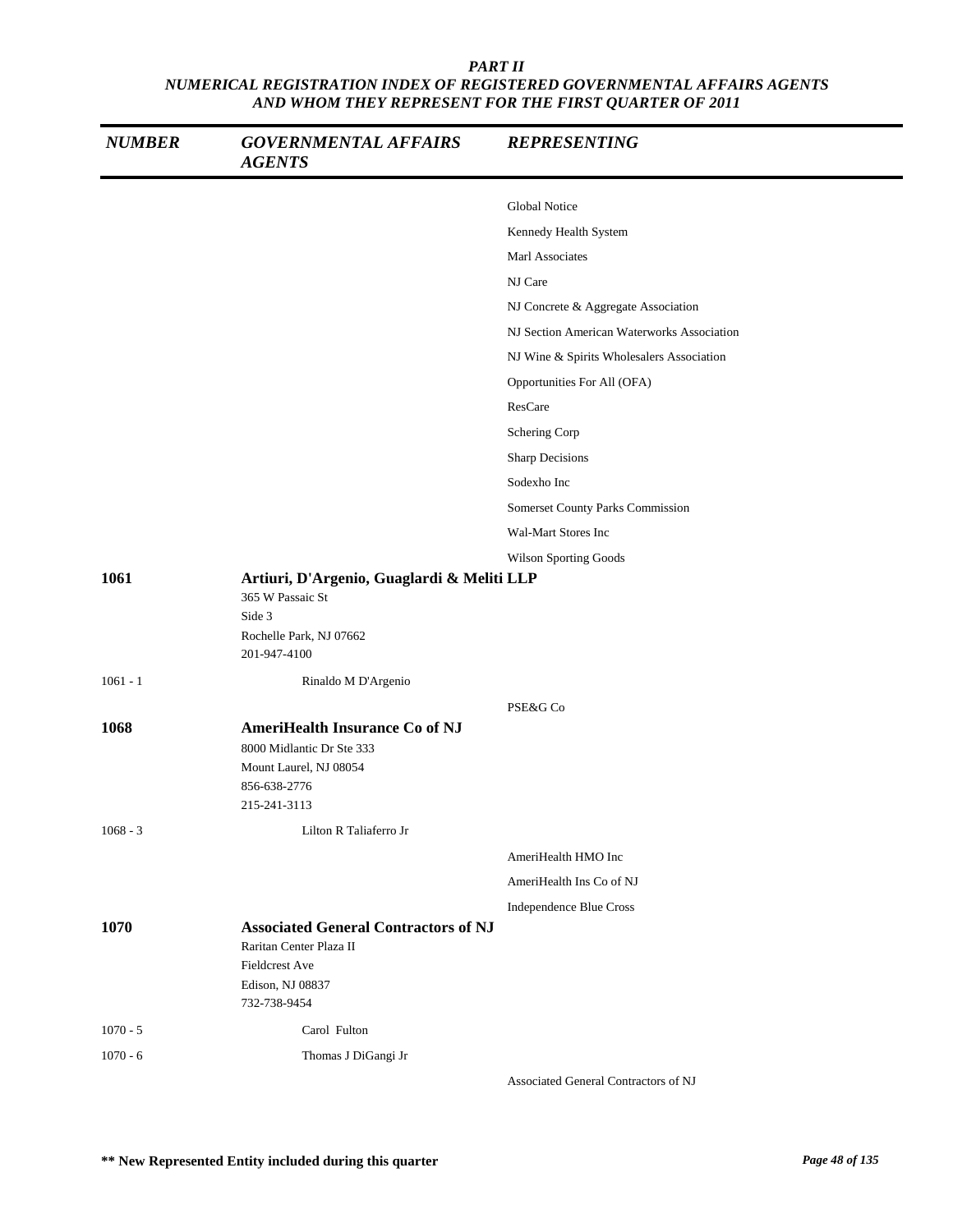*PART II*
*NUMERICAL REGISTRATION INDEX OF REGISTERED GOVERNMENTAL AFFAIRS AGENTS AND WHOM THEY REPRESENT FOR THE FIRST QUARTER OF 2011*

| NUMBER | GOVERNMENTAL AFFAIRS AGENTS | REPRESENTING |
|---|---|---|
| | | Global Notice |
| | | Kennedy Health System |
| | | Marl Associates |
| | | NJ Care |
| | | NJ Concrete & Aggregate Association |
| | | NJ Section American Waterworks Association |
| | | NJ Wine & Spirits Wholesalers Association |
| | | Opportunities For All (OFA) |
| | | ResCare |
| | | Schering Corp |
| | | Sharp Decisions |
| | | Sodexho Inc |
| | | Somerset County Parks Commission |
| | | Wal-Mart Stores Inc |
| | | Wilson Sporting Goods |
| **1061** | **Artiuri, D'Argenio, Guaglardi & Meliti LLP**<br>365 W Passaic St<br>Side 3<br>Rochelle Park, NJ 07662<br>201-947-4100 | |
| 1061 - 1 | Rinaldo M D'Argenio | |
| | | PSE&G Co |
| **1068** | **AmeriHealth Insurance Co of NJ**<br>8000 Midlantic Dr Ste 333<br>Mount Laurel, NJ 08054<br>856-638-2776<br>215-241-3113 | |
| 1068 - 3 | Lilton R Taliaferro Jr | |
| | | AmeriHealth HMO Inc |
| | | AmeriHealth Ins Co of NJ |
| | | Independence Blue Cross |
| **1070** | **Associated General Contractors of NJ**<br>Raritan Center Plaza II<br>Fieldcrest Ave<br>Edison, NJ 08837<br>732-738-9454 | |
| 1070 - 5 | Carol Fulton | |
| 1070 - 6 | Thomas J DiGangi Jr | |
| | | Associated General Contractors of NJ |

**\*\* New Represented Entity included during this quarter**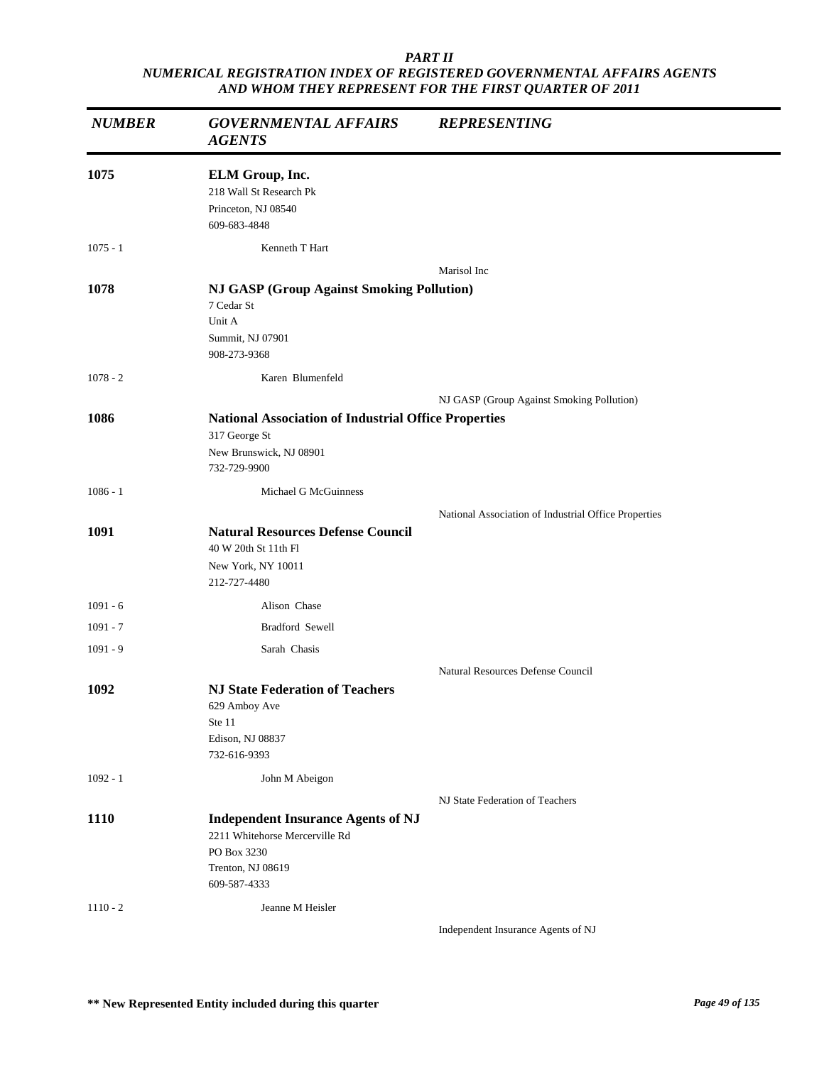***PART II***
***NUMERICAL REGISTRATION INDEX OF REGISTERED GOVERNMENTAL AFFAIRS AGENTS AND WHOM THEY REPRESENT FOR THE FIRST QUARTER OF 2011***

| *NUMBER* | *GOVERNMENTAL AFFAIRS AGENTS* | *REPRESENTING* |
|---|---|---|
| **1075** | **ELM Group, Inc.**<br>218 Wall St Research Pk<br>Princeton, NJ 08540<br>609-683-4848 | |
| 1075 - 1 | Kenneth T Hart | |
| | | Marisol Inc |
| **1078** | **NJ GASP (Group Against Smoking Pollution)**<br>7 Cedar St<br>Unit A<br>Summit, NJ 07901<br>908-273-9368 | |
| 1078 - 2 | Karen Blumenfeld | |
| | | NJ GASP (Group Against Smoking Pollution) |
| **1086** | **National Association of Industrial Office Properties**<br>317 George St<br>New Brunswick, NJ 08901<br>732-729-9900 | |
| 1086 - 1 | Michael G McGuinness | |
| | | National Association of Industrial Office Properties |
| **1091** | **Natural Resources Defense Council**<br>40 W 20th St 11th Fl<br>New York, NY 10011<br>212-727-4480 | |
| 1091 - 6 | Alison Chase | |
| 1091 - 7 | Bradford Sewell | |
| 1091 - 9 | Sarah Chasis | |
| | | Natural Resources Defense Council |
| **1092** | **NJ State Federation of Teachers**<br>629 Amboy Ave<br>Ste 11<br>Edison, NJ 08837<br>732-616-9393 | |
| 1092 - 1 | John M Abeigon | |
| | | NJ State Federation of Teachers |
| **1110** | **Independent Insurance Agents of NJ**<br>2211 Whitehorse Mercerville Rd<br>PO Box 3230<br>Trenton, NJ 08619<br>609-587-4333 | |
| 1110 - 2 | Jeanne M Heisler | |
| | | Independent Insurance Agents of NJ |

**** New Represented Entity included during this quarter**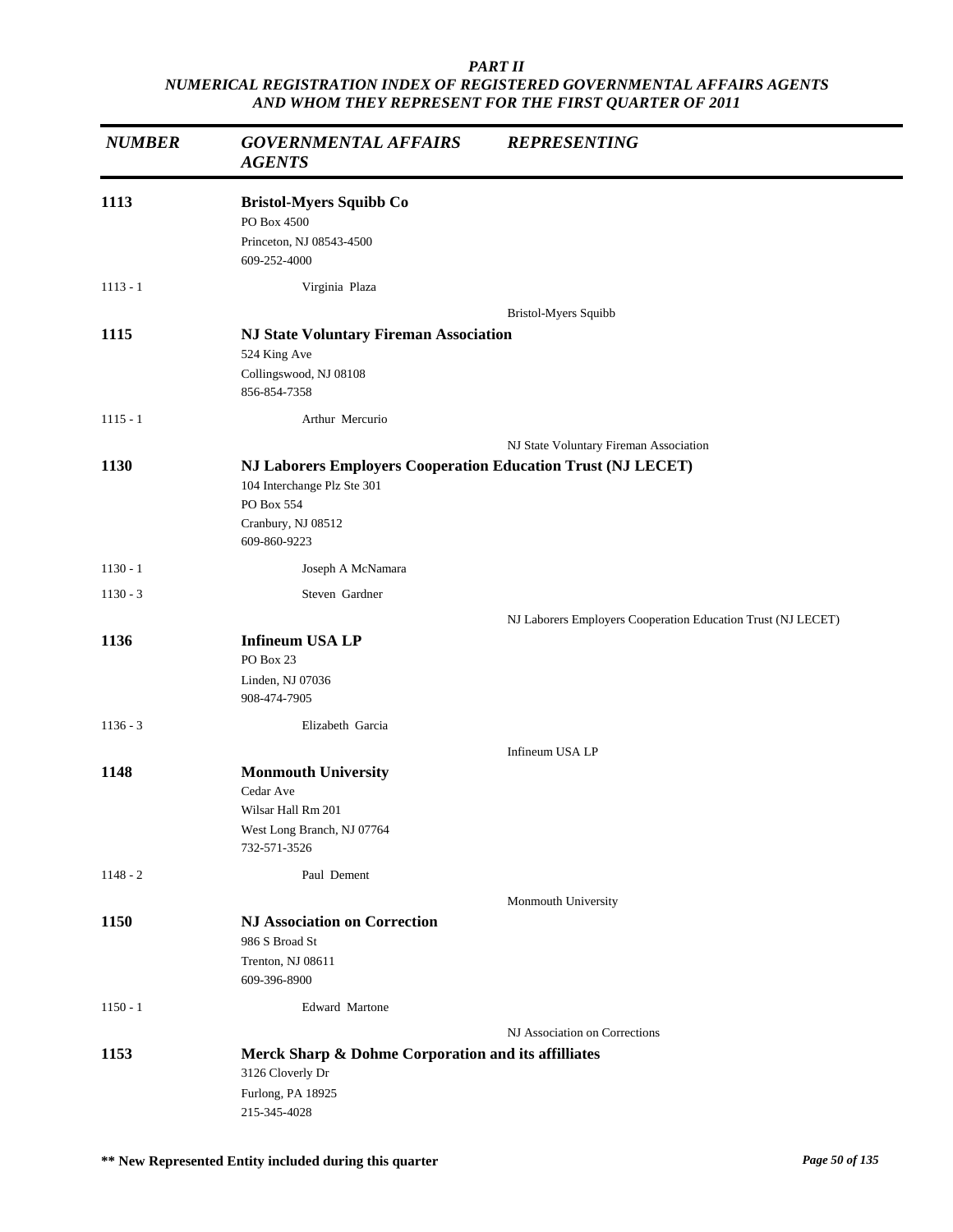*PART II*
*NUMERICAL REGISTRATION INDEX OF REGISTERED GOVERNMENTAL AFFAIRS AGENTS AND WHOM THEY REPRESENT FOR THE FIRST QUARTER OF 2011*

| NUMBER | GOVERNMENTAL AFFAIRS AGENTS | REPRESENTING |
|---|---|---|
| **1113** | **Bristol-Myers Squibb Co**<br>PO Box 4500<br>Princeton, NJ 08543-4500<br>609-252-4000 | |
| 1113 - 1 | Virginia Plaza | |
| | | Bristol-Myers Squibb |
| **1115** | **NJ State Voluntary Fireman Association**<br>524 King Ave<br>Collingswood, NJ 08108<br>856-854-7358 | |
| 1115 - 1 | Arthur Mercurio | |
| | | NJ State Voluntary Fireman Association |
| **1130** | **NJ Laborers Employers Cooperation Education Trust (NJ LECET)**<br>104 Interchange Plz Ste 301<br>PO Box 554<br>Cranbury, NJ 08512<br>609-860-9223 | |
| 1130 - 1 | Joseph A McNamara | |
| 1130 - 3 | Steven Gardner | |
| | | NJ Laborers Employers Cooperation Education Trust (NJ LECET) |
| **1136** | **Infineum USA LP**<br>PO Box 23<br>Linden, NJ 07036<br>908-474-7905 | |
| 1136 - 3 | Elizabeth Garcia | |
| | | Infineum USA LP |
| **1148** | **Monmouth University**<br>Cedar Ave<br>Wilsar Hall Rm 201<br>West Long Branch, NJ 07764<br>732-571-3526 | |
| 1148 - 2 | Paul Dement | |
| | | Monmouth University |
| **1150** | **NJ Association on Correction**<br>986 S Broad St<br>Trenton, NJ 08611<br>609-396-8900 | |
| 1150 - 1 | Edward Martone | |
| | | NJ Association on Corrections |
| **1153** | **Merck Sharp & Dohme Corporation and its affilliates**<br>3126 Cloverly Dr<br>Furlong, PA 18925<br>215-345-4028 | |

**** New Represented Entity included during this quarter**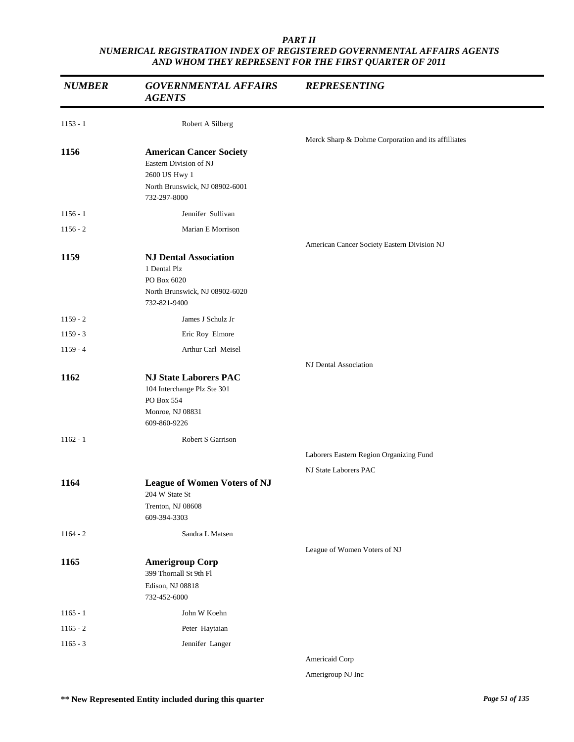*PART II*
*NUMERICAL REGISTRATION INDEX OF REGISTERED GOVERNMENTAL AFFAIRS AGENTS AND WHOM THEY REPRESENT FOR THE FIRST QUARTER OF 2011*

| NUMBER | GOVERNMENTAL AFFAIRS AGENTS | REPRESENTING |
|---|---|---|
| 1153 - 1 | Robert A Silberg | |
| | | Merck Sharp & Dohme Corporation and its affilliates |
| **1156** | **American Cancer Society**<br>Eastern Division of NJ<br>2600 US Hwy 1<br>North Brunswick, NJ 08902-6001<br>732-297-8000 | |
| 1156 - 1 | Jennifer Sullivan | |
| 1156 - 2 | Marian E Morrison | |
| | | American Cancer Society Eastern Division NJ |
| **1159** | **NJ Dental Association**<br>1 Dental Plz<br>PO Box 6020<br>North Brunswick, NJ 08902-6020<br>732-821-9400 | |
| 1159 - 2 | James J Schulz Jr | |
| 1159 - 3 | Eric Roy Elmore | |
| 1159 - 4 | Arthur Carl Meisel | |
| | | NJ Dental Association |
| **1162** | **NJ State Laborers PAC**<br>104 Interchange Plz Ste 301<br>PO Box 554<br>Monroe, NJ 08831<br>609-860-9226 | |
| 1162 - 1 | Robert S Garrison | |
| | | Laborers Eastern Region Organizing Fund |
| | | NJ State Laborers PAC |
| **1164** | **League of Women Voters of NJ**<br>204 W State St<br>Trenton, NJ 08608<br>609-394-3303 | |
| 1164 - 2 | Sandra L Matsen | |
| | | League of Women Voters of NJ |
| **1165** | **Amerigroup Corp**<br>399 Thornall St 9th Fl<br>Edison, NJ 08818<br>732-452-6000 | |
| 1165 - 1 | John W Koehn | |
| 1165 - 2 | Peter Haytaian | |
| 1165 - 3 | Jennifer Langer | |
| | | Americaid Corp |
| | | Amerigroup NJ Inc |

**\*\* New Represented Entity included during this quarter**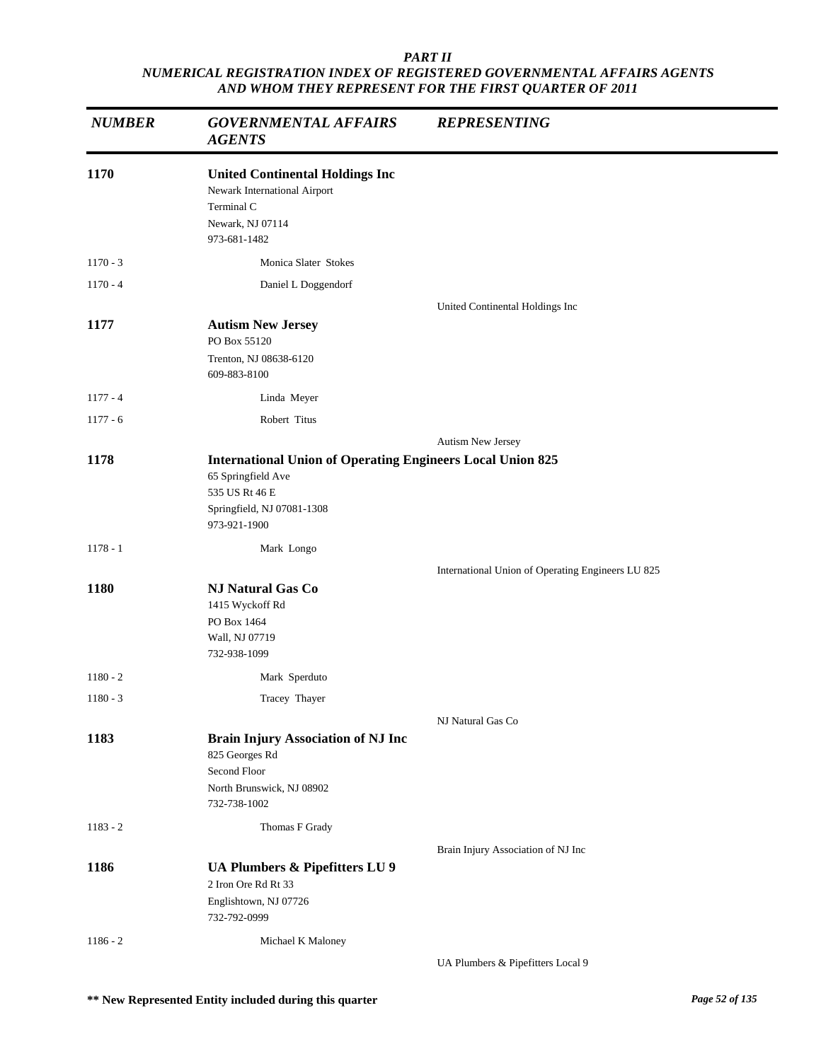*PART II*
*NUMERICAL REGISTRATION INDEX OF REGISTERED GOVERNMENTAL AFFAIRS AGENTS AND WHOM THEY REPRESENT FOR THE FIRST QUARTER OF 2011*

| *NUMBER* | *GOVERNMENTAL AFFAIRS AGENTS* | *REPRESENTING* |
|---|---|---|
| **1170** | **United Continental Holdings Inc**<br>Newark International Airport<br>Terminal C<br>Newark, NJ 07114<br>973-681-1482 | |
| 1170 - 3 | Monica Slater Stokes | |
| 1170 - 4 | Daniel L Doggendorf | |
| | | United Continental Holdings Inc |
| **1177** | **Autism New Jersey**<br>PO Box 55120<br>Trenton, NJ 08638-6120<br>609-883-8100 | |
| 1177 - 4 | Linda Meyer | |
| 1177 - 6 | Robert Titus | |
| | | Autism New Jersey |
| **1178** | **International Union of Operating Engineers Local Union 825**<br>65 Springfield Ave<br>535 US Rt 46 E<br>Springfield, NJ 07081-1308<br>973-921-1900 | |
| 1178 - 1 | Mark Longo | |
| | | International Union of Operating Engineers LU 825 |
| **1180** | **NJ Natural Gas Co**<br>1415 Wyckoff Rd<br>PO Box 1464<br>Wall, NJ 07719<br>732-938-1099 | |
| 1180 - 2 | Mark Sperduto | |
| 1180 - 3 | Tracey Thayer | |
| | | NJ Natural Gas Co |
| **1183** | **Brain Injury Association of NJ Inc**<br>825 Georges Rd<br>Second Floor<br>North Brunswick, NJ 08902<br>732-738-1002 | |
| 1183 - 2 | Thomas F Grady | |
| | | Brain Injury Association of NJ Inc |
| **1186** | **UA Plumbers & Pipefitters LU 9**<br>2 Iron Ore Rd Rt 33<br>Englishtown, NJ 07726<br>732-792-0999 | |
| 1186 - 2 | Michael K Maloney | |
| | | UA Plumbers & Pipefitters Local 9 |

**** New Represented Entity included during this quarter**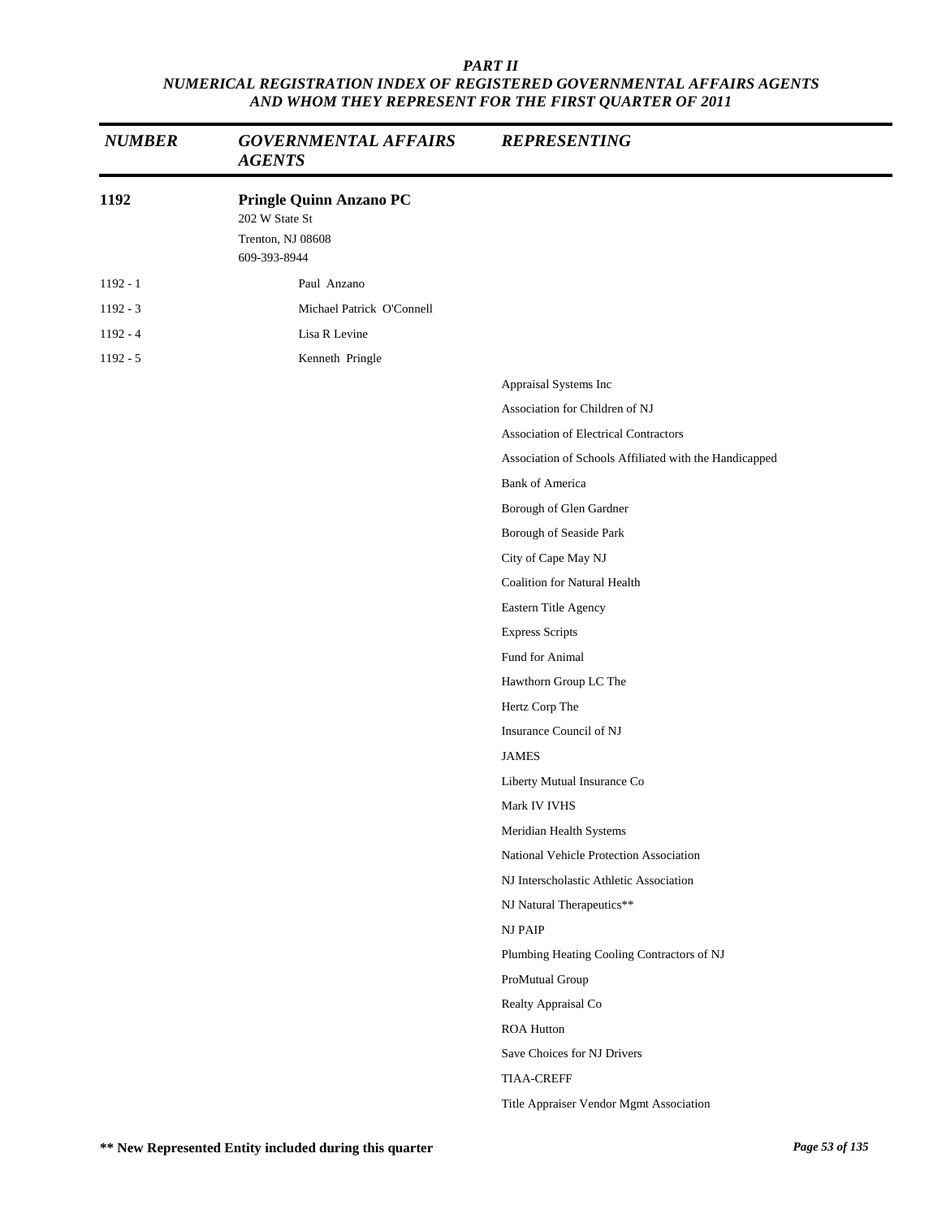*PART II*
*NUMERICAL REGISTRATION INDEX OF REGISTERED GOVERNMENTAL AFFAIRS AGENTS AND WHOM THEY REPRESENT FOR THE FIRST QUARTER OF 2011*

| NUMBER | GOVERNMENTAL AFFAIRS AGENTS | REPRESENTING |
|---|---|---|
| **1192** | **Pringle Quinn Anzano PC**<br>202 W State St<br>Trenton, NJ 08608<br>609-393-8944 | |
| 1192 - 1 | Paul Anzano | |
| 1192 - 3 | Michael Patrick O'Connell | |
| 1192 - 4 | Lisa R Levine | |
| 1192 - 5 | Kenneth Pringle | |
| | | Appraisal Systems Inc |
| | | Association for Children of NJ |
| | | Association of Electrical Contractors |
| | | Association of Schools Affiliated with the Handicapped |
| | | Bank of America |
| | | Borough of Glen Gardner |
| | | Borough of Seaside Park |
| | | City of Cape May NJ |
| | | Coalition for Natural Health |
| | | Eastern Title Agency |
| | | Express Scripts |
| | | Fund for Animal |
| | | Hawthorn Group LC The |
| | | Hertz Corp The |
| | | Insurance Council of NJ |
| | | JAMES |
| | | Liberty Mutual Insurance Co |
| | | Mark IV IVHS |
| | | Meridian Health Systems |
| | | National Vehicle Protection Association |
| | | NJ Interscholastic Athletic Association |
| | | NJ Natural Therapeutics** |
| | | NJ PAIP |
| | | Plumbing Heating Cooling Contractors of NJ |
| | | ProMutual Group |
| | | Realty Appraisal Co |
| | | ROA Hutton |
| | | Save Choices for NJ Drivers |
| | | TIAA-CREFF |
| | | Title Appraiser Vendor Mgmt Association |

**** New Represented Entity included during this quarter**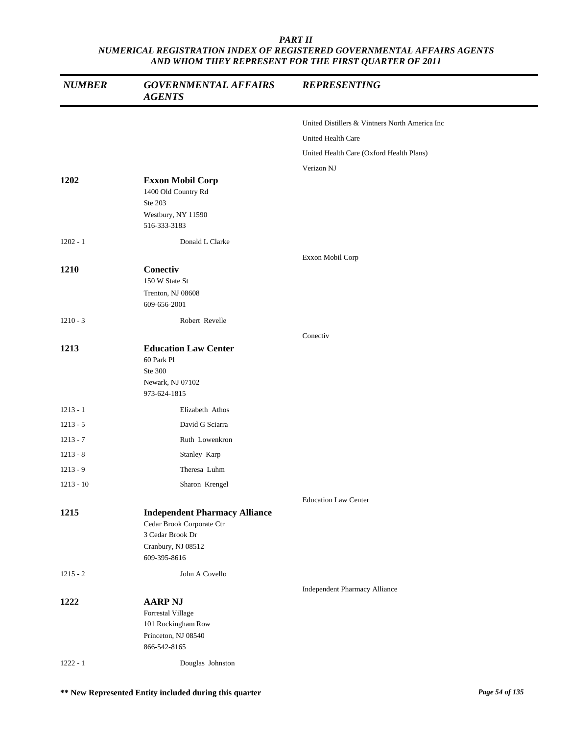**PART II**
***NUMERICAL REGISTRATION INDEX OF REGISTERED GOVERNMENTAL AFFAIRS AGENTS AND WHOM THEY REPRESENT FOR THE FIRST QUARTER OF 2011***

| NUMBER | GOVERNMENTAL AFFAIRS AGENTS | REPRESENTING |
|---|---|---|
| | | United Distillers & Vintners North America Inc |
| | | United Health Care |
| | | United Health Care (Oxford Health Plans) |
| | | Verizon NJ |
| **1202** | **Exxon Mobil Corp**<br>1400 Old Country Rd<br>Ste 203<br>Westbury, NY 11590<br>516-333-3183 | |
| 1202 - 1 | Donald L Clarke | |
| | | Exxon Mobil Corp |
| **1210** | **Conectiv**<br>150 W State St<br>Trenton, NJ 08608<br>609-656-2001 | |
| 1210 - 3 | Robert Revelle | |
| | | Conectiv |
| **1213** | **Education Law Center**<br>60 Park Pl<br>Ste 300<br>Newark, NJ 07102<br>973-624-1815 | |
| 1213 - 1 | Elizabeth Athos | |
| 1213 - 5 | David G Sciarra | |
| 1213 - 7 | Ruth Lowenkron | |
| 1213 - 8 | Stanley Karp | |
| 1213 - 9 | Theresa Luhm | |
| 1213 - 10 | Sharon Krengel | |
| | | Education Law Center |
| **1215** | **Independent Pharmacy Alliance**<br>Cedar Brook Corporate Ctr<br>3 Cedar Brook Dr<br>Cranbury, NJ 08512<br>609-395-8616 | |
| 1215 - 2 | John A Covello | |
| | | Independent Pharmacy Alliance |
| **1222** | **AARP NJ**<br>Forrestal Village<br>101 Rockingham Row<br>Princeton, NJ 08540<br>866-542-8165 | |
| 1222 - 1 | Douglas Johnston | |

**\*\* New Represented Entity included during this quarter**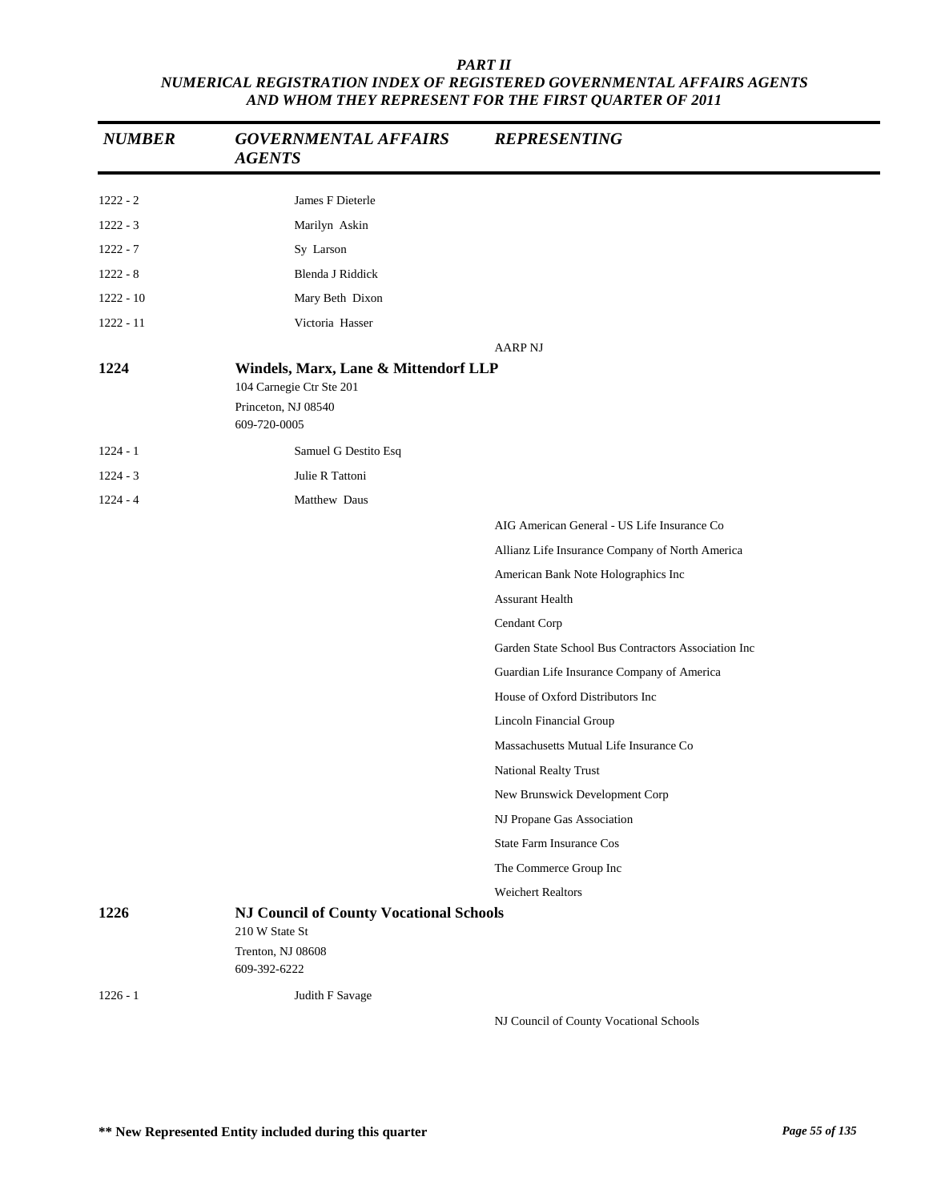# PART II
## NUMERICAL REGISTRATION INDEX OF REGISTERED GOVERNMENTAL AFFAIRS AGENTS AND WHOM THEY REPRESENT FOR THE FIRST QUARTER OF 2011

| NUMBER | GOVERNMENTAL AFFAIRS AGENTS | REPRESENTING |
|---|---|---|
| 1222 - 2 | James F Dieterle | |
| 1222 - 3 | Marilyn Askin | |
| 1222 - 7 | Sy Larson | |
| 1222 - 8 | Blenda J Riddick | |
| 1222 - 10 | Mary Beth Dixon | |
| 1222 - 11 | Victoria Hasser | |
| | | AARP NJ |
| **1224** | **Windels, Marx, Lane & Mittendorf LLP**<br>104 Carnegie Ctr Ste 201<br>Princeton, NJ 08540<br>609-720-0005 | |
| 1224 - 1 | Samuel G Destito Esq | |
| 1224 - 3 | Julie R Tattoni | |
| 1224 - 4 | Matthew Daus | |
| | | AIG American General - US Life Insurance Co |
| | | Allianz Life Insurance Company of North America |
| | | American Bank Note Holographics Inc |
| | | Assurant Health |
| | | Cendant Corp |
| | | Garden State School Bus Contractors Association Inc |
| | | Guardian Life Insurance Company of America |
| | | House of Oxford Distributors Inc |
| | | Lincoln Financial Group |
| | | Massachusetts Mutual Life Insurance Co |
| | | National Realty Trust |
| | | New Brunswick Development Corp |
| | | NJ Propane Gas Association |
| | | State Farm Insurance Cos |
| | | The Commerce Group Inc |
| | | Weichert Realtors |
| **1226** | **NJ Council of County Vocational Schools**<br>210 W State St<br>Trenton, NJ 08608<br>609-392-6222 | |
| 1226 - 1 | Judith F Savage | |
| | | NJ Council of County Vocational Schools |

**\*\* New Represented Entity included during this quarter**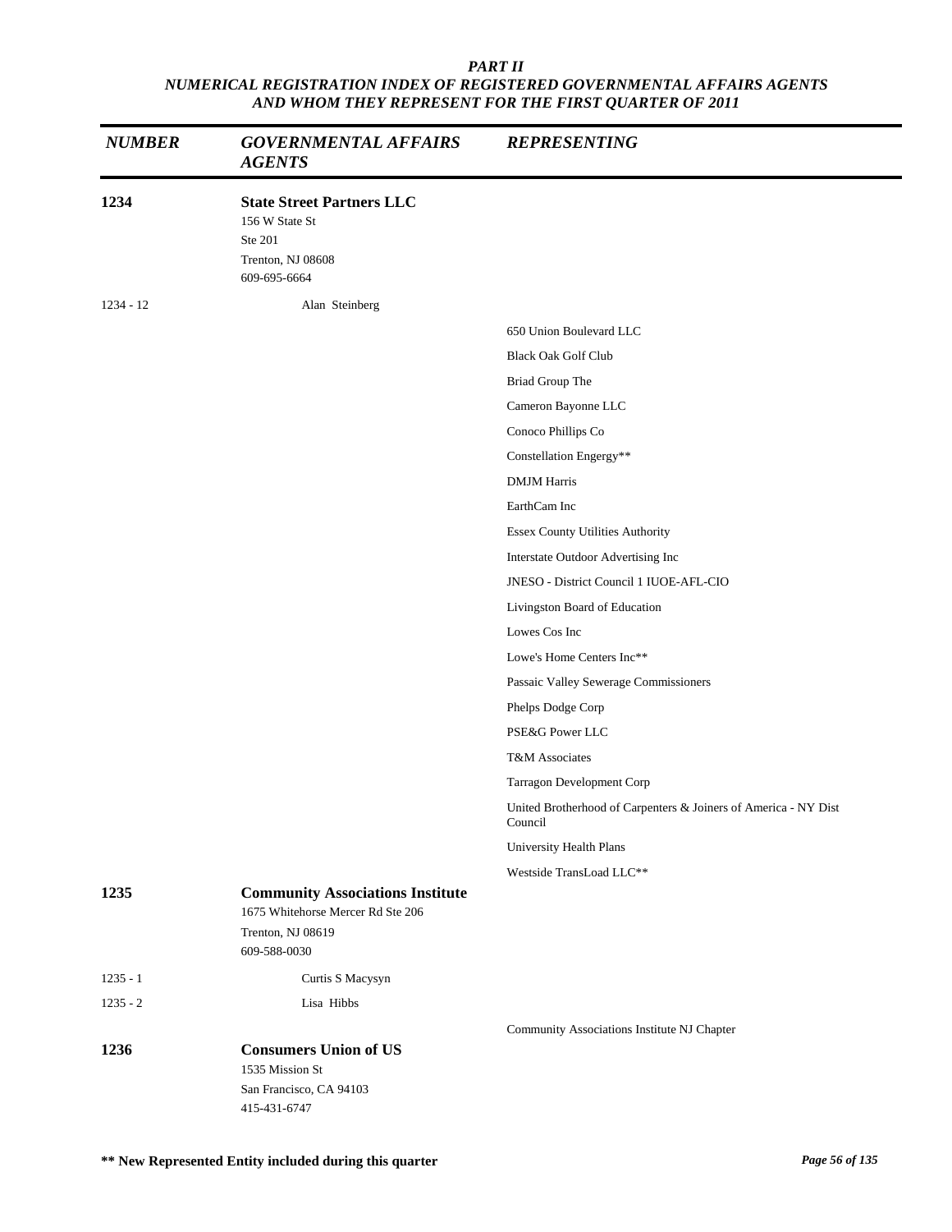***PART II***
***NUMERICAL REGISTRATION INDEX OF REGISTERED GOVERNMENTAL AFFAIRS AGENTS AND WHOM THEY REPRESENT FOR THE FIRST QUARTER OF 2011***

| *NUMBER* | *GOVERNMENTAL AFFAIRS AGENTS* | *REPRESENTING* |
|---|---|---|
| **1234** | **State Street Partners LLC**<br>156 W State St<br>Ste 201<br>Trenton, NJ 08608<br>609-695-6664 | |
| 1234 - 12 | Alan Steinberg | |
| | | 650 Union Boulevard LLC |
| | | Black Oak Golf Club |
| | | Briad Group The |
| | | Cameron Bayonne LLC |
| | | Conoco Phillips Co |
| | | Constellation Engergy** |
| | | DMJM Harris |
| | | EarthCam Inc |
| | | Essex County Utilities Authority |
| | | Interstate Outdoor Advertising Inc |
| | | JNESO - District Council 1 IUOE-AFL-CIO |
| | | Livingston Board of Education |
| | | Lowes Cos Inc |
| | | Lowe's Home Centers Inc** |
| | | Passaic Valley Sewerage Commissioners |
| | | Phelps Dodge Corp |
| | | PSE&G Power LLC |
| | | T&M Associates |
| | | Tarragon Development Corp |
| | | United Brotherhood of Carpenters & Joiners of America - NY Dist Council |
| | | University Health Plans |
| | | Westside TransLoad LLC** |
| **1235** | **Community Associations Institute**<br>1675 Whitehorse Mercer Rd Ste 206<br>Trenton, NJ 08619<br>609-588-0030 | |
| 1235 - 1 | Curtis S Macysyn | |
| 1235 - 2 | Lisa Hibbs | |
| | | Community Associations Institute NJ Chapter |
| **1236** | **Consumers Union of US**<br>1535 Mission St<br>San Francisco, CA 94103<br>415-431-6747 | |

**** New Represented Entity included during this quarter**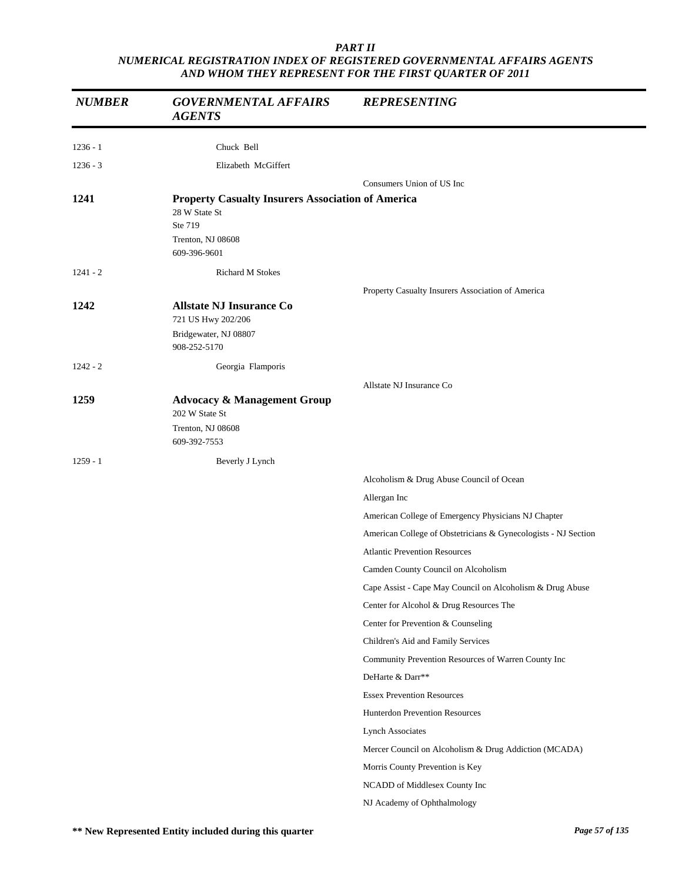| NUMBER | GOVERNMENTAL AFFAIRS AGENTS | REPRESENTING |
|---|---|---|
| 1236 - 1 | Chuck Bell | |
| 1236 - 3 | Elizabeth McGiffert | |
| | | Consumers Union of US Inc |
| **1241** | **Property Casualty Insurers Association of America**<br>28 W State St<br>Ste 719<br>Trenton, NJ 08608<br>609-396-9601 | |
| 1241 - 2 | Richard M Stokes | |
| | | Property Casualty Insurers Association of America |
| **1242** | **Allstate NJ Insurance Co**<br>721 US Hwy 202/206<br>Bridgewater, NJ 08807<br>908-252-5170 | |
| 1242 - 2 | Georgia Flamporis | |
| | | Allstate NJ Insurance Co |
| **1259** | **Advocacy & Management Group**<br>202 W State St<br>Trenton, NJ 08608<br>609-392-7553 | |
| 1259 - 1 | Beverly J Lynch | |
| | | Alcoholism & Drug Abuse Council of Ocean |
| | | Allergan Inc |
| | | American College of Emergency Physicians NJ Chapter |
| | | American College of Obstetricians & Gynecologists - NJ Section |
| | | Atlantic Prevention Resources |
| | | Camden County Council on Alcoholism |
| | | Cape Assist - Cape May Council on Alcoholism & Drug Abuse |
| | | Center for Alcohol & Drug Resources The |
| | | Center for Prevention & Counseling |
| | | Children's Aid and Family Services |
| | | Community Prevention Resources of Warren County Inc |
| | | DeHarte & Darr** |
| | | Essex Prevention Resources |
| | | Hunterdon Prevention Resources |
| | | Lynch Associates |
| | | Mercer Council on Alcoholism & Drug Addiction (MCADA) |
| | | Morris County Prevention is Key |
| | | NCADD of Middlesex County Inc |
| | | NJ Academy of Ophthalmology |

**** New Represented Entity included during this quarter**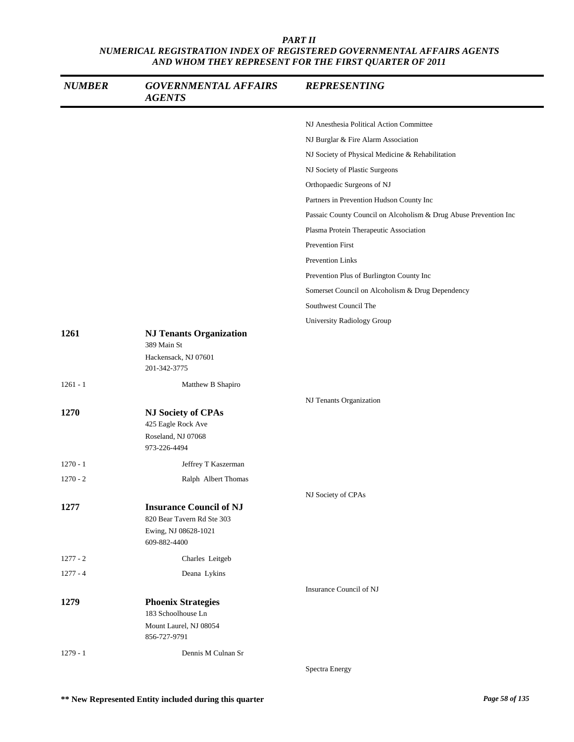| NUMBER | GOVERNMENTAL AFFAIRS AGENTS | REPRESENTING |
|---|---|---|
| | | NJ Anesthesia Political Action Committee |
| | | NJ Burglar & Fire Alarm Association |
| | | NJ Society of Physical Medicine & Rehabilitation |
| | | NJ Society of Plastic Surgeons |
| | | Orthopaedic Surgeons of NJ |
| | | Partners in Prevention Hudson County Inc |
| | | Passaic County Council on Alcoholism & Drug Abuse Prevention Inc |
| | | Plasma Protein Therapeutic Association |
| | | Prevention First |
| | | Prevention Links |
| | | Prevention Plus of Burlington County Inc |
| | | Somerset Council on Alcoholism & Drug Dependency |
| | | Southwest Council The |
| | | University Radiology Group |
| **1261** | **NJ Tenants Organization**<br>389 Main St<br>Hackensack, NJ 07601<br>201-342-3775 | |
| 1261 - 1 | Matthew B Shapiro | |
| | | NJ Tenants Organization |
| **1270** | **NJ Society of CPAs**<br>425 Eagle Rock Ave<br>Roseland, NJ 07068<br>973-226-4494 | |
| 1270 - 1 | Jeffrey T Kaszerman | |
| 1270 - 2 | Ralph Albert Thomas | |
| | | NJ Society of CPAs |
| **1277** | **Insurance Council of NJ**<br>820 Bear Tavern Rd Ste 303<br>Ewing, NJ 08628-1021<br>609-882-4400 | |
| 1277 - 2 | Charles Leitgeb | |
| 1277 - 4 | Deana Lykins | |
| | | Insurance Council of NJ |
| **1279** | **Phoenix Strategies**<br>183 Schoolhouse Ln<br>Mount Laurel, NJ 08054<br>856-727-9791 | |
| 1279 - 1 | Dennis M Culnan Sr | |
| | | Spectra Energy |

** New Represented Entity included during this quarter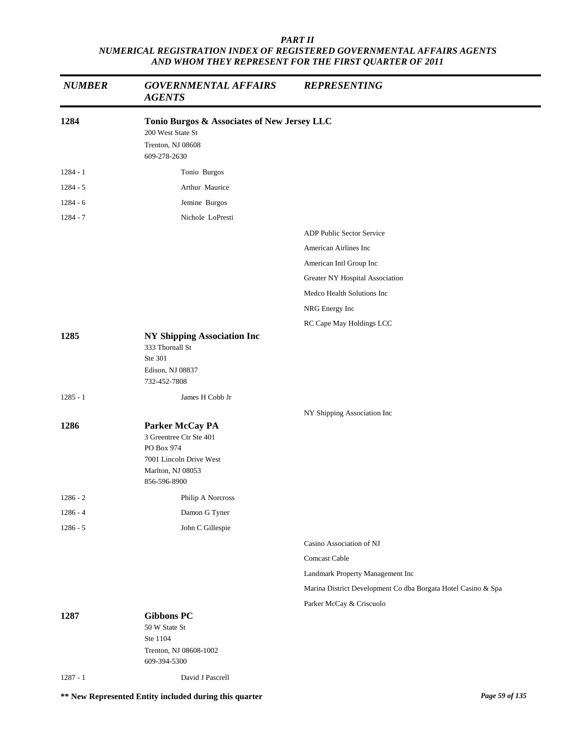***PART II***
***NUMERICAL REGISTRATION INDEX OF REGISTERED GOVERNMENTAL AFFAIRS AGENTS AND WHOM THEY REPRESENT FOR THE FIRST QUARTER OF 2011***

| *NUMBER* | *GOVERNMENTAL AFFAIRS AGENTS* | *REPRESENTING* |
|---|---|---|
| **1284** | **Tonio Burgos & Associates of New Jersey LLC**<br>200 West State St<br>Trenton, NJ 08608<br>609-278-2630 | |
| 1284 - 1 | Tonio Burgos | |
| 1284 - 5 | Arthur Maurice | |
| 1284 - 6 | Jemine Burgos | |
| 1284 - 7 | Nichole LoPresti | |
| | | ADP Public Sector Service |
| | | American Airlines Inc |
| | | American Intl Group Inc |
| | | Greater NY Hospital Association |
| | | Medco Health Solutions Inc |
| | | NRG Energy Inc |
| | | RC Cape May Holdings LCC |
| **1285** | **NY Shipping Association Inc**<br>333 Thornall St<br>Ste 301<br>Edison, NJ 08837<br>732-452-7808 | |
| 1285 - 1 | James H Cobb Jr | |
| | | NY Shipping Association Inc |
| **1286** | **Parker McCay PA**<br>3 Greentree Ctr Ste 401<br>PO Box 974<br>7001 Lincoln Drive West<br>Marlton, NJ 08053<br>856-596-8900 | |
| 1286 - 2 | Philip A Norcross | |
| 1286 - 4 | Damon G Tyner | |
| 1286 - 5 | John C Gillespie | |
| | | Casino Association of NJ |
| | | Comcast Cable |
| | | Landmark Property Management Inc |
| | | Marina District Development Co dba Borgata Hotel Casino & Spa |
| | | Parker McCay & Criscuolo |
| **1287** | **Gibbons PC**<br>50 W State St<br>Ste 1104<br>Trenton, NJ 08608-1002<br>609-394-5300 | |
| 1287 - 1 | David J Pascrell | |

**\*\* New Represented Entity included during this quarter**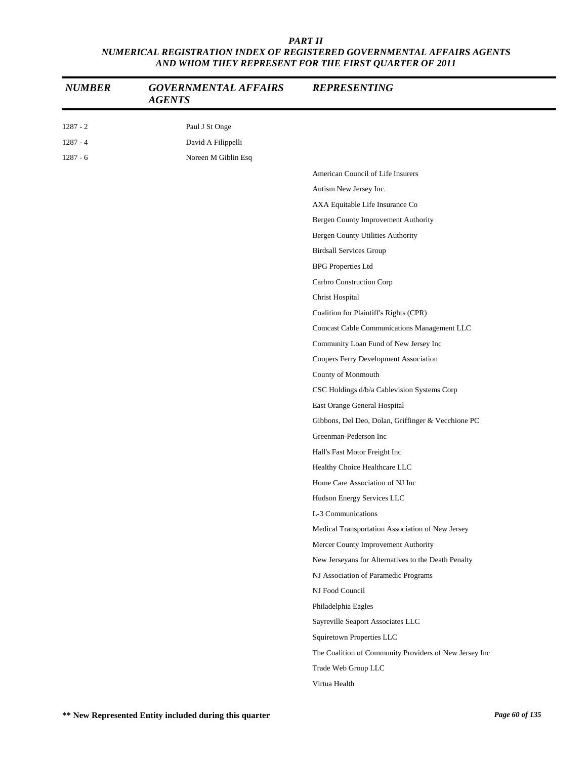### PART II
### NUMERICAL REGISTRATION INDEX OF REGISTERED GOVERNMENTAL AFFAIRS AGENTS AND WHOM THEY REPRESENT FOR THE FIRST QUARTER OF 2011

| NUMBER | GOVERNMENTAL AFFAIRS AGENTS | REPRESENTING |
|---|---|---|
| 1287 - 2 | Paul J St Onge | |
| 1287 - 4 | David A Filippelli | |
| 1287 - 6 | Noreen M Giblin Esq | |
| | | American Council of Life Insurers |
| | | Autism New Jersey Inc. |
| | | AXA Equitable Life Insurance Co |
| | | Bergen County Improvement Authority |
| | | Bergen County Utilities Authority |
| | | Birdsall Services Group |
| | | BPG Properties Ltd |
| | | Carbro Construction Corp |
| | | Christ Hospital |
| | | Coalition for Plaintiff's Rights (CPR) |
| | | Comcast Cable Communications Management LLC |
| | | Community Loan Fund of New Jersey Inc |
| | | Coopers Ferry Development Association |
| | | County of Monmouth |
| | | CSC Holdings d/b/a Cablevision Systems Corp |
| | | East Orange General Hospital |
| | | Gibbons, Del Deo, Dolan, Griffinger & Vecchione PC |
| | | Greenman-Pederson Inc |
| | | Hall's Fast Motor Freight Inc |
| | | Healthy Choice Healthcare LLC |
| | | Home Care Association of NJ Inc |
| | | Hudson Energy Services LLC |
| | | L-3 Communications |
| | | Medical Transportation Association of New Jersey |
| | | Mercer County Improvement Authority |
| | | New Jerseyans for Alternatives to the Death Penalty |
| | | NJ Association of Paramedic Programs |
| | | NJ Food Council |
| | | Philadelphia Eagles |
| | | Sayreville Seaport Associates LLC |
| | | Squiretown Properties LLC |
| | | The Coalition of Community Providers of New Jersey Inc |
| | | Trade Web Group LLC |
| | | Virtua Health |

**\*\* New Represented Entity included during this quarter**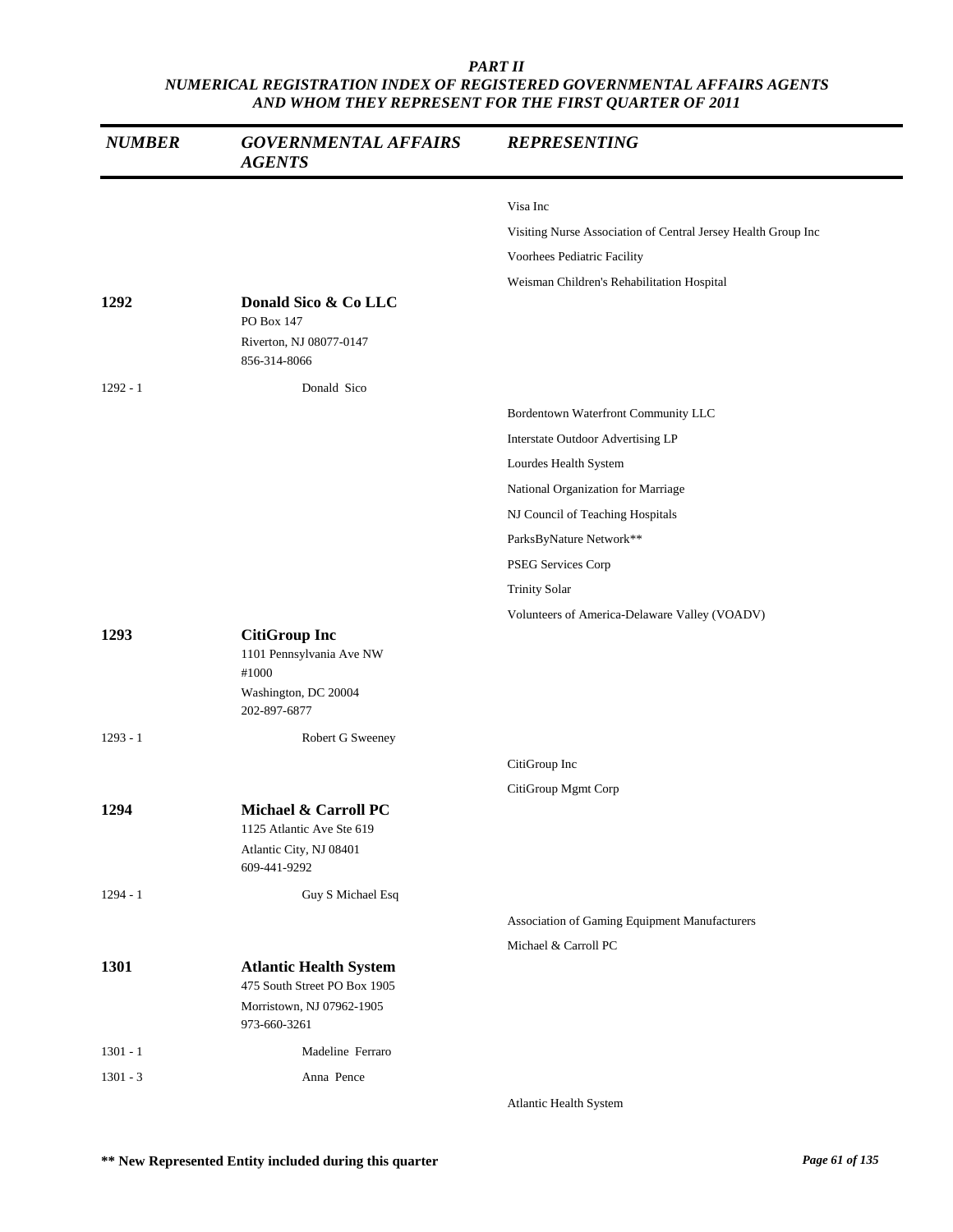# PART II
## NUMERICAL REGISTRATION INDEX OF REGISTERED GOVERNMENTAL AFFAIRS AGENTS AND WHOM THEY REPRESENT FOR THE FIRST QUARTER OF 2011

| NUMBER | GOVERNMENTAL AFFAIRS AGENTS | REPRESENTING |
|---|---|---|
| | | Visa Inc |
| | | Visiting Nurse Association of Central Jersey Health Group Inc |
| | | Voorhees Pediatric Facility |
| | | Weisman Children's Rehabilitation Hospital |
| **1292** | **Donald Sico & Co LLC**<br>PO Box 147<br>Riverton, NJ 08077-0147<br>856-314-8066 | |
| 1292 - 1 | Donald Sico | |
| | | Bordentown Waterfront Community LLC |
| | | Interstate Outdoor Advertising LP |
| | | Lourdes Health System |
| | | National Organization for Marriage |
| | | NJ Council of Teaching Hospitals |
| | | ParksByNature Network** |
| | | PSEG Services Corp |
| | | Trinity Solar |
| | | Volunteers of America-Delaware Valley (VOADV) |
| **1293** | **CitiGroup Inc**<br>1101 Pennsylvania Ave NW<br>#1000<br>Washington, DC 20004<br>202-897-6877 | |
| 1293 - 1 | Robert G Sweeney | |
| | | CitiGroup Inc |
| | | CitiGroup Mgmt Corp |
| **1294** | **Michael & Carroll PC**<br>1125 Atlantic Ave Ste 619<br>Atlantic City, NJ 08401<br>609-441-9292 | |
| 1294 - 1 | Guy S Michael Esq | |
| | | Association of Gaming Equipment Manufacturers |
| | | Michael & Carroll PC |
| **1301** | **Atlantic Health System**<br>475 South Street PO Box 1905<br>Morristown, NJ 07962-1905<br>973-660-3261 | |
| 1301 - 1 | Madeline Ferraro | |
| 1301 - 3 | Anna Pence | |
| | | Atlantic Health System |

**\*\* New Represented Entity included during this quarter**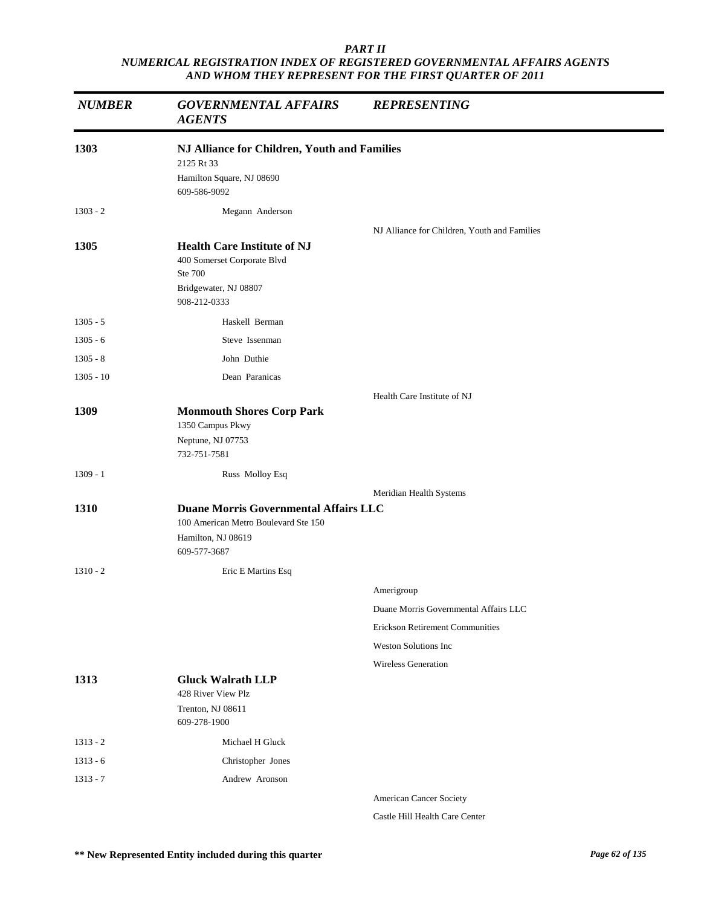*PART II*
*NUMERICAL REGISTRATION INDEX OF REGISTERED GOVERNMENTAL AFFAIRS AGENTS AND WHOM THEY REPRESENT FOR THE FIRST QUARTER OF 2011*

| *NUMBER* | *GOVERNMENTAL AFFAIRS AGENTS* | *REPRESENTING* |
|---|---|---|
| **1303** | **NJ Alliance for Children, Youth and Families**<br>2125 Rt 33<br>Hamilton Square, NJ 08690<br>609-586-9092 | |
| 1303 - 2 | Megann Anderson | |
| | | NJ Alliance for Children, Youth and Families |
| **1305** | **Health Care Institute of NJ**<br>400 Somerset Corporate Blvd<br>Ste 700<br>Bridgewater, NJ 08807<br>908-212-0333 | |
| 1305 - 5 | Haskell Berman | |
| 1305 - 6 | Steve Issenman | |
| 1305 - 8 | John Duthie | |
| 1305 - 10 | Dean Paranicas | |
| | | Health Care Institute of NJ |
| **1309** | **Monmouth Shores Corp Park**<br>1350 Campus Pkwy<br>Neptune, NJ 07753<br>732-751-7581 | |
| 1309 - 1 | Russ Molloy Esq | |
| | | Meridian Health Systems |
| **1310** | **Duane Morris Governmental Affairs LLC**<br>100 American Metro Boulevard Ste 150<br>Hamilton, NJ 08619<br>609-577-3687 | |
| 1310 - 2 | Eric E Martins Esq | |
| | | Amerigroup |
| | | Duane Morris Governmental Affairs LLC |
| | | Erickson Retirement Communities |
| | | Weston Solutions Inc |
| | | Wireless Generation |
| **1313** | **Gluck Walrath LLP**<br>428 River View Plz<br>Trenton, NJ 08611<br>609-278-1900 | |
| 1313 - 2 | Michael H Gluck | |
| 1313 - 6 | Christopher Jones | |
| 1313 - 7 | Andrew Aronson | |
| | | American Cancer Society |
| | | Castle Hill Health Care Center |

**\*\* New Represented Entity included during this quarter**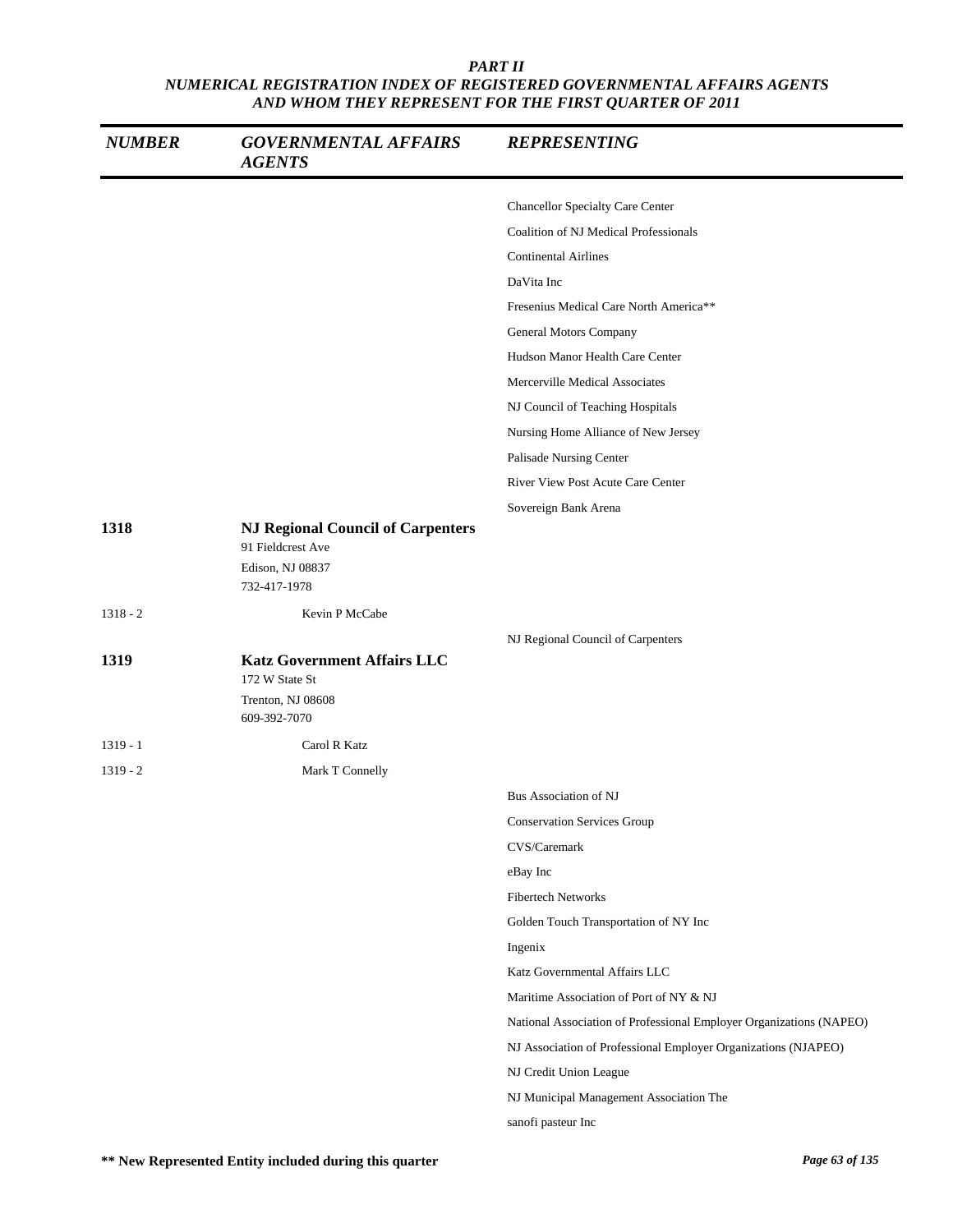| NUMBER | GOVERNMENTAL AFFAIRS AGENTS | REPRESENTING |
|---|---|---|
| | | Chancellor Specialty Care Center |
| | | Coalition of NJ Medical Professionals |
| | | Continental Airlines |
| | | DaVita Inc |
| | | Fresenius Medical Care North America** |
| | | General Motors Company |
| | | Hudson Manor Health Care Center |
| | | Mercerville Medical Associates |
| | | NJ Council of Teaching Hospitals |
| | | Nursing Home Alliance of New Jersey |
| | | Palisade Nursing Center |
| | | River View Post Acute Care Center |
| | | Sovereign Bank Arena |
| **1318** | **NJ Regional Council of Carpenters**<br>91 Fieldcrest Ave<br>Edison, NJ 08837<br>732-417-1978 | |
| 1318 - 2 | Kevin P McCabe | |
| | | NJ Regional Council of Carpenters |
| **1319** | **Katz Government Affairs LLC**<br>172 W State St<br>Trenton, NJ 08608<br>609-392-7070 | |
| 1319 - 1 | Carol R Katz | |
| 1319 - 2 | Mark T Connelly | |
| | | Bus Association of NJ |
| | | Conservation Services Group |
| | | CVS/Caremark |
| | | eBay Inc |
| | | Fibertech Networks |
| | | Golden Touch Transportation of NY Inc |
| | | Ingenix |
| | | Katz Governmental Affairs LLC |
| | | Maritime Association of Port of NY & NJ |
| | | National Association of Professional Employer Organizations (NAPEO) |
| | | NJ Association of Professional Employer Organizations (NJAPEO) |
| | | NJ Credit Union League |
| | | NJ Municipal Management Association The |
| | | sanofi pasteur Inc |

**** New Represented Entity included during this quarter**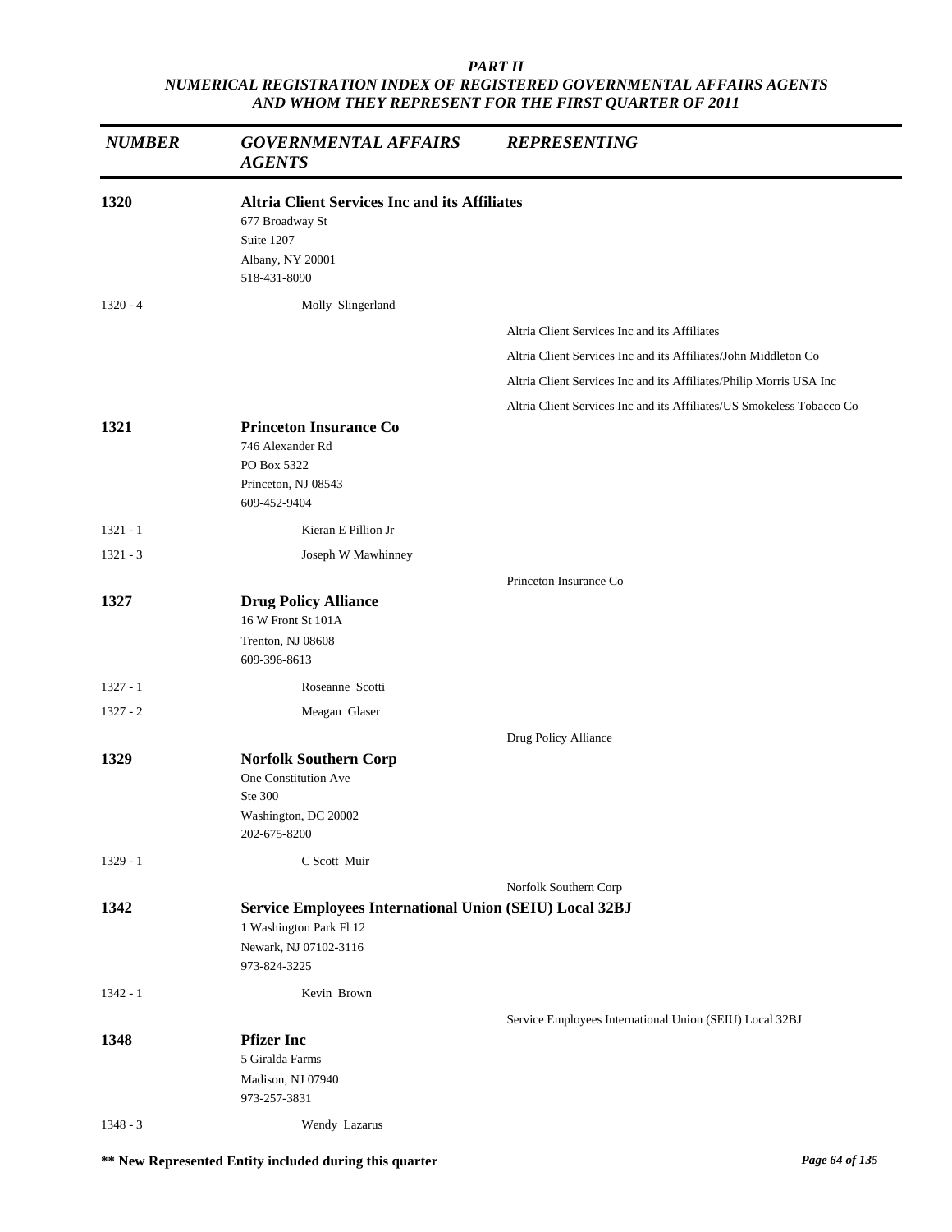*PART II*
*NUMERICAL REGISTRATION INDEX OF REGISTERED GOVERNMENTAL AFFAIRS AGENTS AND WHOM THEY REPRESENT FOR THE FIRST QUARTER OF 2011*

| *NUMBER* | *GOVERNMENTAL AFFAIRS AGENTS* | *REPRESENTING* |
|---|---|---|
| **1320** | **Altria Client Services Inc and its Affiliates**<br>677 Broadway St<br>Suite 1207<br>Albany, NY 20001<br>518-431-8090 | |
| 1320 - 4 | Molly Slingerland | |
| | | Altria Client Services Inc and its Affiliates |
| | | Altria Client Services Inc and its Affiliates/John Middleton Co |
| | | Altria Client Services Inc and its Affiliates/Philip Morris USA Inc |
| | | Altria Client Services Inc and its Affiliates/US Smokeless Tobacco Co |
| **1321** | **Princeton Insurance Co**<br>746 Alexander Rd<br>PO Box 5322<br>Princeton, NJ 08543<br>609-452-9404 | |
| 1321 - 1 | Kieran E Pillion Jr | |
| 1321 - 3 | Joseph W Mawhinney | |
| | | Princeton Insurance Co |
| **1327** | **Drug Policy Alliance**<br>16 W Front St 101A<br>Trenton, NJ 08608<br>609-396-8613 | |
| 1327 - 1 | Roseanne Scotti | |
| 1327 - 2 | Meagan Glaser | |
| | | Drug Policy Alliance |
| **1329** | **Norfolk Southern Corp**<br>One Constitution Ave<br>Ste 300<br>Washington, DC 20002<br>202-675-8200 | |
| 1329 - 1 | C Scott Muir | |
| | | Norfolk Southern Corp |
| **1342** | **Service Employees International Union (SEIU) Local 32BJ**<br>1 Washington Park Fl 12<br>Newark, NJ 07102-3116<br>973-824-3225 | |
| 1342 - 1 | Kevin Brown | |
| | | Service Employees International Union (SEIU) Local 32BJ |
| **1348** | **Pfizer Inc**<br>5 Giralda Farms<br>Madison, NJ 07940<br>973-257-3831 | |
| 1348 - 3 | Wendy Lazarus | |

**\*\* New Represented Entity included during this quarter**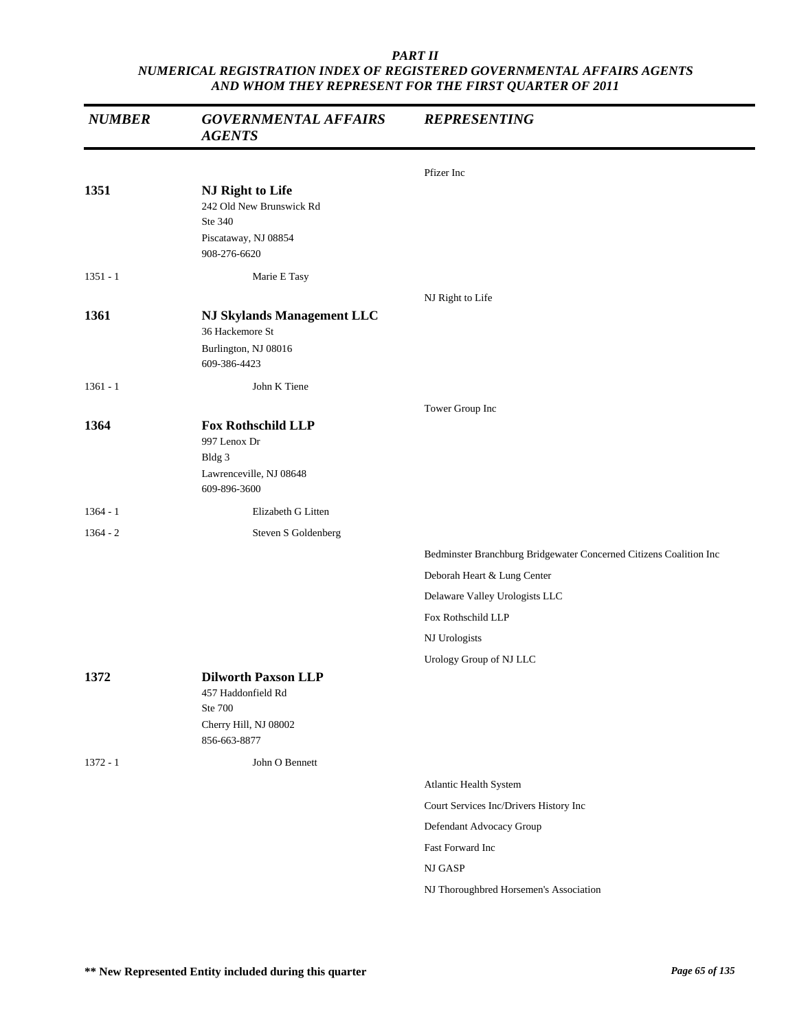***PART II***
***NUMERICAL REGISTRATION INDEX OF REGISTERED GOVERNMENTAL AFFAIRS AGENTS AND WHOM THEY REPRESENT FOR THE FIRST QUARTER OF 2011***

| *NUMBER* | *GOVERNMENTAL AFFAIRS AGENTS* | *REPRESENTING* |
|---|---|---|
| | | Pfizer Inc |
| **1351** | **NJ Right to Life**<br>242 Old New Brunswick Rd<br>Ste 340<br>Piscataway, NJ 08854<br>908-276-6620 | |
| 1351 - 1 | Marie E Tasy | |
| | | NJ Right to Life |
| **1361** | **NJ Skylands Management LLC**<br>36 Hackemore St<br>Burlington, NJ 08016<br>609-386-4423 | |
| 1361 - 1 | John K Tiene | |
| | | Tower Group Inc |
| **1364** | **Fox Rothschild LLP**<br>997 Lenox Dr<br>Bldg 3<br>Lawrenceville, NJ 08648<br>609-896-3600 | |
| 1364 - 1 | Elizabeth G Litten | |
| 1364 - 2 | Steven S Goldenberg | |
| | | Bedminster Branchburg Bridgewater Concerned Citizens Coalition Inc |
| | | Deborah Heart & Lung Center |
| | | Delaware Valley Urologists LLC |
| | | Fox Rothschild LLP |
| | | NJ Urologists |
| | | Urology Group of NJ LLC |
| **1372** | **Dilworth Paxson LLP**<br>457 Haddonfield Rd<br>Ste 700<br>Cherry Hill, NJ 08002<br>856-663-8877 | |
| 1372 - 1 | John O Bennett | |
| | | Atlantic Health System |
| | | Court Services Inc/Drivers History Inc |
| | | Defendant Advocacy Group |
| | | Fast Forward Inc |
| | | NJ GASP |
| | | NJ Thoroughbred Horsemen's Association |

**\*\* New Represented Entity included during this quarter**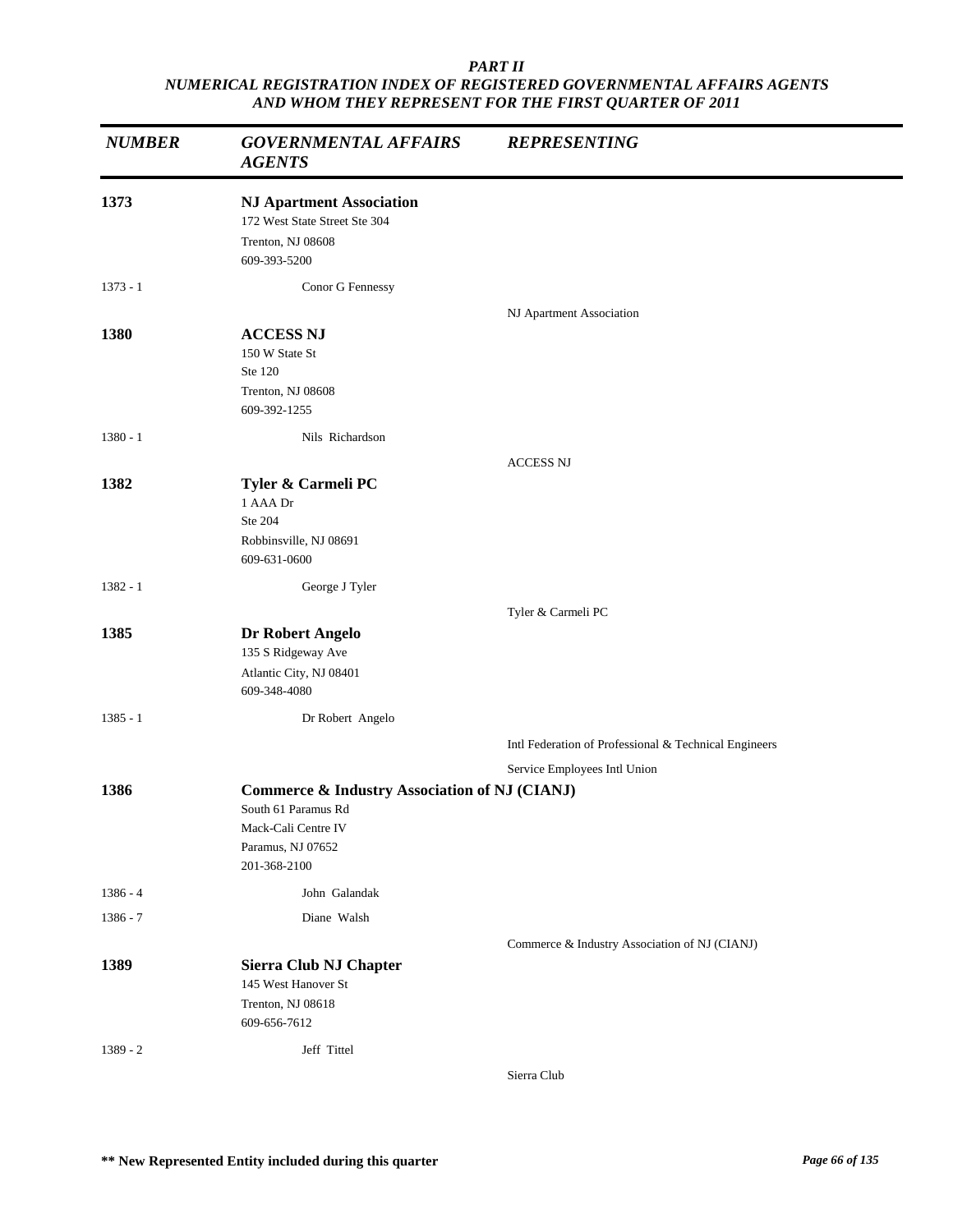*PART II*
*NUMERICAL REGISTRATION INDEX OF REGISTERED GOVERNMENTAL AFFAIRS AGENTS AND WHOM THEY REPRESENT FOR THE FIRST QUARTER OF 2011*

| *NUMBER* | *GOVERNMENTAL AFFAIRS AGENTS* | *REPRESENTING* |
|---|---|---|
| **1373** | **NJ Apartment Association**<br>172 West State Street Ste 304<br>Trenton, NJ 08608<br>609-393-5200 | |
| 1373 - 1 | Conor G Fennessy | |
| | | NJ Apartment Association |
| **1380** | **ACCESS NJ**<br>150 W State St<br>Ste 120<br>Trenton, NJ 08608<br>609-392-1255 | |
| 1380 - 1 | Nils Richardson | |
| | | ACCESS NJ |
| **1382** | **Tyler & Carmeli PC**<br>1 AAA Dr<br>Ste 204<br>Robbinsville, NJ 08691<br>609-631-0600 | |
| 1382 - 1 | George J Tyler | |
| | | Tyler & Carmeli PC |
| **1385** | **Dr Robert Angelo**<br>135 S Ridgeway Ave<br>Atlantic City, NJ 08401<br>609-348-4080 | |
| 1385 - 1 | Dr Robert Angelo | |
| | | Intl Federation of Professional & Technical Engineers |
| | | Service Employees Intl Union |
| **1386** | **Commerce & Industry Association of NJ (CIANJ)**<br>South 61 Paramus Rd<br>Mack-Cali Centre IV<br>Paramus, NJ 07652<br>201-368-2100 | |
| 1386 - 4 | John Galandak | |
| 1386 - 7 | Diane Walsh | |
| | | Commerce & Industry Association of NJ (CIANJ) |
| **1389** | **Sierra Club NJ Chapter**<br>145 West Hanover St<br>Trenton, NJ 08618<br>609-656-7612 | |
| 1389 - 2 | Jeff Tittel | |
| | | Sierra Club |

**\*\* New Represented Entity included during this quarter**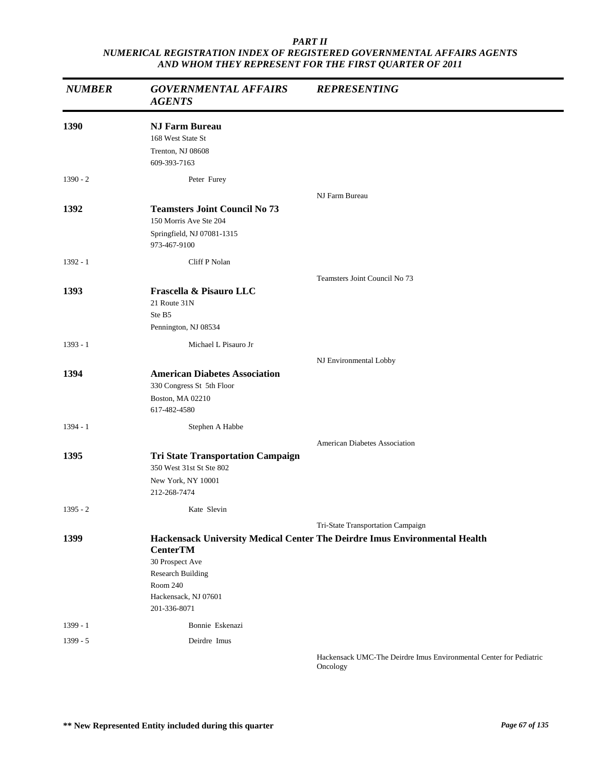*PART II*
*NUMERICAL REGISTRATION INDEX OF REGISTERED GOVERNMENTAL AFFAIRS AGENTS AND WHOM THEY REPRESENT FOR THE FIRST QUARTER OF 2011*

| *NUMBER* | *GOVERNMENTAL AFFAIRS AGENTS* | *REPRESENTING* |
|---|---|---|
| **1390** | **NJ Farm Bureau**<br>168 West State St<br>Trenton, NJ 08608<br>609-393-7163 | |
| 1390 - 2 | Peter Furey | |
| | | NJ Farm Bureau |
| **1392** | **Teamsters Joint Council No 73**<br>150 Morris Ave Ste 204<br>Springfield, NJ 07081-1315<br>973-467-9100 | |
| 1392 - 1 | Cliff P Nolan | |
| | | Teamsters Joint Council No 73 |
| **1393** | **Frascella & Pisauro LLC**<br>21 Route 31N<br>Ste B5<br>Pennington, NJ 08534 | |
| 1393 - 1 | Michael L Pisauro Jr | |
| | | NJ Environmental Lobby |
| **1394** | **American Diabetes Association**<br>330 Congress St 5th Floor<br>Boston, MA 02210<br>617-482-4580 | |
| 1394 - 1 | Stephen A Habbe | |
| | | American Diabetes Association |
| **1395** | **Tri State Transportation Campaign**<br>350 West 31st St Ste 802<br>New York, NY 10001<br>212-268-7474 | |
| 1395 - 2 | Kate Slevin | |
| | | Tri-State Transportation Campaign |
| **1399** | **Hackensack University Medical Center The Deirdre Imus Environmental Health CenterTM**<br>30 Prospect Ave<br>Research Building<br>Room 240<br>Hackensack, NJ 07601<br>201-336-8071 | |
| 1399 - 1 | Bonnie Eskenazi | |
| 1399 - 5 | Deirdre Imus | |
| | | Hackensack UMC-The Deirdre Imus Environmental Center for Pediatric Oncology |

**\*\* New Represented Entity included during this quarter**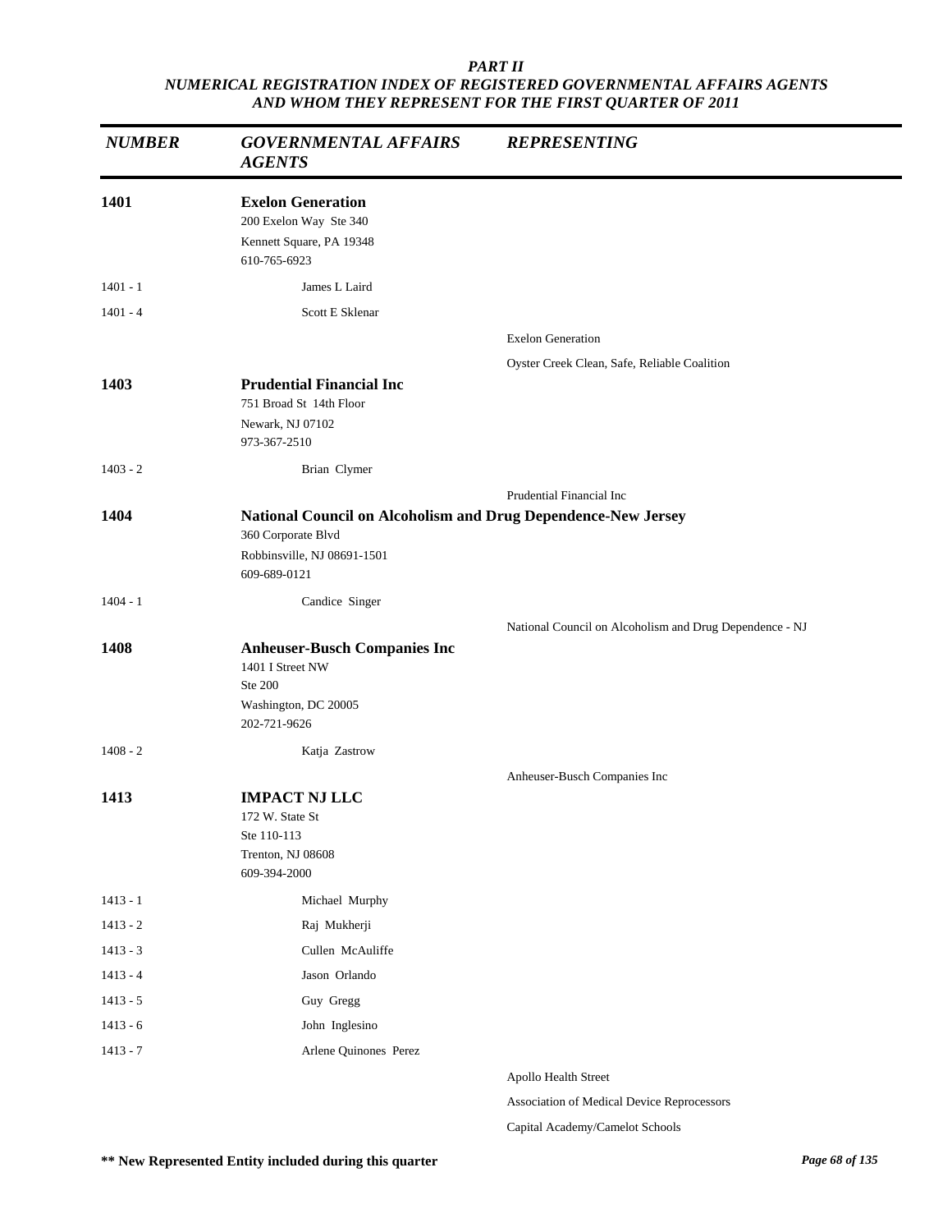***PART II***
***NUMERICAL REGISTRATION INDEX OF REGISTERED GOVERNMENTAL AFFAIRS AGENTS AND WHOM THEY REPRESENT FOR THE FIRST QUARTER OF 2011***

| *NUMBER* | *GOVERNMENTAL AFFAIRS AGENTS* | *REPRESENTING* |
|---|---|---|
| **1401** | **Exelon Generation**<br>200 Exelon Way Ste 340<br>Kennett Square, PA 19348<br>610-765-6923 | |
| 1401 - 1 | James L Laird | |
| 1401 - 4 | Scott E Sklenar | |
| | | Exelon Generation |
| | | Oyster Creek Clean, Safe, Reliable Coalition |
| **1403** | **Prudential Financial Inc**<br>751 Broad St 14th Floor<br>Newark, NJ 07102<br>973-367-2510 | |
| 1403 - 2 | Brian Clymer | |
| | | Prudential Financial Inc |
| **1404** | **National Council on Alcoholism and Drug Dependence-New Jersey**<br>360 Corporate Blvd<br>Robbinsville, NJ 08691-1501<br>609-689-0121 | |
| 1404 - 1 | Candice Singer | |
| | | National Council on Alcoholism and Drug Dependence - NJ |
| **1408** | **Anheuser-Busch Companies Inc**<br>1401 I Street NW<br>Ste 200<br>Washington, DC 20005<br>202-721-9626 | |
| 1408 - 2 | Katja Zastrow | |
| | | Anheuser-Busch Companies Inc |
| **1413** | **IMPACT NJ LLC**<br>172 W. State St<br>Ste 110-113<br>Trenton, NJ 08608<br>609-394-2000 | |
| 1413 - 1 | Michael Murphy | |
| 1413 - 2 | Raj Mukherji | |
| 1413 - 3 | Cullen McAuliffe | |
| 1413 - 4 | Jason Orlando | |
| 1413 - 5 | Guy Gregg | |
| 1413 - 6 | John Inglesino | |
| 1413 - 7 | Arlene Quinones Perez | |
| | | Apollo Health Street |
| | | Association of Medical Device Reprocessors |
| | | Capital Academy/Camelot Schools |

**\*\* New Represented Entity included during this quarter**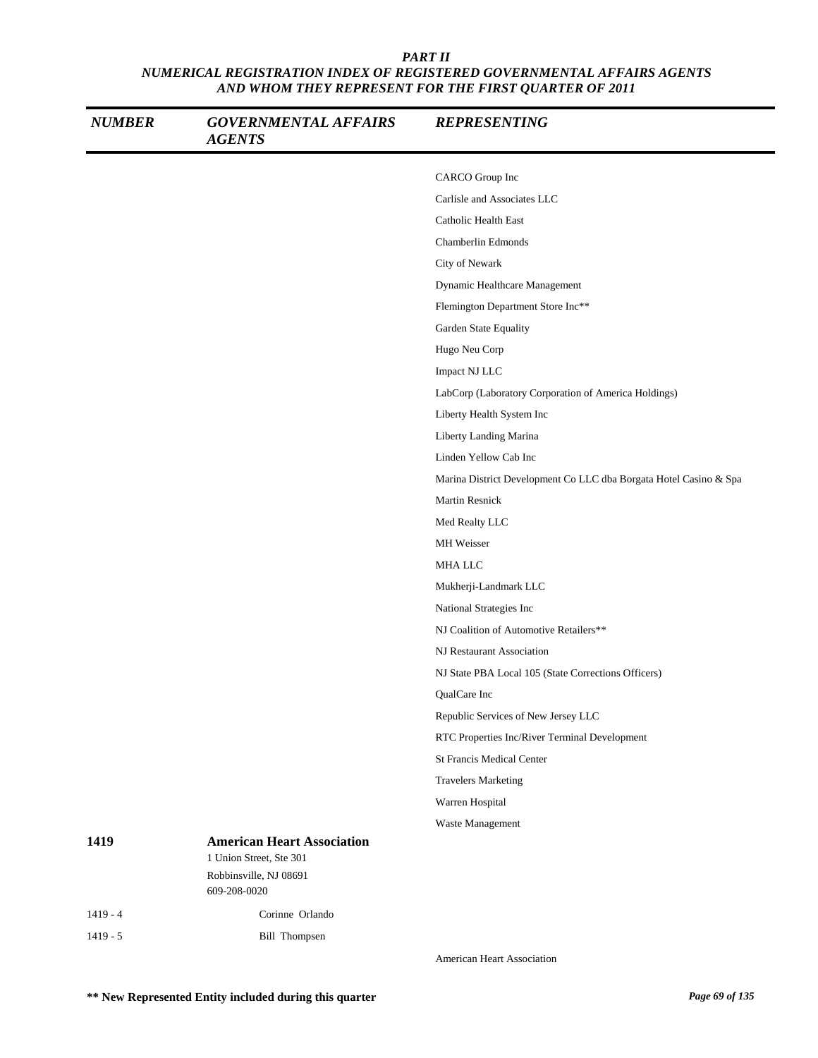## PART II
## NUMERICAL REGISTRATION INDEX OF REGISTERED GOVERNMENTAL AFFAIRS AGENTS AND WHOM THEY REPRESENT FOR THE FIRST QUARTER OF 2011

| NUMBER | GOVERNMENTAL AFFAIRS AGENTS | REPRESENTING |
|---|---|---|
| | | CARCO Group Inc |
| | | Carlisle and Associates LLC |
| | | Catholic Health East |
| | | Chamberlin Edmonds |
| | | City of Newark |
| | | Dynamic Healthcare Management |
| | | Flemington Department Store Inc** |
| | | Garden State Equality |
| | | Hugo Neu Corp |
| | | Impact NJ LLC |
| | | LabCorp (Laboratory Corporation of America Holdings) |
| | | Liberty Health System Inc |
| | | Liberty Landing Marina |
| | | Linden Yellow Cab Inc |
| | | Marina District Development Co LLC dba Borgata Hotel Casino & Spa |
| | | Martin Resnick |
| | | Med Realty LLC |
| | | MH Weisser |
| | | MHA LLC |
| | | Mukherji-Landmark LLC |
| | | National Strategies Inc |
| | | NJ Coalition of Automotive Retailers** |
| | | NJ Restaurant Association |
| | | NJ State PBA Local 105 (State Corrections Officers) |
| | | QualCare Inc |
| | | Republic Services of New Jersey LLC |
| | | RTC Properties Inc/River Terminal Development |
| | | St Francis Medical Center |
| | | Travelers Marketing |
| | | Warren Hospital |
| | | Waste Management |
| **1419** | **American Heart Association**<br>1 Union Street, Ste 301<br>Robbinsville, NJ 08691<br>609-208-0020 | |
| 1419 - 4 | Corinne Orlando | |
| 1419 - 5 | Bill Thompsen | |
| | | American Heart Association |

** New Represented Entity included during this quarter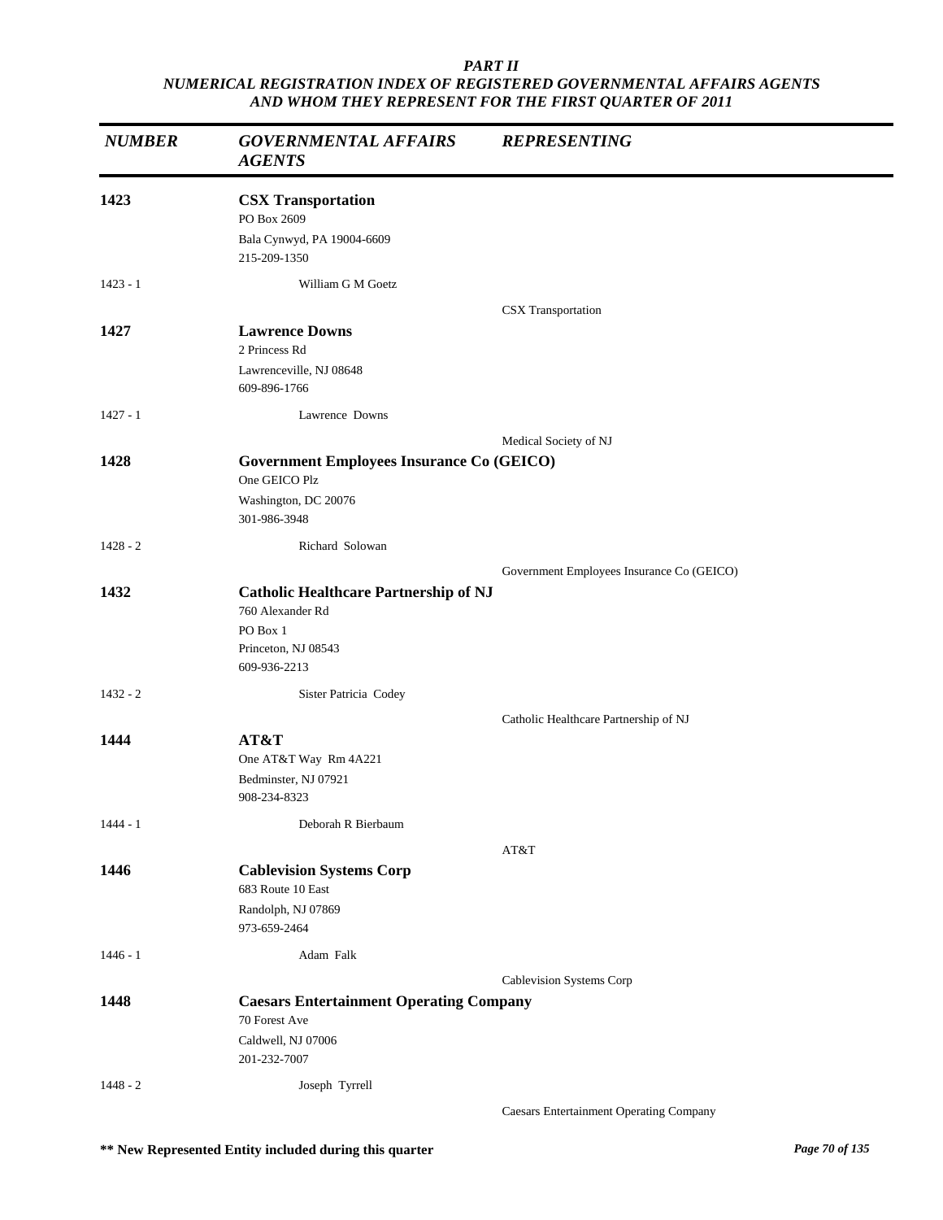*PART II*
*NUMERICAL REGISTRATION INDEX OF REGISTERED GOVERNMENTAL AFFAIRS AGENTS AND WHOM THEY REPRESENT FOR THE FIRST QUARTER OF 2011*

| *NUMBER* | *GOVERNMENTAL AFFAIRS AGENTS* | *REPRESENTING* |
|---|---|---|
| **1423** | **CSX Transportation**<br>PO Box 2609<br>Bala Cynwyd, PA 19004-6609<br>215-209-1350 | |
| 1423 - 1 | William G M Goetz | |
| | | CSX Transportation |
| **1427** | **Lawrence Downs**<br>2 Princess Rd<br>Lawrenceville, NJ 08648<br>609-896-1766 | |
| 1427 - 1 | Lawrence Downs | |
| | | Medical Society of NJ |
| **1428** | **Government Employees Insurance Co (GEICO)**<br>One GEICO Plz<br>Washington, DC 20076<br>301-986-3948 | |
| 1428 - 2 | Richard Solowan | |
| | | Government Employees Insurance Co (GEICO) |
| **1432** | **Catholic Healthcare Partnership of NJ**<br>760 Alexander Rd<br>PO Box 1<br>Princeton, NJ 08543<br>609-936-2213 | |
| 1432 - 2 | Sister Patricia Codey | |
| | | Catholic Healthcare Partnership of NJ |
| **1444** | **AT&T**<br>One AT&T Way Rm 4A221<br>Bedminster, NJ 07921<br>908-234-8323 | |
| 1444 - 1 | Deborah R Bierbaum | |
| | | AT&T |
| **1446** | **Cablevision Systems Corp**<br>683 Route 10 East<br>Randolph, NJ 07869<br>973-659-2464 | |
| 1446 - 1 | Adam Falk | |
| | | Cablevision Systems Corp |
| **1448** | **Caesars Entertainment Operating Company**<br>70 Forest Ave<br>Caldwell, NJ 07006<br>201-232-7007 | |
| 1448 - 2 | Joseph Tyrrell | |
| | | Caesars Entertainment Operating Company |

**** New Represented Entity included during this quarter**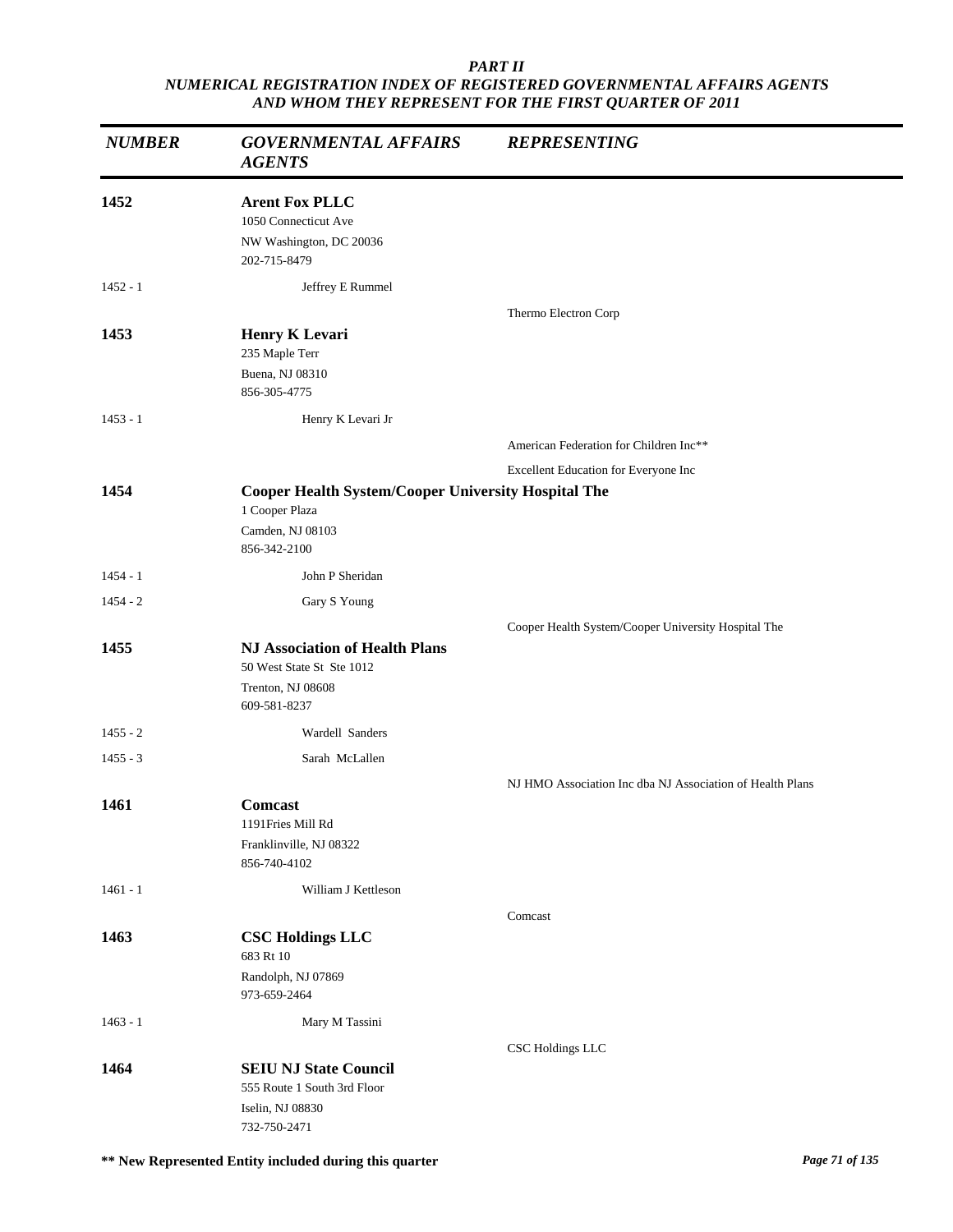*PART II*
*NUMERICAL REGISTRATION INDEX OF REGISTERED GOVERNMENTAL AFFAIRS AGENTS AND WHOM THEY REPRESENT FOR THE FIRST QUARTER OF 2011*

| *NUMBER* | *GOVERNMENTAL AFFAIRS AGENTS* | *REPRESENTING* |
|---|---|---|
| **1452** | **Arent Fox PLLC**<br>1050 Connecticut Ave<br>NW Washington, DC 20036<br>202-715-8479 | |
| 1452 - 1 | Jeffrey E Rummel | |
| | | Thermo Electron Corp |
| **1453** | **Henry K Levari**<br>235 Maple Terr<br>Buena, NJ 08310<br>856-305-4775 | |
| 1453 - 1 | Henry K Levari Jr | |
| | | American Federation for Children Inc** |
| | | Excellent Education for Everyone Inc |
| **1454** | **Cooper Health System/Cooper University Hospital The**<br>1 Cooper Plaza<br>Camden, NJ 08103<br>856-342-2100 | |
| 1454 - 1 | John P Sheridan | |
| 1454 - 2 | Gary S Young | |
| | | Cooper Health System/Cooper University Hospital The |
| **1455** | **NJ Association of Health Plans**<br>50 West State St Ste 1012<br>Trenton, NJ 08608<br>609-581-8237 | |
| 1455 - 2 | Wardell Sanders | |
| 1455 - 3 | Sarah McLallen | |
| | | NJ HMO Association Inc dba NJ Association of Health Plans |
| **1461** | **Comcast**<br>1191Fries Mill Rd<br>Franklinville, NJ 08322<br>856-740-4102 | |
| 1461 - 1 | William J Kettleson | |
| | | Comcast |
| **1463** | **CSC Holdings LLC**<br>683 Rt 10<br>Randolph, NJ 07869<br>973-659-2464 | |
| 1463 - 1 | Mary M Tassini | |
| | | CSC Holdings LLC |
| **1464** | **SEIU NJ State Council**<br>555 Route 1 South 3rd Floor<br>Iselin, NJ 08830<br>732-750-2471 | |

**** New Represented Entity included during this quarter**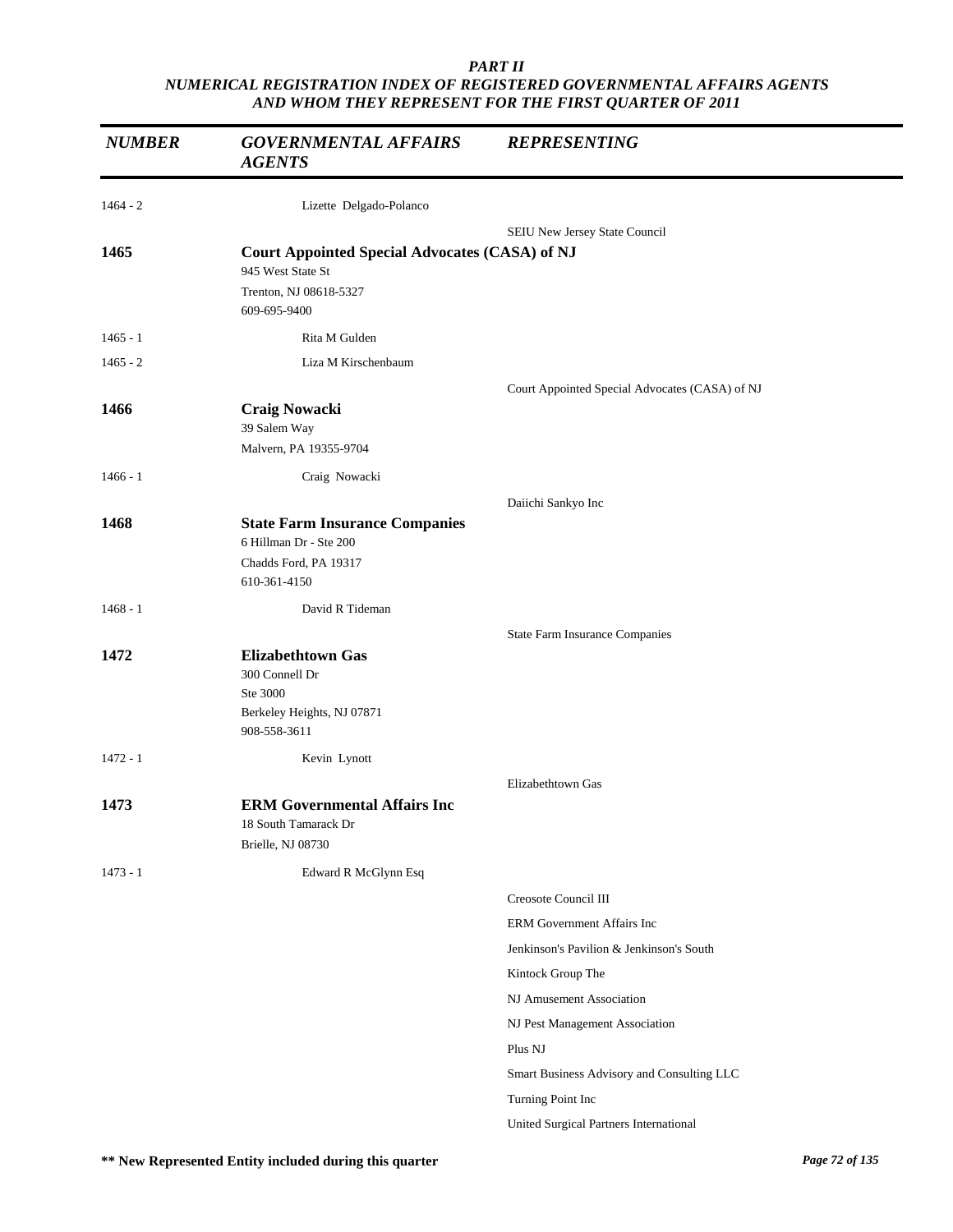| NUMBER | GOVERNMENTAL AFFAIRS AGENTS | REPRESENTING |
|---|---|---|
| 1464 - 2 | Lizette Delgado-Polanco | |
| | | SEIU New Jersey State Council |
| **1465** | **Court Appointed Special Advocates (CASA) of NJ**<br>945 West State St<br>Trenton, NJ 08618-5327<br>609-695-9400 | |
| 1465 - 1 | Rita M Gulden | |
| 1465 - 2 | Liza M Kirschenbaum | |
| | | Court Appointed Special Advocates (CASA) of NJ |
| **1466** | **Craig Nowacki**<br>39 Salem Way<br>Malvern, PA 19355-9704 | |
| 1466 - 1 | Craig Nowacki | |
| | | Daiichi Sankyo Inc |
| **1468** | **State Farm Insurance Companies**<br>6 Hillman Dr - Ste 200<br>Chadds Ford, PA 19317<br>610-361-4150 | |
| 1468 - 1 | David R Tideman | |
| | | State Farm Insurance Companies |
| **1472** | **Elizabethtown Gas**<br>300 Connell Dr<br>Ste 3000<br>Berkeley Heights, NJ 07871<br>908-558-3611 | |
| 1472 - 1 | Kevin Lynott | |
| | | Elizabethtown Gas |
| **1473** | **ERM Governmental Affairs Inc**<br>18 South Tamarack Dr<br>Brielle, NJ 08730 | |
| 1473 - 1 | Edward R McGlynn Esq | |
| | | Creosote Council III |
| | | ERM Government Affairs Inc |
| | | Jenkinson's Pavilion & Jenkinson's South |
| | | Kintock Group The |
| | | NJ Amusement Association |
| | | NJ Pest Management Association |
| | | Plus NJ |
| | | Smart Business Advisory and Consulting LLC |
| | | Turning Point Inc |
| | | United Surgical Partners International |

** New Represented Entity included during this quarter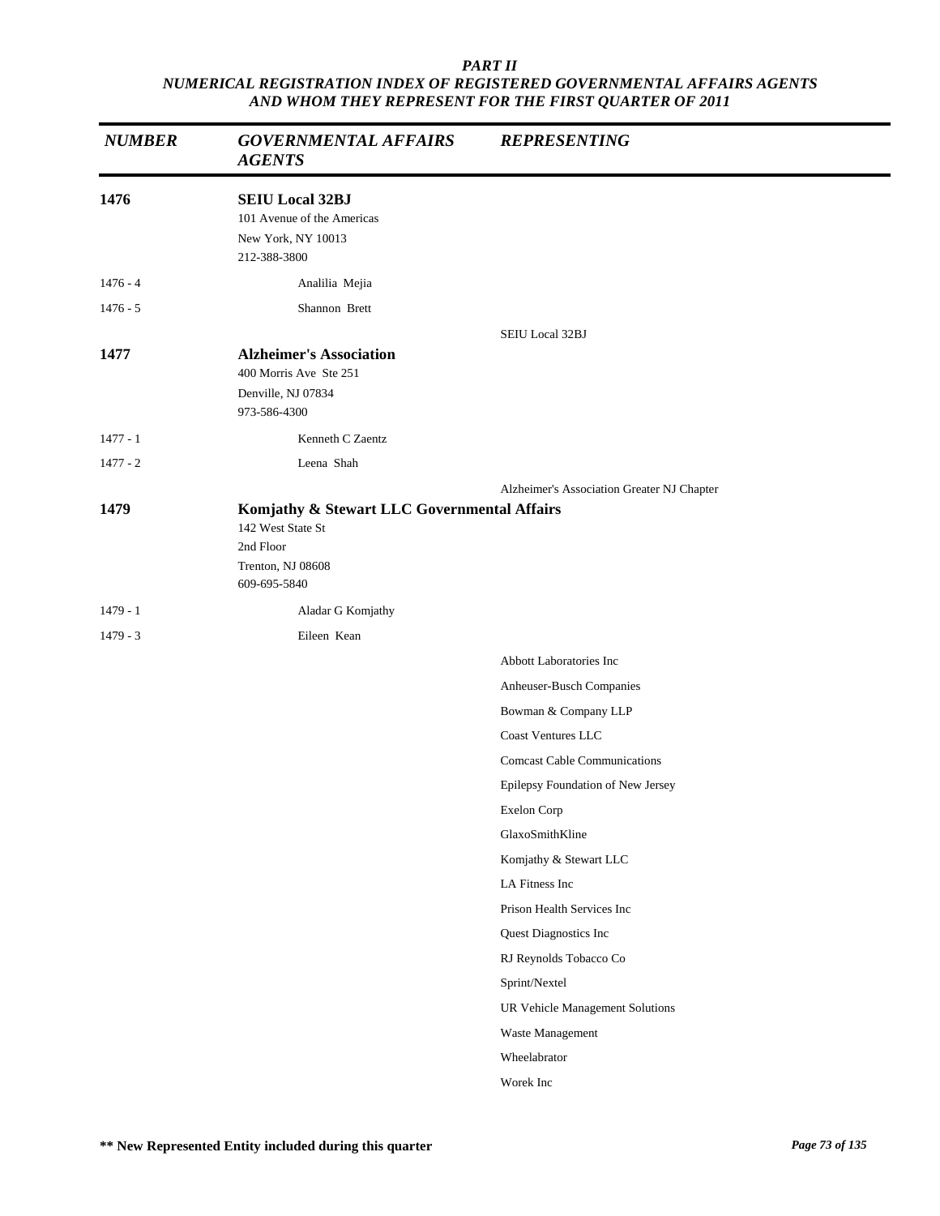**PART II**
***NUMERICAL REGISTRATION INDEX OF REGISTERED GOVERNMENTAL AFFAIRS AGENTS AND WHOM THEY REPRESENT FOR THE FIRST QUARTER OF 2011***

| *NUMBER* | *GOVERNMENTAL AFFAIRS AGENTS* | *REPRESENTING* |
|---|---|---|
| **1476** | **SEIU Local 32BJ**<br>101 Avenue of the Americas<br>New York, NY 10013<br>212-388-3800 | |
| 1476 - 4 | Analilia Mejia | |
| 1476 - 5 | Shannon Brett | |
| | | SEIU Local 32BJ |
| **1477** | **Alzheimer's Association**<br>400 Morris Ave Ste 251<br>Denville, NJ 07834<br>973-586-4300 | |
| 1477 - 1 | Kenneth C Zaentz | |
| 1477 - 2 | Leena Shah | |
| | | Alzheimer's Association Greater NJ Chapter |
| **1479** | **Komjathy & Stewart LLC Governmental Affairs**<br>142 West State St<br>2nd Floor<br>Trenton, NJ 08608<br>609-695-5840 | |
| 1479 - 1 | Aladar G Komjathy | |
| 1479 - 3 | Eileen Kean | |
| | | Abbott Laboratories Inc |
| | | Anheuser-Busch Companies |
| | | Bowman & Company LLP |
| | | Coast Ventures LLC |
| | | Comcast Cable Communications |
| | | Epilepsy Foundation of New Jersey |
| | | Exelon Corp |
| | | GlaxoSmithKline |
| | | Komjathy & Stewart LLC |
| | | LA Fitness Inc |
| | | Prison Health Services Inc |
| | | Quest Diagnostics Inc |
| | | RJ Reynolds Tobacco Co |
| | | Sprint/Nextel |
| | | UR Vehicle Management Solutions |
| | | Waste Management |
| | | Wheelabrator |
| | | Worek Inc |

**** New Represented Entity included during this quarter**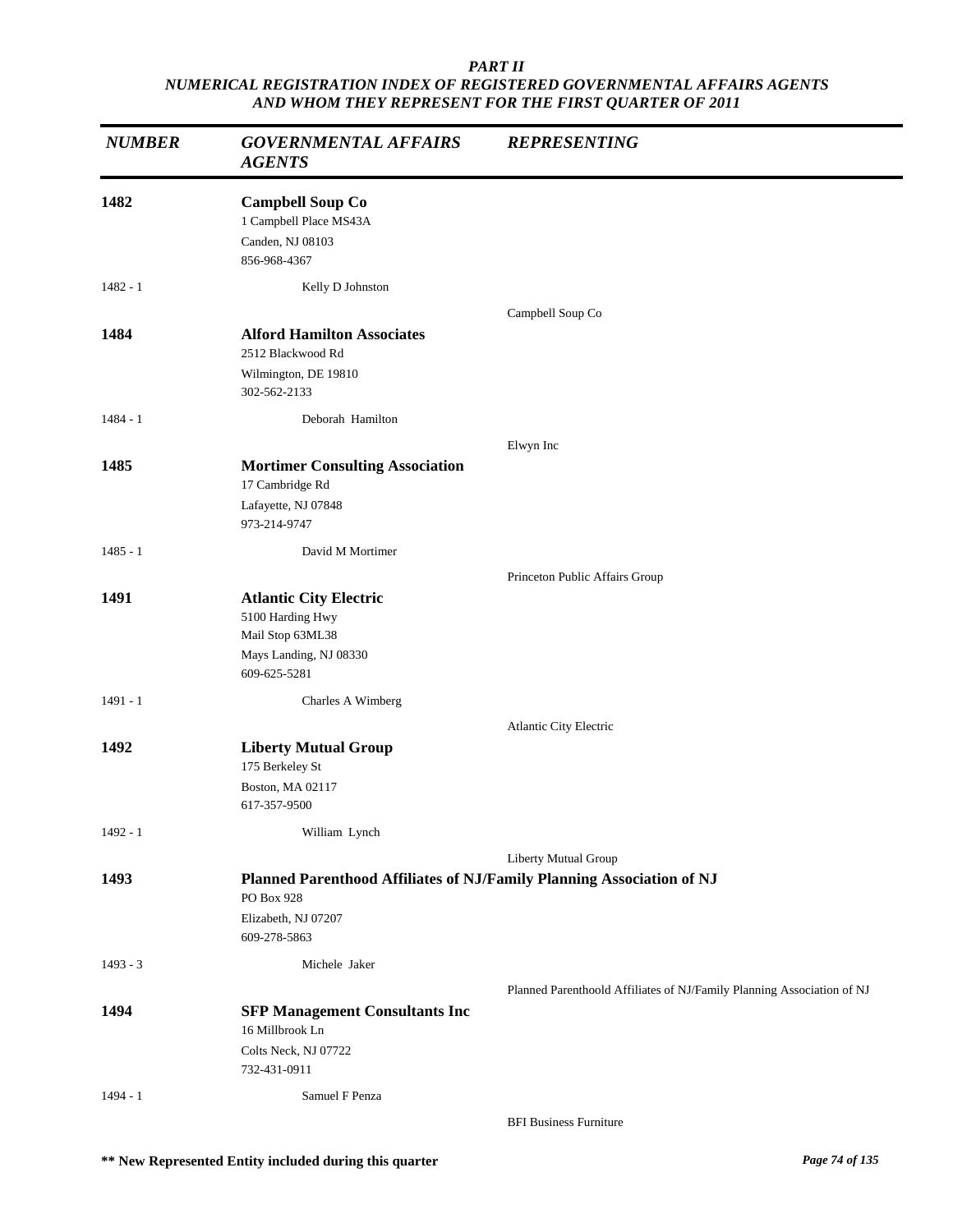*PART II*
*NUMERICAL REGISTRATION INDEX OF REGISTERED GOVERNMENTAL AFFAIRS AGENTS AND WHOM THEY REPRESENT FOR THE FIRST QUARTER OF 2011*

| *NUMBER* | *GOVERNMENTAL AFFAIRS AGENTS* | *REPRESENTING* |
|---|---|---|
| **1482** | **Campbell Soup Co**<br>1 Campbell Place MS43A<br>Canden, NJ 08103<br>856-968-4367 | |
| 1482 - 1 | Kelly D Johnston | |
| | | Campbell Soup Co |
| **1484** | **Alford Hamilton Associates**<br>2512 Blackwood Rd<br>Wilmington, DE 19810<br>302-562-2133 | |
| 1484 - 1 | Deborah Hamilton | |
| | | Elwyn Inc |
| **1485** | **Mortimer Consulting Association**<br>17 Cambridge Rd<br>Lafayette, NJ 07848<br>973-214-9747 | |
| 1485 - 1 | David M Mortimer | |
| | | Princeton Public Affairs Group |
| **1491** | **Atlantic City Electric**<br>5100 Harding Hwy<br>Mail Stop 63ML38<br>Mays Landing, NJ 08330<br>609-625-5281 | |
| 1491 - 1 | Charles A Wimberg | |
| | | Atlantic City Electric |
| **1492** | **Liberty Mutual Group**<br>175 Berkeley St<br>Boston, MA 02117<br>617-357-9500 | |
| 1492 - 1 | William Lynch | |
| | | Liberty Mutual Group |
| **1493** | **Planned Parenthood Affiliates of NJ/Family Planning Association of NJ**<br>PO Box 928<br>Elizabeth, NJ 07207<br>609-278-5863 | |
| 1493 - 3 | Michele Jaker | |
| | | Planned Parenthoold Affiliates of NJ/Family Planning Association of NJ |
| **1494** | **SFP Management Consultants Inc**<br>16 Millbrook Ln<br>Colts Neck, NJ 07722<br>732-431-0911 | |
| 1494 - 1 | Samuel F Penza | |
| | | BFI Business Furniture |

**\*\* New Represented Entity included during this quarter**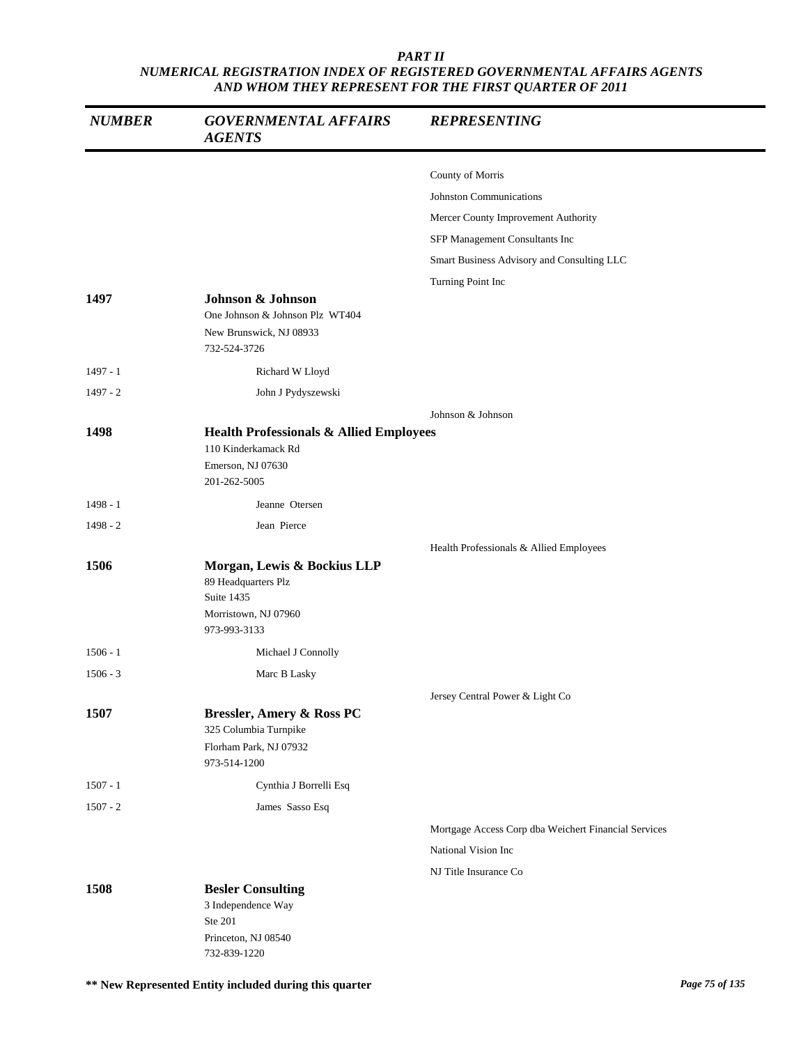*PART II*
*NUMERICAL REGISTRATION INDEX OF REGISTERED GOVERNMENTAL AFFAIRS AGENTS AND WHOM THEY REPRESENT FOR THE FIRST QUARTER OF 2011*

| *NUMBER* | *GOVERNMENTAL AFFAIRS AGENTS* | *REPRESENTING* |
|---|---|---|
| | | County of Morris |
| | | Johnston Communications |
| | | Mercer County Improvement Authority |
| | | SFP Management Consultants Inc |
| | | Smart Business Advisory and Consulting LLC |
| | | Turning Point Inc |
| **1497** | **Johnson & Johnson**<br>One Johnson & Johnson Plz WT404<br>New Brunswick, NJ 08933<br>732-524-3726 | |
| 1497 - 1 | Richard W Lloyd | |
| 1497 - 2 | John J Pydyszewski | |
| | | Johnson & Johnson |
| **1498** | **Health Professionals & Allied Employees**<br>110 Kinderkamack Rd<br>Emerson, NJ 07630<br>201-262-5005 | |
| 1498 - 1 | Jeanne Otersen | |
| 1498 - 2 | Jean Pierce | |
| | | Health Professionals & Allied Employees |
| **1506** | **Morgan, Lewis & Bockius LLP**<br>89 Headquarters Plz<br>Suite 1435<br>Morristown, NJ 07960<br>973-993-3133 | |
| 1506 - 1 | Michael J Connolly | |
| 1506 - 3 | Marc B Lasky | |
| | | Jersey Central Power & Light Co |
| **1507** | **Bressler, Amery & Ross PC**<br>325 Columbia Turnpike<br>Florham Park, NJ 07932<br>973-514-1200 | |
| 1507 - 1 | Cynthia J Borrelli Esq | |
| 1507 - 2 | James Sasso Esq | |
| | | Mortgage Access Corp dba Weichert Financial Services |
| | | National Vision Inc |
| | | NJ Title Insurance Co |
| **1508** | **Besler Consulting**<br>3 Independence Way<br>Ste 201<br>Princeton, NJ 08540<br>732-839-1220 | |

**\*\* New Represented Entity included during this quarter**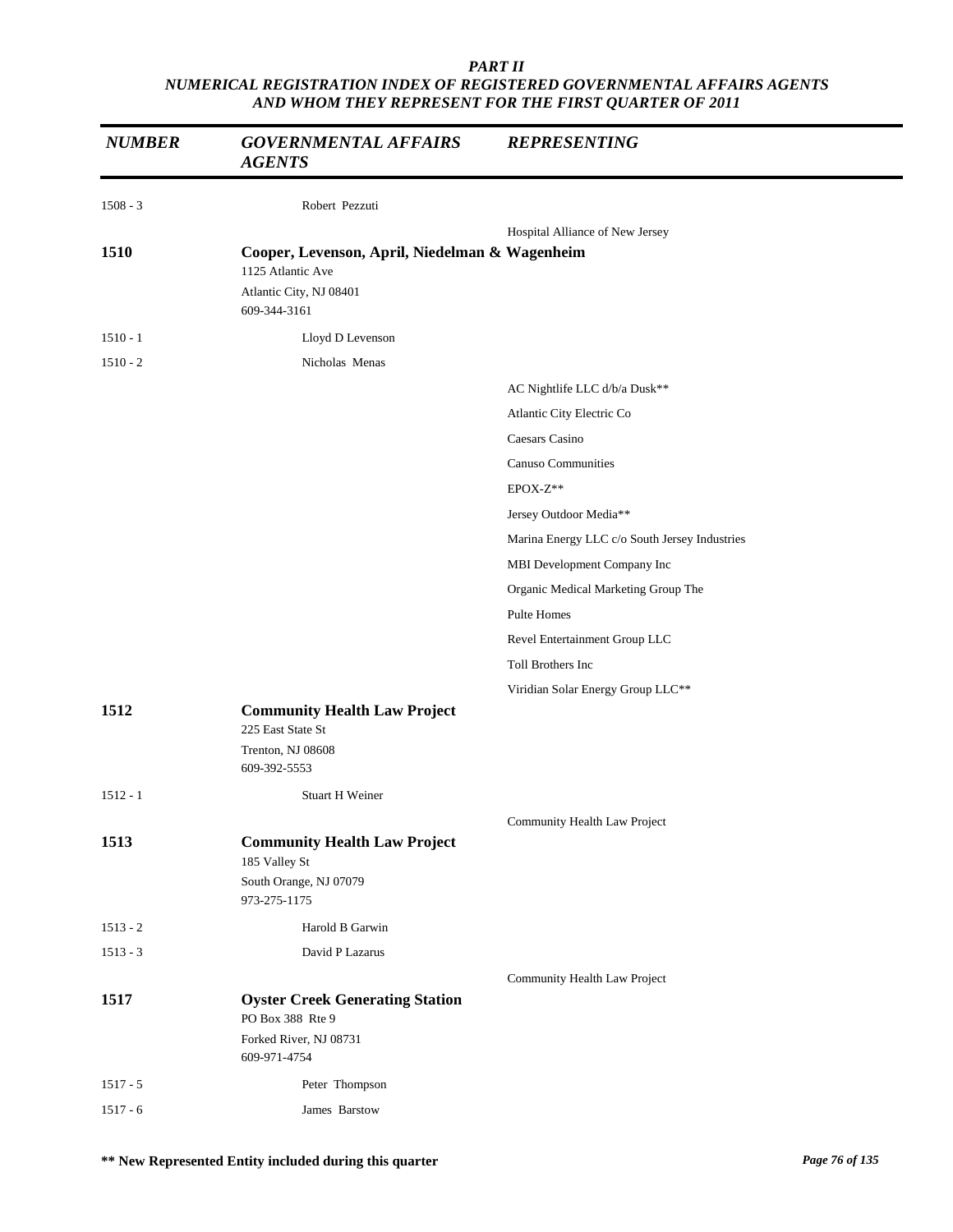*PART II*
*NUMERICAL REGISTRATION INDEX OF REGISTERED GOVERNMENTAL AFFAIRS AGENTS AND WHOM THEY REPRESENT FOR THE FIRST QUARTER OF 2011*

| *NUMBER* | *GOVERNMENTAL AFFAIRS AGENTS* | *REPRESENTING* |
|---|---|---|
| 1508 - 3 | Robert Pezzuti | |
| | | Hospital Alliance of New Jersey |
| **1510** | **Cooper, Levenson, April, Niedelman & Wagenheim**<br>1125 Atlantic Ave<br>Atlantic City, NJ 08401<br>609-344-3161 | |
| 1510 - 1 | Lloyd D Levenson | |
| 1510 - 2 | Nicholas Menas | |
| | | AC Nightlife LLC d/b/a Dusk** |
| | | Atlantic City Electric Co |
| | | Caesars Casino |
| | | Canuso Communities |
| | | EPOX-Z** |
| | | Jersey Outdoor Media** |
| | | Marina Energy LLC c/o South Jersey Industries |
| | | MBI Development Company Inc |
| | | Organic Medical Marketing Group The |
| | | Pulte Homes |
| | | Revel Entertainment Group LLC |
| | | Toll Brothers Inc |
| | | Viridian Solar Energy Group LLC** |
| **1512** | **Community Health Law Project**<br>225 East State St<br>Trenton, NJ 08608<br>609-392-5553 | |
| 1512 - 1 | Stuart H Weiner | |
| | | Community Health Law Project |
| **1513** | **Community Health Law Project**<br>185 Valley St<br>South Orange, NJ 07079<br>973-275-1175 | |
| 1513 - 2 | Harold B Garwin | |
| 1513 - 3 | David P Lazarus | |
| | | Community Health Law Project |
| **1517** | **Oyster Creek Generating Station**<br>PO Box 388 Rte 9<br>Forked River, NJ 08731<br>609-971-4754 | |
| 1517 - 5 | Peter Thompson | |
| 1517 - 6 | James Barstow | |

**** New Represented Entity included during this quarter**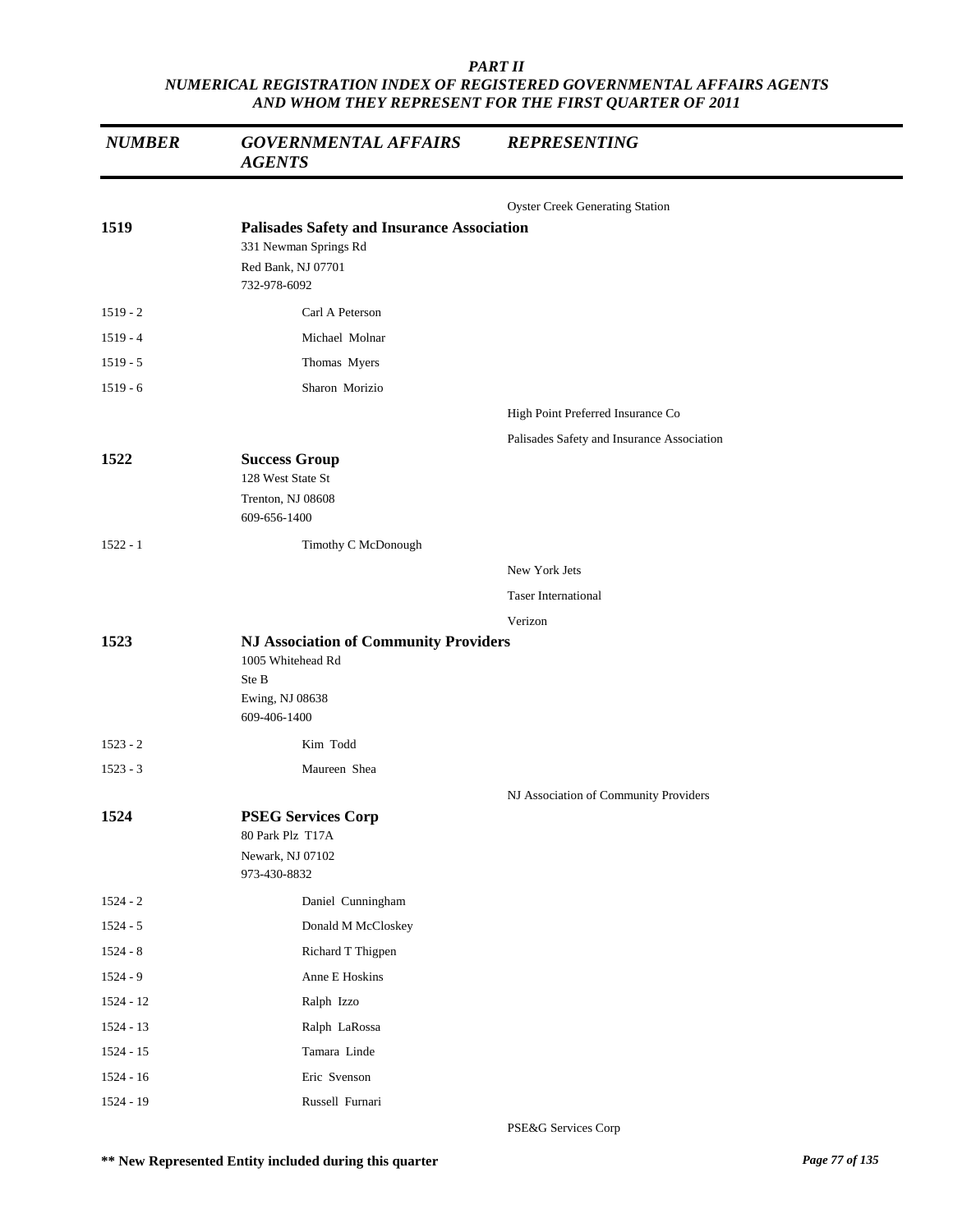# PART II

## NUMERICAL REGISTRATION INDEX OF REGISTERED GOVERNMENTAL AFFAIRS AGENTS AND WHOM THEY REPRESENT FOR THE FIRST QUARTER OF 2011

| NUMBER | GOVERNMENTAL AFFAIRS AGENTS | REPRESENTING |
|---|---|---|
| | | Oyster Creek Generating Station |
| **1519** | **Palisades Safety and Insurance Association**<br>331 Newman Springs Rd<br>Red Bank, NJ 07701<br>732-978-6092 | |
| 1519 - 2 | Carl A Peterson | |
| 1519 - 4 | Michael Molnar | |
| 1519 - 5 | Thomas Myers | |
| 1519 - 6 | Sharon Morizio | |
| | | High Point Preferred Insurance Co |
| | | Palisades Safety and Insurance Association |
| **1522** | **Success Group**<br>128 West State St<br>Trenton, NJ 08608<br>609-656-1400 | |
| 1522 - 1 | Timothy C McDonough | |
| | | New York Jets |
| | | Taser International |
| | | Verizon |
| **1523** | **NJ Association of Community Providers**<br>1005 Whitehead Rd<br>Ste B<br>Ewing, NJ 08638<br>609-406-1400 | |
| 1523 - 2 | Kim Todd | |
| 1523 - 3 | Maureen Shea | |
| | | NJ Association of Community Providers |
| **1524** | **PSEG Services Corp**<br>80 Park Plz T17A<br>Newark, NJ 07102<br>973-430-8832 | |
| 1524 - 2 | Daniel Cunningham | |
| 1524 - 5 | Donald M McCloskey | |
| 1524 - 8 | Richard T Thigpen | |
| 1524 - 9 | Anne E Hoskins | |
| 1524 - 12 | Ralph Izzo | |
| 1524 - 13 | Ralph LaRossa | |
| 1524 - 15 | Tamara Linde | |
| 1524 - 16 | Eric Svenson | |
| 1524 - 19 | Russell Furnari | |
| | | PSE&G Services Corp |

**\*\* New Represented Entity included during this quarter**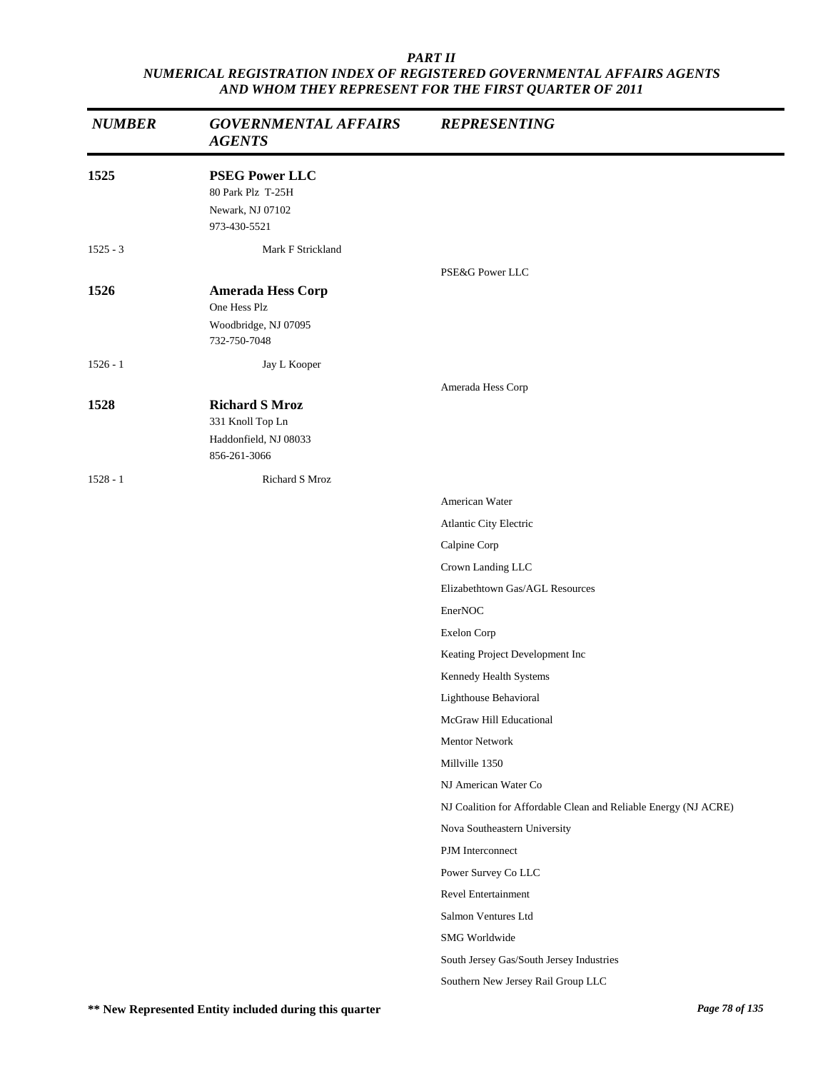*PART II*
*NUMERICAL REGISTRATION INDEX OF REGISTERED GOVERNMENTAL AFFAIRS AGENTS AND WHOM THEY REPRESENT FOR THE FIRST QUARTER OF 2011*

| *NUMBER* | *GOVERNMENTAL AFFAIRS AGENTS* | *REPRESENTING* |
|---|---|---|
| **1525** | **PSEG Power LLC**<br>80 Park Plz T-25H<br>Newark, NJ 07102<br>973-430-5521 | |
| 1525 - 3 | Mark F Strickland | |
| | | PSE&G Power LLC |
| **1526** | **Amerada Hess Corp**<br>One Hess Plz<br>Woodbridge, NJ 07095<br>732-750-7048 | |
| 1526 - 1 | Jay L Kooper | |
| | | Amerada Hess Corp |
| **1528** | **Richard S Mroz**<br>331 Knoll Top Ln<br>Haddonfield, NJ 08033<br>856-261-3066 | |
| 1528 - 1 | Richard S Mroz | |
| | | American Water |
| | | Atlantic City Electric |
| | | Calpine Corp |
| | | Crown Landing LLC |
| | | Elizabethtown Gas/AGL Resources |
| | | EnerNOC |
| | | Exelon Corp |
| | | Keating Project Development Inc |
| | | Kennedy Health Systems |
| | | Lighthouse Behavioral |
| | | McGraw Hill Educational |
| | | Mentor Network |
| | | Millville 1350 |
| | | NJ American Water Co |
| | | NJ Coalition for Affordable Clean and Reliable Energy (NJ ACRE) |
| | | Nova Southeastern University |
| | | PJM Interconnect |
| | | Power Survey Co LLC |
| | | Revel Entertainment |
| | | Salmon Ventures Ltd |
| | | SMG Worldwide |
| | | South Jersey Gas/South Jersey Industries |
| | | Southern New Jersey Rail Group LLC |

**** New Represented Entity included during this quarter**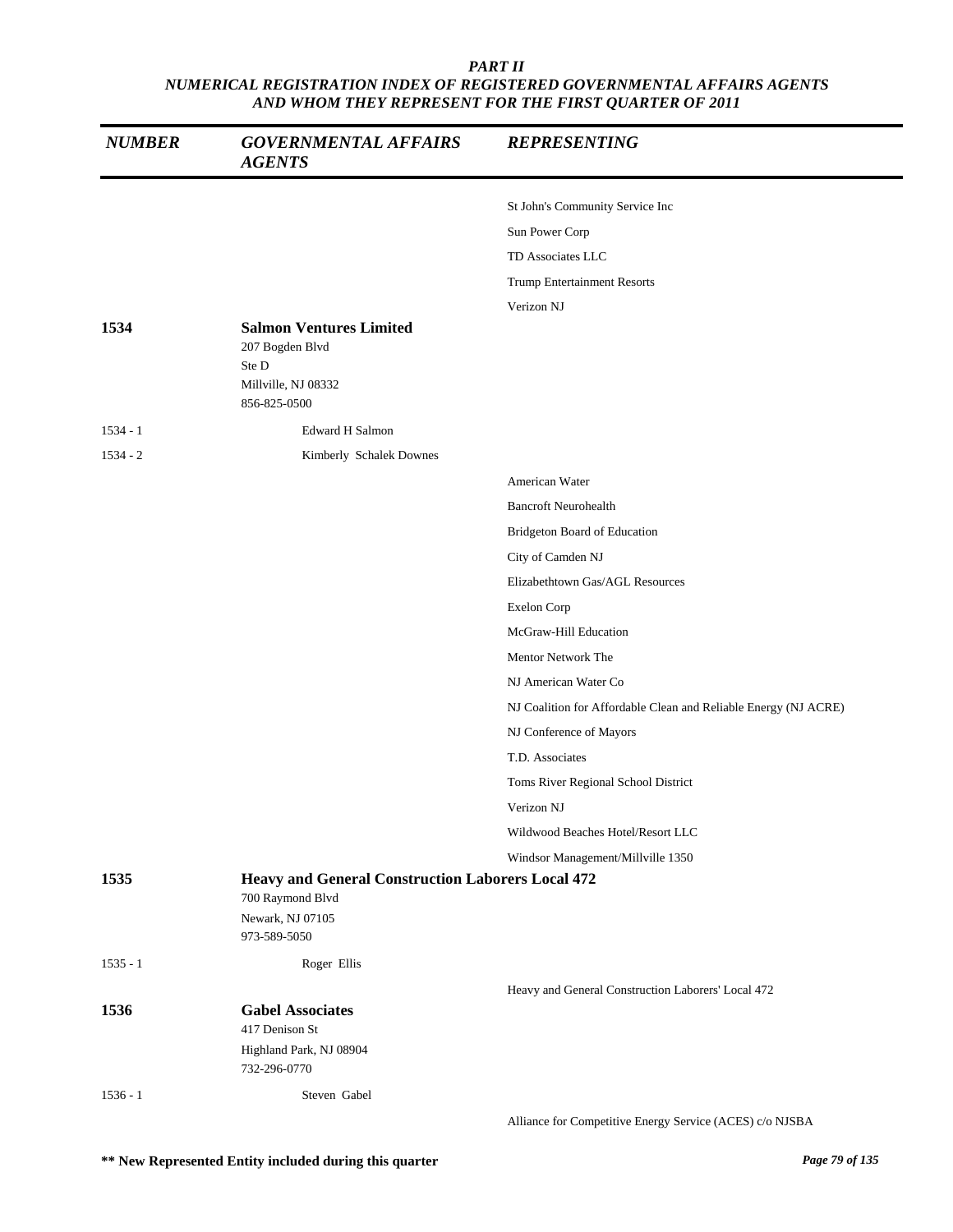# PART II
## NUMERICAL REGISTRATION INDEX OF REGISTERED GOVERNMENTAL AFFAIRS AGENTS AND WHOM THEY REPRESENT FOR THE FIRST QUARTER OF 2011

| NUMBER | GOVERNMENTAL AFFAIRS AGENTS | REPRESENTING |
|---|---|---|
| | | St John's Community Service Inc |
| | | Sun Power Corp |
| | | TD Associates LLC |
| | | Trump Entertainment Resorts |
| | | Verizon NJ |
| **1534** | **Salmon Ventures Limited**<br>207 Bogden Blvd<br>Ste D<br>Millville, NJ 08332<br>856-825-0500 | |
| 1534 - 1 | Edward H Salmon | |
| 1534 - 2 | Kimberly Schalek Downes | |
| | | American Water |
| | | Bancroft Neurohealth |
| | | Bridgeton Board of Education |
| | | City of Camden NJ |
| | | Elizabethtown Gas/AGL Resources |
| | | Exelon Corp |
| | | McGraw-Hill Education |
| | | Mentor Network The |
| | | NJ American Water Co |
| | | NJ Coalition for Affordable Clean and Reliable Energy (NJ ACRE) |
| | | NJ Conference of Mayors |
| | | T.D. Associates |
| | | Toms River Regional School District |
| | | Verizon NJ |
| | | Wildwood Beaches Hotel/Resort LLC |
| | | Windsor Management/Millville 1350 |
| **1535** | **Heavy and General Construction Laborers Local 472**<br>700 Raymond Blvd<br>Newark, NJ 07105<br>973-589-5050 | |
| 1535 - 1 | Roger Ellis | |
| | | Heavy and General Construction Laborers' Local 472 |
| **1536** | **Gabel Associates**<br>417 Denison St<br>Highland Park, NJ 08904<br>732-296-0770 | |
| 1536 - 1 | Steven Gabel | |
| | | Alliance for Competitive Energy Service (ACES) c/o NJSBA |

**\*\* New Represented Entity included during this quarter**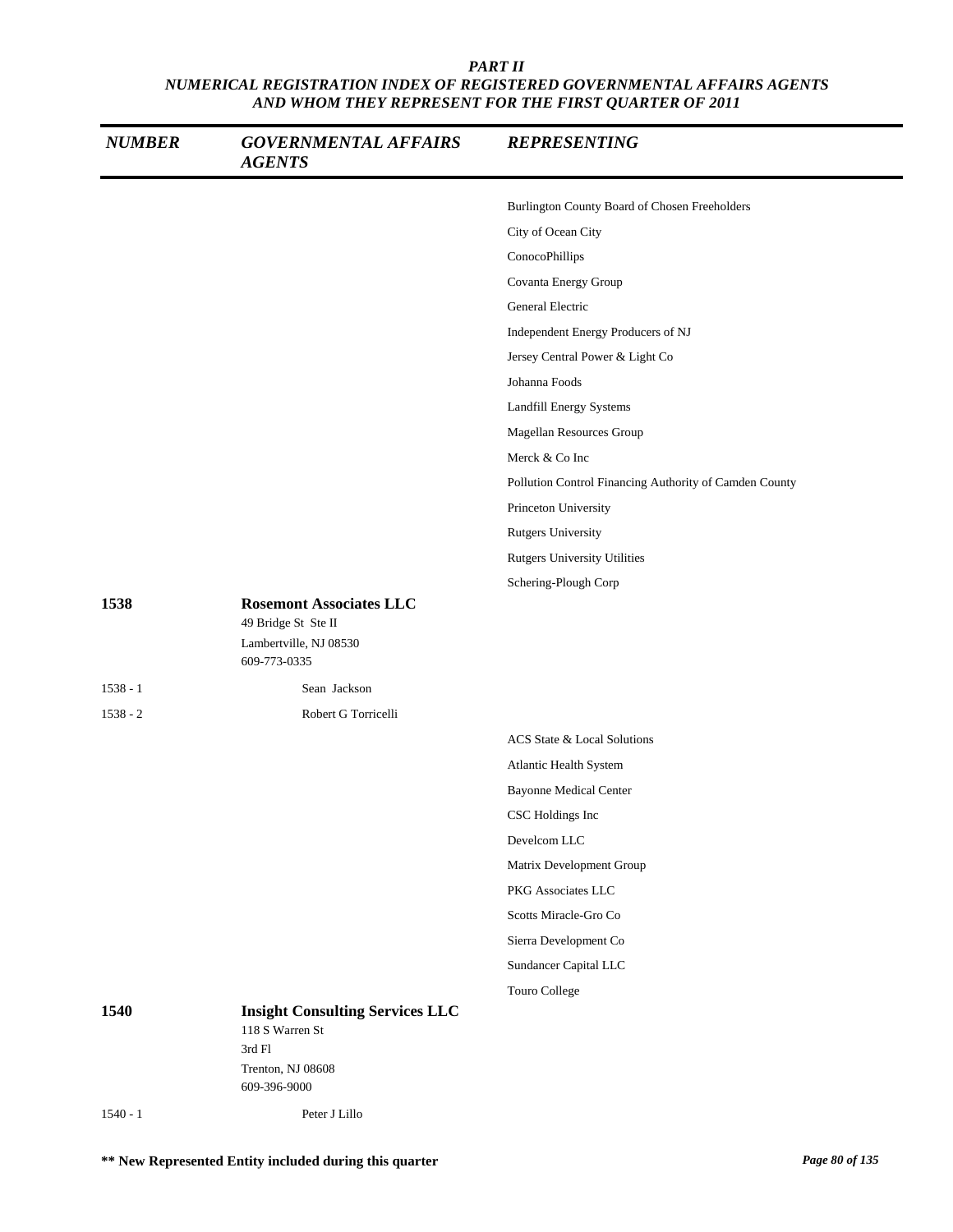*PART II*
*NUMERICAL REGISTRATION INDEX OF REGISTERED GOVERNMENTAL AFFAIRS AGENTS AND WHOM THEY REPRESENT FOR THE FIRST QUARTER OF 2011*

| NUMBER | GOVERNMENTAL AFFAIRS AGENTS | REPRESENTING |
|---|---|---|
| | | Burlington County Board of Chosen Freeholders |
| | | City of Ocean City |
| | | ConocoPhillips |
| | | Covanta Energy Group |
| | | General Electric |
| | | Independent Energy Producers of NJ |
| | | Jersey Central Power & Light Co |
| | | Johanna Foods |
| | | Landfill Energy Systems |
| | | Magellan Resources Group |
| | | Merck & Co Inc |
| | | Pollution Control Financing Authority of Camden County |
| | | Princeton University |
| | | Rutgers University |
| | | Rutgers University Utilities |
| | | Schering-Plough Corp |
| **1538** | **Rosemont Associates LLC**<br>49 Bridge St Ste II<br>Lambertville, NJ 08530<br>609-773-0335 | |
| 1538 - 1 | Sean Jackson | |
| 1538 - 2 | Robert G Torricelli | |
| | | ACS State & Local Solutions |
| | | Atlantic Health System |
| | | Bayonne Medical Center |
| | | CSC Holdings Inc |
| | | Develcom LLC |
| | | Matrix Development Group |
| | | PKG Associates LLC |
| | | Scotts Miracle-Gro Co |
| | | Sierra Development Co |
| | | Sundancer Capital LLC |
| | | Touro College |
| **1540** | **Insight Consulting Services LLC**<br>118 S Warren St<br>3rd Fl<br>Trenton, NJ 08608<br>609-396-9000 | |
| 1540 - 1 | Peter J Lillo | |

**** New Represented Entity included during this quarter**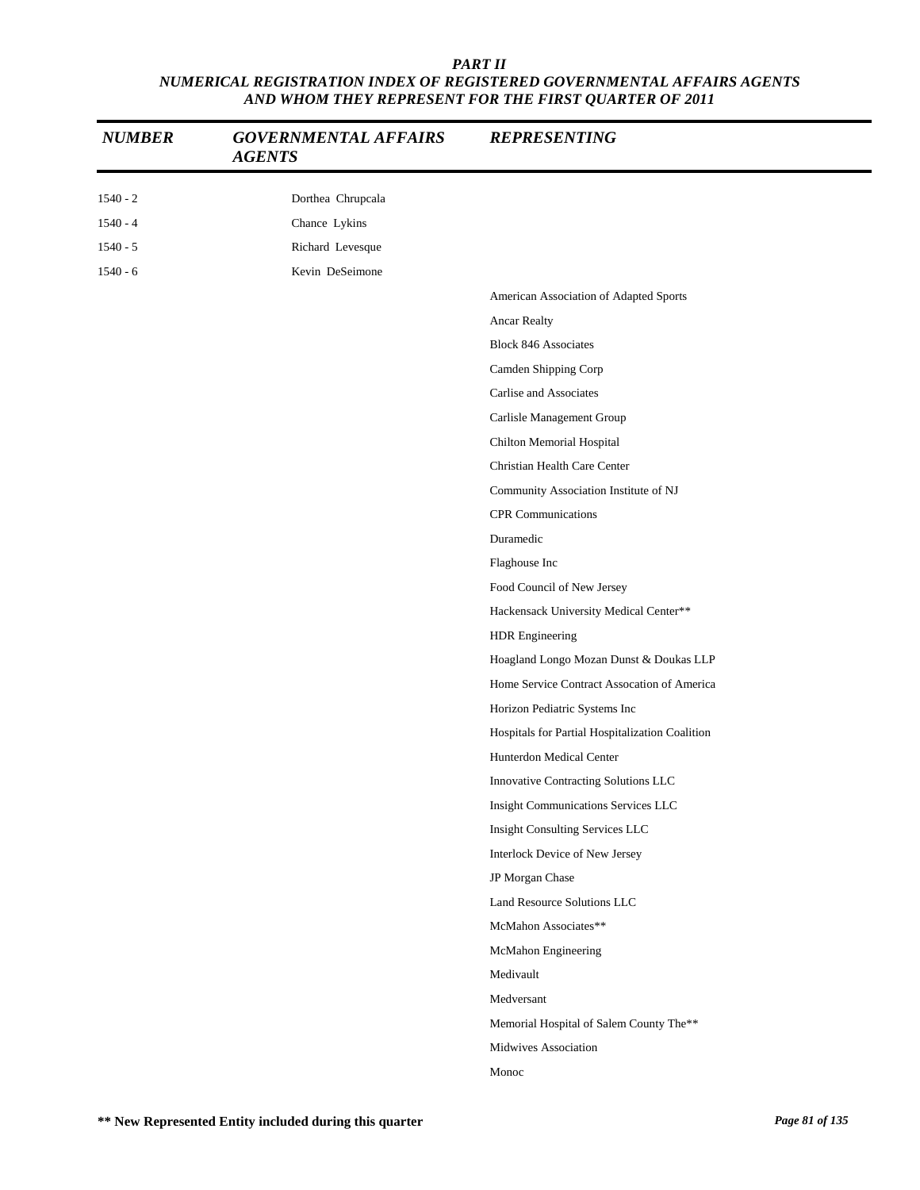# PART II
## NUMERICAL REGISTRATION INDEX OF REGISTERED GOVERNMENTAL AFFAIRS AGENTS AND WHOM THEY REPRESENT FOR THE FIRST QUARTER OF 2011

| NUMBER | GOVERNMENTAL AFFAIRS AGENTS | REPRESENTING |
|---|---|---|
| 1540 - 2 | Dorthea Chrupcala | |
| 1540 - 4 | Chance Lykins | |
| 1540 - 5 | Richard Levesque | |
| 1540 - 6 | Kevin DeSeimone | |
| | | American Association of Adapted Sports |
| | | Ancar Realty |
| | | Block 846 Associates |
| | | Camden Shipping Corp |
| | | Carlise and Associates |
| | | Carlisle Management Group |
| | | Chilton Memorial Hospital |
| | | Christian Health Care Center |
| | | Community Association Institute of NJ |
| | | CPR Communications |
| | | Duramedic |
| | | Flaghouse Inc |
| | | Food Council of New Jersey |
| | | Hackensack University Medical Center** |
| | | HDR Engineering |
| | | Hoagland Longo Mozan Dunst & Doukas LLP |
| | | Home Service Contract Assocation of America |
| | | Horizon Pediatric Systems Inc |
| | | Hospitals for Partial Hospitalization Coalition |
| | | Hunterdon Medical Center |
| | | Innovative Contracting Solutions LLC |
| | | Insight Communications Services LLC |
| | | Insight Consulting Services LLC |
| | | Interlock Device of New Jersey |
| | | JP Morgan Chase |
| | | Land Resource Solutions LLC |
| | | McMahon Associates** |
| | | McMahon Engineering |
| | | Medivault |
| | | Medversant |
| | | Memorial Hospital of Salem County The** |
| | | Midwives Association |
| | | Monoc |

**** New Represented Entity included during this quarter**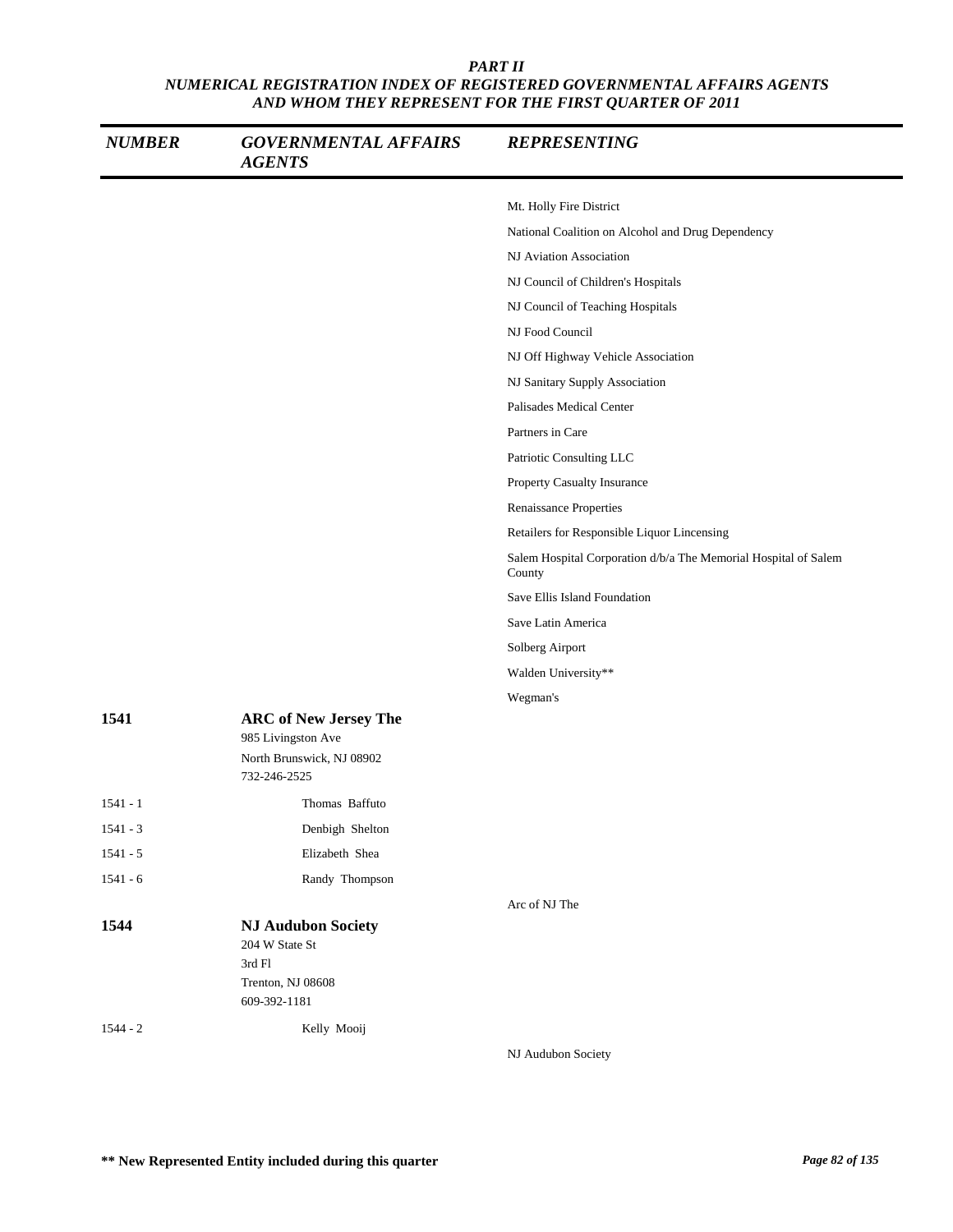# PART II
## NUMERICAL REGISTRATION INDEX OF REGISTERED GOVERNMENTAL AFFAIRS AGENTS AND WHOM THEY REPRESENT FOR THE FIRST QUARTER OF 2011

| NUMBER | GOVERNMENTAL AFFAIRS AGENTS | REPRESENTING |
|---|---|---|
| | | Mt. Holly Fire District |
| | | National Coalition on Alcohol and Drug Dependency |
| | | NJ Aviation Association |
| | | NJ Council of Children's Hospitals |
| | | NJ Council of Teaching Hospitals |
| | | NJ Food Council |
| | | NJ Off Highway Vehicle Association |
| | | NJ Sanitary Supply Association |
| | | Palisades Medical Center |
| | | Partners in Care |
| | | Patriotic Consulting LLC |
| | | Property Casualty Insurance |
| | | Renaissance Properties |
| | | Retailers for Responsible Liquor Lincensing |
| | | Salem Hospital Corporation d/b/a The Memorial Hospital of Salem County |
| | | Save Ellis Island Foundation |
| | | Save Latin America |
| | | Solberg Airport |
| | | Walden University** |
| | | Wegman's |
| **1541** | **ARC of New Jersey The**<br>985 Livingston Ave<br>North Brunswick, NJ 08902<br>732-246-2525 | |
| 1541 - 1 | Thomas Baffuto | |
| 1541 - 3 | Denbigh Shelton | |
| 1541 - 5 | Elizabeth Shea | |
| 1541 - 6 | Randy Thompson | |
| | | Arc of NJ The |
| **1544** | **NJ Audubon Society**<br>204 W State St<br>3rd Fl<br>Trenton, NJ 08608<br>609-392-1181 | |
| 1544 - 2 | Kelly Mooij | |
| | | NJ Audubon Society |

** New Represented Entity included during this quarter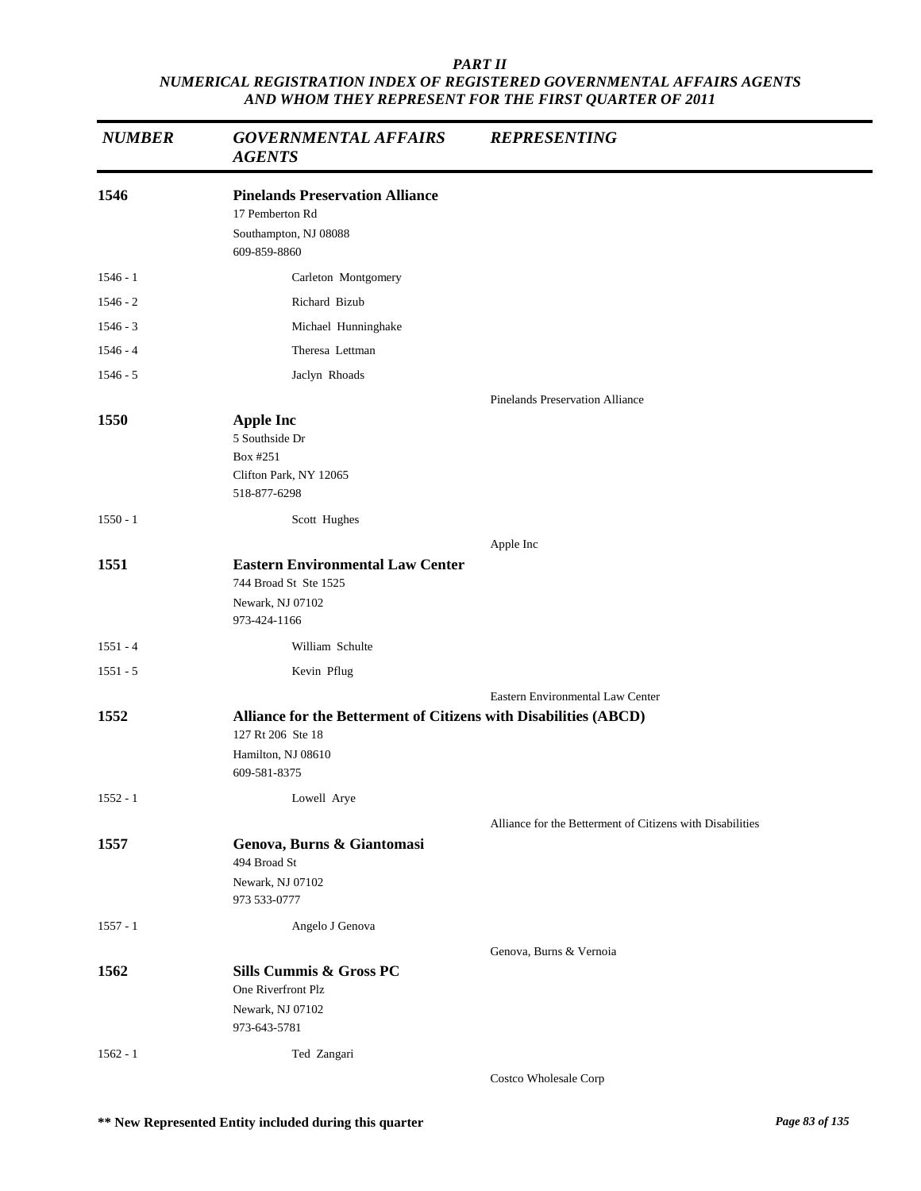*PART II*
*NUMERICAL REGISTRATION INDEX OF REGISTERED GOVERNMENTAL AFFAIRS AGENTS AND WHOM THEY REPRESENT FOR THE FIRST QUARTER OF 2011*

| *NUMBER* | *GOVERNMENTAL AFFAIRS AGENTS* | *REPRESENTING* |
|---|---|---|
| **1546** | **Pinelands Preservation Alliance**<br>17 Pemberton Rd<br>Southampton, NJ 08088<br>609-859-8860 | |
| 1546 - 1 | Carleton Montgomery | |
| 1546 - 2 | Richard Bizub | |
| 1546 - 3 | Michael Hunninghake | |
| 1546 - 4 | Theresa Lettman | |
| 1546 - 5 | Jaclyn Rhoads | |
| | | Pinelands Preservation Alliance |
| **1550** | **Apple Inc**<br>5 Southside Dr<br>Box #251<br>Clifton Park, NY 12065<br>518-877-6298 | |
| 1550 - 1 | Scott Hughes | |
| | | Apple Inc |
| **1551** | **Eastern Environmental Law Center**<br>744 Broad St Ste 1525<br>Newark, NJ 07102<br>973-424-1166 | |
| 1551 - 4 | William Schulte | |
| 1551 - 5 | Kevin Pflug | |
| | | Eastern Environmental Law Center |
| **1552** | **Alliance for the Betterment of Citizens with Disabilities (ABCD)**<br>127 Rt 206 Ste 18<br>Hamilton, NJ 08610<br>609-581-8375 | |
| 1552 - 1 | Lowell Arye | |
| | | Alliance for the Betterment of Citizens with Disabilities |
| **1557** | **Genova, Burns & Giantomasi**<br>494 Broad St<br>Newark, NJ 07102<br>973 533-0777 | |
| 1557 - 1 | Angelo J Genova | |
| | | Genova, Burns & Vernoia |
| **1562** | **Sills Cummis & Gross PC**<br>One Riverfront Plz<br>Newark, NJ 07102<br>973-643-5781 | |
| 1562 - 1 | Ted Zangari | |
| | | Costco Wholesale Corp |

**\*\* New Represented Entity included during this quarter**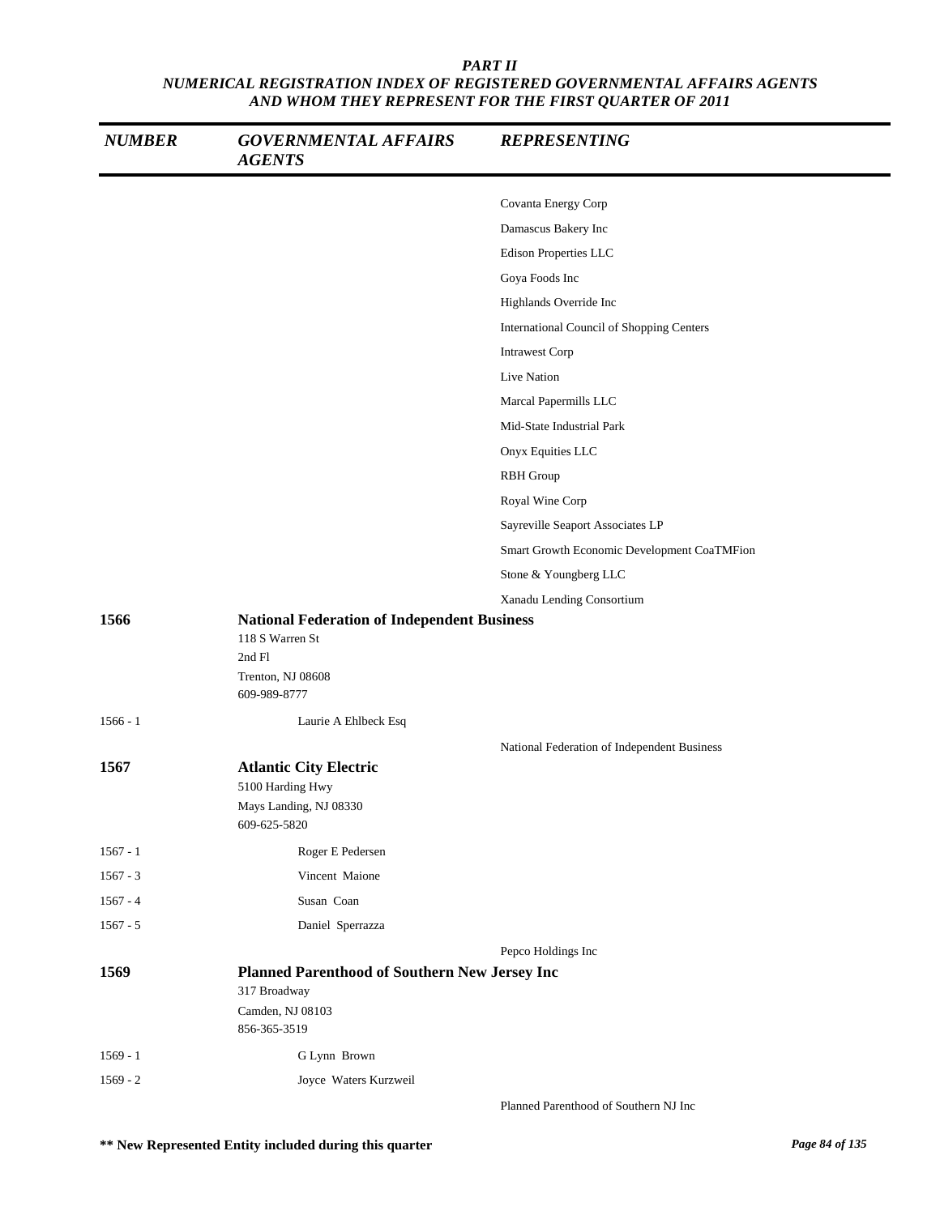*PART II*
*NUMERICAL REGISTRATION INDEX OF REGISTERED GOVERNMENTAL AFFAIRS AGENTS AND WHOM THEY REPRESENT FOR THE FIRST QUARTER OF 2011*

| NUMBER | GOVERNMENTAL AFFAIRS AGENTS | REPRESENTING |
|---|---|---|
| | | Covanta Energy Corp |
| | | Damascus Bakery Inc |
| | | Edison Properties LLC |
| | | Goya Foods Inc |
| | | Highlands Override Inc |
| | | International Council of Shopping Centers |
| | | Intrawest Corp |
| | | Live Nation |
| | | Marcal Papermills LLC |
| | | Mid-State Industrial Park |
| | | Onyx Equities LLC |
| | | RBH Group |
| | | Royal Wine Corp |
| | | Sayreville Seaport Associates LP |
| | | Smart Growth Economic Development CoaTMFion |
| | | Stone & Youngberg LLC |
| | | Xanadu Lending Consortium |
| **1566** | **National Federation of Independent Business**<br>118 S Warren St<br>2nd Fl<br>Trenton, NJ 08608<br>609-989-8777 | |
| 1566 - 1 | Laurie A Ehlbeck Esq | |
| | | National Federation of Independent Business |
| **1567** | **Atlantic City Electric**<br>5100 Harding Hwy<br>Mays Landing, NJ 08330<br>609-625-5820 | |
| 1567 - 1 | Roger E Pedersen | |
| 1567 - 3 | Vincent Maione | |
| 1567 - 4 | Susan Coan | |
| 1567 - 5 | Daniel Sperrazza | |
| | | Pepco Holdings Inc |
| **1569** | **Planned Parenthood of Southern New Jersey Inc**<br>317 Broadway<br>Camden, NJ 08103<br>856-365-3519 | |
| 1569 - 1 | G Lynn Brown | |
| 1569 - 2 | Joyce Waters Kurzweil | |
| | | Planned Parenthood of Southern NJ Inc |

**\*\* New Represented Entity included during this quarter**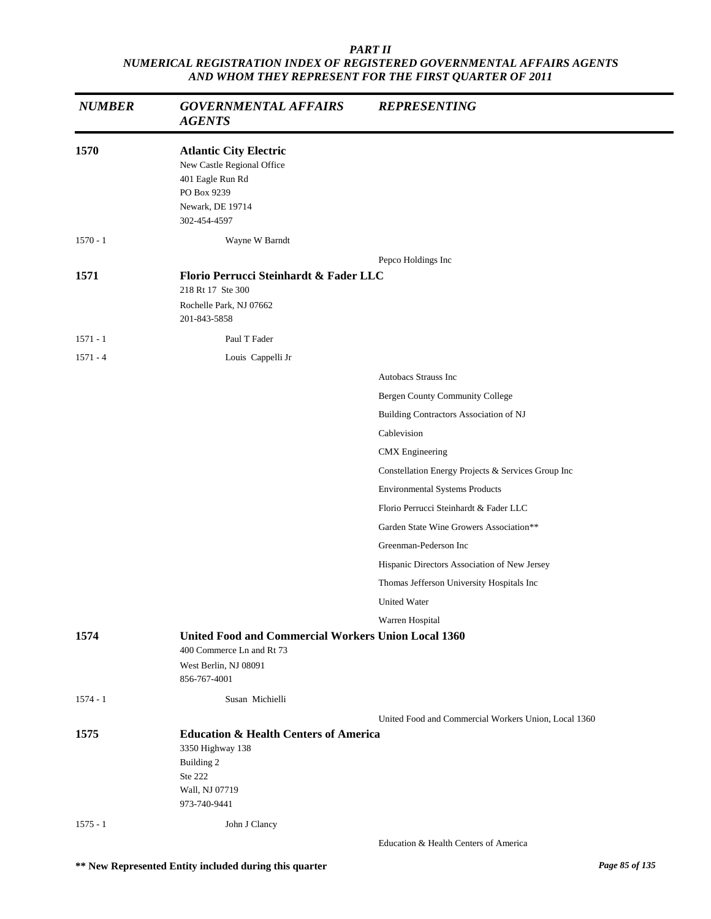*PART II*
*NUMERICAL REGISTRATION INDEX OF REGISTERED GOVERNMENTAL AFFAIRS AGENTS AND WHOM THEY REPRESENT FOR THE FIRST QUARTER OF 2011*

| *NUMBER* | *GOVERNMENTAL AFFAIRS AGENTS* | *REPRESENTING* |
|---|---|---|
| **1570** | **Atlantic City Electric**<br>New Castle Regional Office<br>401 Eagle Run Rd<br>PO Box 9239<br>Newark, DE 19714<br>302-454-4597 | |
| 1570 - 1 | Wayne W Barndt | |
| | | Pepco Holdings Inc |
| **1571** | **Florio Perrucci Steinhardt & Fader LLC**<br>218 Rt 17 Ste 300<br>Rochelle Park, NJ 07662<br>201-843-5858 | |
| 1571 - 1 | Paul T Fader | |
| 1571 - 4 | Louis Cappelli Jr | |
| | | Autobacs Strauss Inc |
| | | Bergen County Community College |
| | | Building Contractors Association of NJ |
| | | Cablevision |
| | | CMX Engineering |
| | | Constellation Energy Projects & Services Group Inc |
| | | Environmental Systems Products |
| | | Florio Perrucci Steinhardt & Fader LLC |
| | | Garden State Wine Growers Association** |
| | | Greenman-Pederson Inc |
| | | Hispanic Directors Association of New Jersey |
| | | Thomas Jefferson University Hospitals Inc |
| | | United Water |
| | | Warren Hospital |
| **1574** | **United Food and Commercial Workers Union Local 1360**<br>400 Commerce Ln and Rt 73<br>West Berlin, NJ 08091<br>856-767-4001 | |
| 1574 - 1 | Susan Michielli | |
| | | United Food and Commercial Workers Union, Local 1360 |
| **1575** | **Education & Health Centers of America**<br>3350 Highway 138<br>Building 2<br>Ste 222<br>Wall, NJ 07719<br>973-740-9441 | |
| 1575 - 1 | John J Clancy | |
| | | Education & Health Centers of America |

**\*\* New Represented Entity included during this quarter**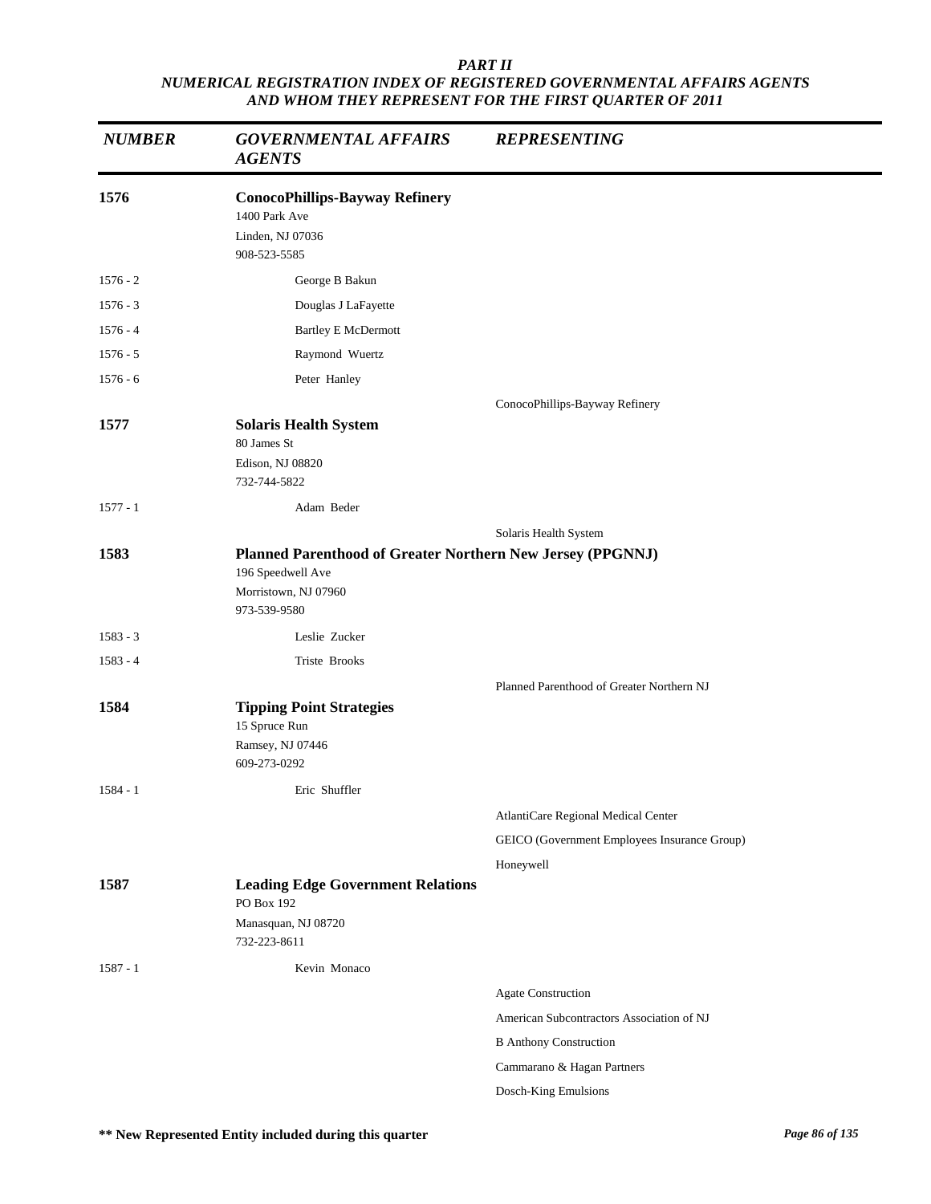**PART II**
**NUMERICAL REGISTRATION INDEX OF REGISTERED GOVERNMENTAL AFFAIRS AGENTS AND WHOM THEY REPRESENT FOR THE FIRST QUARTER OF 2011**

| NUMBER | GOVERNMENTAL AFFAIRS AGENTS | REPRESENTING |
|---|---|---|
| **1576** | **ConocoPhillips-Bayway Refinery**<br>1400 Park Ave<br>Linden, NJ 07036<br>908-523-5585 | |
| 1576 - 2 | George B Bakun | |
| 1576 - 3 | Douglas J LaFayette | |
| 1576 - 4 | Bartley E McDermott | |
| 1576 - 5 | Raymond Wuertz | |
| 1576 - 6 | Peter Hanley | |
| | | ConocoPhillips-Bayway Refinery |
| **1577** | **Solaris Health System**<br>80 James St<br>Edison, NJ 08820<br>732-744-5822 | |
| 1577 - 1 | Adam Beder | |
| | | Solaris Health System |
| **1583** | **Planned Parenthood of Greater Northern New Jersey (PPGNNJ)**<br>196 Speedwell Ave<br>Morristown, NJ 07960<br>973-539-9580 | |
| 1583 - 3 | Leslie Zucker | |
| 1583 - 4 | Triste Brooks | |
| | | Planned Parenthood of Greater Northern NJ |
| **1584** | **Tipping Point Strategies**<br>15 Spruce Run<br>Ramsey, NJ 07446<br>609-273-0292 | |
| 1584 - 1 | Eric Shuffler | |
| | | AtlantiCare Regional Medical Center |
| | | GEICO (Government Employees Insurance Group) |
| | | Honeywell |
| **1587** | **Leading Edge Government Relations**<br>PO Box 192<br>Manasquan, NJ 08720<br>732-223-8611 | |
| 1587 - 1 | Kevin Monaco | |
| | | Agate Construction |
| | | American Subcontractors Association of NJ |
| | | B Anthony Construction |
| | | Cammarano & Hagan Partners |
| | | Dosch-King Emulsions |

**\*\* New Represented Entity included during this quarter**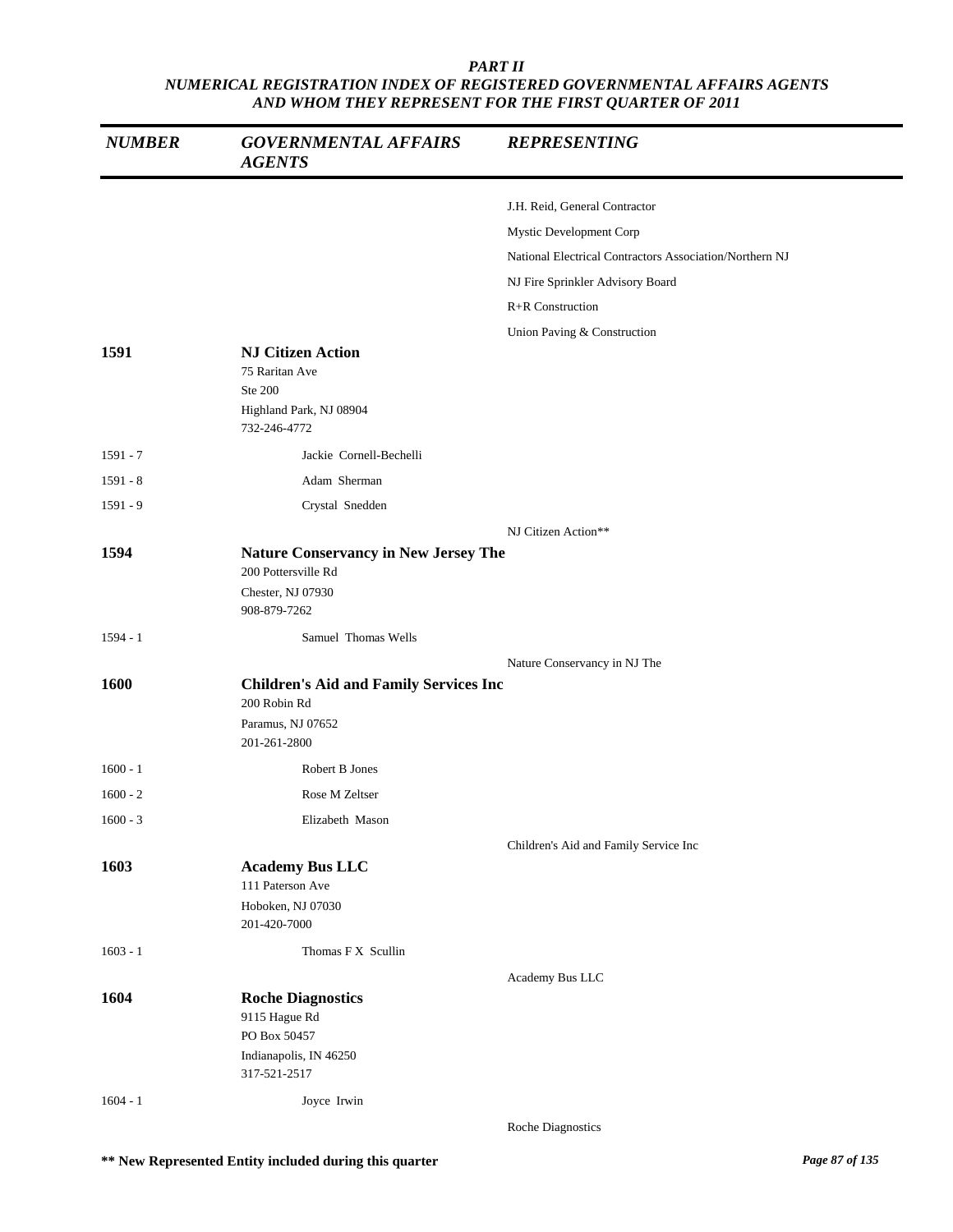*PART II*
*NUMERICAL REGISTRATION INDEX OF REGISTERED GOVERNMENTAL AFFAIRS AGENTS AND WHOM THEY REPRESENT FOR THE FIRST QUARTER OF 2011*

| *NUMBER* | *GOVERNMENTAL AFFAIRS AGENTS* | *REPRESENTING* |
|---|---|---|
| | | J.H. Reid, General Contractor |
| | | Mystic Development Corp |
| | | National Electrical Contractors Association/Northern NJ |
| | | NJ Fire Sprinkler Advisory Board |
| | | R+R Construction |
| | | Union Paving & Construction |
| **1591** | **NJ Citizen Action**<br>75 Raritan Ave<br>Ste 200<br>Highland Park, NJ 08904<br>732-246-4772 | |
| 1591 - 7 | Jackie Cornell-Bechelli | |
| 1591 - 8 | Adam Sherman | |
| 1591 - 9 | Crystal Snedden | |
| | | NJ Citizen Action** |
| **1594** | **Nature Conservancy in New Jersey The**<br>200 Pottersville Rd<br>Chester, NJ 07930<br>908-879-7262 | |
| 1594 - 1 | Samuel Thomas Wells | |
| | | Nature Conservancy in NJ The |
| **1600** | **Children's Aid and Family Services Inc**<br>200 Robin Rd<br>Paramus, NJ 07652<br>201-261-2800 | |
| 1600 - 1 | Robert B Jones | |
| 1600 - 2 | Rose M Zeltser | |
| 1600 - 3 | Elizabeth Mason | |
| | | Children's Aid and Family Service Inc |
| **1603** | **Academy Bus LLC**<br>111 Paterson Ave<br>Hoboken, NJ 07030<br>201-420-7000 | |
| 1603 - 1 | Thomas F X Scullin | |
| | | Academy Bus LLC |
| **1604** | **Roche Diagnostics**<br>9115 Hague Rd<br>PO Box 50457<br>Indianapolis, IN 46250<br>317-521-2517 | |
| 1604 - 1 | Joyce Irwin | |
| | | Roche Diagnostics |

**** New Represented Entity included during this quarter**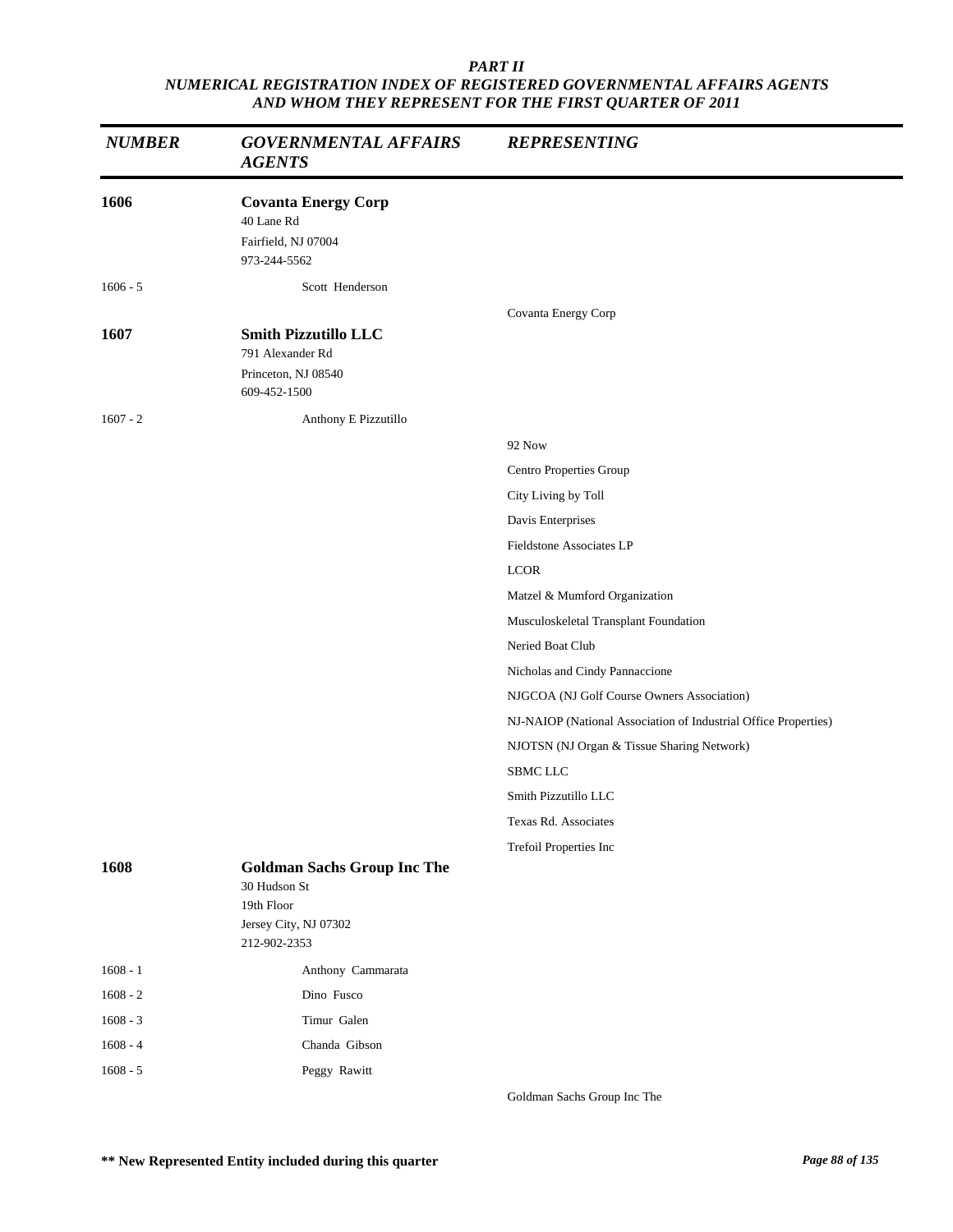*PART II*
*NUMERICAL REGISTRATION INDEX OF REGISTERED GOVERNMENTAL AFFAIRS AGENTS AND WHOM THEY REPRESENT FOR THE FIRST QUARTER OF 2011*

| *NUMBER* | *GOVERNMENTAL AFFAIRS AGENTS* | *REPRESENTING* |
|---|---|---|
| **1606** | **Covanta Energy Corp**<br>40 Lane Rd<br>Fairfield, NJ 07004<br>973-244-5562 | |
| 1606 - 5 | Scott Henderson | |
| | | Covanta Energy Corp |
| **1607** | **Smith Pizzutillo LLC**<br>791 Alexander Rd<br>Princeton, NJ 08540<br>609-452-1500 | |
| 1607 - 2 | Anthony E Pizzutillo | |
| | | 92 Now |
| | | Centro Properties Group |
| | | City Living by Toll |
| | | Davis Enterprises |
| | | Fieldstone Associates LP |
| | | LCOR |
| | | Matzel & Mumford Organization |
| | | Musculoskeletal Transplant Foundation |
| | | Neried Boat Club |
| | | Nicholas and Cindy Pannaccione |
| | | NJGCOA (NJ Golf Course Owners Association) |
| | | NJ-NAIOP (National Association of Industrial Office Properties) |
| | | NJOTSN (NJ Organ & Tissue Sharing Network) |
| | | SBMC LLC |
| | | Smith Pizzutillo LLC |
| | | Texas Rd. Associates |
| | | Trefoil Properties Inc |
| **1608** | **Goldman Sachs Group Inc The**<br>30 Hudson St<br>19th Floor<br>Jersey City, NJ 07302<br>212-902-2353 | |
| 1608 - 1 | Anthony Cammarata | |
| 1608 - 2 | Dino Fusco | |
| 1608 - 3 | Timur Galen | |
| 1608 - 4 | Chanda Gibson | |
| 1608 - 5 | Peggy Rawitt | |
| | | Goldman Sachs Group Inc The |

**\*\* New Represented Entity included during this quarter**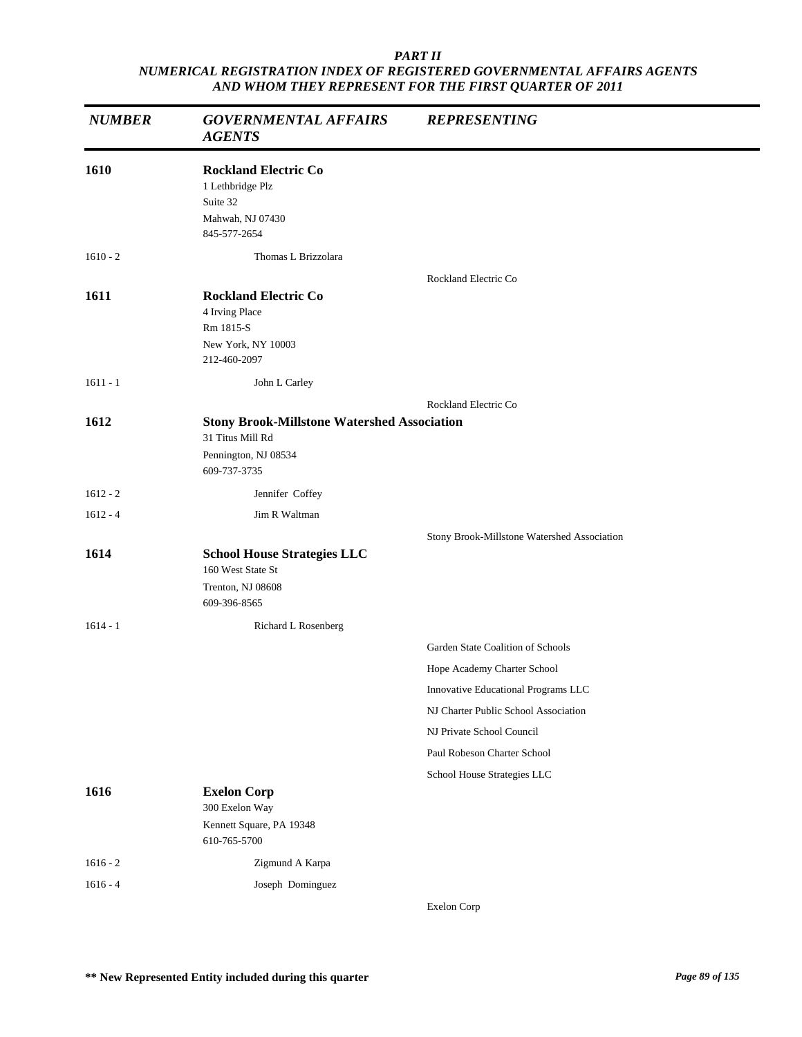***PART II***
***NUMERICAL REGISTRATION INDEX OF REGISTERED GOVERNMENTAL AFFAIRS AGENTS AND WHOM THEY REPRESENT FOR THE FIRST QUARTER OF 2011***

| *NUMBER* | *GOVERNMENTAL AFFAIRS AGENTS* | *REPRESENTING* |
|---|---|---|
| **1610** | **Rockland Electric Co**<br>1 Lethbridge Plz<br>Suite 32<br>Mahwah, NJ 07430<br>845-577-2654 | |
| 1610 - 2 | Thomas L Brizzolara | |
| | | Rockland Electric Co |
| **1611** | **Rockland Electric Co**<br>4 Irving Place<br>Rm 1815-S<br>New York, NY 10003<br>212-460-2097 | |
| 1611 - 1 | John L Carley | |
| | | Rockland Electric Co |
| **1612** | **Stony Brook-Millstone Watershed Association**<br>31 Titus Mill Rd<br>Pennington, NJ 08534<br>609-737-3735 | |
| 1612 - 2 | Jennifer Coffey | |
| 1612 - 4 | Jim R Waltman | |
| | | Stony Brook-Millstone Watershed Association |
| **1614** | **School House Strategies LLC**<br>160 West State St<br>Trenton, NJ 08608<br>609-396-8565 | |
| 1614 - 1 | Richard L Rosenberg | |
| | | Garden State Coalition of Schools |
| | | Hope Academy Charter School |
| | | Innovative Educational Programs LLC |
| | | NJ Charter Public School Association |
| | | NJ Private School Council |
| | | Paul Robeson Charter School |
| | | School House Strategies LLC |
| **1616** | **Exelon Corp**<br>300 Exelon Way<br>Kennett Square, PA 19348<br>610-765-5700 | |
| 1616 - 2 | Zigmund A Karpa | |
| 1616 - 4 | Joseph Dominguez | |
| | | Exelon Corp |

**\*\* New Represented Entity included during this quarter**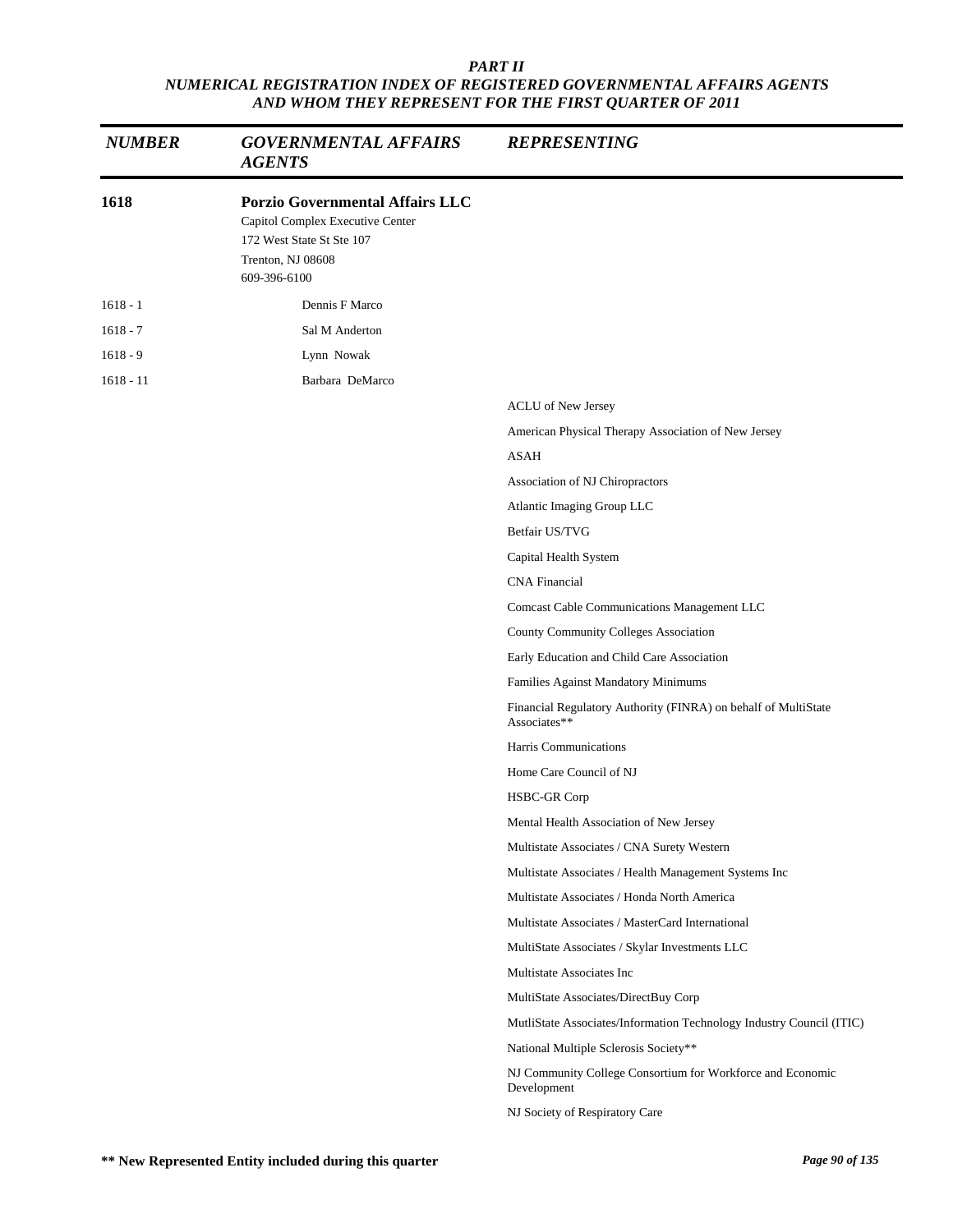# PART II
## NUMERICAL REGISTRATION INDEX OF REGISTERED GOVERNMENTAL AFFAIRS AGENTS AND WHOM THEY REPRESENT FOR THE FIRST QUARTER OF 2011

| NUMBER | GOVERNMENTAL AFFAIRS AGENTS | REPRESENTING |
|---|---|---|
| **1618** | **Porzio Governmental Affairs LLC**<br>Capitol Complex Executive Center<br>172 West State St Ste 107<br>Trenton, NJ 08608<br>609-396-6100 | |
| 1618 - 1 | Dennis F Marco | |
| 1618 - 7 | Sal M Anderton | |
| 1618 - 9 | Lynn Nowak | |
| 1618 - 11 | Barbara DeMarco | |
| | | ACLU of New Jersey |
| | | American Physical Therapy Association of New Jersey |
| | | ASAH |
| | | Association of NJ Chiropractors |
| | | Atlantic Imaging Group LLC |
| | | Betfair US/TVG |
| | | Capital Health System |
| | | CNA Financial |
| | | Comcast Cable Communications Management LLC |
| | | County Community Colleges Association |
| | | Early Education and Child Care Association |
| | | Families Against Mandatory Minimums |
| | | Financial Regulatory Authority (FINRA) on behalf of MultiState Associates** |
| | | Harris Communications |
| | | Home Care Council of NJ |
| | | HSBC-GR Corp |
| | | Mental Health Association of New Jersey |
| | | Multistate Associates / CNA Surety Western |
| | | Multistate Associates / Health Management Systems Inc |
| | | Multistate Associates / Honda North America |
| | | Multistate Associates / MasterCard International |
| | | MultiState Associates / Skylar Investments LLC |
| | | Multistate Associates Inc |
| | | MultiState Associates/DirectBuy Corp |
| | | MutliState Associates/Information Technology Industry Council (ITIC) |
| | | National Multiple Sclerosis Society** |
| | | NJ Community College Consortium for Workforce and Economic Development |
| | | NJ Society of Respiratory Care |

**** New Represented Entity included during this quarter**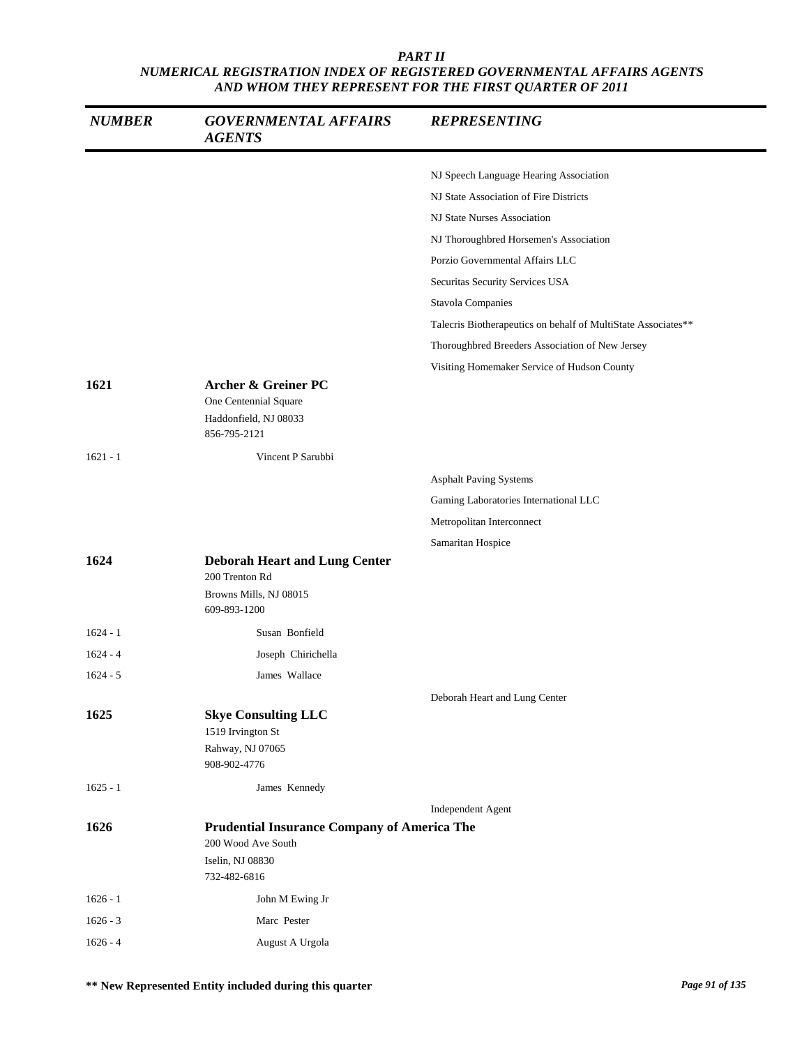**PART II**
**NUMERICAL REGISTRATION INDEX OF REGISTERED GOVERNMENTAL AFFAIRS AGENTS AND WHOM THEY REPRESENT FOR THE FIRST QUARTER OF 2011**

| NUMBER | GOVERNMENTAL AFFAIRS AGENTS | REPRESENTING |
|---|---|---|
| | | NJ Speech Language Hearing Association |
| | | NJ State Association of Fire Districts |
| | | NJ State Nurses Association |
| | | NJ Thoroughbred Horsemen's Association |
| | | Porzio Governmental Affairs LLC |
| | | Securitas Security Services USA |
| | | Stavola Companies |
| | | Talecris Biotherapeutics on behalf of MultiState Associates** |
| | | Thoroughbred Breeders Association of New Jersey |
| | | Visiting Homemaker Service of Hudson County |
| **1621** | **Archer & Greiner PC**<br>One Centennial Square<br>Haddonfield, NJ 08033<br>856-795-2121 | |
| 1621 - 1 | Vincent P Sarubbi | |
| | | Asphalt Paving Systems |
| | | Gaming Laboratories International LLC |
| | | Metropolitan Interconnect |
| | | Samaritan Hospice |
| **1624** | **Deborah Heart and Lung Center**<br>200 Trenton Rd<br>Browns Mills, NJ 08015<br>609-893-1200 | |
| 1624 - 1 | Susan Bonfield | |
| 1624 - 4 | Joseph Chirichella | |
| 1624 - 5 | James Wallace | |
| | | Deborah Heart and Lung Center |
| **1625** | **Skye Consulting LLC**<br>1519 Irvington St<br>Rahway, NJ 07065<br>908-902-4776 | |
| 1625 - 1 | James Kennedy | |
| | | Independent Agent |
| **1626** | **Prudential Insurance Company of America The**<br>200 Wood Ave South<br>Iselin, NJ 08830<br>732-482-6816 | |
| 1626 - 1 | John M Ewing Jr | |
| 1626 - 3 | Marc Pester | |
| 1626 - 4 | August A Urgola | |

**** New Represented Entity included during this quarter**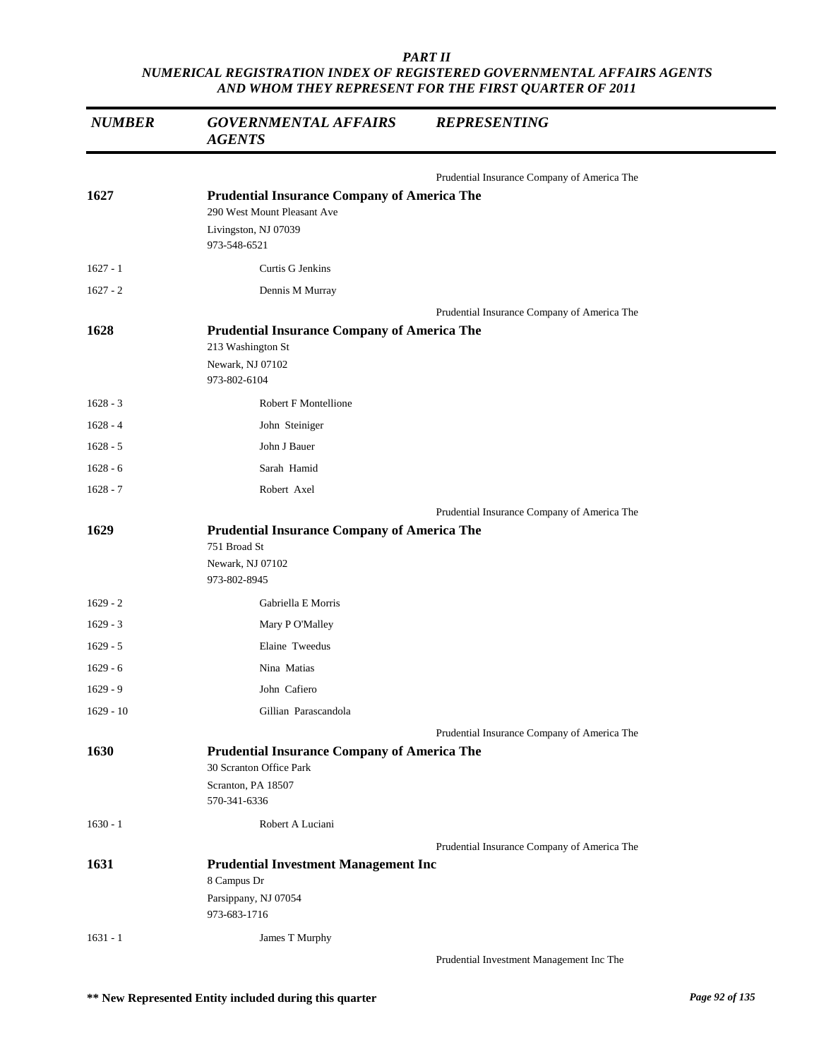*PART II*
*NUMERICAL REGISTRATION INDEX OF REGISTERED GOVERNMENTAL AFFAIRS AGENTS AND WHOM THEY REPRESENT FOR THE FIRST QUARTER OF 2011*

| *NUMBER* | *GOVERNMENTAL AFFAIRS AGENTS* | *REPRESENTING* |
|---|---|---|
| | | Prudential Insurance Company of America The |
| **1627** | **Prudential Insurance Company of America The**<br>290 West Mount Pleasant Ave<br>Livingston, NJ 07039<br>973-548-6521 | |
| 1627 - 1 | Curtis G Jenkins | |
| 1627 - 2 | Dennis M Murray | |
| | | Prudential Insurance Company of America The |
| **1628** | **Prudential Insurance Company of America The**<br>213 Washington St<br>Newark, NJ 07102<br>973-802-6104 | |
| 1628 - 3 | Robert F Montellione | |
| 1628 - 4 | John Steiniger | |
| 1628 - 5 | John J Bauer | |
| 1628 - 6 | Sarah Hamid | |
| 1628 - 7 | Robert Axel | |
| | | Prudential Insurance Company of America The |
| **1629** | **Prudential Insurance Company of America The**<br>751 Broad St<br>Newark, NJ 07102<br>973-802-8945 | |
| 1629 - 2 | Gabriella E Morris | |
| 1629 - 3 | Mary P O'Malley | |
| 1629 - 5 | Elaine Tweedus | |
| 1629 - 6 | Nina Matias | |
| 1629 - 9 | John Cafiero | |
| 1629 - 10 | Gillian Parascandola | |
| | | Prudential Insurance Company of America The |
| **1630** | **Prudential Insurance Company of America The**<br>30 Scranton Office Park<br>Scranton, PA 18507<br>570-341-6336 | |
| 1630 - 1 | Robert A Luciani | |
| | | Prudential Insurance Company of America The |
| **1631** | **Prudential Investment Management Inc**<br>8 Campus Dr<br>Parsippany, NJ 07054<br>973-683-1716 | |
| 1631 - 1 | James T Murphy | |
| | | Prudential Investment Management Inc The |

**\*\* New Represented Entity included during this quarter**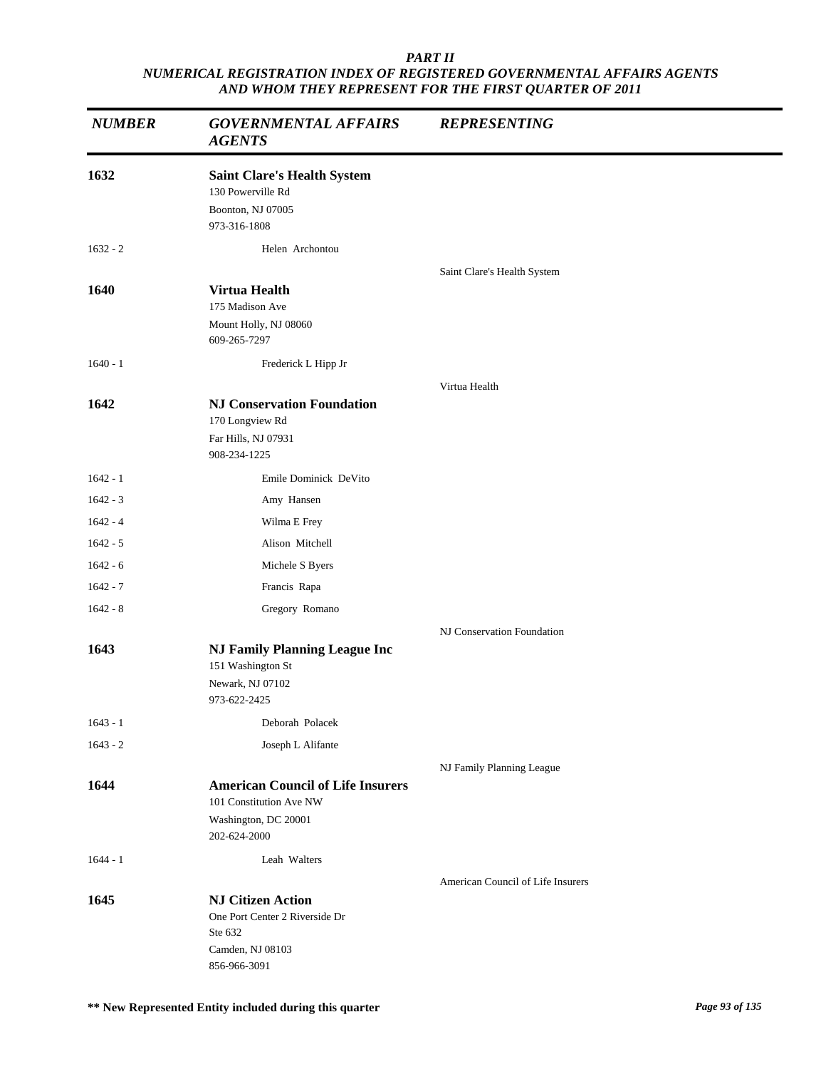*PART II*
*NUMERICAL REGISTRATION INDEX OF REGISTERED GOVERNMENTAL AFFAIRS AGENTS AND WHOM THEY REPRESENT FOR THE FIRST QUARTER OF 2011*

| *NUMBER* | *GOVERNMENTAL AFFAIRS AGENTS* | *REPRESENTING* |
|---|---|---|
| **1632** | **Saint Clare's Health System**<br>130 Powerville Rd<br>Boonton, NJ 07005<br>973-316-1808 | |
| 1632 - 2 | Helen Archontou | |
| | | Saint Clare's Health System |
| **1640** | **Virtua Health**<br>175 Madison Ave<br>Mount Holly, NJ 08060<br>609-265-7297 | |
| 1640 - 1 | Frederick L Hipp Jr | |
| | | Virtua Health |
| **1642** | **NJ Conservation Foundation**<br>170 Longview Rd<br>Far Hills, NJ 07931<br>908-234-1225 | |
| 1642 - 1 | Emile Dominick DeVito | |
| 1642 - 3 | Amy Hansen | |
| 1642 - 4 | Wilma E Frey | |
| 1642 - 5 | Alison Mitchell | |
| 1642 - 6 | Michele S Byers | |
| 1642 - 7 | Francis Rapa | |
| 1642 - 8 | Gregory Romano | |
| | | NJ Conservation Foundation |
| **1643** | **NJ Family Planning League Inc**<br>151 Washington St<br>Newark, NJ 07102<br>973-622-2425 | |
| 1643 - 1 | Deborah Polacek | |
| 1643 - 2 | Joseph L Alifante | |
| | | NJ Family Planning League |
| **1644** | **American Council of Life Insurers**<br>101 Constitution Ave NW<br>Washington, DC 20001<br>202-624-2000 | |
| 1644 - 1 | Leah Walters | |
| | | American Council of Life Insurers |
| **1645** | **NJ Citizen Action**<br>One Port Center 2 Riverside Dr<br>Ste 632<br>Camden, NJ 08103<br>856-966-3091 | |

**\*\* New Represented Entity included during this quarter**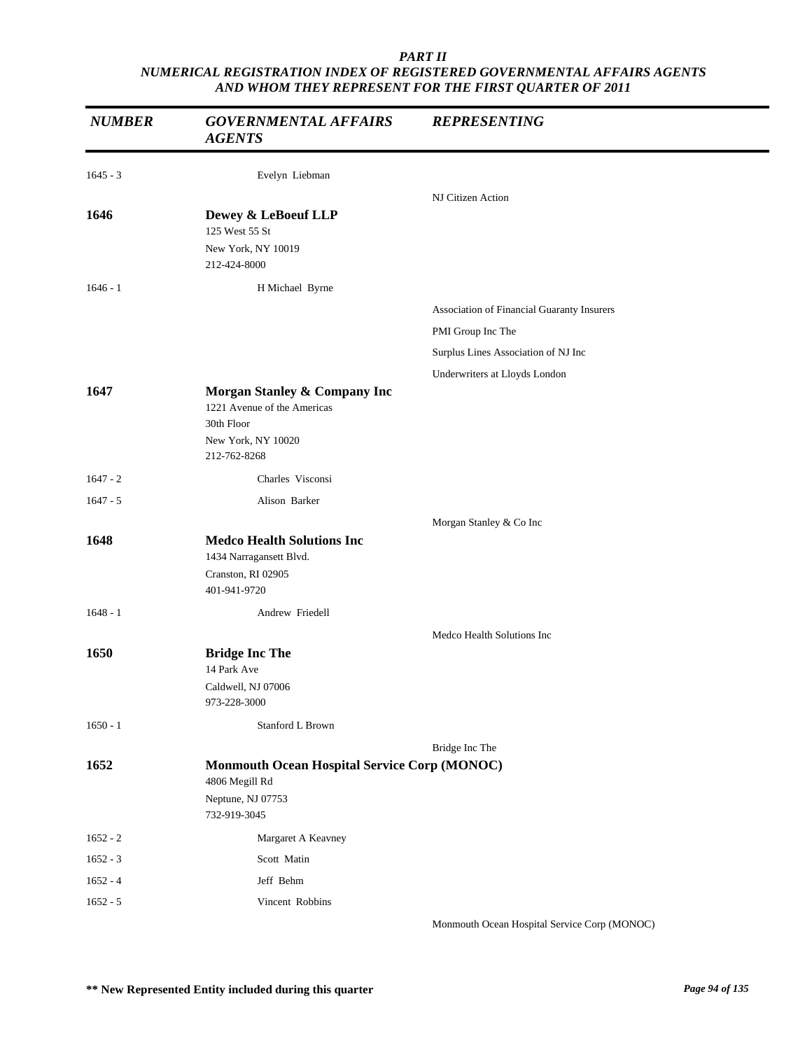## PART II
## NUMERICAL REGISTRATION INDEX OF REGISTERED GOVERNMENTAL AFFAIRS AGENTS AND WHOM THEY REPRESENT FOR THE FIRST QUARTER OF 2011

| NUMBER | GOVERNMENTAL AFFAIRS AGENTS | REPRESENTING |
|---|---|---|
| 1645 - 3 | Evelyn Liebman | |
| | | NJ Citizen Action |
| **1646** | **Dewey & LeBoeuf LLP**<br>125 West 55 St<br>New York, NY 10019<br>212-424-8000 | |
| 1646 - 1 | H Michael Byrne | |
| | | Association of Financial Guaranty Insurers |
| | | PMI Group Inc The |
| | | Surplus Lines Association of NJ Inc |
| | | Underwriters at Lloyds London |
| **1647** | **Morgan Stanley & Company Inc**<br>1221 Avenue of the Americas<br>30th Floor<br>New York, NY 10020<br>212-762-8268 | |
| 1647 - 2 | Charles Visconsi | |
| 1647 - 5 | Alison Barker | |
| | | Morgan Stanley & Co Inc |
| **1648** | **Medco Health Solutions Inc**<br>1434 Narragansett Blvd.<br>Cranston, RI 02905<br>401-941-9720 | |
| 1648 - 1 | Andrew Friedell | |
| | | Medco Health Solutions Inc |
| **1650** | **Bridge Inc The**<br>14 Park Ave<br>Caldwell, NJ 07006<br>973-228-3000 | |
| 1650 - 1 | Stanford L Brown | |
| | | Bridge Inc The |
| **1652** | **Monmouth Ocean Hospital Service Corp (MONOC)**<br>4806 Megill Rd<br>Neptune, NJ 07753<br>732-919-3045 | |
| 1652 - 2 | Margaret A Keavney | |
| 1652 - 3 | Scott Matin | |
| 1652 - 4 | Jeff Behm | |
| 1652 - 5 | Vincent Robbins | |
| | | Monmouth Ocean Hospital Service Corp (MONOC) |

**\*\* New Represented Entity included during this quarter**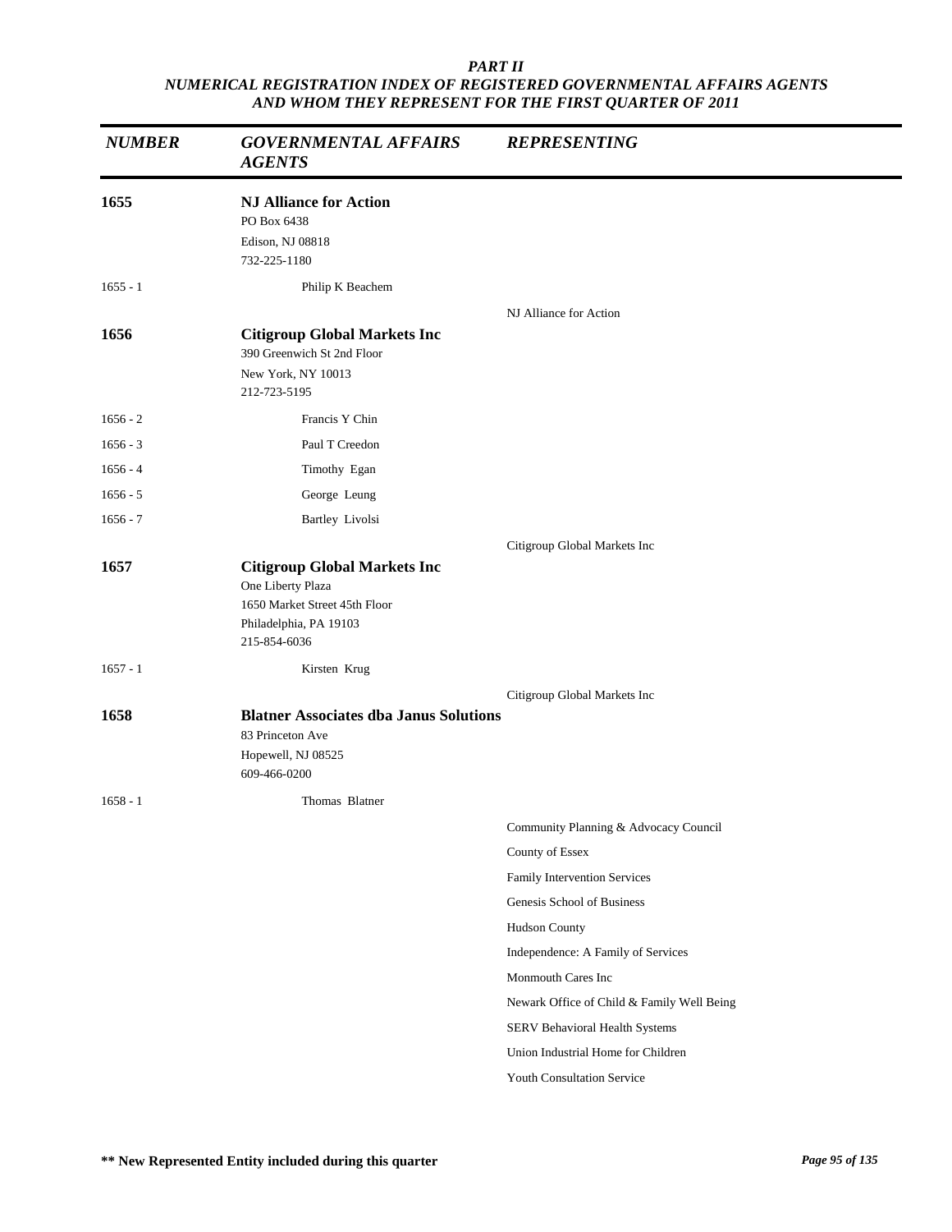*PART II*
*NUMERICAL REGISTRATION INDEX OF REGISTERED GOVERNMENTAL AFFAIRS AGENTS AND WHOM THEY REPRESENT FOR THE FIRST QUARTER OF 2011*

| *NUMBER* | *GOVERNMENTAL AFFAIRS AGENTS* | *REPRESENTING* |
| --- | --- | --- |
| **1655** | **NJ Alliance for Action**<br>PO Box 6438<br>Edison, NJ 08818<br>732-225-1180 | |
| 1655 - 1 | Philip K Beachem | |
| | | NJ Alliance for Action |
| **1656** | **Citigroup Global Markets Inc**<br>390 Greenwich St 2nd Floor<br>New York, NY 10013<br>212-723-5195 | |
| 1656 - 2 | Francis Y Chin | |
| 1656 - 3 | Paul T Creedon | |
| 1656 - 4 | Timothy Egan | |
| 1656 - 5 | George Leung | |
| 1656 - 7 | Bartley Livolsi | |
| | | Citigroup Global Markets Inc |
| **1657** | **Citigroup Global Markets Inc**<br>One Liberty Plaza<br>1650 Market Street 45th Floor<br>Philadelphia, PA 19103<br>215-854-6036 | |
| 1657 - 1 | Kirsten Krug | |
| | | Citigroup Global Markets Inc |
| **1658** | **Blatner Associates dba Janus Solutions**<br>83 Princeton Ave<br>Hopewell, NJ 08525<br>609-466-0200 | |
| 1658 - 1 | Thomas Blatner | |
| | | Community Planning & Advocacy Council |
| | | County of Essex |
| | | Family Intervention Services |
| | | Genesis School of Business |
| | | Hudson County |
| | | Independence: A Family of Services |
| | | Monmouth Cares Inc |
| | | Newark Office of Child & Family Well Being |
| | | SERV Behavioral Health Systems |
| | | Union Industrial Home for Children |
| | | Youth Consultation Service |

**** New Represented Entity included during this quarter**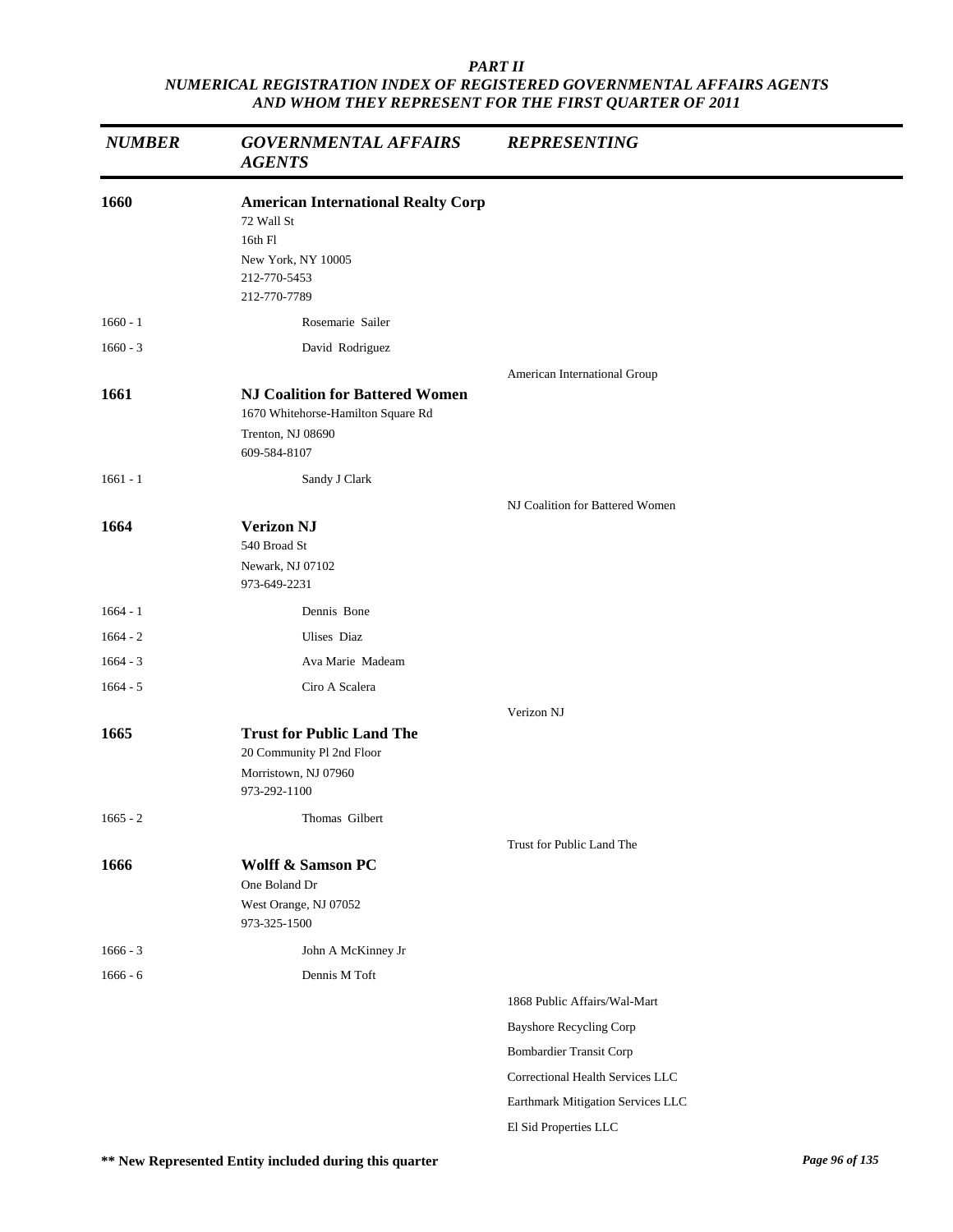*PART II*
*NUMERICAL REGISTRATION INDEX OF REGISTERED GOVERNMENTAL AFFAIRS AGENTS AND WHOM THEY REPRESENT FOR THE FIRST QUARTER OF 2011*

| *NUMBER* | *GOVERNMENTAL AFFAIRS AGENTS* | *REPRESENTING* |
|---|---|---|
| **1660** | **American International Realty Corp**<br>72 Wall St<br>16th Fl<br>New York, NY 10005<br>212-770-5453<br>212-770-7789 | |
| 1660 - 1 | Rosemarie Sailer | |
| 1660 - 3 | David Rodriguez | |
| | | American International Group |
| **1661** | **NJ Coalition for Battered Women**<br>1670 Whitehorse-Hamilton Square Rd<br>Trenton, NJ 08690<br>609-584-8107 | |
| 1661 - 1 | Sandy J Clark | |
| | | NJ Coalition for Battered Women |
| **1664** | **Verizon NJ**<br>540 Broad St<br>Newark, NJ 07102<br>973-649-2231 | |
| 1664 - 1 | Dennis Bone | |
| 1664 - 2 | Ulises Diaz | |
| 1664 - 3 | Ava Marie Madeam | |
| 1664 - 5 | Ciro A Scalera | |
| | | Verizon NJ |
| **1665** | **Trust for Public Land The**<br>20 Community Pl 2nd Floor<br>Morristown, NJ 07960<br>973-292-1100 | |
| 1665 - 2 | Thomas Gilbert | |
| | | Trust for Public Land The |
| **1666** | **Wolff & Samson PC**<br>One Boland Dr<br>West Orange, NJ 07052<br>973-325-1500 | |
| 1666 - 3 | John A McKinney Jr | |
| 1666 - 6 | Dennis M Toft | |
| | | 1868 Public Affairs/Wal-Mart |
| | | Bayshore Recycling Corp |
| | | Bombardier Transit Corp |
| | | Correctional Health Services LLC |
| | | Earthmark Mitigation Services LLC |
| | | El Sid Properties LLC |

**\*\* New Represented Entity included during this quarter**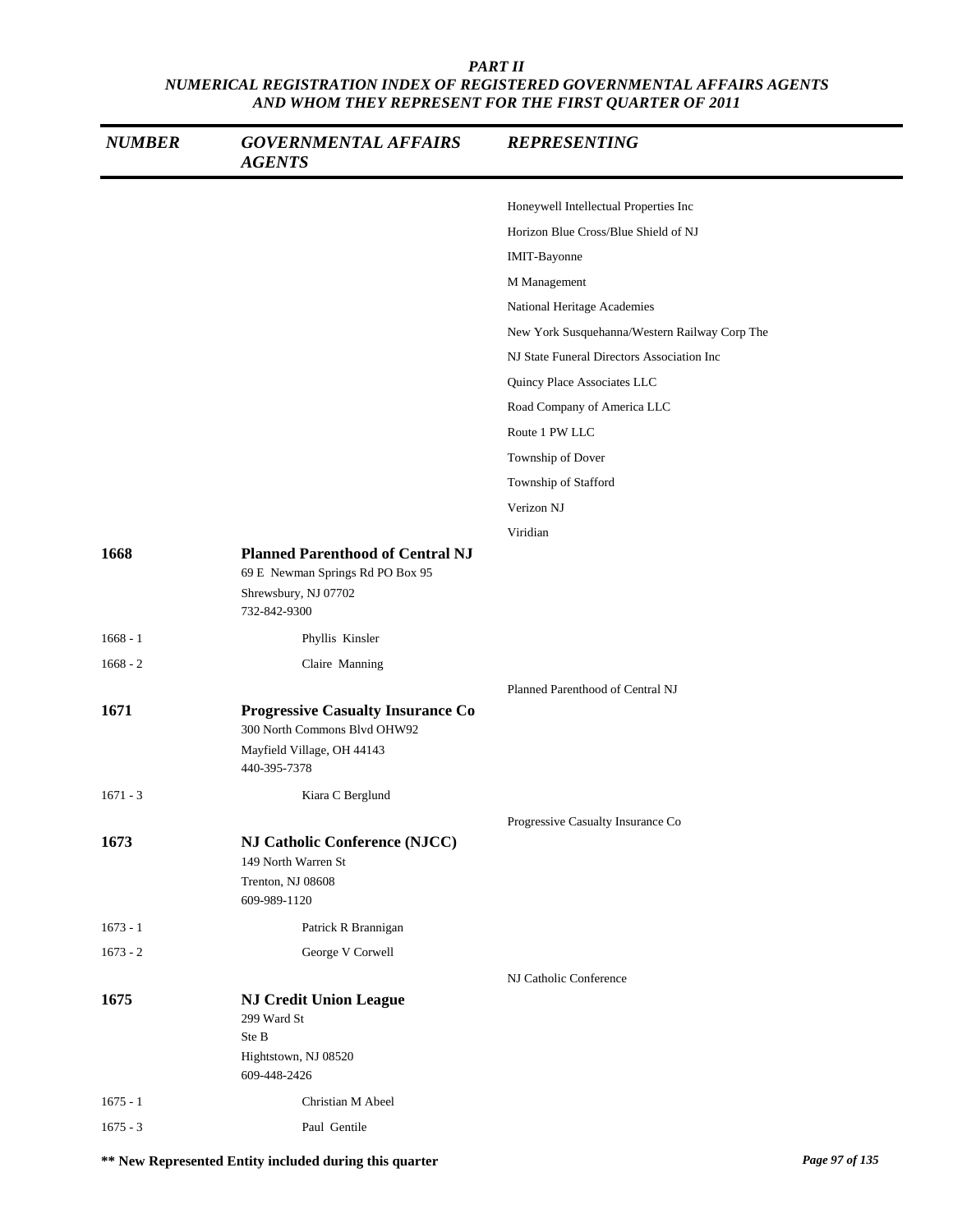*PART II*
*NUMERICAL REGISTRATION INDEX OF REGISTERED GOVERNMENTAL AFFAIRS AGENTS AND WHOM THEY REPRESENT FOR THE FIRST QUARTER OF 2011*

| *NUMBER* | *GOVERNMENTAL AFFAIRS AGENTS* | *REPRESENTING* |
|---|---|---|
| | | Honeywell Intellectual Properties Inc |
| | | Horizon Blue Cross/Blue Shield of NJ |
| | | IMIT-Bayonne |
| | | M Management |
| | | National Heritage Academies |
| | | New York Susquehanna/Western Railway Corp The |
| | | NJ State Funeral Directors Association Inc |
| | | Quincy Place Associates LLC |
| | | Road Company of America LLC |
| | | Route 1 PW LLC |
| | | Township of Dover |
| | | Township of Stafford |
| | | Verizon NJ |
| | | Viridian |
| **1668** | **Planned Parenthood of Central NJ**<br>69 E Newman Springs Rd PO Box 95<br>Shrewsbury, NJ 07702<br>732-842-9300 | |
| 1668 - 1 | Phyllis Kinsler | |
| 1668 - 2 | Claire Manning | |
| | | Planned Parenthood of Central NJ |
| **1671** | **Progressive Casualty Insurance Co**<br>300 North Commons Blvd OHW92<br>Mayfield Village, OH 44143<br>440-395-7378 | |
| 1671 - 3 | Kiara C Berglund | |
| | | Progressive Casualty Insurance Co |
| **1673** | **NJ Catholic Conference (NJCC)**<br>149 North Warren St<br>Trenton, NJ 08608<br>609-989-1120 | |
| 1673 - 1 | Patrick R Brannigan | |
| 1673 - 2 | George V Corwell | |
| | | NJ Catholic Conference |
| **1675** | **NJ Credit Union League**<br>299 Ward St<br>Ste B<br>Hightstown, NJ 08520<br>609-448-2426 | |
| 1675 - 1 | Christian M Abeel | |
| 1675 - 3 | Paul Gentile | |

**** New Represented Entity included during this quarter**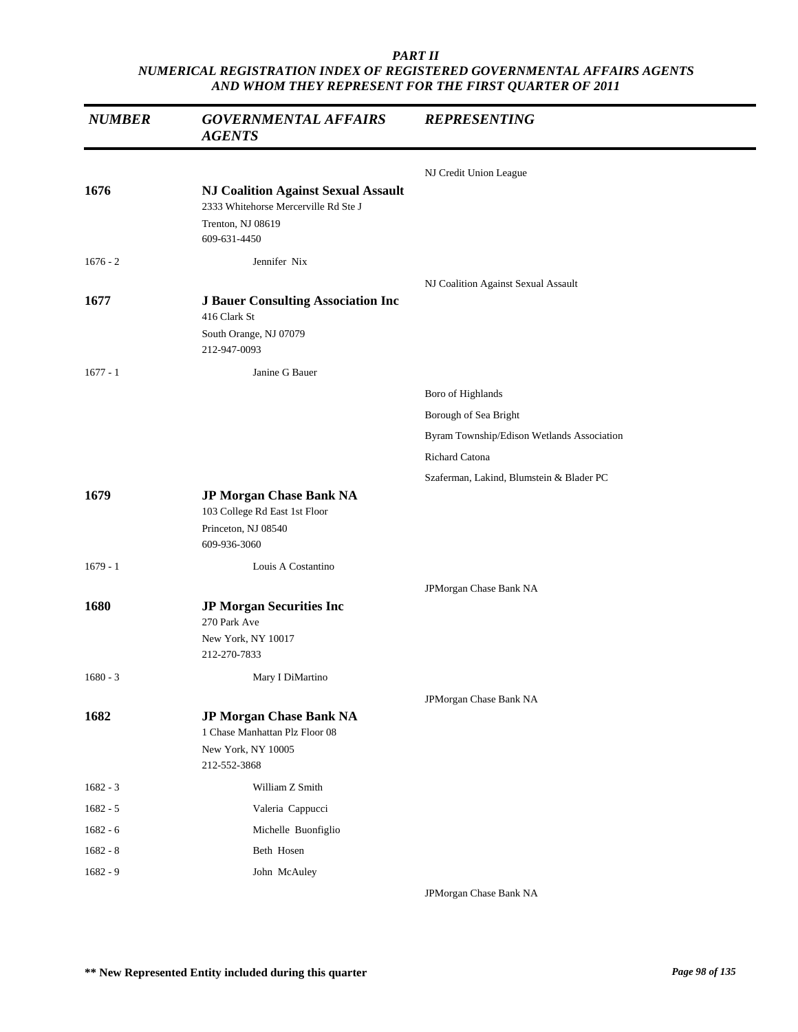| NUMBER | GOVERNMENTAL AFFAIRS AGENTS | REPRESENTING |
|---|---|---|
| | | NJ Credit Union League |
| **1676** | **NJ Coalition Against Sexual Assault**<br>2333 Whitehorse Mercerville Rd Ste J<br>Trenton, NJ 08619<br>609-631-4450 | |
| 1676 - 2 | Jennifer Nix | |
| | | NJ Coalition Against Sexual Assault |
| **1677** | **J Bauer Consulting Association Inc**<br>416 Clark St<br>South Orange, NJ 07079<br>212-947-0093 | |
| 1677 - 1 | Janine G Bauer | |
| | | Boro of Highlands |
| | | Borough of Sea Bright |
| | | Byram Township/Edison Wetlands Association |
| | | Richard Catona |
| | | Szaferman, Lakind, Blumstein & Blader PC |
| **1679** | **JP Morgan Chase Bank NA**<br>103 College Rd East 1st Floor<br>Princeton, NJ 08540<br>609-936-3060 | |
| 1679 - 1 | Louis A Costantino | |
| | | JPMorgan Chase Bank NA |
| **1680** | **JP Morgan Securities Inc**<br>270 Park Ave<br>New York, NY 10017<br>212-270-7833 | |
| 1680 - 3 | Mary I DiMartino | |
| | | JPMorgan Chase Bank NA |
| **1682** | **JP Morgan Chase Bank NA**<br>1 Chase Manhattan Plz Floor 08<br>New York, NY 10005<br>212-552-3868 | |
| 1682 - 3 | William Z Smith | |
| 1682 - 5 | Valeria Cappucci | |
| 1682 - 6 | Michelle Buonfiglio | |
| 1682 - 8 | Beth Hosen | |
| 1682 - 9 | John McAuley | |
| | | JPMorgan Chase Bank NA |

**\*\* New Represented Entity included during this quarter**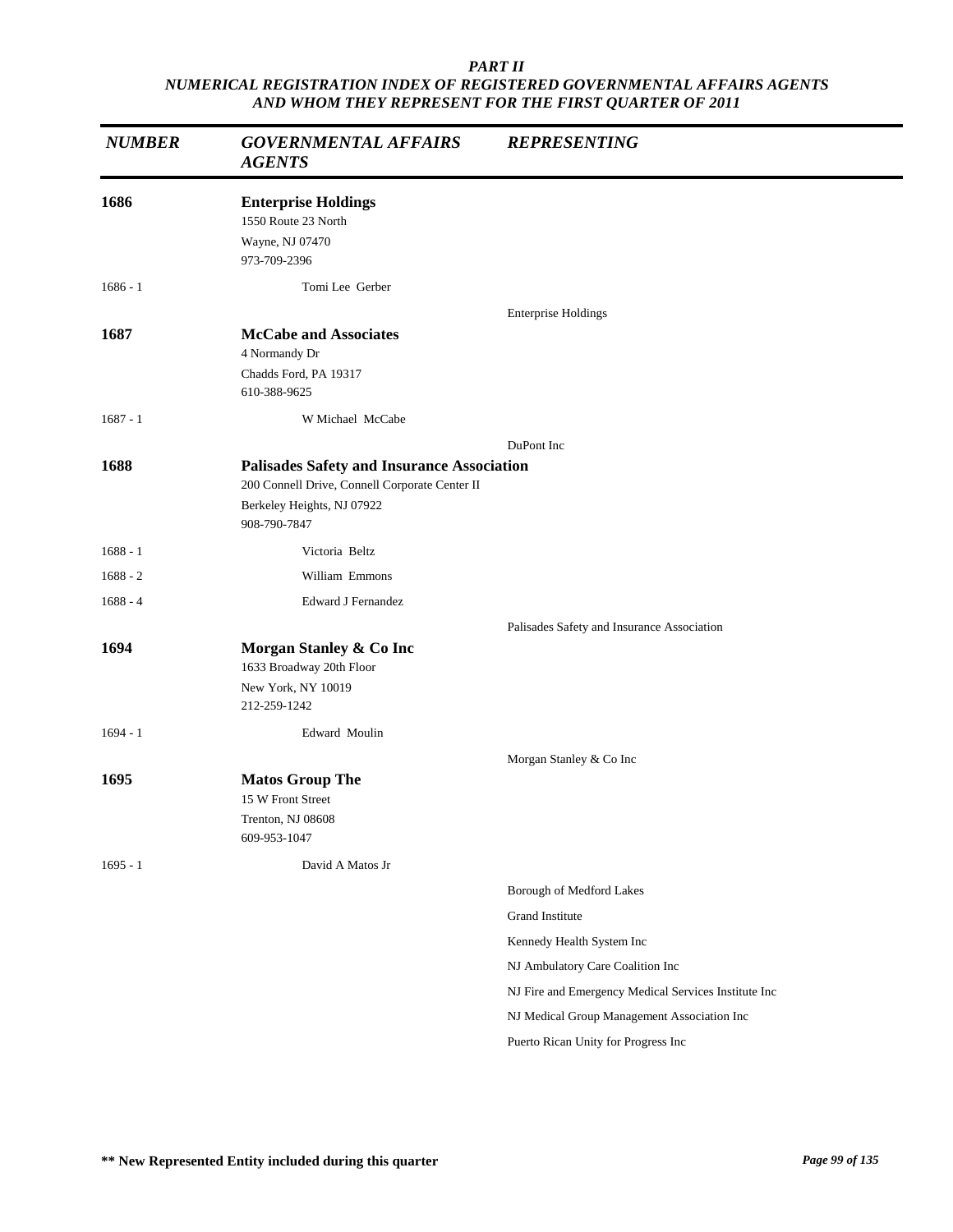*PART II*
*NUMERICAL REGISTRATION INDEX OF REGISTERED GOVERNMENTAL AFFAIRS AGENTS AND WHOM THEY REPRESENT FOR THE FIRST QUARTER OF 2011*

| *NUMBER* | *GOVERNMENTAL AFFAIRS AGENTS* | *REPRESENTING* |
|---|---|---|
| **1686** | **Enterprise Holdings**<br>1550 Route 23 North<br>Wayne, NJ 07470<br>973-709-2396 | |
| 1686 - 1 | Tomi Lee Gerber | |
| | | Enterprise Holdings |
| **1687** | **McCabe and Associates**<br>4 Normandy Dr<br>Chadds Ford, PA 19317<br>610-388-9625 | |
| 1687 - 1 | W Michael McCabe | |
| | | DuPont Inc |
| **1688** | **Palisades Safety and Insurance Association**<br>200 Connell Drive, Connell Corporate Center II<br>Berkeley Heights, NJ 07922<br>908-790-7847 | |
| 1688 - 1 | Victoria Beltz | |
| 1688 - 2 | William Emmons | |
| 1688 - 4 | Edward J Fernandez | |
| | | Palisades Safety and Insurance Association |
| **1694** | **Morgan Stanley & Co Inc**<br>1633 Broadway 20th Floor<br>New York, NY 10019<br>212-259-1242 | |
| 1694 - 1 | Edward Moulin | |
| | | Morgan Stanley & Co Inc |
| **1695** | **Matos Group The**<br>15 W Front Street<br>Trenton, NJ 08608<br>609-953-1047 | |
| 1695 - 1 | David A Matos Jr | |
| | | Borough of Medford Lakes |
| | | Grand Institute |
| | | Kennedy Health System Inc |
| | | NJ Ambulatory Care Coalition Inc |
| | | NJ Fire and Emergency Medical Services Institute Inc |
| | | NJ Medical Group Management Association Inc |
| | | Puerto Rican Unity for Progress Inc |

**\*\* New Represented Entity included during this quarter**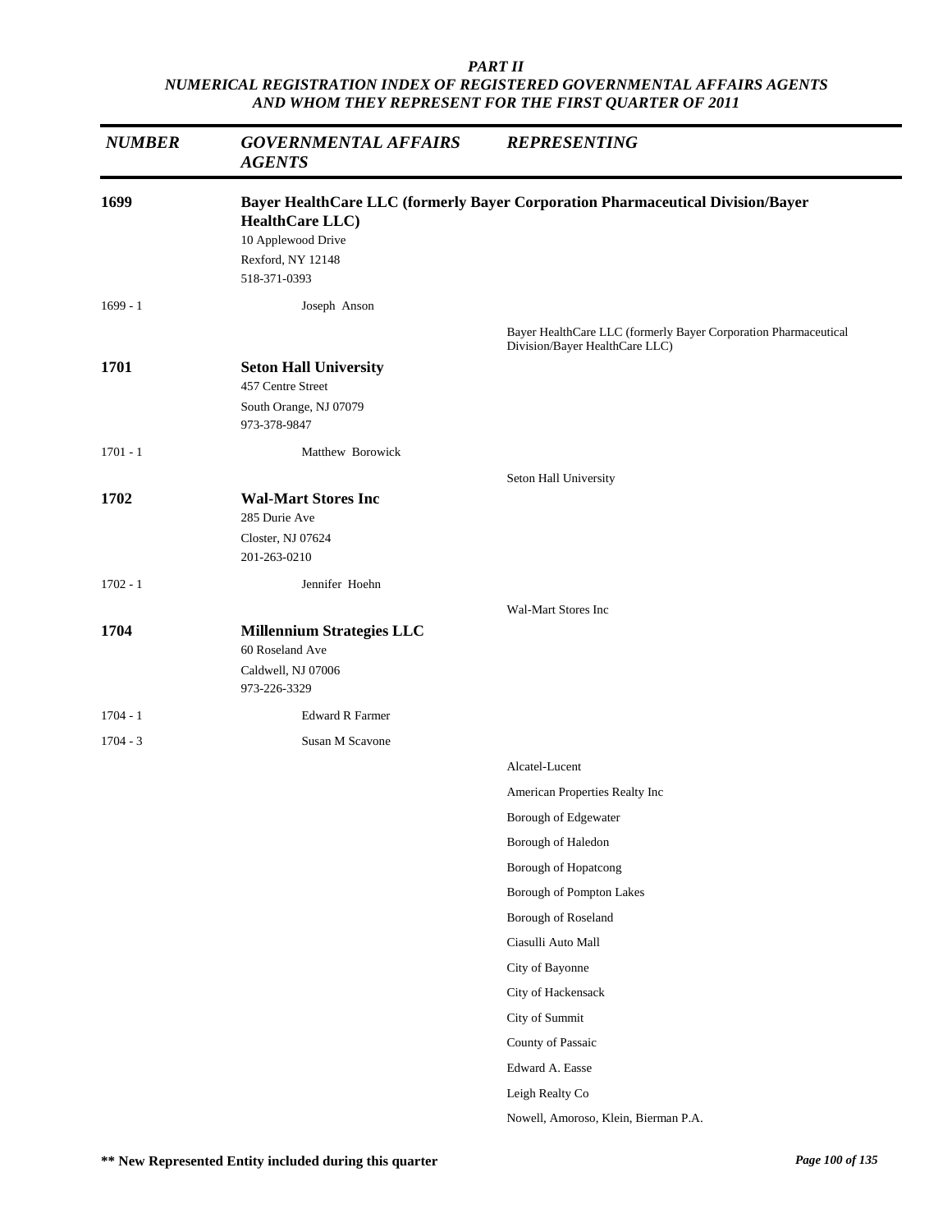*PART II*
*NUMERICAL REGISTRATION INDEX OF REGISTERED GOVERNMENTAL AFFAIRS AGENTS AND WHOM THEY REPRESENT FOR THE FIRST QUARTER OF 2011*

| *NUMBER* | *GOVERNMENTAL AFFAIRS AGENTS* | *REPRESENTING* |
|---|---|---|
| **1699** | **Bayer HealthCare LLC (formerly Bayer Corporation Pharmaceutical Division/Bayer HealthCare LLC)**<br>10 Applewood Drive<br>Rexford, NY 12148<br>518-371-0393 | |
| 1699 - 1 | Joseph Anson | |
| | | Bayer HealthCare LLC (formerly Bayer Corporation Pharmaceutical Division/Bayer HealthCare LLC) |
| **1701** | **Seton Hall University**<br>457 Centre Street<br>South Orange, NJ 07079<br>973-378-9847 | |
| 1701 - 1 | Matthew Borowick | |
| | | Seton Hall University |
| **1702** | **Wal-Mart Stores Inc**<br>285 Durie Ave<br>Closter, NJ 07624<br>201-263-0210 | |
| 1702 - 1 | Jennifer Hoehn | |
| | | Wal-Mart Stores Inc |
| **1704** | **Millennium Strategies LLC**<br>60 Roseland Ave<br>Caldwell, NJ 07006<br>973-226-3329 | |
| 1704 - 1 | Edward R Farmer | |
| 1704 - 3 | Susan M Scavone | |
| | | Alcatel-Lucent |
| | | American Properties Realty Inc |
| | | Borough of Edgewater |
| | | Borough of Haledon |
| | | Borough of Hopatcong |
| | | Borough of Pompton Lakes |
| | | Borough of Roseland |
| | | Ciasulli Auto Mall |
| | | City of Bayonne |
| | | City of Hackensack |
| | | City of Summit |
| | | County of Passaic |
| | | Edward A. Easse |
| | | Leigh Realty Co |
| | | Nowell, Amoroso, Klein, Bierman P.A. |

**** New Represented Entity included during this quarter**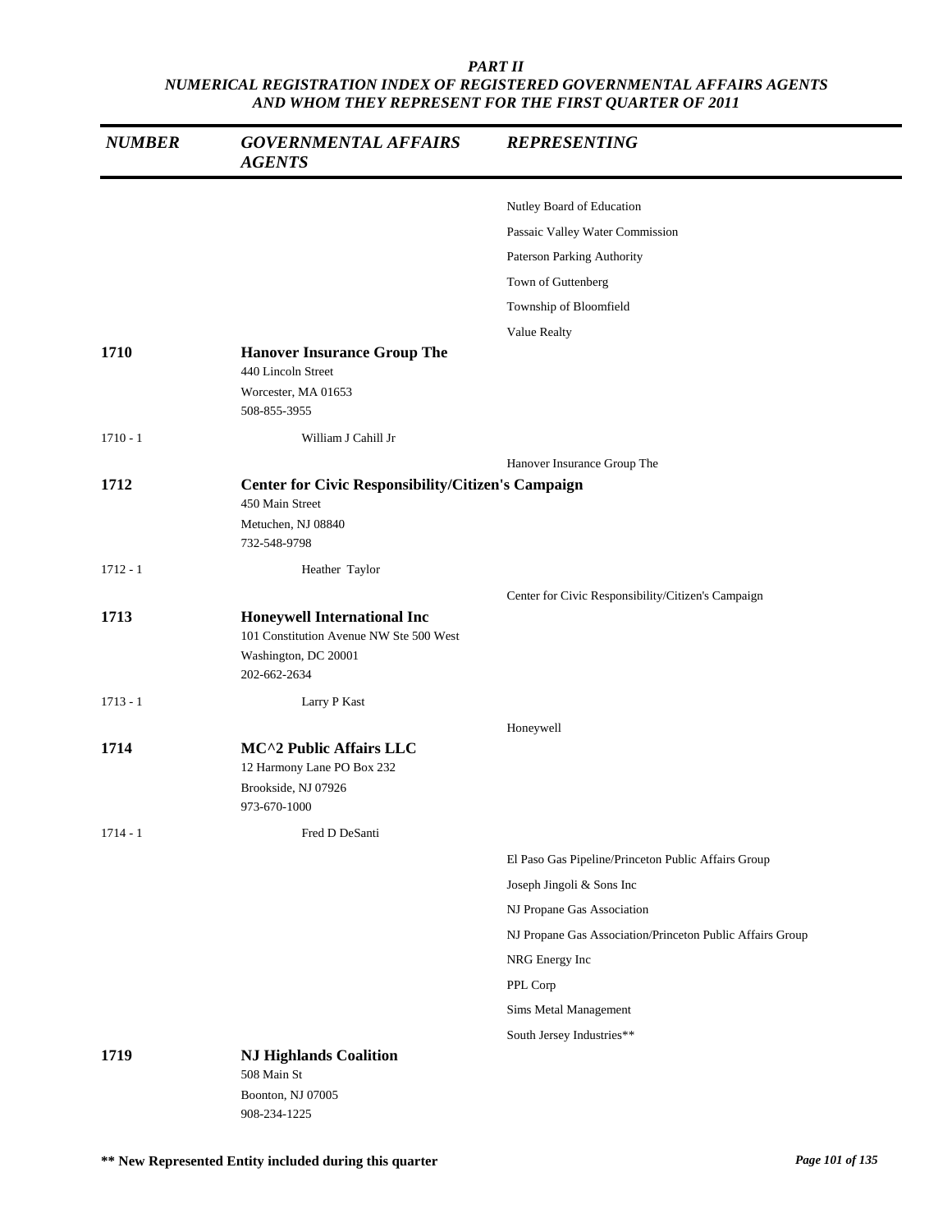*PART II*
*NUMERICAL REGISTRATION INDEX OF REGISTERED GOVERNMENTAL AFFAIRS AGENTS AND WHOM THEY REPRESENT FOR THE FIRST QUARTER OF 2011*

| NUMBER | GOVERNMENTAL AFFAIRS AGENTS | REPRESENTING |
|---|---|---|
| | | Nutley Board of Education |
| | | Passaic Valley Water Commission |
| | | Paterson Parking Authority |
| | | Town of Guttenberg |
| | | Township of Bloomfield |
| | | Value Realty |
| **1710** | **Hanover Insurance Group The**<br>440 Lincoln Street<br>Worcester, MA 01653<br>508-855-3955 | |
| 1710 - 1 | William J Cahill Jr | |
| | | Hanover Insurance Group The |
| **1712** | **Center for Civic Responsibility/Citizen's Campaign**<br>450 Main Street<br>Metuchen, NJ 08840<br>732-548-9798 | |
| 1712 - 1 | Heather Taylor | |
| | | Center for Civic Responsibility/Citizen's Campaign |
| **1713** | **Honeywell International Inc**<br>101 Constitution Avenue NW Ste 500 West<br>Washington, DC 20001<br>202-662-2634 | |
| 1713 - 1 | Larry P Kast | |
| | | Honeywell |
| **1714** | **MC^2 Public Affairs LLC**<br>12 Harmony Lane PO Box 232<br>Brookside, NJ 07926<br>973-670-1000 | |
| 1714 - 1 | Fred D DeSanti | |
| | | El Paso Gas Pipeline/Princeton Public Affairs Group |
| | | Joseph Jingoli & Sons Inc |
| | | NJ Propane Gas Association |
| | | NJ Propane Gas Association/Princeton Public Affairs Group |
| | | NRG Energy Inc |
| | | PPL Corp |
| | | Sims Metal Management |
| | | South Jersey Industries** |
| **1719** | **NJ Highlands Coalition**<br>508 Main St<br>Boonton, NJ 07005<br>908-234-1225 | |

**\*\* New Represented Entity included during this quarter**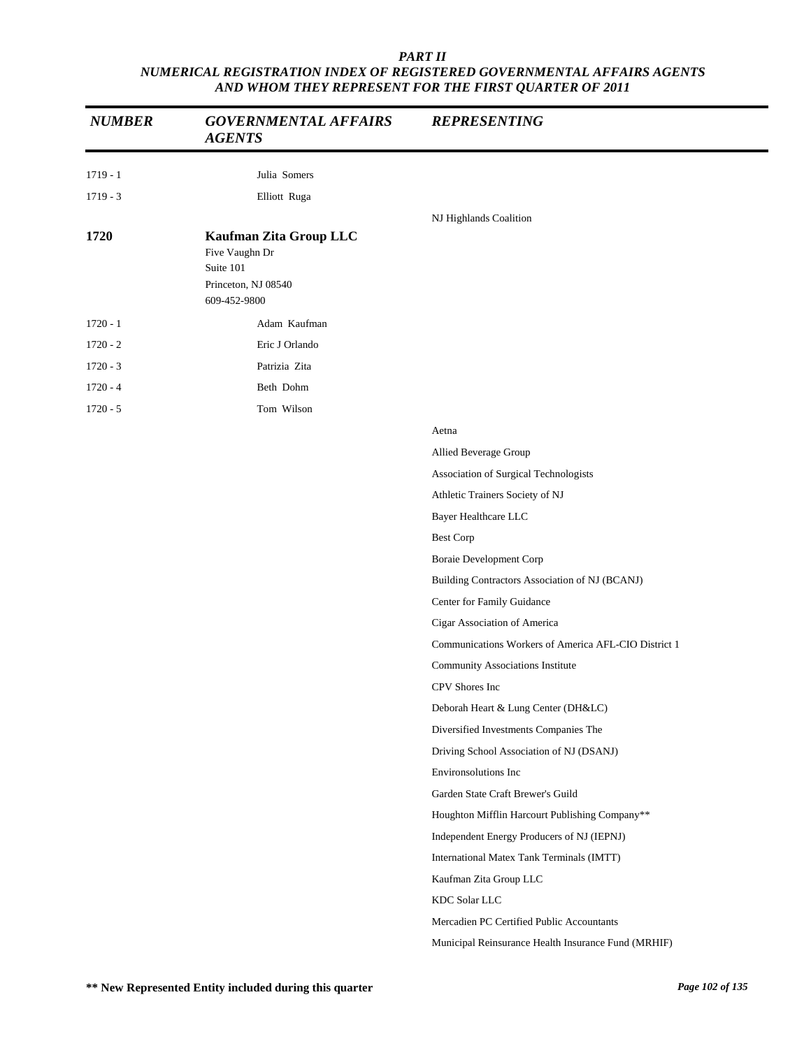## PART II

### NUMERICAL REGISTRATION INDEX OF REGISTERED GOVERNMENTAL AFFAIRS AGENTS AND WHOM THEY REPRESENT FOR THE FIRST QUARTER OF 2011

| NUMBER | GOVERNMENTAL AFFAIRS AGENTS | REPRESENTING |
|---|---|---|
| 1719 - 1 | Julia Somers | |
| 1719 - 3 | Elliott Ruga | |
| | | NJ Highlands Coalition |
| **1720** | **Kaufman Zita Group LLC**<br>Five Vaughn Dr<br>Suite 101<br>Princeton, NJ 08540<br>609-452-9800 | |
| 1720 - 1 | Adam Kaufman | |
| 1720 - 2 | Eric J Orlando | |
| 1720 - 3 | Patrizia Zita | |
| 1720 - 4 | Beth Dohm | |
| 1720 - 5 | Tom Wilson | |
| | | Aetna |
| | | Allied Beverage Group |
| | | Association of Surgical Technologists |
| | | Athletic Trainers Society of NJ |
| | | Bayer Healthcare LLC |
| | | Best Corp |
| | | Boraie Development Corp |
| | | Building Contractors Association of NJ (BCANJ) |
| | | Center for Family Guidance |
| | | Cigar Association of America |
| | | Communications Workers of America AFL-CIO District 1 |
| | | Community Associations Institute |
| | | CPV Shores Inc |
| | | Deborah Heart & Lung Center (DH&LC) |
| | | Diversified Investments Companies The |
| | | Driving School Association of NJ (DSANJ) |
| | | Environsolutions Inc |
| | | Garden State Craft Brewer's Guild |
| | | Houghton Mifflin Harcourt Publishing Company** |
| | | Independent Energy Producers of NJ (IEPNJ) |
| | | International Matex Tank Terminals (IMTT) |
| | | Kaufman Zita Group LLC |
| | | KDC Solar LLC |
| | | Mercadien PC Certified Public Accountants |
| | | Municipal Reinsurance Health Insurance Fund (MRHIF) |

**** New Represented Entity included during this quarter**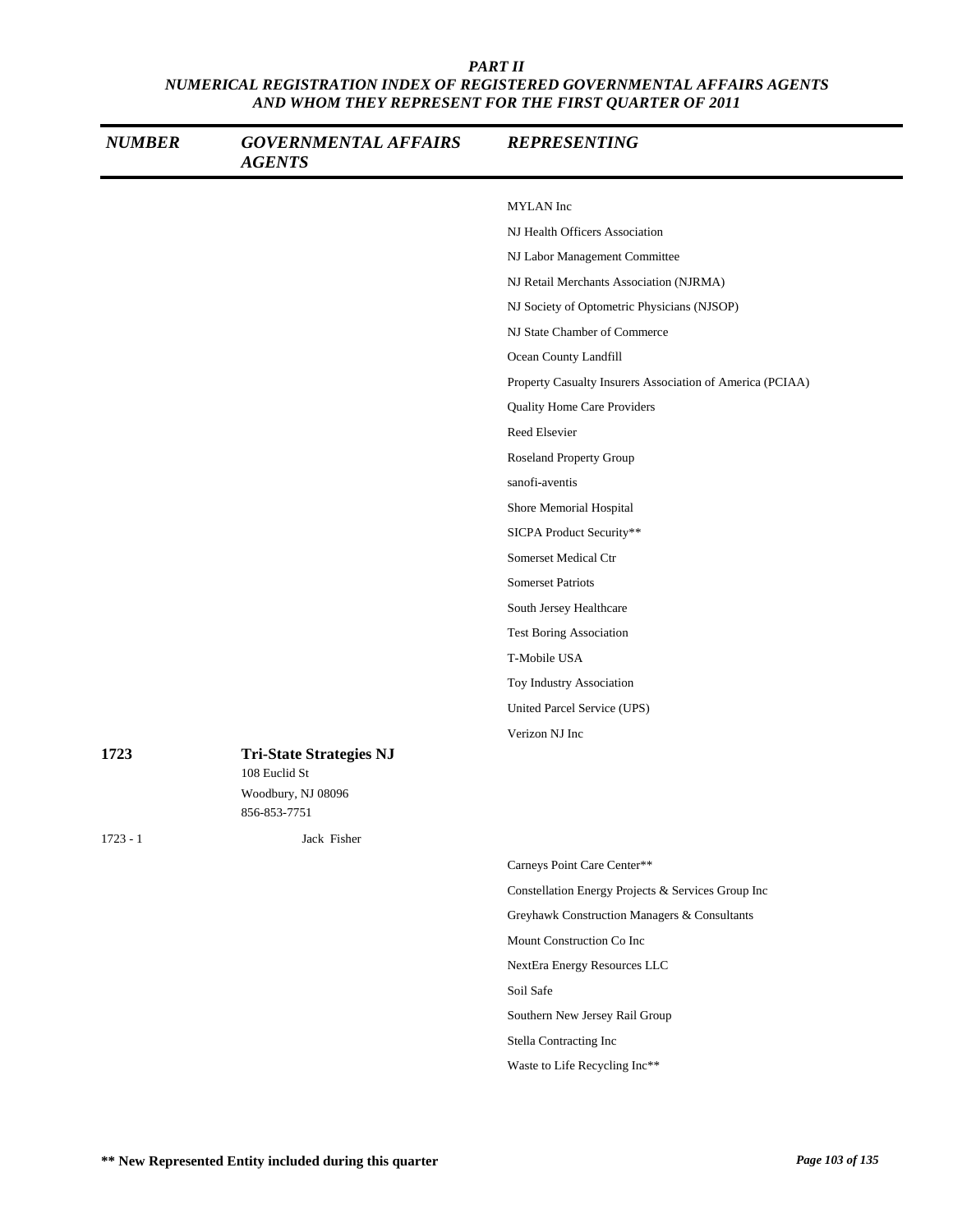| NUMBER | GOVERNMENTAL AFFAIRS AGENTS | REPRESENTING |
|---|---|---|
| | | MYLAN Inc |
| | | NJ Health Officers Association |
| | | NJ Labor Management Committee |
| | | NJ Retail Merchants Association (NJRMA) |
| | | NJ Society of Optometric Physicians (NJSOP) |
| | | NJ State Chamber of Commerce |
| | | Ocean County Landfill |
| | | Property Casualty Insurers Association of America (PCIAA) |
| | | Quality Home Care Providers |
| | | Reed Elsevier |
| | | Roseland Property Group |
| | | sanofi-aventis |
| | | Shore Memorial Hospital |
| | | SICPA Product Security** |
| | | Somerset Medical Ctr |
| | | Somerset Patriots |
| | | South Jersey Healthcare |
| | | Test Boring Association |
| | | T-Mobile USA |
| | | Toy Industry Association |
| | | United Parcel Service (UPS) |
| | | Verizon NJ Inc |
| **1723** | **Tri-State Strategies NJ**<br>108 Euclid St<br>Woodbury, NJ 08096<br>856-853-7751 | |
| 1723 - 1 | Jack Fisher | |
| | | Carneys Point Care Center** |
| | | Constellation Energy Projects & Services Group Inc |
| | | Greyhawk Construction Managers & Consultants |
| | | Mount Construction Co Inc |
| | | NextEra Energy Resources LLC |
| | | Soil Safe |
| | | Southern New Jersey Rail Group |
| | | Stella Contracting Inc |
| | | Waste to Life Recycling Inc** |

** New Represented Entity included during this quarter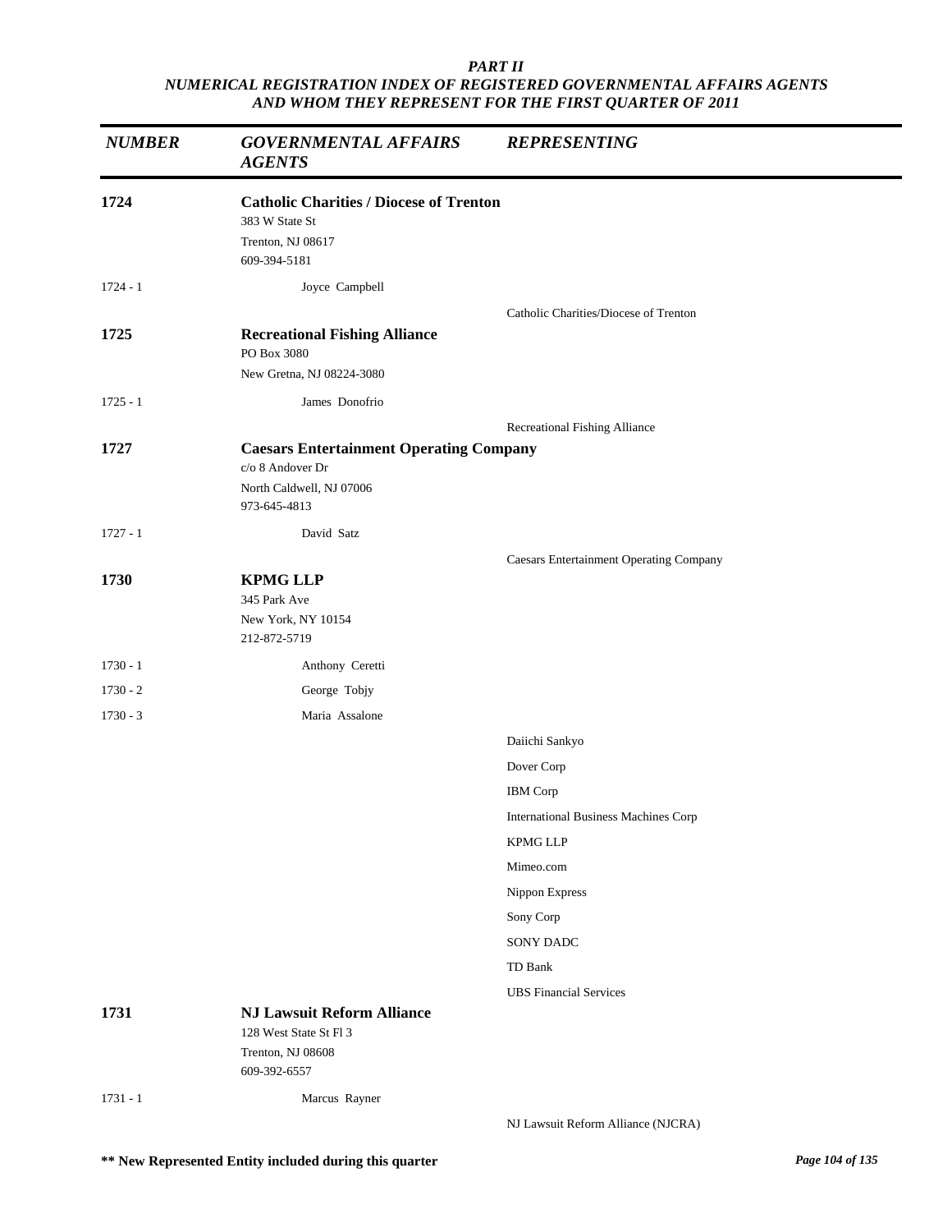*PART II*
*NUMERICAL REGISTRATION INDEX OF REGISTERED GOVERNMENTAL AFFAIRS AGENTS AND WHOM THEY REPRESENT FOR THE FIRST QUARTER OF 2011*

| *NUMBER* | *GOVERNMENTAL AFFAIRS AGENTS* | *REPRESENTING* |
|---|---|---|
| **1724** | **Catholic Charities / Diocese of Trenton**<br>383 W State St<br>Trenton, NJ 08617<br>609-394-5181 | |
| 1724 - 1 | Joyce Campbell | |
| | | Catholic Charities/Diocese of Trenton |
| **1725** | **Recreational Fishing Alliance**<br>PO Box 3080<br>New Gretna, NJ 08224-3080 | |
| 1725 - 1 | James Donofrio | |
| | | Recreational Fishing Alliance |
| **1727** | **Caesars Entertainment Operating Company**<br>c/o 8 Andover Dr<br>North Caldwell, NJ 07006<br>973-645-4813 | |
| 1727 - 1 | David Satz | |
| | | Caesars Entertainment Operating Company |
| **1730** | **KPMG LLP**<br>345 Park Ave<br>New York, NY 10154<br>212-872-5719 | |
| 1730 - 1 | Anthony Ceretti | |
| 1730 - 2 | George Tobjy | |
| 1730 - 3 | Maria Assalone | |
| | | Daiichi Sankyo |
| | | Dover Corp |
| | | IBM Corp |
| | | International Business Machines Corp |
| | | KPMG LLP |
| | | Mimeo.com |
| | | Nippon Express |
| | | Sony Corp |
| | | SONY DADC |
| | | TD Bank |
| | | UBS Financial Services |
| **1731** | **NJ Lawsuit Reform Alliance**<br>128 West State St Fl 3<br>Trenton, NJ 08608<br>609-392-6557 | |
| 1731 - 1 | Marcus Rayner | |
| | | NJ Lawsuit Reform Alliance (NJCRA) |

**\*\* New Represented Entity included during this quarter**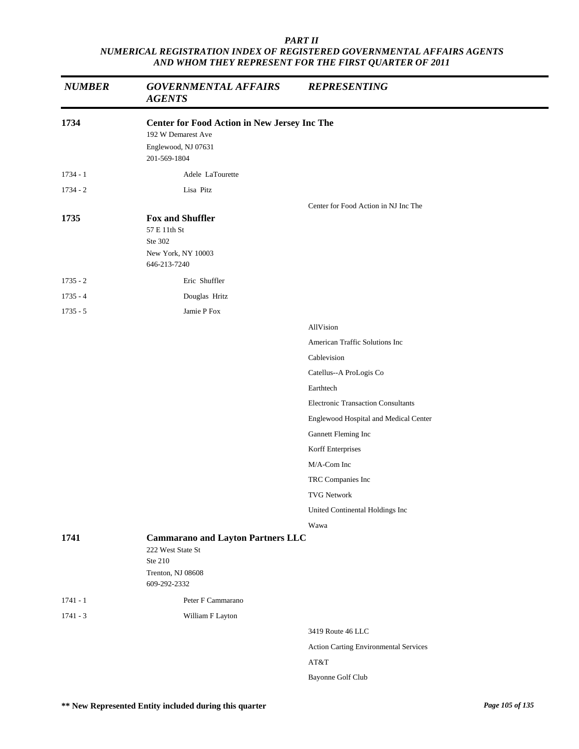*PART II*
*NUMERICAL REGISTRATION INDEX OF REGISTERED GOVERNMENTAL AFFAIRS AGENTS AND WHOM THEY REPRESENT FOR THE FIRST QUARTER OF 2011*

| *NUMBER* | *GOVERNMENTAL AFFAIRS AGENTS* | *REPRESENTING* |
|---|---|---|
| **1734** | **Center for Food Action in New Jersey Inc The**<br>192 W Demarest Ave<br>Englewood, NJ 07631<br>201-569-1804 | |
| 1734 - 1 | Adele LaTourette | |
| 1734 - 2 | Lisa Pitz | |
| | | Center for Food Action in NJ Inc The |
| **1735** | **Fox and Shuffler**<br>57 E 11th St<br>Ste 302<br>New York, NY 10003<br>646-213-7240 | |
| 1735 - 2 | Eric Shuffler | |
| 1735 - 4 | Douglas Hritz | |
| 1735 - 5 | Jamie P Fox | |
| | | AllVision |
| | | American Traffic Solutions Inc |
| | | Cablevision |
| | | Catellus--A ProLogis Co |
| | | Earthtech |
| | | Electronic Transaction Consultants |
| | | Englewood Hospital and Medical Center |
| | | Gannett Fleming Inc |
| | | Korff Enterprises |
| | | M/A-Com Inc |
| | | TRC Companies Inc |
| | | TVG Network |
| | | United Continental Holdings Inc |
| | | Wawa |
| **1741** | **Cammarano and Layton Partners LLC**<br>222 West State St<br>Ste 210<br>Trenton, NJ 08608<br>609-292-2332 | |
| 1741 - 1 | Peter F Cammarano | |
| 1741 - 3 | William F Layton | |
| | | 3419 Route 46 LLC |
| | | Action Carting Environmental Services |
| | | AT&T |
| | | Bayonne Golf Club |

**** New Represented Entity included during this quarter**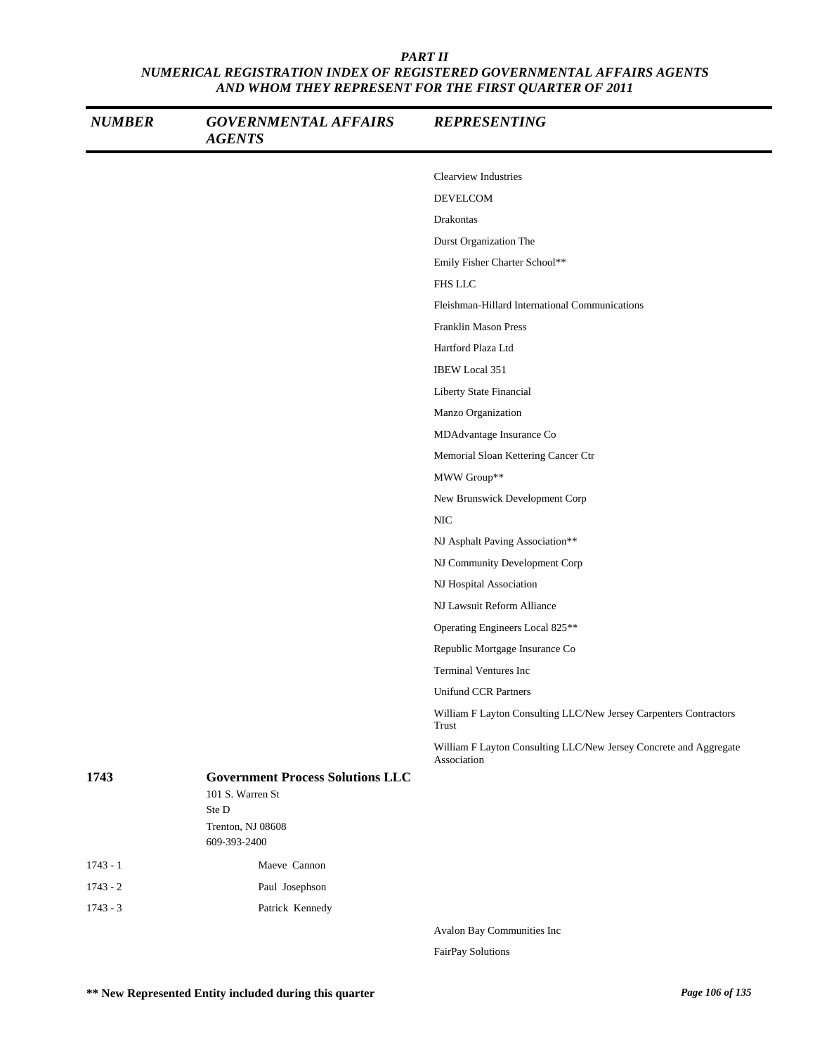| NUMBER | GOVERNMENTAL AFFAIRS AGENTS | REPRESENTING |
|---|---|---|
| | | Clearview Industries |
| | | DEVELCOM |
| | | Drakontas |
| | | Durst Organization The |
| | | Emily Fisher Charter School** |
| | | FHS LLC |
| | | Fleishman-Hillard International Communications |
| | | Franklin Mason Press |
| | | Hartford Plaza Ltd |
| | | IBEW Local 351 |
| | | Liberty State Financial |
| | | Manzo Organization |
| | | MDAdvantage Insurance Co |
| | | Memorial Sloan Kettering Cancer Ctr |
| | | MWW Group** |
| | | New Brunswick Development Corp |
| | | NIC |
| | | NJ Asphalt Paving Association** |
| | | NJ Community Development Corp |
| | | NJ Hospital Association |
| | | NJ Lawsuit Reform Alliance |
| | | Operating Engineers Local 825** |
| | | Republic Mortgage Insurance Co |
| | | Terminal Ventures Inc |
| | | Unifund CCR Partners |
| | | William F Layton Consulting LLC/New Jersey Carpenters Contractors Trust |
| | | William F Layton Consulting LLC/New Jersey Concrete and Aggregate Association |
| **1743** | **Government Process Solutions LLC**<br>101 S. Warren St<br>Ste D<br>Trenton, NJ 08608<br>609-393-2400 | |
| 1743 - 1 | Maeve Cannon | |
| 1743 - 2 | Paul Josephson | |
| 1743 - 3 | Patrick Kennedy | |
| | | Avalon Bay Communities Inc |
| | | FairPay Solutions |

** New Represented Entity included during this quarter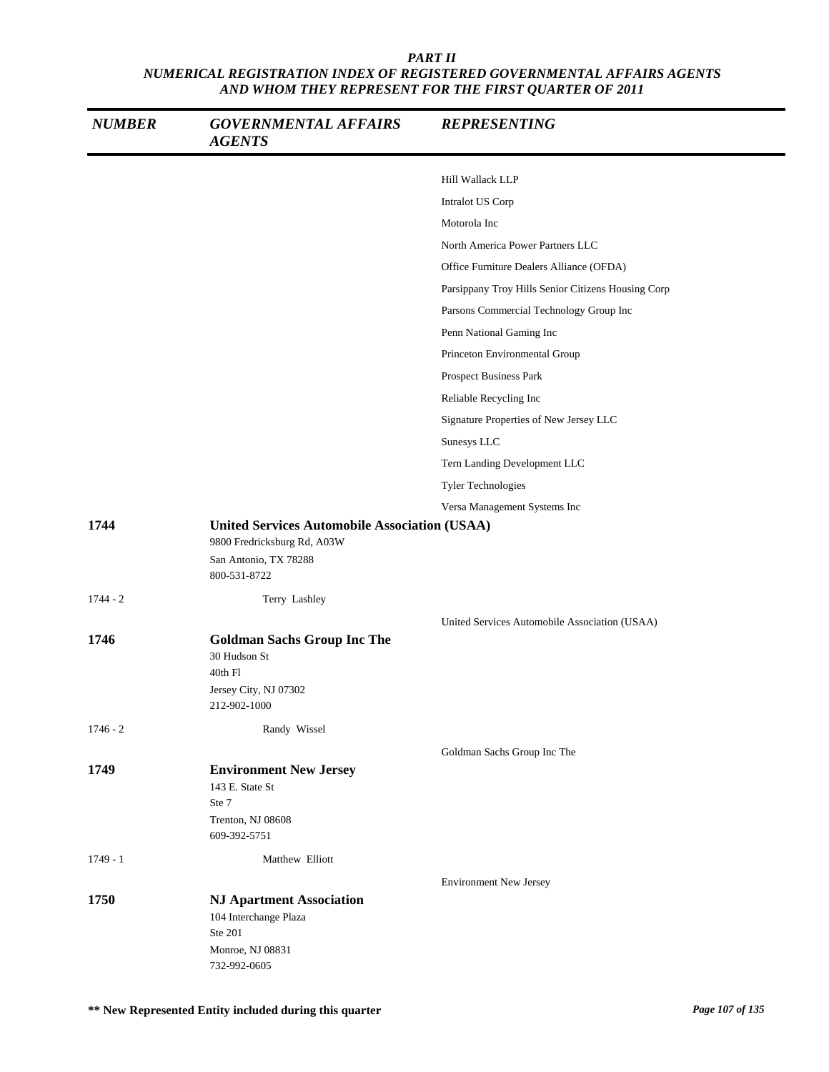*PART II*
*NUMERICAL REGISTRATION INDEX OF REGISTERED GOVERNMENTAL AFFAIRS AGENTS AND WHOM THEY REPRESENT FOR THE FIRST QUARTER OF 2011*

| *NUMBER* | *GOVERNMENTAL AFFAIRS AGENTS* | *REPRESENTING* |
|---|---|---|
| | | Hill Wallack LLP |
| | | Intralot US Corp |
| | | Motorola Inc |
| | | North America Power Partners LLC |
| | | Office Furniture Dealers Alliance (OFDA) |
| | | Parsippany Troy Hills Senior Citizens Housing Corp |
| | | Parsons Commercial Technology Group Inc |
| | | Penn National Gaming Inc |
| | | Princeton Environmental Group |
| | | Prospect Business Park |
| | | Reliable Recycling Inc |
| | | Signature Properties of New Jersey LLC |
| | | Sunesys LLC |
| | | Tern Landing Development LLC |
| | | Tyler Technologies |
| | | Versa Management Systems Inc |
| **1744** | **United Services Automobile Association (USAA)**<br>9800 Fredricksburg Rd, A03W<br>San Antonio, TX 78288<br>800-531-8722 | |
| 1744 - 2 | Terry Lashley | |
| | | United Services Automobile Association (USAA) |
| **1746** | **Goldman Sachs Group Inc The**<br>30 Hudson St<br>40th Fl<br>Jersey City, NJ 07302<br>212-902-1000 | |
| 1746 - 2 | Randy Wissel | |
| | | Goldman Sachs Group Inc The |
| **1749** | **Environment New Jersey**<br>143 E. State St<br>Ste 7<br>Trenton, NJ 08608<br>609-392-5751 | |
| 1749 - 1 | Matthew Elliott | |
| | | Environment New Jersey |
| **1750** | **NJ Apartment Association**<br>104 Interchange Plaza<br>Ste 201<br>Monroe, NJ 08831<br>732-992-0605 | |

**\** New Represented Entity included during this quarter**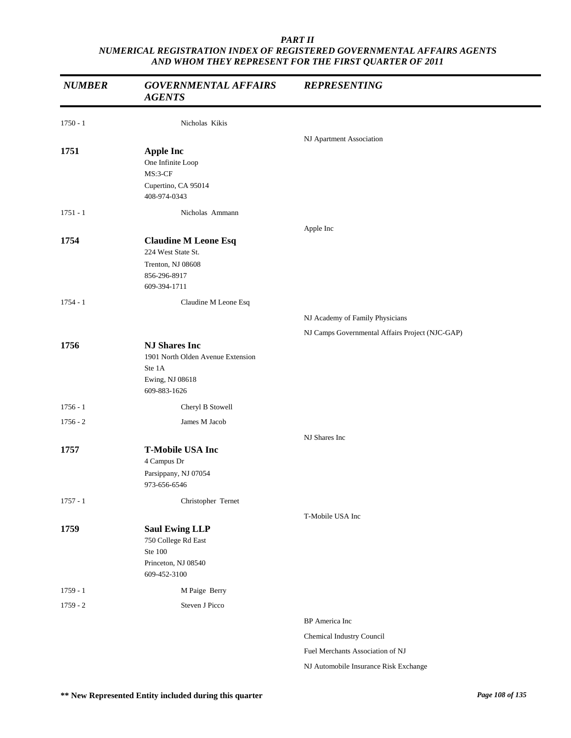*PART II*
*NUMERICAL REGISTRATION INDEX OF REGISTERED GOVERNMENTAL AFFAIRS AGENTS AND WHOM THEY REPRESENT FOR THE FIRST QUARTER OF 2011*

| *NUMBER* | *GOVERNMENTAL AFFAIRS AGENTS* | *REPRESENTING* |
|---|---|---|
| 1750 - 1 | Nicholas Kikis | |
| | | NJ Apartment Association |
| **1751** | **Apple Inc**<br>One Infinite Loop<br>MS:3-CF<br>Cupertino, CA 95014<br>408-974-0343 | |
| 1751 - 1 | Nicholas Ammann | |
| | | Apple Inc |
| **1754** | **Claudine M Leone Esq**<br>224 West State St.<br>Trenton, NJ 08608<br>856-296-8917<br>609-394-1711 | |
| 1754 - 1 | Claudine M Leone Esq | |
| | | NJ Academy of Family Physicians |
| | | NJ Camps Governmental Affairs Project (NJC-GAP) |
| **1756** | **NJ Shares Inc**<br>1901 North Olden Avenue Extension<br>Ste 1A<br>Ewing, NJ 08618<br>609-883-1626 | |
| 1756 - 1 | Cheryl B Stowell | |
| 1756 - 2 | James M Jacob | |
| | | NJ Shares Inc |
| **1757** | **T-Mobile USA Inc**<br>4 Campus Dr<br>Parsippany, NJ 07054<br>973-656-6546 | |
| 1757 - 1 | Christopher Ternet | |
| | | T-Mobile USA Inc |
| **1759** | **Saul Ewing LLP**<br>750 College Rd East<br>Ste 100<br>Princeton, NJ 08540<br>609-452-3100 | |
| 1759 - 1 | M Paige Berry | |
| 1759 - 2 | Steven J Picco | |
| | | BP America Inc |
| | | Chemical Industry Council |
| | | Fuel Merchants Association of NJ |
| | | NJ Automobile Insurance Risk Exchange |

**\*\* New Represented Entity included during this quarter**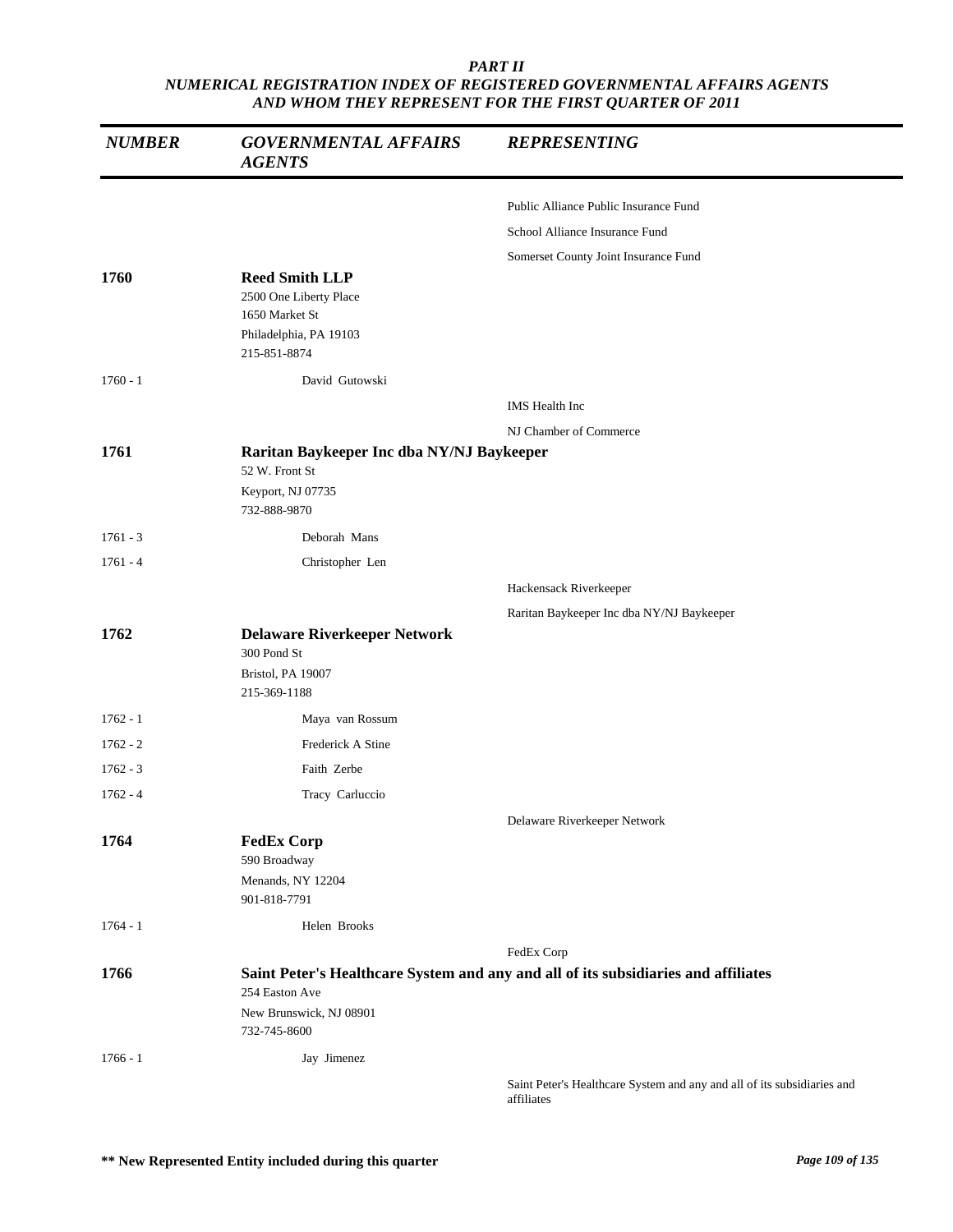**PART II**
***NUMERICAL REGISTRATION INDEX OF REGISTERED GOVERNMENTAL AFFAIRS AGENTS AND WHOM THEY REPRESENT FOR THE FIRST QUARTER OF 2011***

| NUMBER | GOVERNMENTAL AFFAIRS AGENTS | REPRESENTING |
|---|---|---|
| | | Public Alliance Public Insurance Fund |
| | | School Alliance Insurance Fund |
| | | Somerset County Joint Insurance Fund |
| **1760** | **Reed Smith LLP**<br>2500 One Liberty Place<br>1650 Market St<br>Philadelphia, PA 19103<br>215-851-8874 | |
| 1760 - 1 | David Gutowski | |
| | | IMS Health Inc |
| | | NJ Chamber of Commerce |
| **1761** | **Raritan Baykeeper Inc dba NY/NJ Baykeeper**<br>52 W. Front St<br>Keyport, NJ 07735<br>732-888-9870 | |
| 1761 - 3 | Deborah Mans | |
| 1761 - 4 | Christopher Len | |
| | | Hackensack Riverkeeper |
| | | Raritan Baykeeper Inc dba NY/NJ Baykeeper |
| **1762** | **Delaware Riverkeeper Network**<br>300 Pond St<br>Bristol, PA 19007<br>215-369-1188 | |
| 1762 - 1 | Maya van Rossum | |
| 1762 - 2 | Frederick A Stine | |
| 1762 - 3 | Faith Zerbe | |
| 1762 - 4 | Tracy Carluccio | |
| | | Delaware Riverkeeper Network |
| **1764** | **FedEx Corp**<br>590 Broadway<br>Menands, NY 12204<br>901-818-7791 | |
| 1764 - 1 | Helen Brooks | |
| | | FedEx Corp |
| **1766** | **Saint Peter's Healthcare System and any and all of its subsidiaries and affiliates**<br>254 Easton Ave<br>New Brunswick, NJ 08901<br>732-745-8600 | |
| 1766 - 1 | Jay Jimenez | |
| | | Saint Peter's Healthcare System and any and all of its subsidiaries and affiliates |

**\*\* New Represented Entity included during this quarter**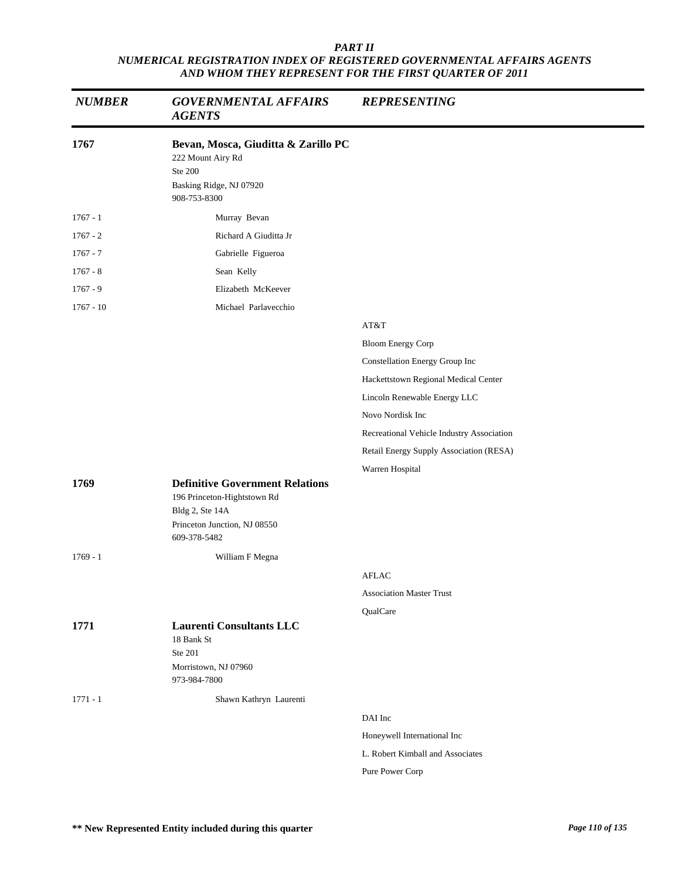**PART II**
**NUMERICAL REGISTRATION INDEX OF REGISTERED GOVERNMENTAL AFFAIRS AGENTS AND WHOM THEY REPRESENT FOR THE FIRST QUARTER OF 2011**

| NUMBER | GOVERNMENTAL AFFAIRS AGENTS | REPRESENTING |
|---|---|---|
| **1767** | **Bevan, Mosca, Giuditta & Zarillo PC**<br>222 Mount Airy Rd<br>Ste 200<br>Basking Ridge, NJ 07920<br>908-753-8300 | |
| 1767 - 1 | Murray Bevan | |
| 1767 - 2 | Richard A Giuditta Jr | |
| 1767 - 7 | Gabrielle Figueroa | |
| 1767 - 8 | Sean Kelly | |
| 1767 - 9 | Elizabeth McKeever | |
| 1767 - 10 | Michael Parlavecchio | |
| | | AT&T |
| | | Bloom Energy Corp |
| | | Constellation Energy Group Inc |
| | | Hackettstown Regional Medical Center |
| | | Lincoln Renewable Energy LLC |
| | | Novo Nordisk Inc |
| | | Recreational Vehicle Industry Association |
| | | Retail Energy Supply Association (RESA) |
| | | Warren Hospital |
| **1769** | **Definitive Government Relations**<br>196 Princeton-Hightstown Rd<br>Bldg 2, Ste 14A<br>Princeton Junction, NJ 08550<br>609-378-5482 | |
| 1769 - 1 | William F Megna | |
| | | AFLAC |
| | | Association Master Trust |
| | | QualCare |
| **1771** | **Laurenti Consultants LLC**<br>18 Bank St<br>Ste 201<br>Morristown, NJ 07960<br>973-984-7800 | |
| 1771 - 1 | Shawn Kathryn Laurenti | |
| | | DAI Inc |
| | | Honeywell International Inc |
| | | L. Robert Kimball and Associates |
| | | Pure Power Corp |

**\*\* New Represented Entity included during this quarter**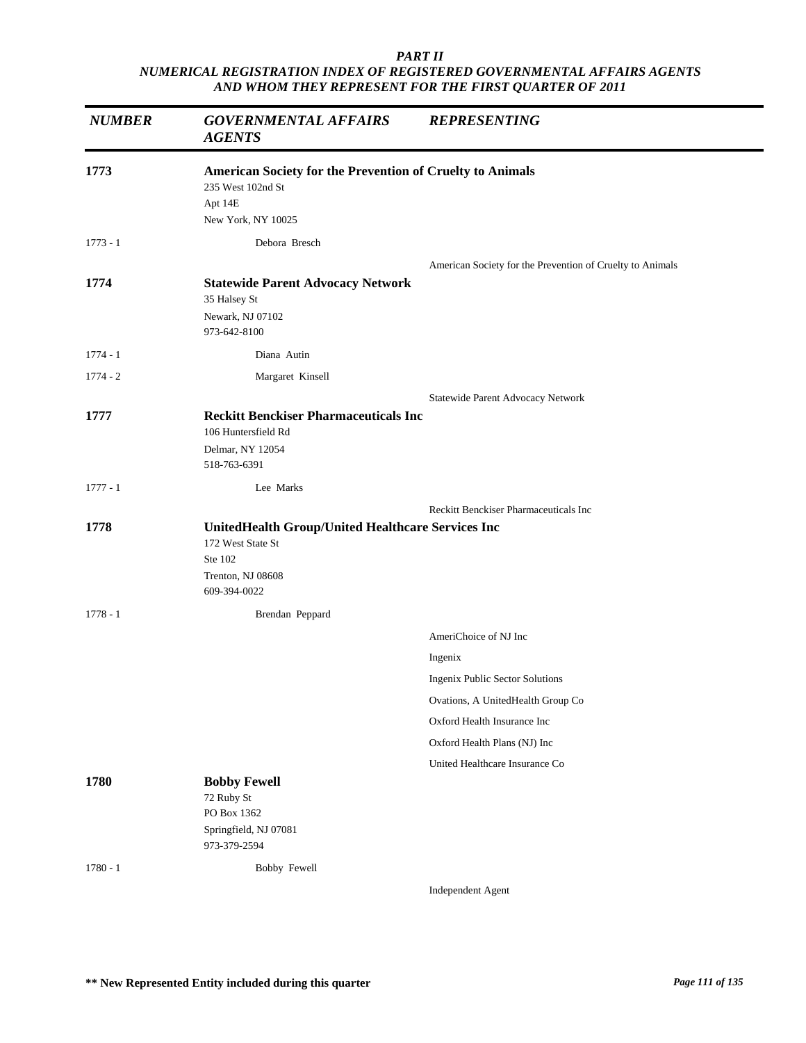*PART II*
*NUMERICAL REGISTRATION INDEX OF REGISTERED GOVERNMENTAL AFFAIRS AGENTS AND WHOM THEY REPRESENT FOR THE FIRST QUARTER OF 2011*

| *NUMBER* | *GOVERNMENTAL AFFAIRS AGENTS* | *REPRESENTING* |
|---|---|---|
| **1773** | **American Society for the Prevention of Cruelty to Animals**<br>235 West 102nd St<br>Apt 14E<br>New York, NY 10025 | |
| 1773 - 1 | Debora Bresch | |
| | | American Society for the Prevention of Cruelty to Animals |
| **1774** | **Statewide Parent Advocacy Network**<br>35 Halsey St<br>Newark, NJ 07102<br>973-642-8100 | |
| 1774 - 1 | Diana Autin | |
| 1774 - 2 | Margaret Kinsell | |
| | | Statewide Parent Advocacy Network |
| **1777** | **Reckitt Benckiser Pharmaceuticals Inc**<br>106 Huntersfield Rd<br>Delmar, NY 12054<br>518-763-6391 | |
| 1777 - 1 | Lee Marks | |
| | | Reckitt Benckiser Pharmaceuticals Inc |
| **1778** | **UnitedHealth Group/United Healthcare Services Inc**<br>172 West State St<br>Ste 102<br>Trenton, NJ 08608<br>609-394-0022 | |
| 1778 - 1 | Brendan Peppard | |
| | | AmeriChoice of NJ Inc |
| | | Ingenix |
| | | Ingenix Public Sector Solutions |
| | | Ovations, A UnitedHealth Group Co |
| | | Oxford Health Insurance Inc |
| | | Oxford Health Plans (NJ) Inc |
| | | United Healthcare Insurance Co |
| **1780** | **Bobby Fewell**<br>72 Ruby St<br>PO Box 1362<br>Springfield, NJ 07081<br>973-379-2594 | |
| 1780 - 1 | Bobby Fewell | |
| | | Independent Agent |

**\*\* New Represented Entity included during this quarter**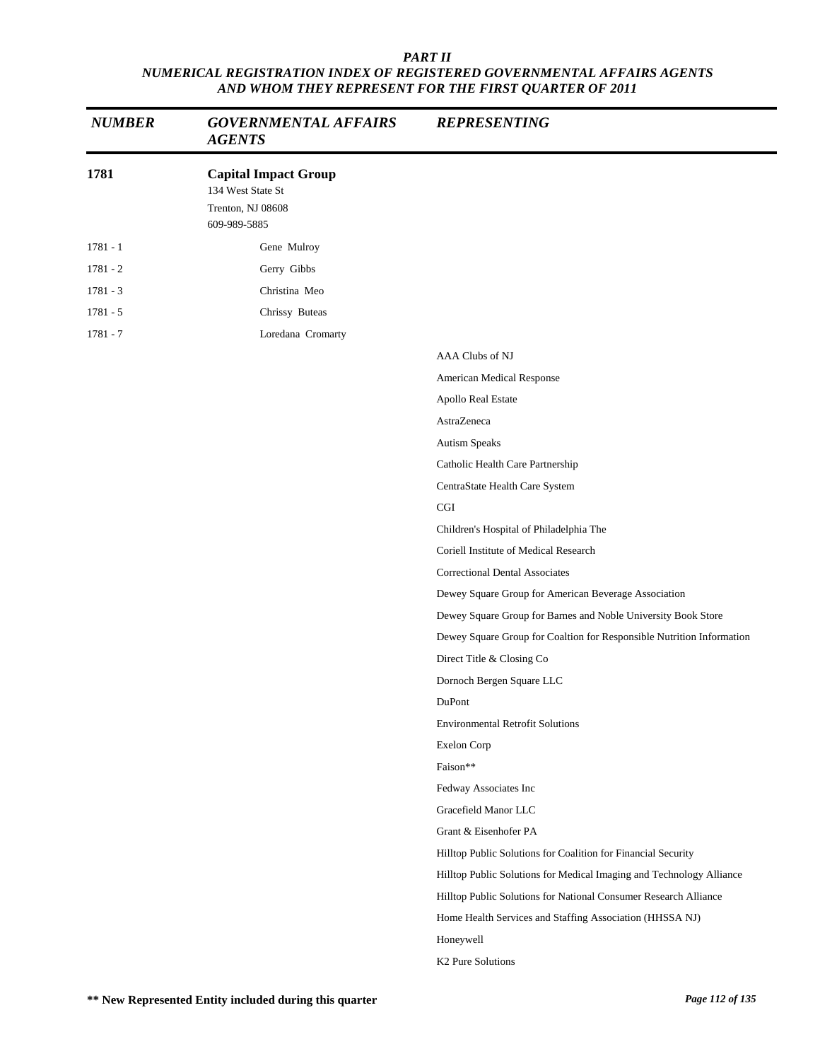# *PART II*

## *NUMERICAL REGISTRATION INDEX OF REGISTERED GOVERNMENTAL AFFAIRS AGENTS AND WHOM THEY REPRESENT FOR THE FIRST QUARTER OF 2011*

| *NUMBER* | *GOVERNMENTAL AFFAIRS AGENTS* | *REPRESENTING* |
|---|---|---|
| **1781** | **Capital Impact Group**<br>134 West State St<br>Trenton, NJ 08608<br>609-989-5885 | |
| 1781 - 1 | Gene Mulroy | |
| 1781 - 2 | Gerry Gibbs | |
| 1781 - 3 | Christina Meo | |
| 1781 - 5 | Chrissy Buteas | |
| 1781 - 7 | Loredana Cromarty | |
| | | AAA Clubs of NJ |
| | | American Medical Response |
| | | Apollo Real Estate |
| | | AstraZeneca |
| | | Autism Speaks |
| | | Catholic Health Care Partnership |
| | | CentraState Health Care System |
| | | CGI |
| | | Children's Hospital of Philadelphia The |
| | | Coriell Institute of Medical Research |
| | | Correctional Dental Associates |
| | | Dewey Square Group for American Beverage Association |
| | | Dewey Square Group for Barnes and Noble University Book Store |
| | | Dewey Square Group for Coaltion for Responsible Nutrition Information |
| | | Direct Title & Closing Co |
| | | Dornoch Bergen Square LLC |
| | | DuPont |
| | | Environmental Retrofit Solutions |
| | | Exelon Corp |
| | | Faison** |
| | | Fedway Associates Inc |
| | | Gracefield Manor LLC |
| | | Grant & Eisenhofer PA |
| | | Hilltop Public Solutions for Coalition for Financial Security |
| | | Hilltop Public Solutions for Medical Imaging and Technology Alliance |
| | | Hilltop Public Solutions for National Consumer Research Alliance |
| | | Home Health Services and Staffing Association (HHSSA NJ) |
| | | Honeywell |
| | | K2 Pure Solutions |

**** New Represented Entity included during this quarter**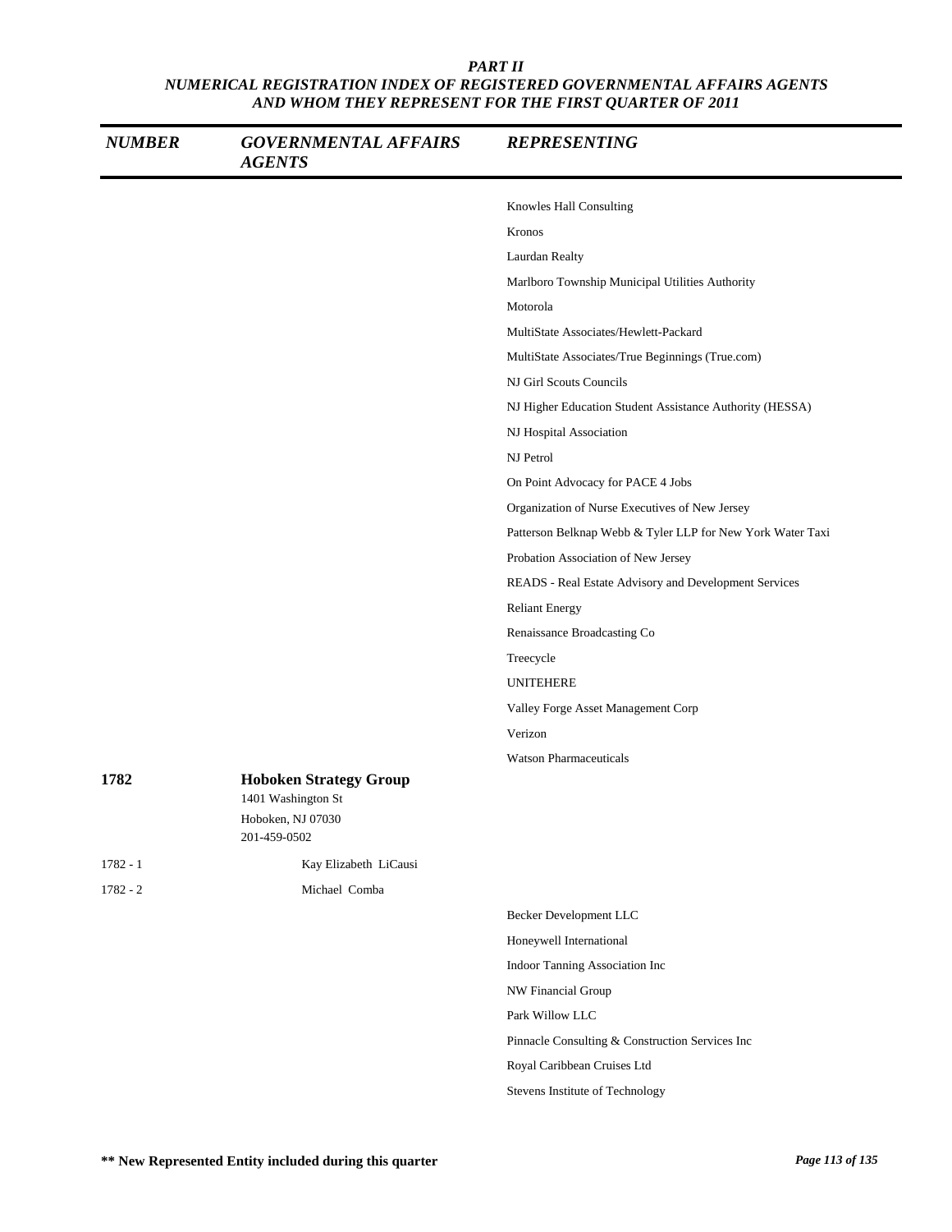| NUMBER | GOVERNMENTAL AFFAIRS AGENTS | REPRESENTING |
|---|---|---|
| | | Knowles Hall Consulting |
| | | Kronos |
| | | Laurdan Realty |
| | | Marlboro Township Municipal Utilities Authority |
| | | Motorola |
| | | MultiState Associates/Hewlett-Packard |
| | | MultiState Associates/True Beginnings (True.com) |
| | | NJ Girl Scouts Councils |
| | | NJ Higher Education Student Assistance Authority (HESSA) |
| | | NJ Hospital Association |
| | | NJ Petrol |
| | | On Point Advocacy for PACE 4 Jobs |
| | | Organization of Nurse Executives of New Jersey |
| | | Patterson Belknap Webb & Tyler LLP for New York Water Taxi |
| | | Probation Association of New Jersey |
| | | READS - Real Estate Advisory and Development Services |
| | | Reliant Energy |
| | | Renaissance Broadcasting Co |
| | | Treecycle |
| | | UNITEHERE |
| | | Valley Forge Asset Management Corp |
| | | Verizon |
| | | Watson Pharmaceuticals |
| **1782** | **Hoboken Strategy Group**<br>1401 Washington St<br>Hoboken, NJ 07030<br>201-459-0502 | |
| 1782 - 1 | Kay Elizabeth LiCausi | |
| 1782 - 2 | Michael Comba | |
| | | Becker Development LLC |
| | | Honeywell International |
| | | Indoor Tanning Association Inc |
| | | NW Financial Group |
| | | Park Willow LLC |
| | | Pinnacle Consulting & Construction Services Inc |
| | | Royal Caribbean Cruises Ltd |
| | | Stevens Institute of Technology |

**\*\* New Represented Entity included during this quarter**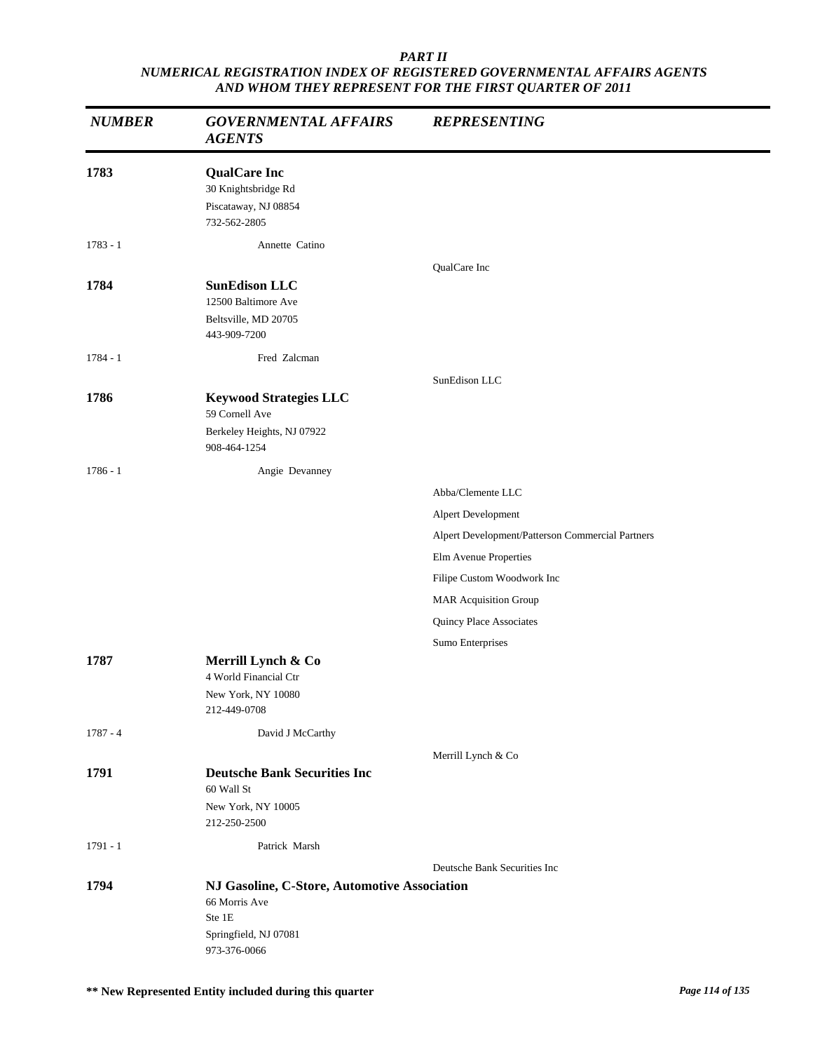*PART II*
*NUMERICAL REGISTRATION INDEX OF REGISTERED GOVERNMENTAL AFFAIRS AGENTS AND WHOM THEY REPRESENT FOR THE FIRST QUARTER OF 2011*

| *NUMBER* | *GOVERNMENTAL AFFAIRS AGENTS* | *REPRESENTING* |
|---|---|---|
| **1783** | **QualCare Inc**<br>30 Knightsbridge Rd<br>Piscataway, NJ 08854<br>732-562-2805 | |
| 1783 - 1 | Annette Catino | |
| | | QualCare Inc |
| **1784** | **SunEdison LLC**<br>12500 Baltimore Ave<br>Beltsville, MD 20705<br>443-909-7200 | |
| 1784 - 1 | Fred Zalcman | |
| | | SunEdison LLC |
| **1786** | **Keywood Strategies LLC**<br>59 Cornell Ave<br>Berkeley Heights, NJ 07922<br>908-464-1254 | |
| 1786 - 1 | Angie Devanney | |
| | | Abba/Clemente LLC |
| | | Alpert Development |
| | | Alpert Development/Patterson Commercial Partners |
| | | Elm Avenue Properties |
| | | Filipe Custom Woodwork Inc |
| | | MAR Acquisition Group |
| | | Quincy Place Associates |
| | | Sumo Enterprises |
| **1787** | **Merrill Lynch & Co**<br>4 World Financial Ctr<br>New York, NY 10080<br>212-449-0708 | |
| 1787 - 4 | David J McCarthy | |
| | | Merrill Lynch & Co |
| **1791** | **Deutsche Bank Securities Inc**<br>60 Wall St<br>New York, NY 10005<br>212-250-2500 | |
| 1791 - 1 | Patrick Marsh | |
| | | Deutsche Bank Securities Inc |
| **1794** | **NJ Gasoline, C-Store, Automotive Association**<br>66 Morris Ave<br>Ste 1E<br>Springfield, NJ 07081<br>973-376-0066 | |

**** New Represented Entity included during this quarter**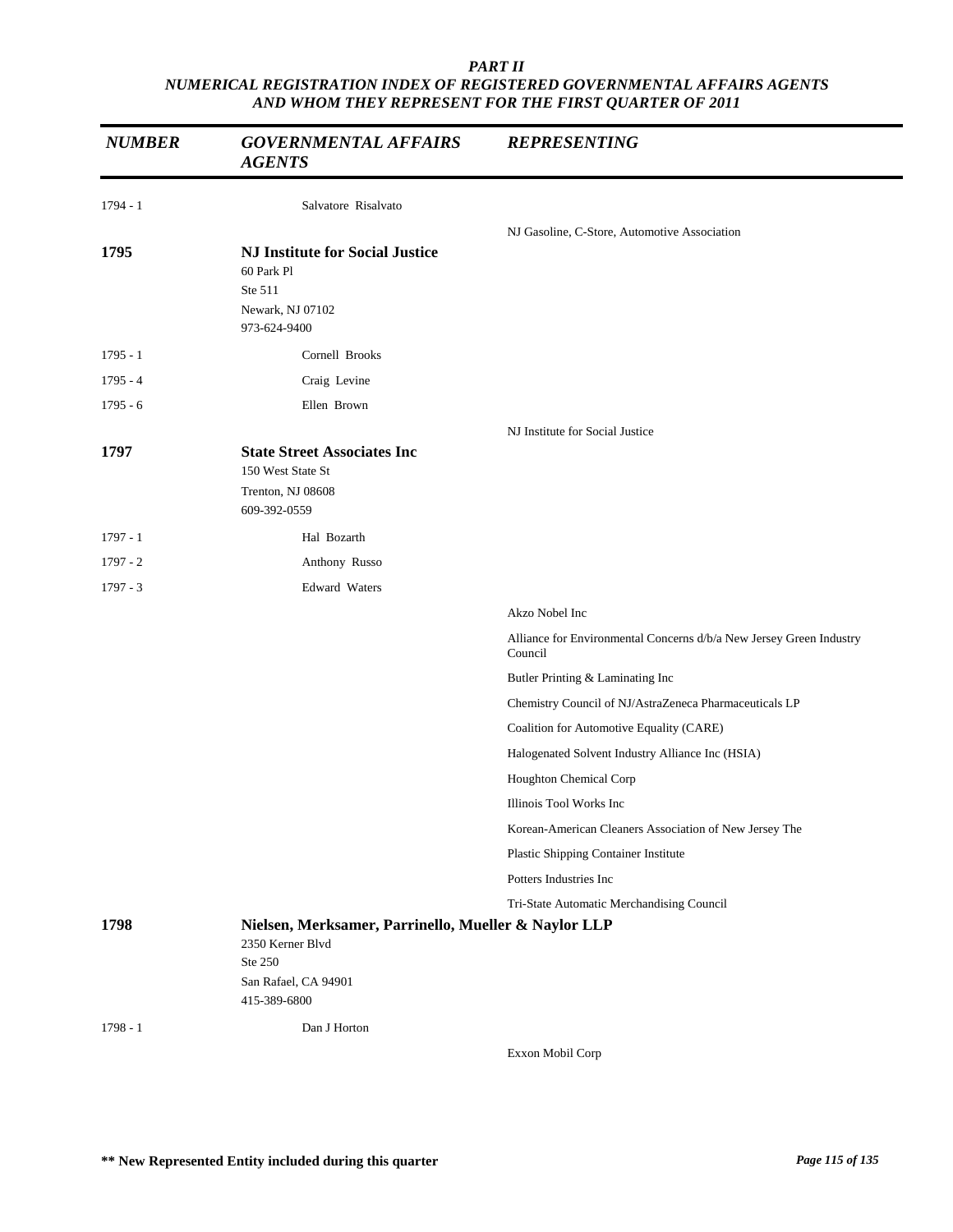**PART II**
**NUMERICAL REGISTRATION INDEX OF REGISTERED GOVERNMENTAL AFFAIRS AGENTS AND WHOM THEY REPRESENT FOR THE FIRST QUARTER OF 2011**

| NUMBER | GOVERNMENTAL AFFAIRS AGENTS | REPRESENTING |
|---|---|---|
| 1794 - 1 | Salvatore Risalvato | |
| | | NJ Gasoline, C-Store, Automotive Association |
| **1795** | **NJ Institute for Social Justice**<br>60 Park Pl<br>Ste 511<br>Newark, NJ 07102<br>973-624-9400 | |
| 1795 - 1 | Cornell Brooks | |
| 1795 - 4 | Craig Levine | |
| 1795 - 6 | Ellen Brown | |
| | | NJ Institute for Social Justice |
| **1797** | **State Street Associates Inc**<br>150 West State St<br>Trenton, NJ 08608<br>609-392-0559 | |
| 1797 - 1 | Hal Bozarth | |
| 1797 - 2 | Anthony Russo | |
| 1797 - 3 | Edward Waters | |
| | | Akzo Nobel Inc |
| | | Alliance for Environmental Concerns d/b/a New Jersey Green Industry Council |
| | | Butler Printing & Laminating Inc |
| | | Chemistry Council of NJ/AstraZeneca Pharmaceuticals LP |
| | | Coalition for Automotive Equality (CARE) |
| | | Halogenated Solvent Industry Alliance Inc (HSIA) |
| | | Houghton Chemical Corp |
| | | Illinois Tool Works Inc |
| | | Korean-American Cleaners Association of New Jersey The |
| | | Plastic Shipping Container Institute |
| | | Potters Industries Inc |
| | | Tri-State Automatic Merchandising Council |
| **1798** | **Nielsen, Merksamer, Parrinello, Mueller & Naylor LLP**<br>2350 Kerner Blvd<br>Ste 250<br>San Rafael, CA 94901<br>415-389-6800 | |
| 1798 - 1 | Dan J Horton | |
| | | Exxon Mobil Corp |

** New Represented Entity included during this quarter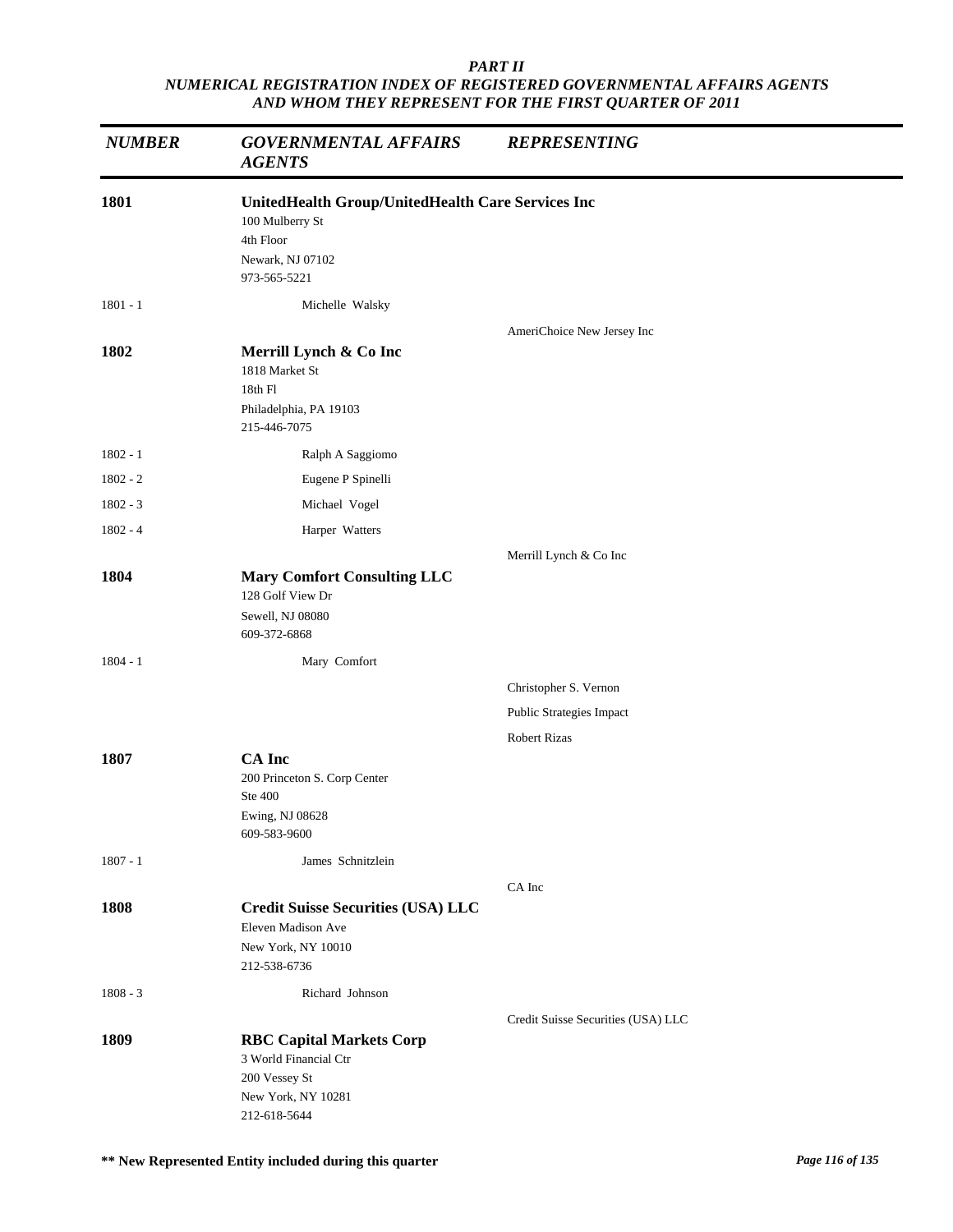*PART II*
*NUMERICAL REGISTRATION INDEX OF REGISTERED GOVERNMENTAL AFFAIRS AGENTS AND WHOM THEY REPRESENT FOR THE FIRST QUARTER OF 2011*

| *NUMBER* | *GOVERNMENTAL AFFAIRS AGENTS* | *REPRESENTING* |
|---|---|---|
| **1801** | **UnitedHealth Group/UnitedHealth Care Services Inc**<br>100 Mulberry St<br>4th Floor<br>Newark, NJ 07102<br>973-565-5221 | |
| 1801 - 1 | Michelle Walsky | |
| | | AmeriChoice New Jersey Inc |
| **1802** | **Merrill Lynch & Co Inc**<br>1818 Market St<br>18th Fl<br>Philadelphia, PA 19103<br>215-446-7075 | |
| 1802 - 1 | Ralph A Saggiomo | |
| 1802 - 2 | Eugene P Spinelli | |
| 1802 - 3 | Michael Vogel | |
| 1802 - 4 | Harper Watters | |
| | | Merrill Lynch & Co Inc |
| **1804** | **Mary Comfort Consulting LLC**<br>128 Golf View Dr<br>Sewell, NJ 08080<br>609-372-6868 | |
| 1804 - 1 | Mary Comfort | |
| | | Christopher S. Vernon |
| | | Public Strategies Impact |
| | | Robert Rizas |
| **1807** | **CA Inc**<br>200 Princeton S. Corp Center<br>Ste 400<br>Ewing, NJ 08628<br>609-583-9600 | |
| 1807 - 1 | James Schnitzlein | |
| | | CA Inc |
| **1808** | **Credit Suisse Securities (USA) LLC**<br>Eleven Madison Ave<br>New York, NY 10010<br>212-538-6736 | |
| 1808 - 3 | Richard Johnson | |
| | | Credit Suisse Securities (USA) LLC |
| **1809** | **RBC Capital Markets Corp**<br>3 World Financial Ctr<br>200 Vessey St<br>New York, NY 10281<br>212-618-5644 | |

**\*\* New Represented Entity included during this quarter**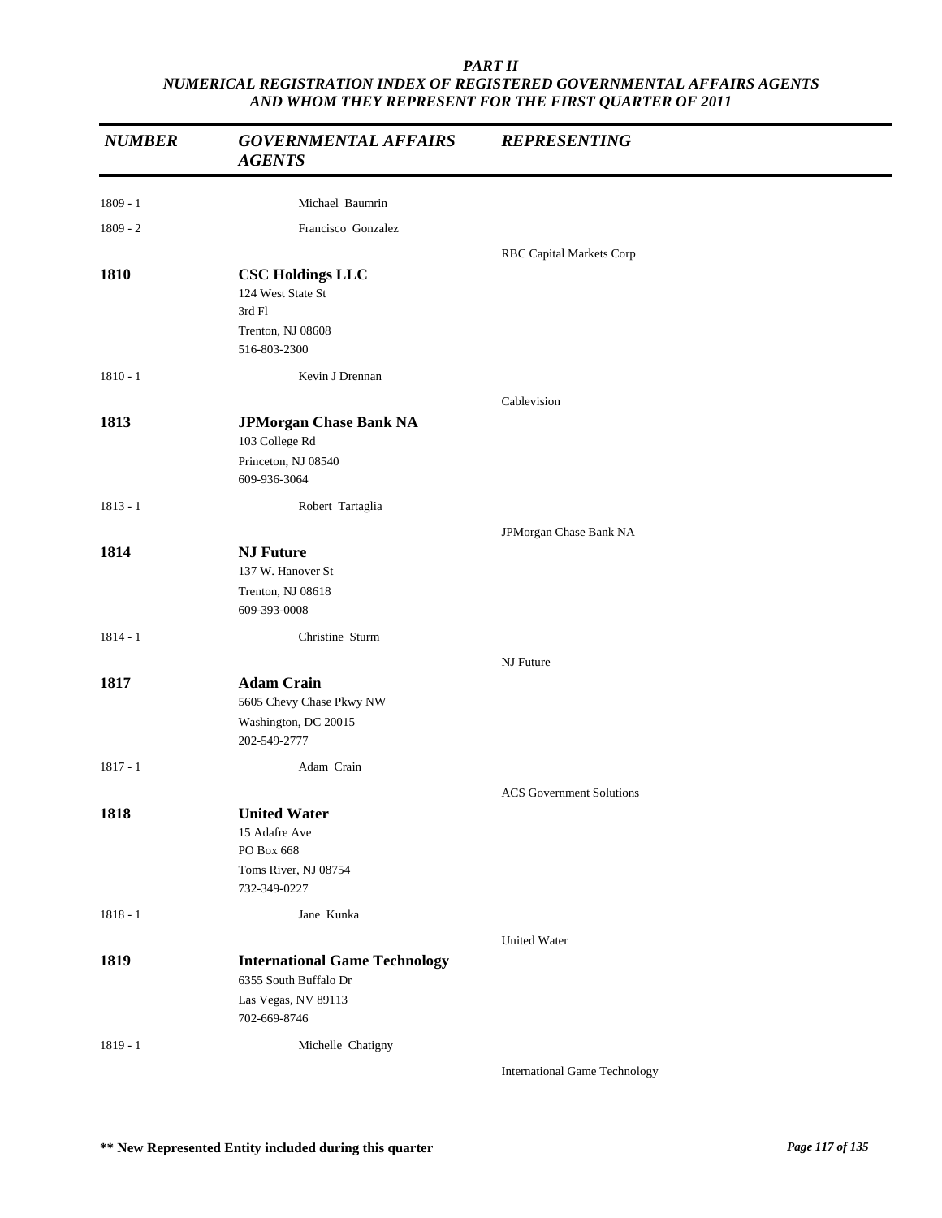*PART II*
*NUMERICAL REGISTRATION INDEX OF REGISTERED GOVERNMENTAL AFFAIRS AGENTS AND WHOM THEY REPRESENT FOR THE FIRST QUARTER OF 2011*

| *NUMBER* | *GOVERNMENTAL AFFAIRS AGENTS* | *REPRESENTING* |
|---|---|---|
| 1809 - 1 | Michael Baumrin | |
| 1809 - 2 | Francisco Gonzalez | |
| | | RBC Capital Markets Corp |
| **1810** | **CSC Holdings LLC**<br>124 West State St<br>3rd Fl<br>Trenton, NJ 08608<br>516-803-2300 | |
| 1810 - 1 | Kevin J Drennan | |
| | | Cablevision |
| **1813** | **JPMorgan Chase Bank NA**<br>103 College Rd<br>Princeton, NJ 08540<br>609-936-3064 | |
| 1813 - 1 | Robert Tartaglia | |
| | | JPMorgan Chase Bank NA |
| **1814** | **NJ Future**<br>137 W. Hanover St<br>Trenton, NJ 08618<br>609-393-0008 | |
| 1814 - 1 | Christine Sturm | |
| | | NJ Future |
| **1817** | **Adam Crain**<br>5605 Chevy Chase Pkwy NW<br>Washington, DC 20015<br>202-549-2777 | |
| 1817 - 1 | Adam Crain | |
| | | ACS Government Solutions |
| **1818** | **United Water**<br>15 Adafre Ave<br>PO Box 668<br>Toms River, NJ 08754<br>732-349-0227 | |
| 1818 - 1 | Jane Kunka | |
| | | United Water |
| **1819** | **International Game Technology**<br>6355 South Buffalo Dr<br>Las Vegas, NV 89113<br>702-669-8746 | |
| 1819 - 1 | Michelle Chatigny | |
| | | International Game Technology |

**\*\* New Represented Entity included during this quarter**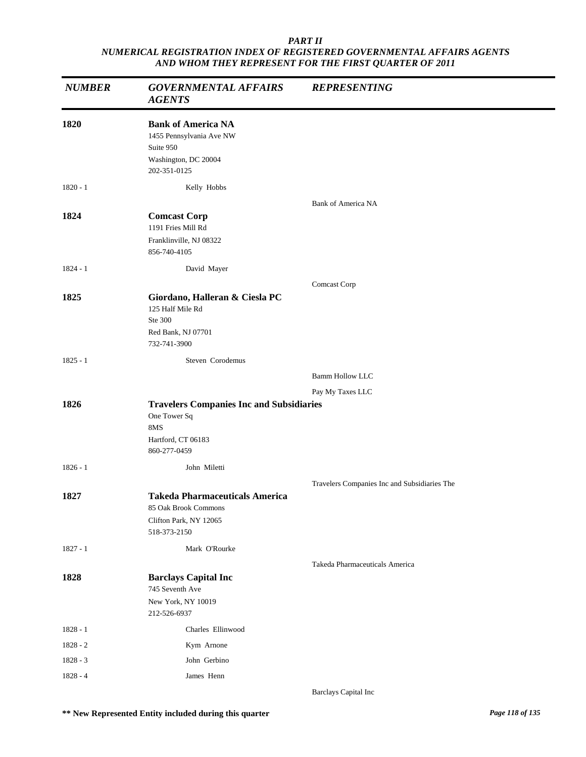*PART II*
*NUMERICAL REGISTRATION INDEX OF REGISTERED GOVERNMENTAL AFFAIRS AGENTS AND WHOM THEY REPRESENT FOR THE FIRST QUARTER OF 2011*

| *NUMBER* | *GOVERNMENTAL AFFAIRS AGENTS* | *REPRESENTING* |
|---|---|---|
| **1820** | **Bank of America NA**<br>1455 Pennsylvania Ave NW<br>Suite 950<br>Washington, DC 20004<br>202-351-0125 | |
| 1820 - 1 | Kelly Hobbs | |
| | | Bank of America NA |
| **1824** | **Comcast Corp**<br>1191 Fries Mill Rd<br>Franklinville, NJ 08322<br>856-740-4105 | |
| 1824 - 1 | David Mayer | |
| | | Comcast Corp |
| **1825** | **Giordano, Halleran & Ciesla PC**<br>125 Half Mile Rd<br>Ste 300<br>Red Bank, NJ 07701<br>732-741-3900 | |
| 1825 - 1 | Steven Corodemus | |
| | | Bamm Hollow LLC |
| | | Pay My Taxes LLC |
| **1826** | **Travelers Companies Inc and Subsidiaries**<br>One Tower Sq<br>8MS<br>Hartford, CT 06183<br>860-277-0459 | |
| 1826 - 1 | John Miletti | |
| | | Travelers Companies Inc and Subsidiaries The |
| **1827** | **Takeda Pharmaceuticals America**<br>85 Oak Brook Commons<br>Clifton Park, NY 12065<br>518-373-2150 | |
| 1827 - 1 | Mark O'Rourke | |
| | | Takeda Pharmaceuticals America |
| **1828** | **Barclays Capital Inc**<br>745 Seventh Ave<br>New York, NY 10019<br>212-526-6937 | |
| 1828 - 1 | Charles Ellinwood | |
| 1828 - 2 | Kym Arnone | |
| 1828 - 3 | John Gerbino | |
| 1828 - 4 | James Henn | |
| | | Barclays Capital Inc |

**\*\* New Represented Entity included during this quarter**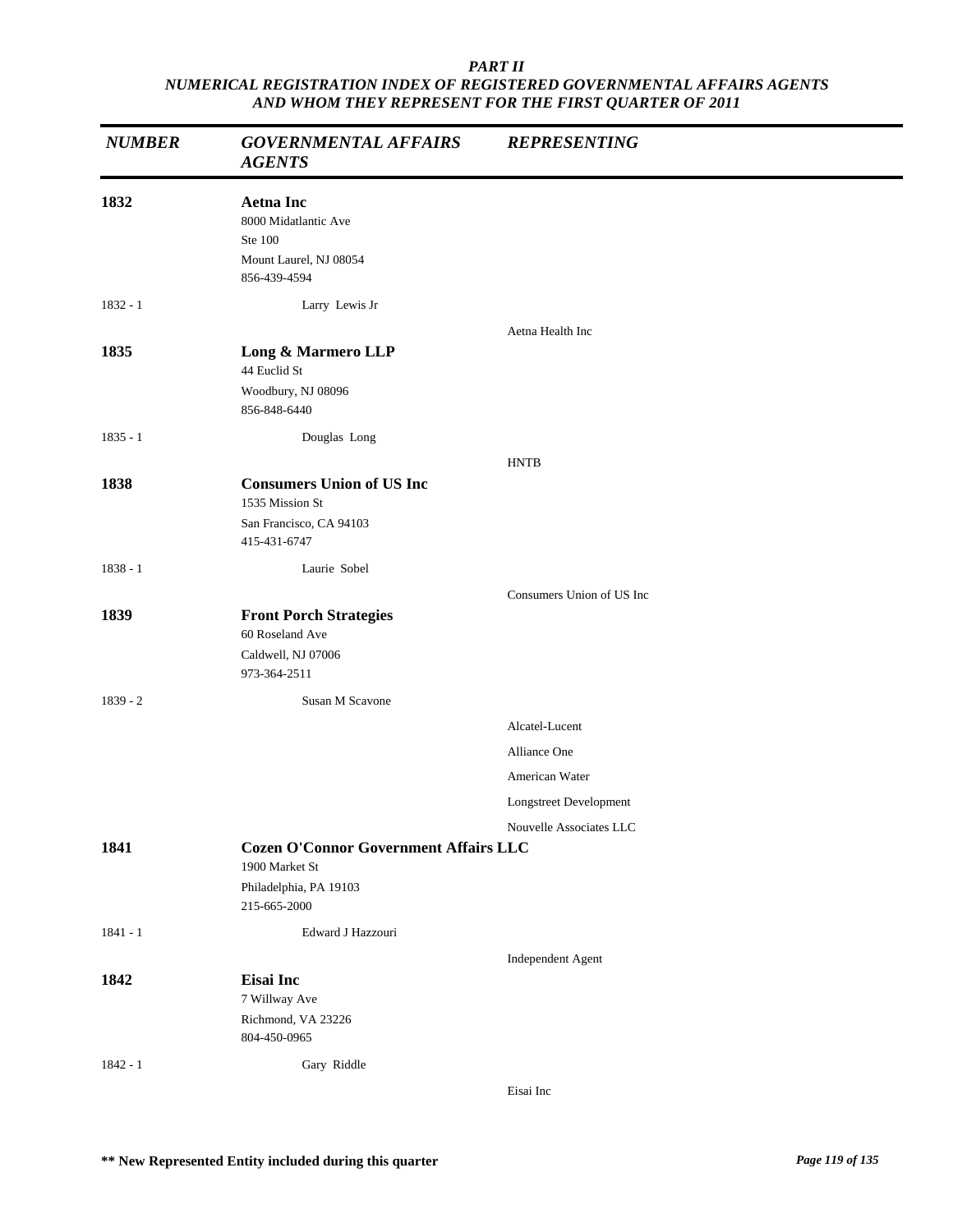*PART II*
*NUMERICAL REGISTRATION INDEX OF REGISTERED GOVERNMENTAL AFFAIRS AGENTS AND WHOM THEY REPRESENT FOR THE FIRST QUARTER OF 2011*

| *NUMBER* | *GOVERNMENTAL AFFAIRS AGENTS* | *REPRESENTING* |
|---|---|---|
| **1832** | **Aetna Inc**<br>8000 Midatlantic Ave<br>Ste 100<br>Mount Laurel, NJ 08054<br>856-439-4594 | |
| 1832 - 1 | Larry Lewis Jr | |
| | | Aetna Health Inc |
| **1835** | **Long & Marmero LLP**<br>44 Euclid St<br>Woodbury, NJ 08096<br>856-848-6440 | |
| 1835 - 1 | Douglas Long | |
| | | HNTB |
| **1838** | **Consumers Union of US Inc**<br>1535 Mission St<br>San Francisco, CA 94103<br>415-431-6747 | |
| 1838 - 1 | Laurie Sobel | |
| | | Consumers Union of US Inc |
| **1839** | **Front Porch Strategies**<br>60 Roseland Ave<br>Caldwell, NJ 07006<br>973-364-2511 | |
| 1839 - 2 | Susan M Scavone | |
| | | Alcatel-Lucent |
| | | Alliance One |
| | | American Water |
| | | Longstreet Development |
| | | Nouvelle Associates LLC |
| **1841** | **Cozen O'Connor Government Affairs LLC**<br>1900 Market St<br>Philadelphia, PA 19103<br>215-665-2000 | |
| 1841 - 1 | Edward J Hazzouri | |
| | | Independent Agent |
| **1842** | **Eisai Inc**<br>7 Willway Ave<br>Richmond, VA 23226<br>804-450-0965 | |
| 1842 - 1 | Gary Riddle | |
| | | Eisai Inc |

**\*\* New Represented Entity included during this quarter**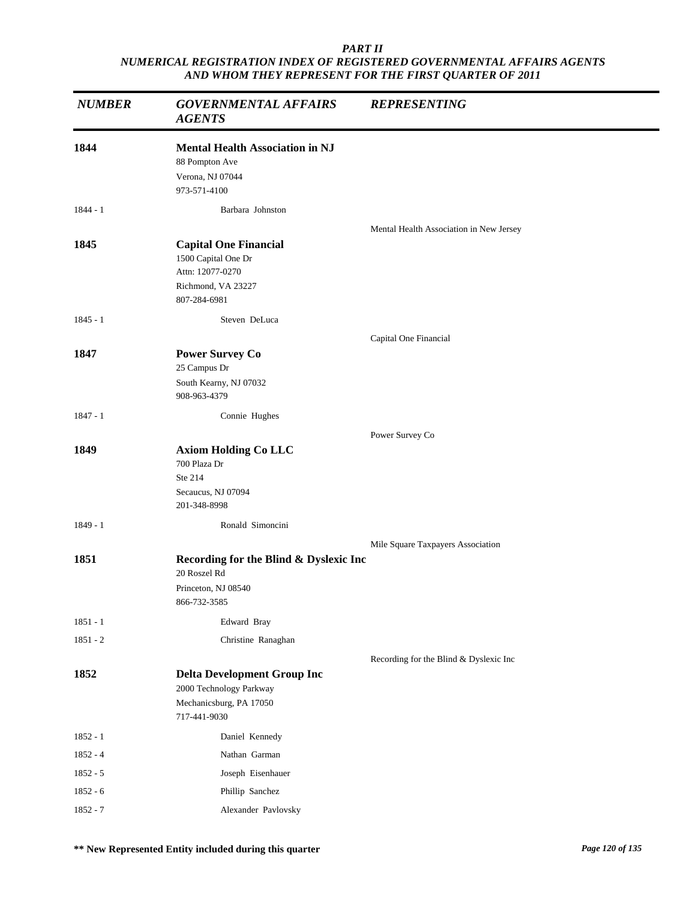*PART II*
*NUMERICAL REGISTRATION INDEX OF REGISTERED GOVERNMENTAL AFFAIRS AGENTS AND WHOM THEY REPRESENT FOR THE FIRST QUARTER OF 2011*

| *NUMBER* | *GOVERNMENTAL AFFAIRS AGENTS* | *REPRESENTING* |
|---|---|---|
| **1844** | **Mental Health Association in NJ**<br>88 Pompton Ave<br>Verona, NJ 07044<br>973-571-4100 | |
| 1844 - 1 | Barbara Johnston | |
| | | Mental Health Association in New Jersey |
| **1845** | **Capital One Financial**<br>1500 Capital One Dr<br>Attn: 12077-0270<br>Richmond, VA 23227<br>807-284-6981 | |
| 1845 - 1 | Steven DeLuca | |
| | | Capital One Financial |
| **1847** | **Power Survey Co**<br>25 Campus Dr<br>South Kearny, NJ 07032<br>908-963-4379 | |
| 1847 - 1 | Connie Hughes | |
| | | Power Survey Co |
| **1849** | **Axiom Holding Co LLC**<br>700 Plaza Dr<br>Ste 214<br>Secaucus, NJ 07094<br>201-348-8998 | |
| 1849 - 1 | Ronald Simoncini | |
| | | Mile Square Taxpayers Association |
| **1851** | **Recording for the Blind & Dyslexic Inc**<br>20 Roszel Rd<br>Princeton, NJ 08540<br>866-732-3585 | |
| 1851 - 1 | Edward Bray | |
| 1851 - 2 | Christine Ranaghan | |
| | | Recording for the Blind & Dyslexic Inc |
| **1852** | **Delta Development Group Inc**<br>2000 Technology Parkway<br>Mechanicsburg, PA 17050<br>717-441-9030 | |
| 1852 - 1 | Daniel Kennedy | |
| 1852 - 4 | Nathan Garman | |
| 1852 - 5 | Joseph Eisenhauer | |
| 1852 - 6 | Phillip Sanchez | |
| 1852 - 7 | Alexander Pavlovsky | |

**\*\* New Represented Entity included during this quarter**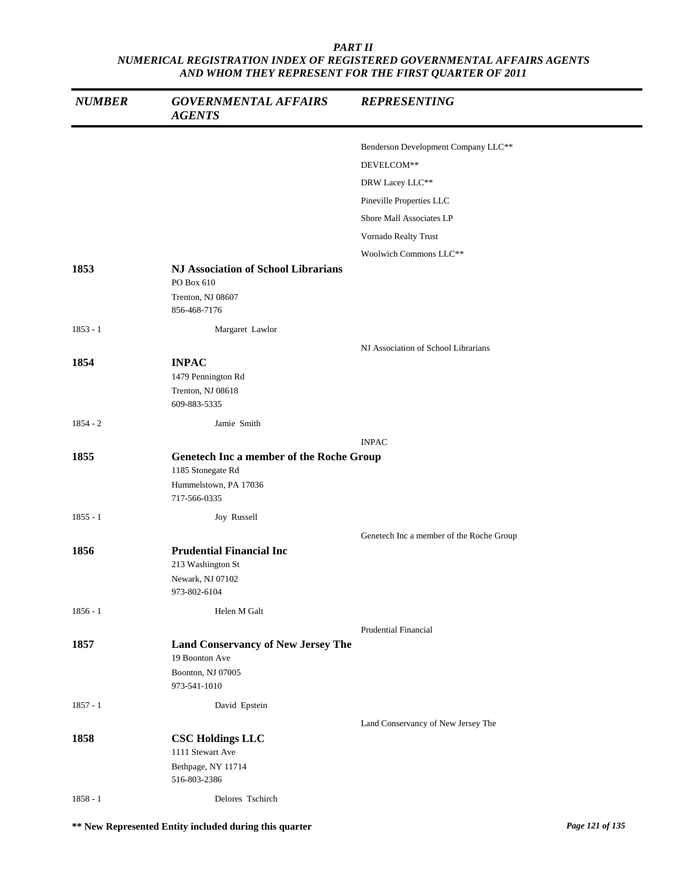*PART II*
*NUMERICAL REGISTRATION INDEX OF REGISTERED GOVERNMENTAL AFFAIRS AGENTS AND WHOM THEY REPRESENT FOR THE FIRST QUARTER OF 2011*

| *NUMBER* | *GOVERNMENTAL AFFAIRS AGENTS* | *REPRESENTING* |
|---|---|---|
| | | Benderson Development Company LLC** |
| | | DEVELCOM** |
| | | DRW Lacey LLC** |
| | | Pineville Properties LLC |
| | | Shore Mall Associates LP |
| | | Vornado Realty Trust |
| | | Woolwich Commons LLC** |
| **1853** | **NJ Association of School Librarians**<br>PO Box 610<br>Trenton, NJ 08607<br>856-468-7176 | |
| 1853 - 1 | Margaret Lawlor | |
| | | NJ Association of School Librarians |
| **1854** | **INPAC**<br>1479 Pennington Rd<br>Trenton, NJ 08618<br>609-883-5335 | |
| 1854 - 2 | Jamie Smith | |
| | | INPAC |
| **1855** | **Genetech Inc a member of the Roche Group**<br>1185 Stonegate Rd<br>Hummelstown, PA 17036<br>717-566-0335 | |
| 1855 - 1 | Joy Russell | |
| | | Genetech Inc a member of the Roche Group |
| **1856** | **Prudential Financial Inc**<br>213 Washington St<br>Newark, NJ 07102<br>973-802-6104 | |
| 1856 - 1 | Helen M Galt | |
| | | Prudential Financial |
| **1857** | **Land Conservancy of New Jersey The**<br>19 Boonton Ave<br>Boonton, NJ 07005<br>973-541-1010 | |
| 1857 - 1 | David Epstein | |
| | | Land Conservancy of New Jersey The |
| **1858** | **CSC Holdings LLC**<br>1111 Stewart Ave<br>Bethpage, NY 11714<br>516-803-2386 | |
| 1858 - 1 | Delores Tschirch | |

**\*\* New Represented Entity included during this quarter**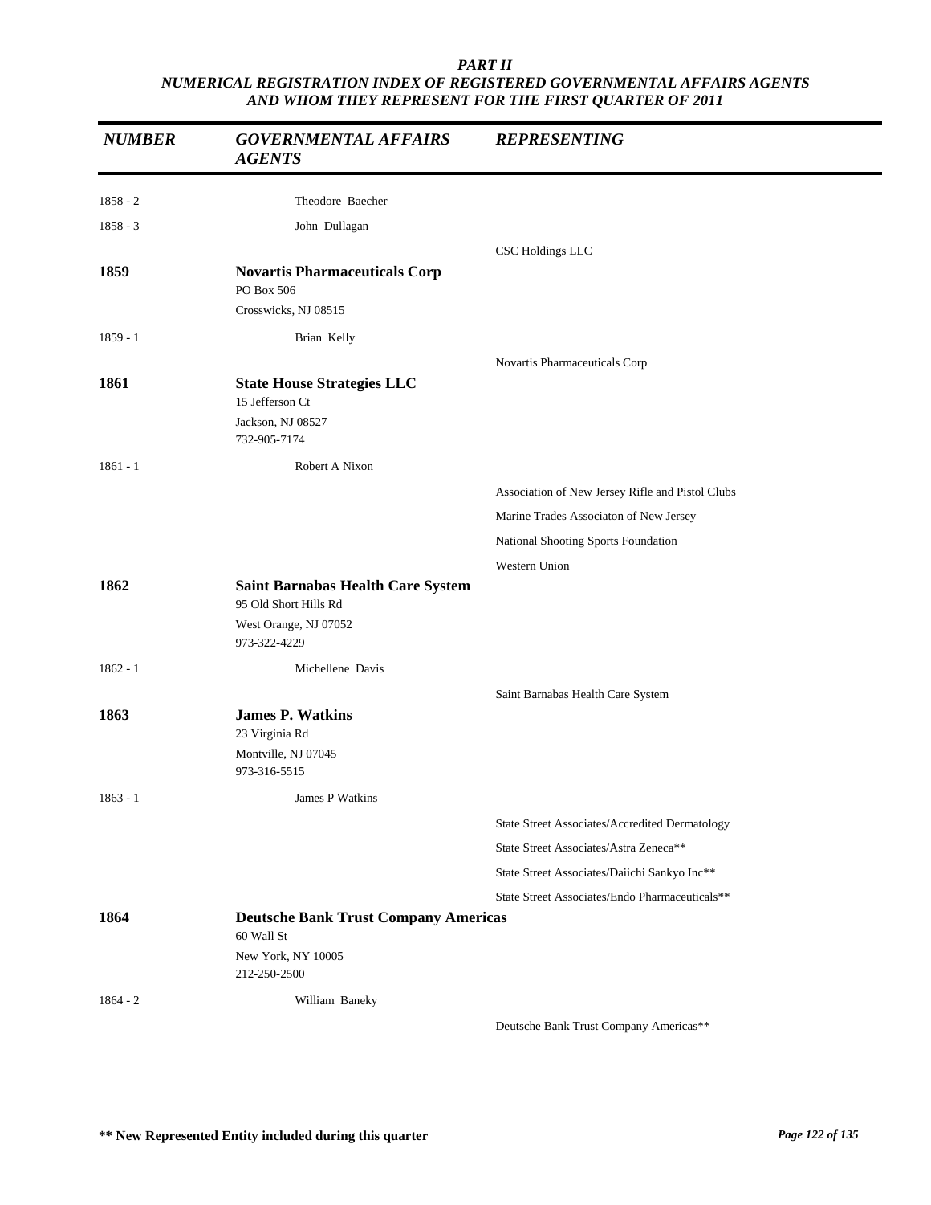*PART II*
*NUMERICAL REGISTRATION INDEX OF REGISTERED GOVERNMENTAL AFFAIRS AGENTS AND WHOM THEY REPRESENT FOR THE FIRST QUARTER OF 2011*

| NUMBER | GOVERNMENTAL AFFAIRS AGENTS | REPRESENTING |
|---|---|---|
| 1858 - 2 | Theodore Baecher | |
| 1858 - 3 | John Dullagan | |
| | | CSC Holdings LLC |
| **1859** | **Novartis Pharmaceuticals Corp**<br>PO Box 506<br>Crosswicks, NJ 08515 | |
| 1859 - 1 | Brian Kelly | |
| | | Novartis Pharmaceuticals Corp |
| **1861** | **State House Strategies LLC**<br>15 Jefferson Ct<br>Jackson, NJ 08527<br>732-905-7174 | |
| 1861 - 1 | Robert A Nixon | |
| | | Association of New Jersey Rifle and Pistol Clubs |
| | | Marine Trades Associaton of New Jersey |
| | | National Shooting Sports Foundation |
| | | Western Union |
| **1862** | **Saint Barnabas Health Care System**<br>95 Old Short Hills Rd<br>West Orange, NJ 07052<br>973-322-4229 | |
| 1862 - 1 | Michellene Davis | |
| | | Saint Barnabas Health Care System |
| **1863** | **James P. Watkins**<br>23 Virginia Rd<br>Montville, NJ 07045<br>973-316-5515 | |
| 1863 - 1 | James P Watkins | |
| | | State Street Associates/Accredited Dermatology |
| | | State Street Associates/Astra Zeneca** |
| | | State Street Associates/Daiichi Sankyo Inc** |
| | | State Street Associates/Endo Pharmaceuticals** |
| **1864** | **Deutsche Bank Trust Company Americas**<br>60 Wall St<br>New York, NY 10005<br>212-250-2500 | |
| 1864 - 2 | William Baneky | |
| | | Deutsche Bank Trust Company Americas** |

**** New Represented Entity included during this quarter**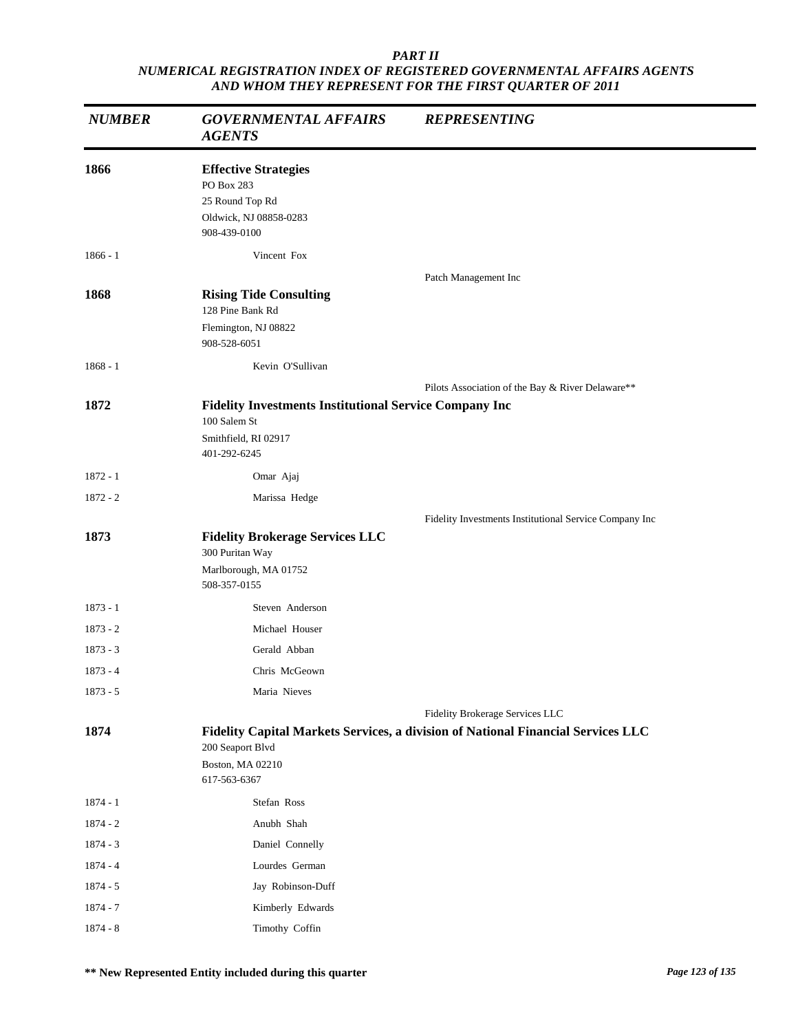*PART II*
*NUMERICAL REGISTRATION INDEX OF REGISTERED GOVERNMENTAL AFFAIRS AGENTS AND WHOM THEY REPRESENT FOR THE FIRST QUARTER OF 2011*

| *NUMBER* | *GOVERNMENTAL AFFAIRS AGENTS* | *REPRESENTING* |
|---|---|---|
| **1866** | **Effective Strategies**<br>PO Box 283<br>25 Round Top Rd<br>Oldwick, NJ 08858-0283<br>908-439-0100 | |
| 1866 - 1 | Vincent Fox | |
| | | Patch Management Inc |
| **1868** | **Rising Tide Consulting**<br>128 Pine Bank Rd<br>Flemington, NJ 08822<br>908-528-6051 | |
| 1868 - 1 | Kevin O'Sullivan | |
| | | Pilots Association of the Bay & River Delaware** |
| **1872** | **Fidelity Investments Institutional Service Company Inc**<br>100 Salem St<br>Smithfield, RI 02917<br>401-292-6245 | |
| 1872 - 1 | Omar Ajaj | |
| 1872 - 2 | Marissa Hedge | |
| | | Fidelity Investments Institutional Service Company Inc |
| **1873** | **Fidelity Brokerage Services LLC**<br>300 Puritan Way<br>Marlborough, MA 01752<br>508-357-0155 | |
| 1873 - 1 | Steven Anderson | |
| 1873 - 2 | Michael Houser | |
| 1873 - 3 | Gerald Abban | |
| 1873 - 4 | Chris McGeown | |
| 1873 - 5 | Maria Nieves | |
| | | Fidelity Brokerage Services LLC |
| **1874** | **Fidelity Capital Markets Services, a division of National Financial Services LLC**<br>200 Seaport Blvd<br>Boston, MA 02210<br>617-563-6367 | |
| 1874 - 1 | Stefan Ross | |
| 1874 - 2 | Anubh Shah | |
| 1874 - 3 | Daniel Connelly | |
| 1874 - 4 | Lourdes German | |
| 1874 - 5 | Jay Robinson-Duff | |
| 1874 - 7 | Kimberly Edwards | |
| 1874 - 8 | Timothy Coffin | |

**\*\* New Represented Entity included during this quarter**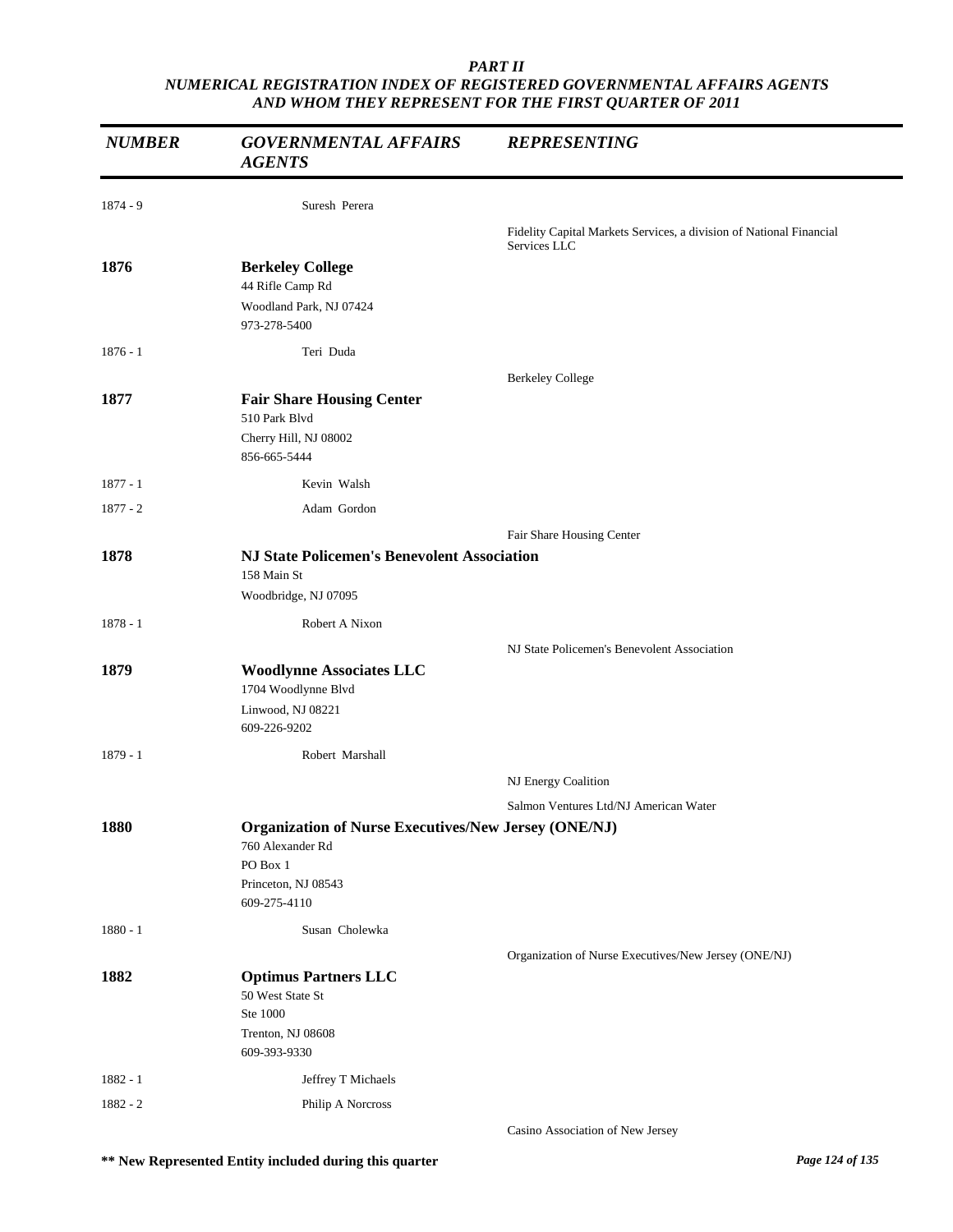*PART II*
*NUMERICAL REGISTRATION INDEX OF REGISTERED GOVERNMENTAL AFFAIRS AGENTS AND WHOM THEY REPRESENT FOR THE FIRST QUARTER OF 2011*

| *NUMBER* | *GOVERNMENTAL AFFAIRS AGENTS* | *REPRESENTING* |
|---|---|---|
| 1874 - 9 | Suresh Perera | |
| | | Fidelity Capital Markets Services, a division of National Financial Services LLC |
| **1876** | **Berkeley College**<br>44 Rifle Camp Rd<br>Woodland Park, NJ 07424<br>973-278-5400 | |
| 1876 - 1 | Teri Duda | |
| | | Berkeley College |
| **1877** | **Fair Share Housing Center**<br>510 Park Blvd<br>Cherry Hill, NJ 08002<br>856-665-5444 | |
| 1877 - 1 | Kevin Walsh | |
| 1877 - 2 | Adam Gordon | |
| | | Fair Share Housing Center |
| **1878** | **NJ State Policemen's Benevolent Association**<br>158 Main St<br>Woodbridge, NJ 07095 | |
| 1878 - 1 | Robert A Nixon | |
| | | NJ State Policemen's Benevolent Association |
| **1879** | **Woodlynne Associates LLC**<br>1704 Woodlynne Blvd<br>Linwood, NJ 08221<br>609-226-9202 | |
| 1879 - 1 | Robert Marshall | |
| | | NJ Energy Coalition |
| | | Salmon Ventures Ltd/NJ American Water |
| **1880** | **Organization of Nurse Executives/New Jersey (ONE/NJ)**<br>760 Alexander Rd<br>PO Box 1<br>Princeton, NJ 08543<br>609-275-4110 | |
| 1880 - 1 | Susan Cholewka | |
| | | Organization of Nurse Executives/New Jersey (ONE/NJ) |
| **1882** | **Optimus Partners LLC**<br>50 West State St<br>Ste 1000<br>Trenton, NJ 08608<br>609-393-9330 | |
| 1882 - 1 | Jeffrey T Michaels | |
| 1882 - 2 | Philip A Norcross | |
| | | Casino Association of New Jersey |

**\*\* New Represented Entity included during this quarter**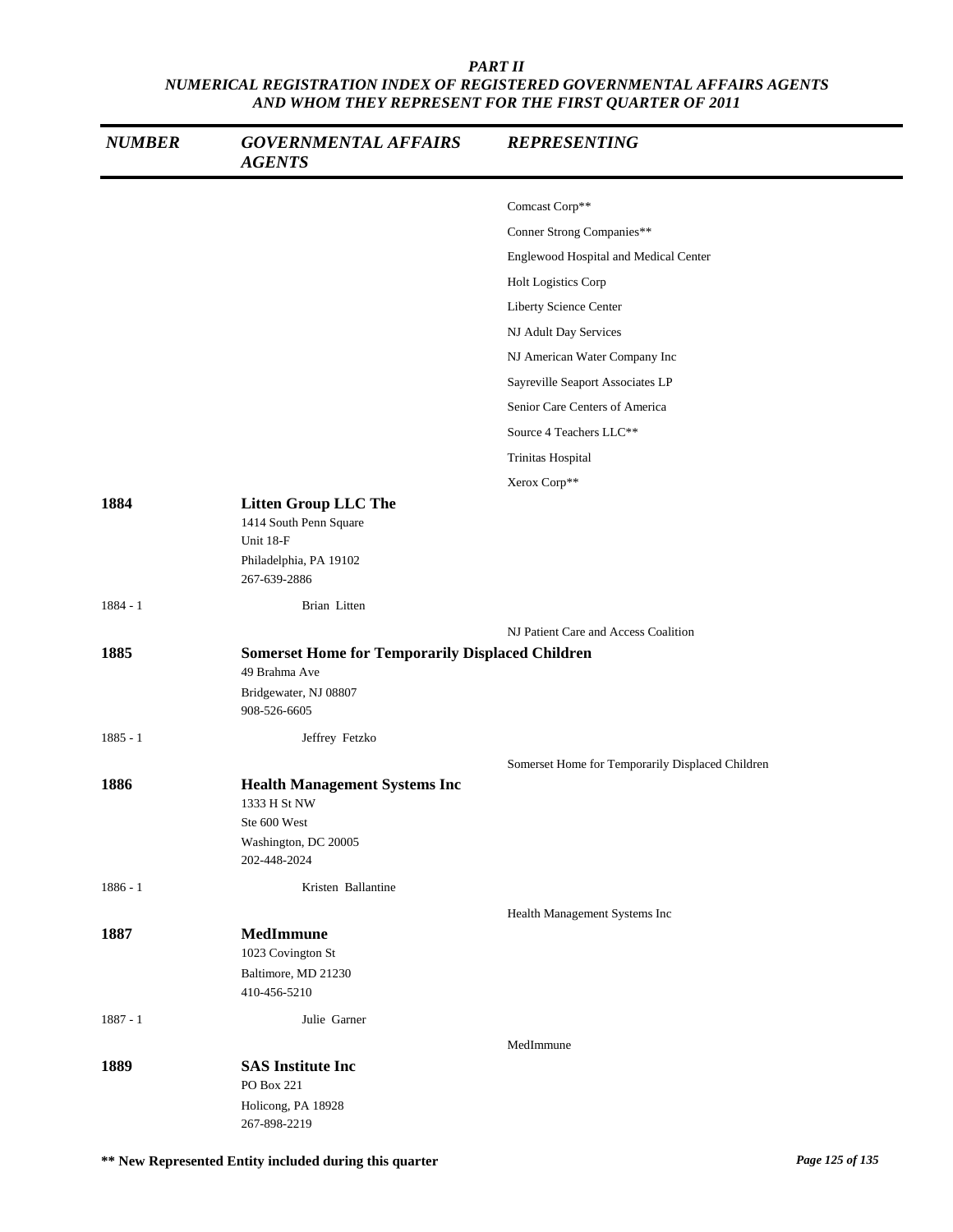**PART II**
**NUMERICAL REGISTRATION INDEX OF REGISTERED GOVERNMENTAL AFFAIRS AGENTS AND WHOM THEY REPRESENT FOR THE FIRST QUARTER OF 2011**

| NUMBER | GOVERNMENTAL AFFAIRS AGENTS | REPRESENTING |
|---|---|---|
| | | Comcast Corp** |
| | | Conner Strong Companies** |
| | | Englewood Hospital and Medical Center |
| | | Holt Logistics Corp |
| | | Liberty Science Center |
| | | NJ Adult Day Services |
| | | NJ American Water Company Inc |
| | | Sayreville Seaport Associates LP |
| | | Senior Care Centers of America |
| | | Source 4 Teachers LLC** |
| | | Trinitas Hospital |
| | | Xerox Corp** |
| **1884** | **Litten Group LLC The**<br>1414 South Penn Square<br>Unit 18-F<br>Philadelphia, PA 19102<br>267-639-2886 | |
| 1884 - 1 | Brian Litten | |
| | | NJ Patient Care and Access Coalition |
| **1885** | **Somerset Home for Temporarily Displaced Children**<br>49 Brahma Ave<br>Bridgewater, NJ 08807<br>908-526-6605 | |
| 1885 - 1 | Jeffrey Fetzko | |
| | | Somerset Home for Temporarily Displaced Children |
| **1886** | **Health Management Systems Inc**<br>1333 H St NW<br>Ste 600 West<br>Washington, DC 20005<br>202-448-2024 | |
| 1886 - 1 | Kristen Ballantine | |
| | | Health Management Systems Inc |
| **1887** | **MedImmune**<br>1023 Covington St<br>Baltimore, MD 21230<br>410-456-5210 | |
| 1887 - 1 | Julie Garner | |
| | | MedImmune |
| **1889** | **SAS Institute Inc**<br>PO Box 221<br>Holicong, PA 18928<br>267-898-2219 | |

**** New Represented Entity included during this quarter**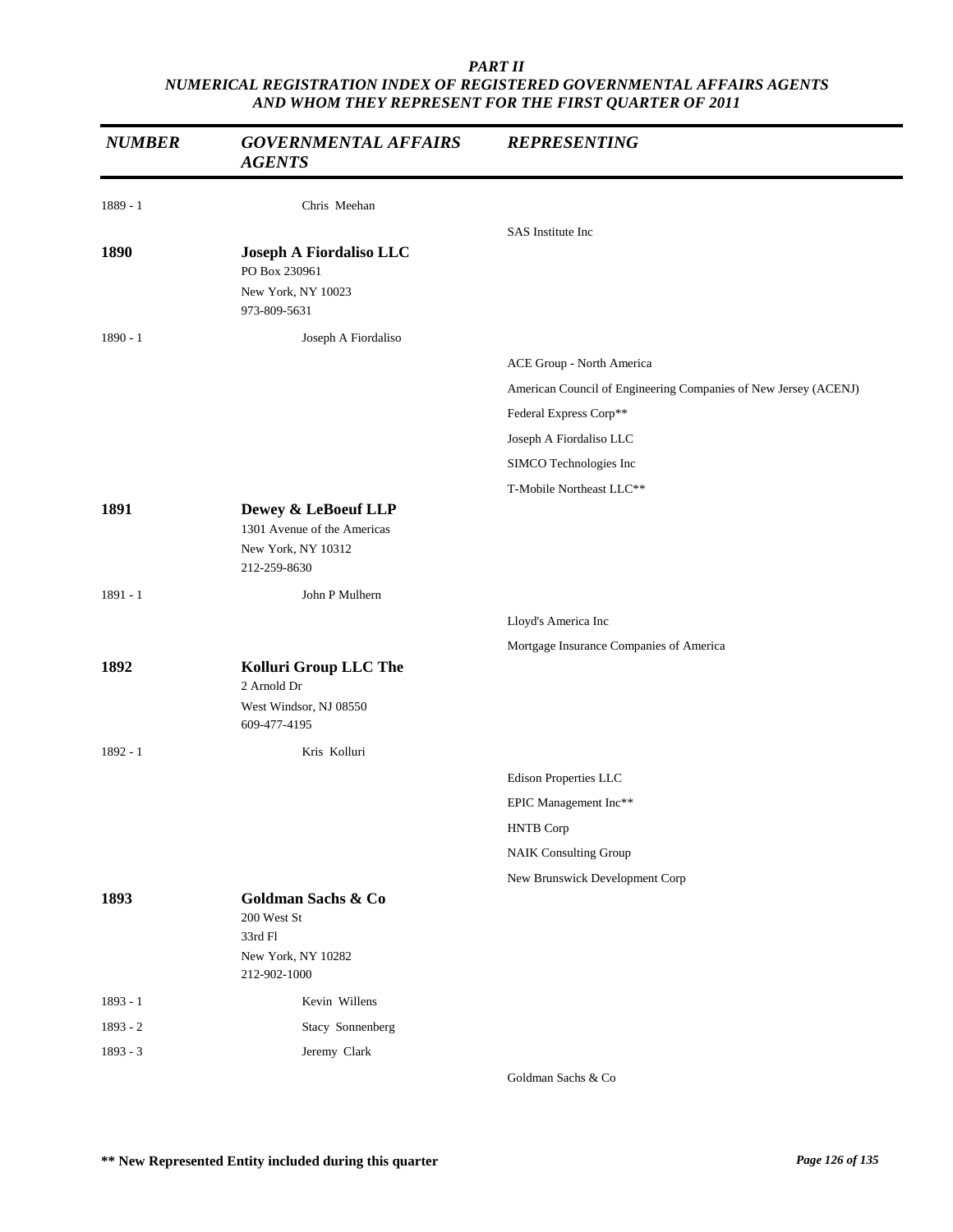*PART II*
*NUMERICAL REGISTRATION INDEX OF REGISTERED GOVERNMENTAL AFFAIRS AGENTS AND WHOM THEY REPRESENT FOR THE FIRST QUARTER OF 2011*

| NUMBER | GOVERNMENTAL AFFAIRS AGENTS | REPRESENTING |
|---|---|---|
| 1889 - 1 | Chris Meehan | |
| | | SAS Institute Inc |
| **1890** | **Joseph A Fiordaliso LLC**<br>PO Box 230961<br>New York, NY 10023<br>973-809-5631 | |
| 1890 - 1 | Joseph A Fiordaliso | |
| | | ACE Group - North America |
| | | American Council of Engineering Companies of New Jersey (ACENJ) |
| | | Federal Express Corp** |
| | | Joseph A Fiordaliso LLC |
| | | SIMCO Technologies Inc |
| | | T-Mobile Northeast LLC** |
| **1891** | **Dewey & LeBoeuf LLP**<br>1301 Avenue of the Americas<br>New York, NY 10312<br>212-259-8630 | |
| 1891 - 1 | John P Mulhern | |
| | | Lloyd's America Inc |
| | | Mortgage Insurance Companies of America |
| **1892** | **Kolluri Group LLC The**<br>2 Arnold Dr<br>West Windsor, NJ 08550<br>609-477-4195 | |
| 1892 - 1 | Kris Kolluri | |
| | | Edison Properties LLC |
| | | EPIC Management Inc** |
| | | HNTB Corp |
| | | NAIK Consulting Group |
| | | New Brunswick Development Corp |
| **1893** | **Goldman Sachs & Co**<br>200 West St<br>33rd Fl<br>New York, NY 10282<br>212-902-1000 | |
| 1893 - 1 | Kevin Willens | |
| 1893 - 2 | Stacy Sonnenberg | |
| 1893 - 3 | Jeremy Clark | |
| | | Goldman Sachs & Co |

**** New Represented Entity included during this quarter**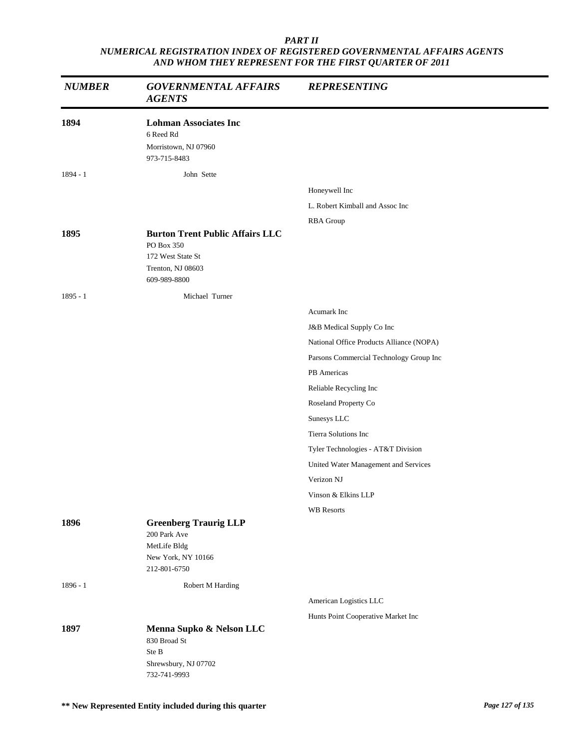*PART II*
*NUMERICAL REGISTRATION INDEX OF REGISTERED GOVERNMENTAL AFFAIRS AGENTS AND WHOM THEY REPRESENT FOR THE FIRST QUARTER OF 2011*

| *NUMBER* | *GOVERNMENTAL AFFAIRS AGENTS* | *REPRESENTING* |
|---|---|---|
| **1894** | **Lohman Associates Inc**<br>6 Reed Rd<br>Morristown, NJ 07960<br>973-715-8483 | |
| 1894 - 1 | John Sette | |
| | | Honeywell Inc |
| | | L. Robert Kimball and Assoc Inc |
| | | RBA Group |
| **1895** | **Burton Trent Public Affairs LLC**<br>PO Box 350<br>172 West State St<br>Trenton, NJ 08603<br>609-989-8800 | |
| 1895 - 1 | Michael Turner | |
| | | Acumark Inc |
| | | J&B Medical Supply Co Inc |
| | | National Office Products Alliance (NOPA) |
| | | Parsons Commercial Technology Group Inc |
| | | PB Americas |
| | | Reliable Recycling Inc |
| | | Roseland Property Co |
| | | Sunesys LLC |
| | | Tierra Solutions Inc |
| | | Tyler Technologies - AT&T Division |
| | | United Water Management and Services |
| | | Verizon NJ |
| | | Vinson & Elkins LLP |
| | | WB Resorts |
| **1896** | **Greenberg Traurig LLP**<br>200 Park Ave<br>MetLife Bldg<br>New York, NY 10166<br>212-801-6750 | |
| 1896 - 1 | Robert M Harding | |
| | | American Logistics LLC |
| | | Hunts Point Cooperative Market Inc |
| **1897** | **Menna Supko & Nelson LLC**<br>830 Broad St<br>Ste B<br>Shrewsbury, NJ 07702<br>732-741-9993 | |

**\*\* New Represented Entity included during this quarter**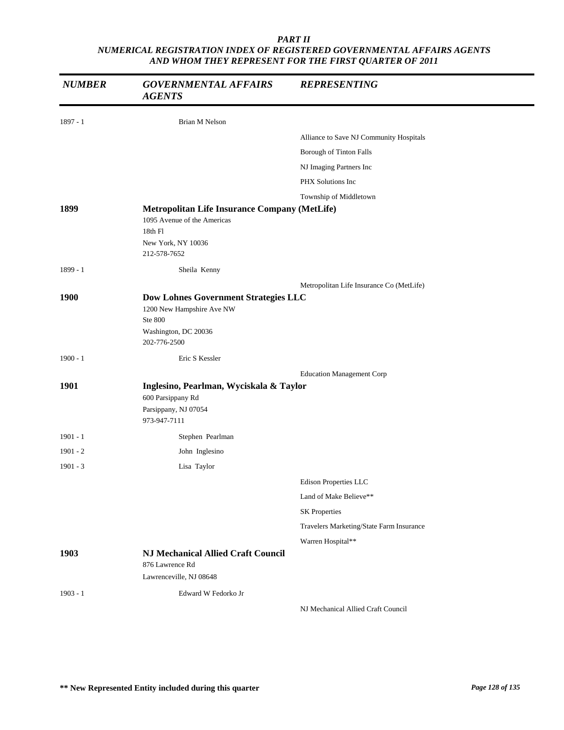### PART II
### NUMERICAL REGISTRATION INDEX OF REGISTERED GOVERNMENTAL AFFAIRS AGENTS AND WHOM THEY REPRESENT FOR THE FIRST QUARTER OF 2011

| NUMBER | GOVERNMENTAL AFFAIRS AGENTS | REPRESENTING |
|---|---|---|
| 1897 - 1 | Brian M Nelson | |
| | | Alliance to Save NJ Community Hospitals |
| | | Borough of Tinton Falls |
| | | NJ Imaging Partners Inc |
| | | PHX Solutions Inc |
| | | Township of Middletown |
| **1899** | **Metropolitan Life Insurance Company (MetLife)**<br>1095 Avenue of the Americas<br>18th Fl<br>New York, NY 10036<br>212-578-7652 | |
| 1899 - 1 | Sheila Kenny | |
| | | Metropolitan Life Insurance Co (MetLife) |
| **1900** | **Dow Lohnes Government Strategies LLC**<br>1200 New Hampshire Ave NW<br>Ste 800<br>Washington, DC 20036<br>202-776-2500 | |
| 1900 - 1 | Eric S Kessler | |
| | | Education Management Corp |
| **1901** | **Inglesino, Pearlman, Wyciskala & Taylor**<br>600 Parsippany Rd<br>Parsippany, NJ 07054<br>973-947-7111 | |
| 1901 - 1 | Stephen Pearlman | |
| 1901 - 2 | John Inglesino | |
| 1901 - 3 | Lisa Taylor | |
| | | Edison Properties LLC |
| | | Land of Make Believe** |
| | | SK Properties |
| | | Travelers Marketing/State Farm Insurance |
| | | Warren Hospital** |
| **1903** | **NJ Mechanical Allied Craft Council**<br>876 Lawrence Rd<br>Lawrenceville, NJ 08648 | |
| 1903 - 1 | Edward W Fedorko Jr | |
| | | NJ Mechanical Allied Craft Council |

**** New Represented Entity included during this quarter**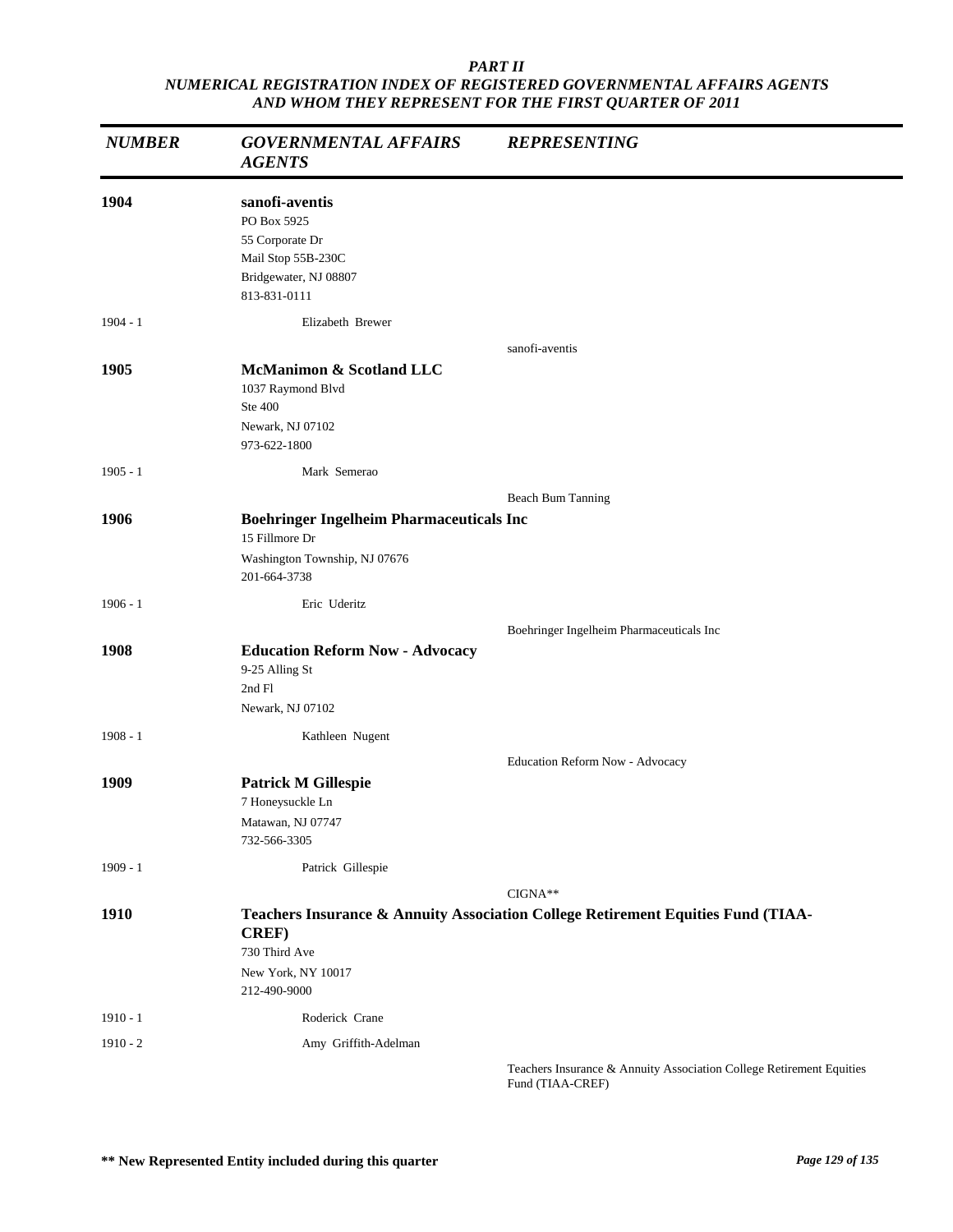*PART II*
*NUMERICAL REGISTRATION INDEX OF REGISTERED GOVERNMENTAL AFFAIRS AGENTS AND WHOM THEY REPRESENT FOR THE FIRST QUARTER OF 2011*

| *NUMBER* | *GOVERNMENTAL AFFAIRS AGENTS* | *REPRESENTING* |
|---|---|---|
| **1904** | **sanofi-aventis**<br>PO Box 5925<br>55 Corporate Dr<br>Mail Stop 55B-230C<br>Bridgewater, NJ 08807<br>813-831-0111 | |
| 1904 - 1 | Elizabeth Brewer | |
| | | sanofi-aventis |
| **1905** | **McManimon & Scotland LLC**<br>1037 Raymond Blvd<br>Ste 400<br>Newark, NJ 07102<br>973-622-1800 | |
| 1905 - 1 | Mark Semerao | |
| | | Beach Bum Tanning |
| **1906** | **Boehringer Ingelheim Pharmaceuticals Inc**<br>15 Fillmore Dr<br>Washington Township, NJ 07676<br>201-664-3738 | |
| 1906 - 1 | Eric Uderitz | |
| | | Boehringer Ingelheim Pharmaceuticals Inc |
| **1908** | **Education Reform Now - Advocacy**<br>9-25 Alling St<br>2nd Fl<br>Newark, NJ 07102 | |
| 1908 - 1 | Kathleen Nugent | |
| | | Education Reform Now - Advocacy |
| **1909** | **Patrick M Gillespie**<br>7 Honeysuckle Ln<br>Matawan, NJ 07747<br>732-566-3305 | |
| 1909 - 1 | Patrick Gillespie | |
| | | CIGNA** |
| **1910** | **Teachers Insurance & Annuity Association College Retirement Equities Fund (TIAA-CREF)**<br>730 Third Ave<br>New York, NY 10017<br>212-490-9000 | |
| 1910 - 1 | Roderick Crane | |
| 1910 - 2 | Amy Griffith-Adelman | |
| | | Teachers Insurance & Annuity Association College Retirement Equities Fund (TIAA-CREF) |

**** New Represented Entity included during this quarter**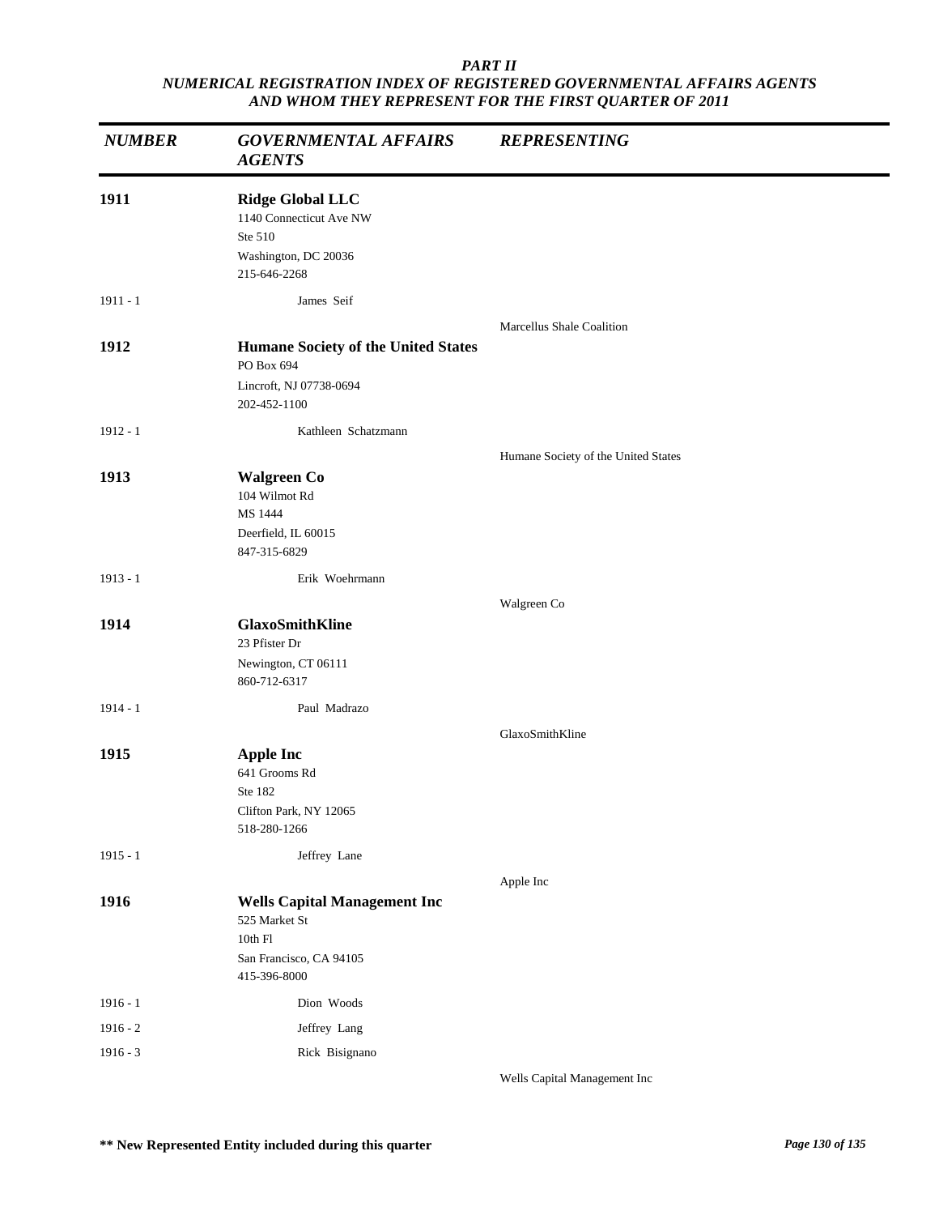*PART II*
*NUMERICAL REGISTRATION INDEX OF REGISTERED GOVERNMENTAL AFFAIRS AGENTS AND WHOM THEY REPRESENT FOR THE FIRST QUARTER OF 2011*

| *NUMBER* | *GOVERNMENTAL AFFAIRS AGENTS* | *REPRESENTING* |
|---|---|---|
| **1911** | **Ridge Global LLC**<br>1140 Connecticut Ave NW<br>Ste 510<br>Washington, DC 20036<br>215-646-2268 | |
| 1911 - 1 | James Seif | |
| | | Marcellus Shale Coalition |
| **1912** | **Humane Society of the United States**<br>PO Box 694<br>Lincroft, NJ 07738-0694<br>202-452-1100 | |
| 1912 - 1 | Kathleen Schatzmann | |
| | | Humane Society of the United States |
| **1913** | **Walgreen Co**<br>104 Wilmot Rd<br>MS 1444<br>Deerfield, IL 60015<br>847-315-6829 | |
| 1913 - 1 | Erik Woehrmann | |
| | | Walgreen Co |
| **1914** | **GlaxoSmithKline**<br>23 Pfister Dr<br>Newington, CT 06111<br>860-712-6317 | |
| 1914 - 1 | Paul Madrazo | |
| | | GlaxoSmithKline |
| **1915** | **Apple Inc**<br>641 Grooms Rd<br>Ste 182<br>Clifton Park, NY 12065<br>518-280-1266 | |
| 1915 - 1 | Jeffrey Lane | |
| | | Apple Inc |
| **1916** | **Wells Capital Management Inc**<br>525 Market St<br>10th Fl<br>San Francisco, CA 94105<br>415-396-8000 | |
| 1916 - 1 | Dion Woods | |
| 1916 - 2 | Jeffrey Lang | |
| 1916 - 3 | Rick Bisignano | |
| | | Wells Capital Management Inc |

**\*\* New Represented Entity included during this quarter**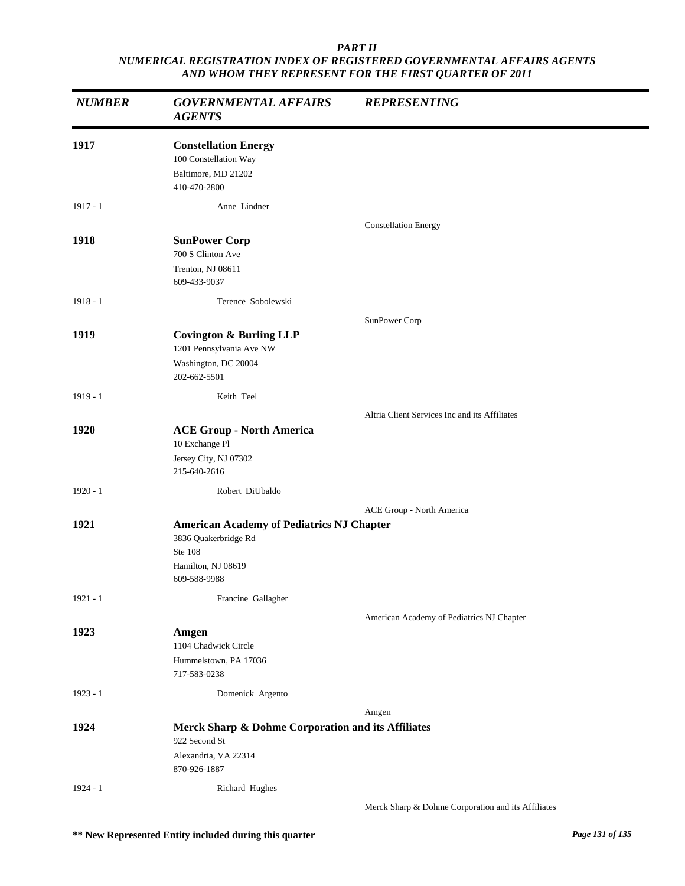*PART II*
*NUMERICAL REGISTRATION INDEX OF REGISTERED GOVERNMENTAL AFFAIRS AGENTS AND WHOM THEY REPRESENT FOR THE FIRST QUARTER OF 2011*

| *NUMBER* | *GOVERNMENTAL AFFAIRS AGENTS* | *REPRESENTING* |
|---|---|---|
| **1917** | **Constellation Energy**<br>100 Constellation Way<br>Baltimore, MD 21202<br>410-470-2800 | |
| 1917 - 1 | Anne Lindner | |
| | | Constellation Energy |
| **1918** | **SunPower Corp**<br>700 S Clinton Ave<br>Trenton, NJ 08611<br>609-433-9037 | |
| 1918 - 1 | Terence Sobolewski | |
| | | SunPower Corp |
| **1919** | **Covington & Burling LLP**<br>1201 Pennsylvania Ave NW<br>Washington, DC 20004<br>202-662-5501 | |
| 1919 - 1 | Keith Teel | |
| | | Altria Client Services Inc and its Affiliates |
| **1920** | **ACE Group - North America**<br>10 Exchange Pl<br>Jersey City, NJ 07302<br>215-640-2616 | |
| 1920 - 1 | Robert DiUbaldo | |
| | | ACE Group - North America |
| **1921** | **American Academy of Pediatrics NJ Chapter**<br>3836 Quakerbridge Rd<br>Ste 108<br>Hamilton, NJ 08619<br>609-588-9988 | |
| 1921 - 1 | Francine Gallagher | |
| | | American Academy of Pediatrics NJ Chapter |
| **1923** | **Amgen**<br>1104 Chadwick Circle<br>Hummelstown, PA 17036<br>717-583-0238 | |
| 1923 - 1 | Domenick Argento | |
| | | Amgen |
| **1924** | **Merck Sharp & Dohme Corporation and its Affiliates**<br>922 Second St<br>Alexandria, VA 22314<br>870-926-1887 | |
| 1924 - 1 | Richard Hughes | |
| | | Merck Sharp & Dohme Corporation and its Affiliates |

**\*\* New Represented Entity included during this quarter**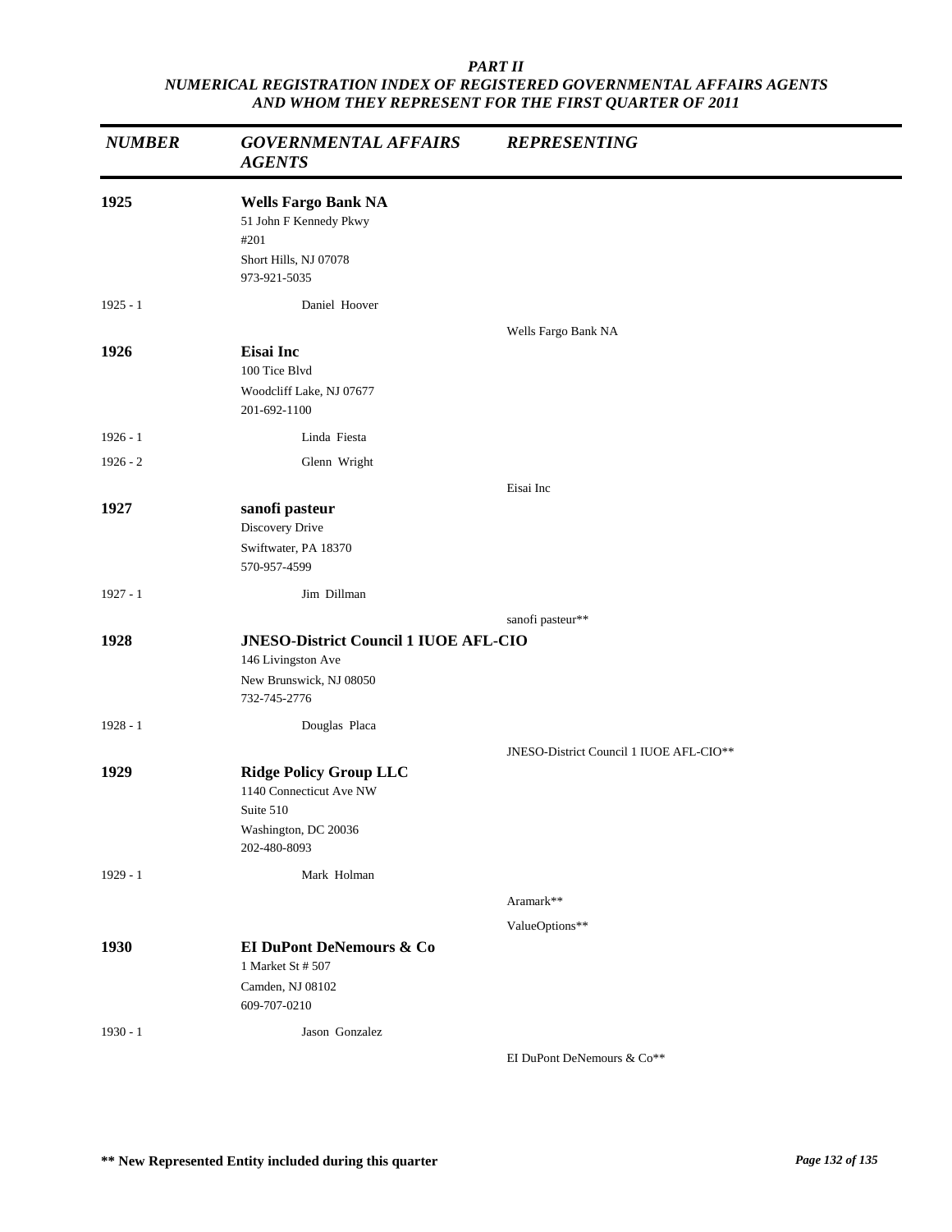*PART II*
*NUMERICAL REGISTRATION INDEX OF REGISTERED GOVERNMENTAL AFFAIRS AGENTS AND WHOM THEY REPRESENT FOR THE FIRST QUARTER OF 2011*

| *NUMBER* | *GOVERNMENTAL AFFAIRS AGENTS* | *REPRESENTING* |
|---|---|---|
| **1925** | **Wells Fargo Bank NA**<br>51 John F Kennedy Pkwy<br>#201<br>Short Hills, NJ 07078<br>973-921-5035 | |
| 1925 - 1 | Daniel Hoover | |
| | | Wells Fargo Bank NA |
| **1926** | **Eisai Inc**<br>100 Tice Blvd<br>Woodcliff Lake, NJ 07677<br>201-692-1100 | |
| 1926 - 1 | Linda Fiesta | |
| 1926 - 2 | Glenn Wright | |
| | | Eisai Inc |
| **1927** | **sanofi pasteur**<br>Discovery Drive<br>Swiftwater, PA 18370<br>570-957-4599 | |
| 1927 - 1 | Jim Dillman | |
| | | sanofi pasteur** |
| **1928** | **JNESO-District Council 1 IUOE AFL-CIO**<br>146 Livingston Ave<br>New Brunswick, NJ 08050<br>732-745-2776 | |
| 1928 - 1 | Douglas Placa | |
| | | JNESO-District Council 1 IUOE AFL-CIO** |
| **1929** | **Ridge Policy Group LLC**<br>1140 Connecticut Ave NW<br>Suite 510<br>Washington, DC 20036<br>202-480-8093 | |
| 1929 - 1 | Mark Holman | |
| | | Aramark** |
| | | ValueOptions** |
| **1930** | **EI DuPont DeNemours & Co**<br>1 Market St # 507<br>Camden, NJ 08102<br>609-707-0210 | |
| 1930 - 1 | Jason Gonzalez | |
| | | EI DuPont DeNemours & Co** |

**** New Represented Entity included during this quarter**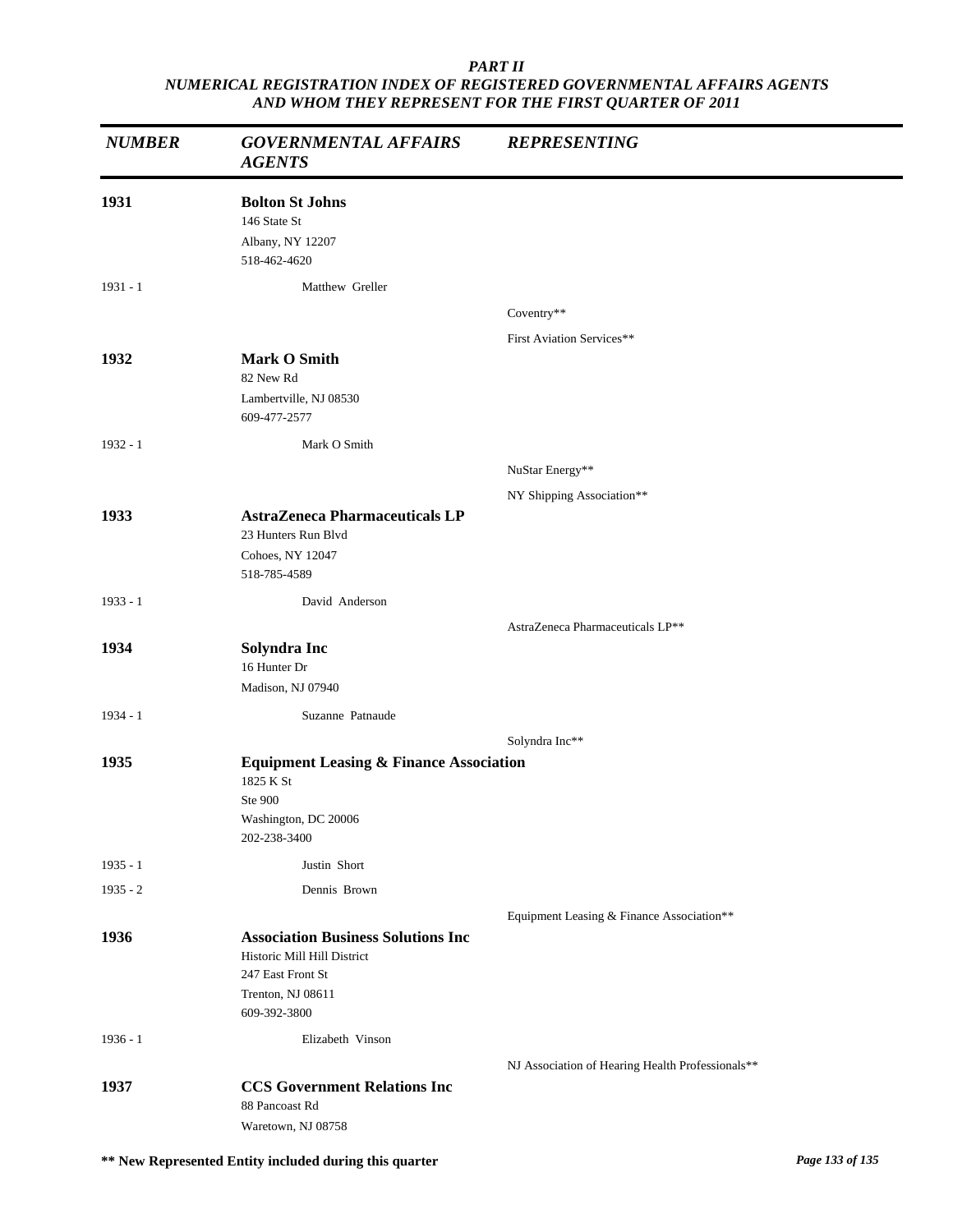*PART II*
*NUMERICAL REGISTRATION INDEX OF REGISTERED GOVERNMENTAL AFFAIRS AGENTS AND WHOM THEY REPRESENT FOR THE FIRST QUARTER OF 2011*

| *NUMBER* | *GOVERNMENTAL AFFAIRS AGENTS* | *REPRESENTING* |
|---|---|---|
| **1931** | **Bolton St Johns**<br>146 State St<br>Albany, NY 12207<br>518-462-4620 | |
| 1931 - 1 | Matthew Greller | |
| | | Coventry** |
| | | First Aviation Services** |
| **1932** | **Mark O Smith**<br>82 New Rd<br>Lambertville, NJ 08530<br>609-477-2577 | |
| 1932 - 1 | Mark O Smith | |
| | | NuStar Energy** |
| | | NY Shipping Association** |
| **1933** | **AstraZeneca Pharmaceuticals LP**<br>23 Hunters Run Blvd<br>Cohoes, NY 12047<br>518-785-4589 | |
| 1933 - 1 | David Anderson | |
| | | AstraZeneca Pharmaceuticals LP** |
| **1934** | **Solyndra Inc**<br>16 Hunter Dr<br>Madison, NJ 07940 | |
| 1934 - 1 | Suzanne Patnaude | |
| | | Solyndra Inc** |
| **1935** | **Equipment Leasing & Finance Association**<br>1825 K St<br>Ste 900<br>Washington, DC 20006<br>202-238-3400 | |
| 1935 - 1 | Justin Short | |
| 1935 - 2 | Dennis Brown | |
| | | Equipment Leasing & Finance Association** |
| **1936** | **Association Business Solutions Inc**<br>Historic Mill Hill District<br>247 East Front St<br>Trenton, NJ 08611<br>609-392-3800 | |
| 1936 - 1 | Elizabeth Vinson | |
| | | NJ Association of Hearing Health Professionals** |
| **1937** | **CCS Government Relations Inc**<br>88 Pancoast Rd<br>Waretown, NJ 08758 | |

**\** New Represented Entity included during this quarter**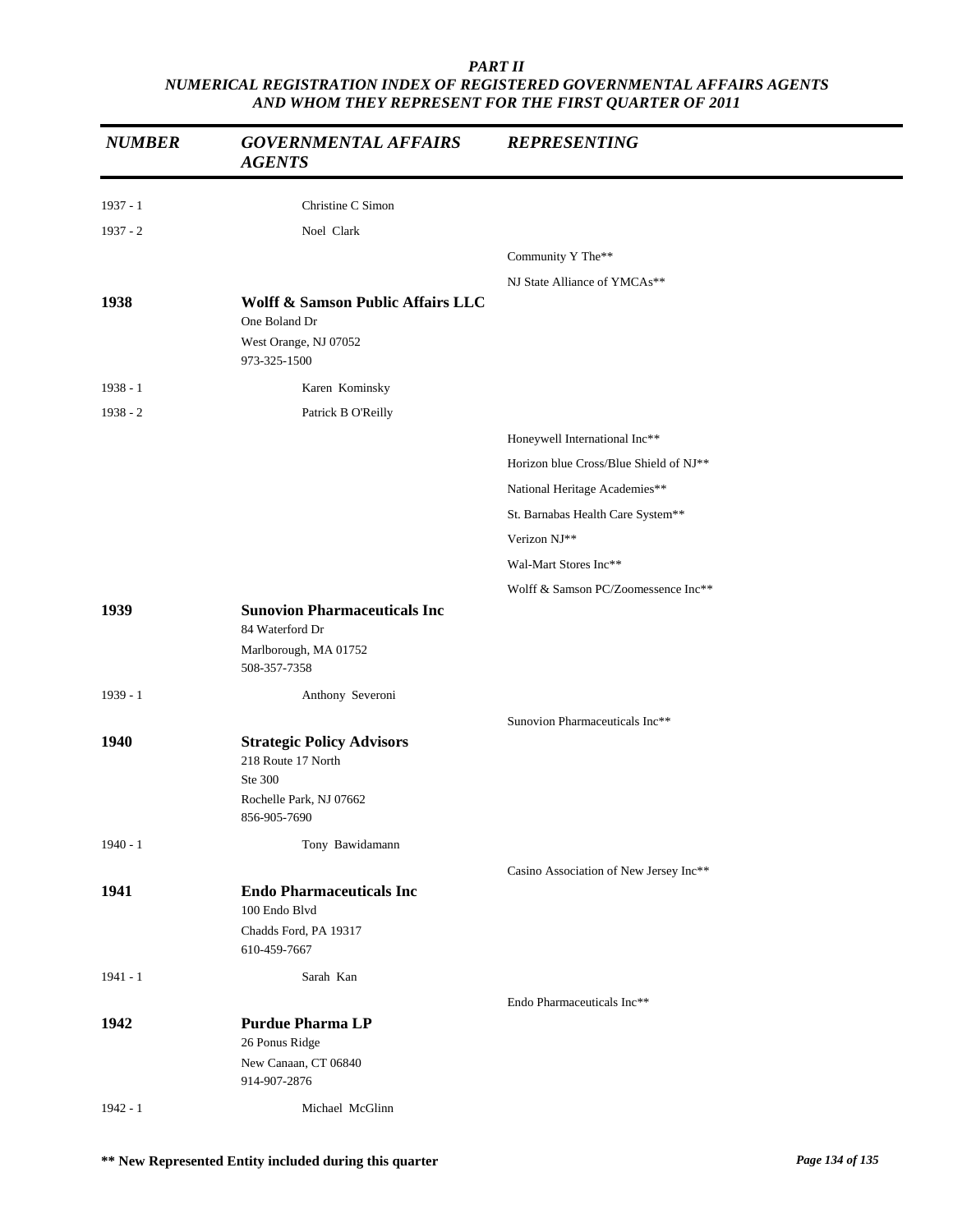### PART II
### NUMERICAL REGISTRATION INDEX OF REGISTERED GOVERNMENTAL AFFAIRS AGENTS AND WHOM THEY REPRESENT FOR THE FIRST QUARTER OF 2011

| NUMBER | GOVERNMENTAL AFFAIRS AGENTS | REPRESENTING |
|---|---|---|
| 1937 - 1 | Christine C Simon | |
| 1937 - 2 | Noel Clark | |
| | | Community Y The** |
| | | NJ State Alliance of YMCAs** |
| **1938** | **Wolff & Samson Public Affairs LLC**<br>One Boland Dr<br>West Orange, NJ 07052<br>973-325-1500 | |
| 1938 - 1 | Karen Kominsky | |
| 1938 - 2 | Patrick B O'Reilly | |
| | | Honeywell International Inc** |
| | | Horizon blue Cross/Blue Shield of NJ** |
| | | National Heritage Academies** |
| | | St. Barnabas Health Care System** |
| | | Verizon NJ** |
| | | Wal-Mart Stores Inc** |
| | | Wolff & Samson PC/Zoomessence Inc** |
| **1939** | **Sunovion Pharmaceuticals Inc**<br>84 Waterford Dr<br>Marlborough, MA 01752<br>508-357-7358 | |
| 1939 - 1 | Anthony Severoni | |
| | | Sunovion Pharmaceuticals Inc** |
| **1940** | **Strategic Policy Advisors**<br>218 Route 17 North<br>Ste 300<br>Rochelle Park, NJ 07662<br>856-905-7690 | |
| 1940 - 1 | Tony Bawidamann | |
| | | Casino Association of New Jersey Inc** |
| **1941** | **Endo Pharmaceuticals Inc**<br>100 Endo Blvd<br>Chadds Ford, PA 19317<br>610-459-7667 | |
| 1941 - 1 | Sarah Kan | |
| | | Endo Pharmaceuticals Inc** |
| **1942** | **Purdue Pharma LP**<br>26 Ponus Ridge<br>New Canaan, CT 06840<br>914-907-2876 | |
| 1942 - 1 | Michael McGlinn | |

**\*\* New Represented Entity included during this quarter**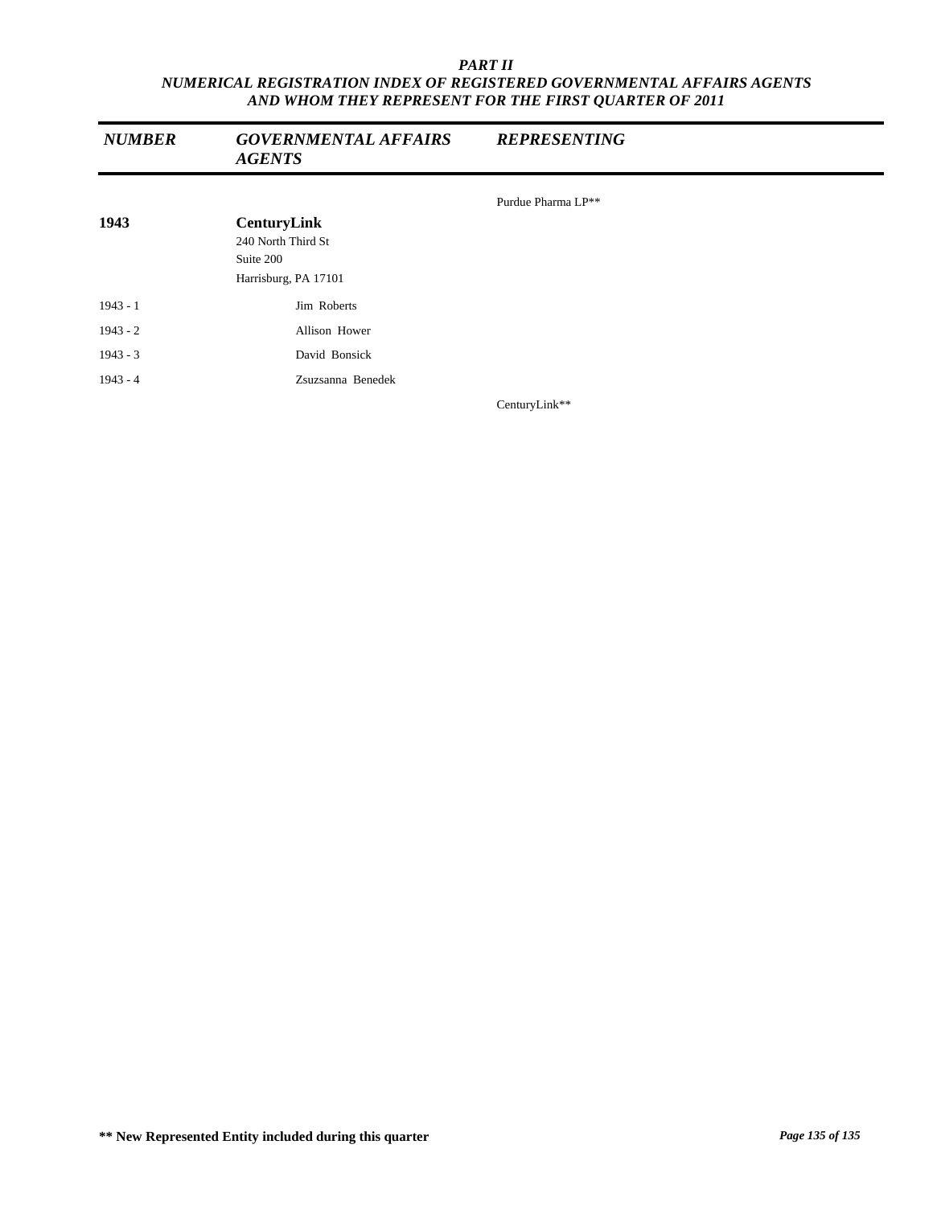| NUMBER | GOVERNMENTAL AFFAIRS AGENTS | REPRESENTING |
|---|---|---|
| | | Purdue Pharma LP** |
| **1943** | **CenturyLink**<br>240 North Third St<br>Suite 200<br>Harrisburg, PA 17101 | |
| 1943 - 1 | Jim Roberts | |
| 1943 - 2 | Allison Hower | |
| 1943 - 3 | David Bonsick | |
| 1943 - 4 | Zsuzsanna Benedek | |
| | | CenturyLink** |

**** New Represented Entity included during this quarter**